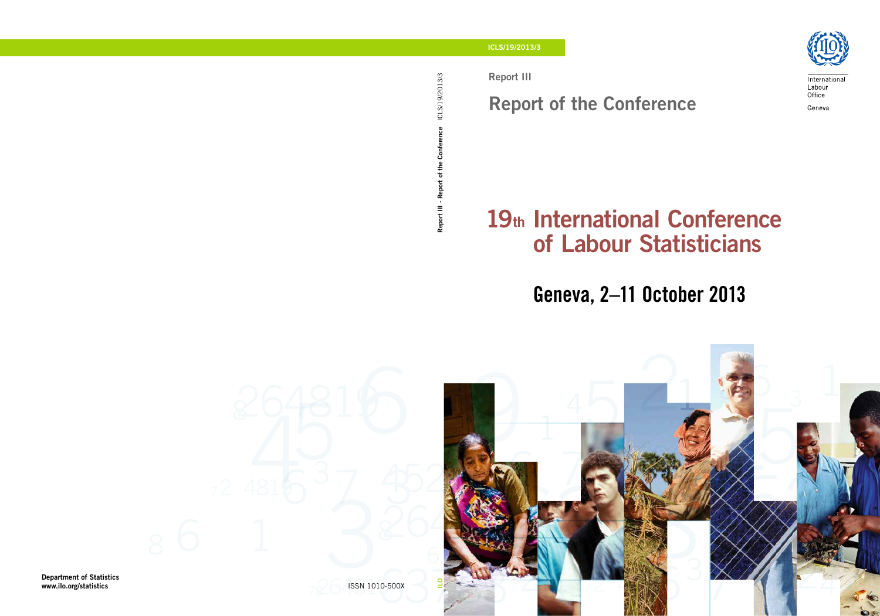ICLS/19/2013/3

Report III - Report of the Conference ICLS/19/2013/3

Report III

# Report of the Conference

International Labour Office

Geneva

# 19th International Conference of Labour Statisticians

## Geneva, 2–11 October 2013

Department of Statistics
www.ilo.org/statistics

ISSN 1010-500X

ILO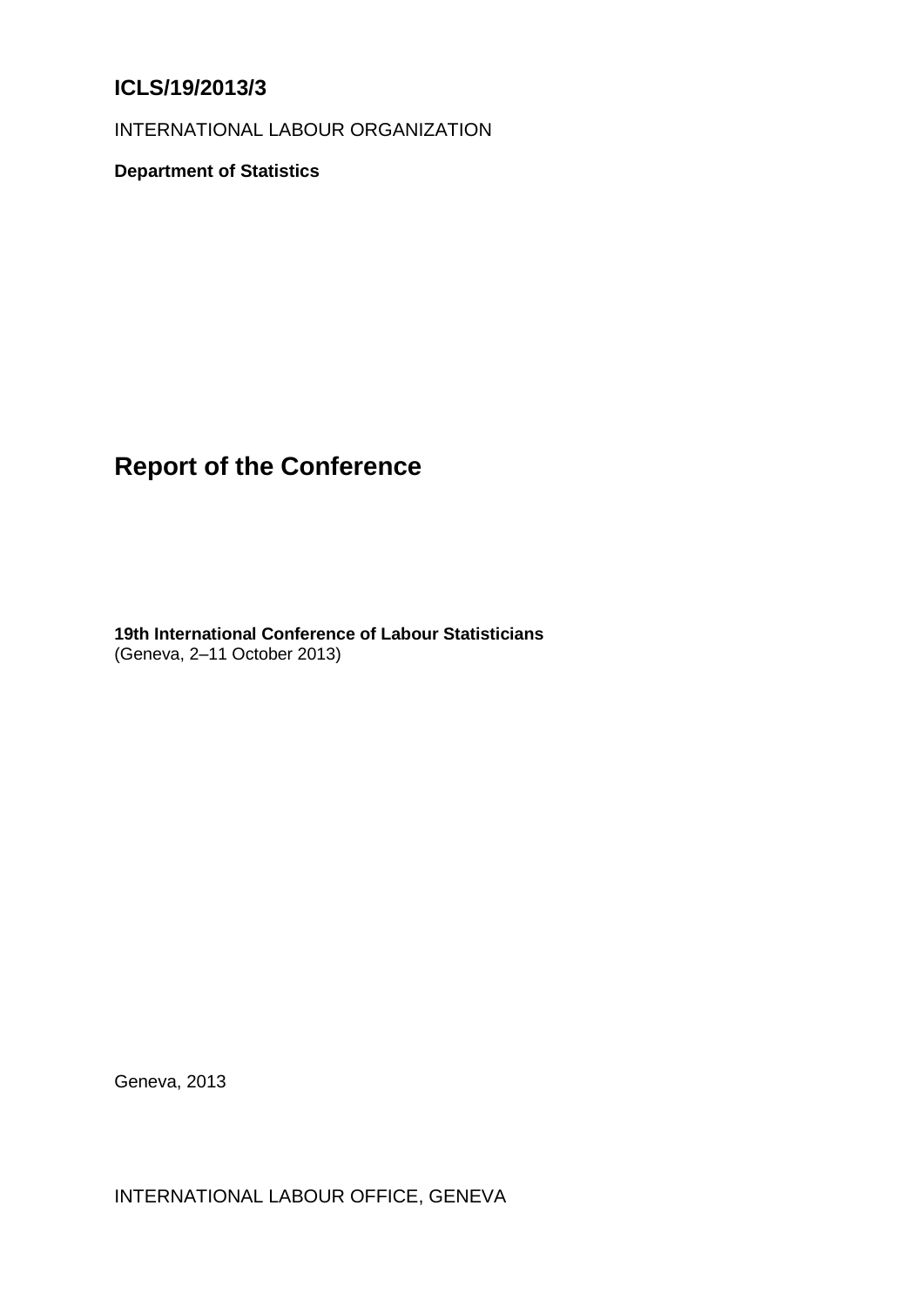**ICLS/19/2013/3**

INTERNATIONAL LABOUR ORGANIZATION

**Department of Statistics**

# Report of the Conference

**19th International Conference of Labour Statisticians**
(Geneva, 2–11 October 2013)

Geneva, 2013

INTERNATIONAL LABOUR OFFICE, GENEVA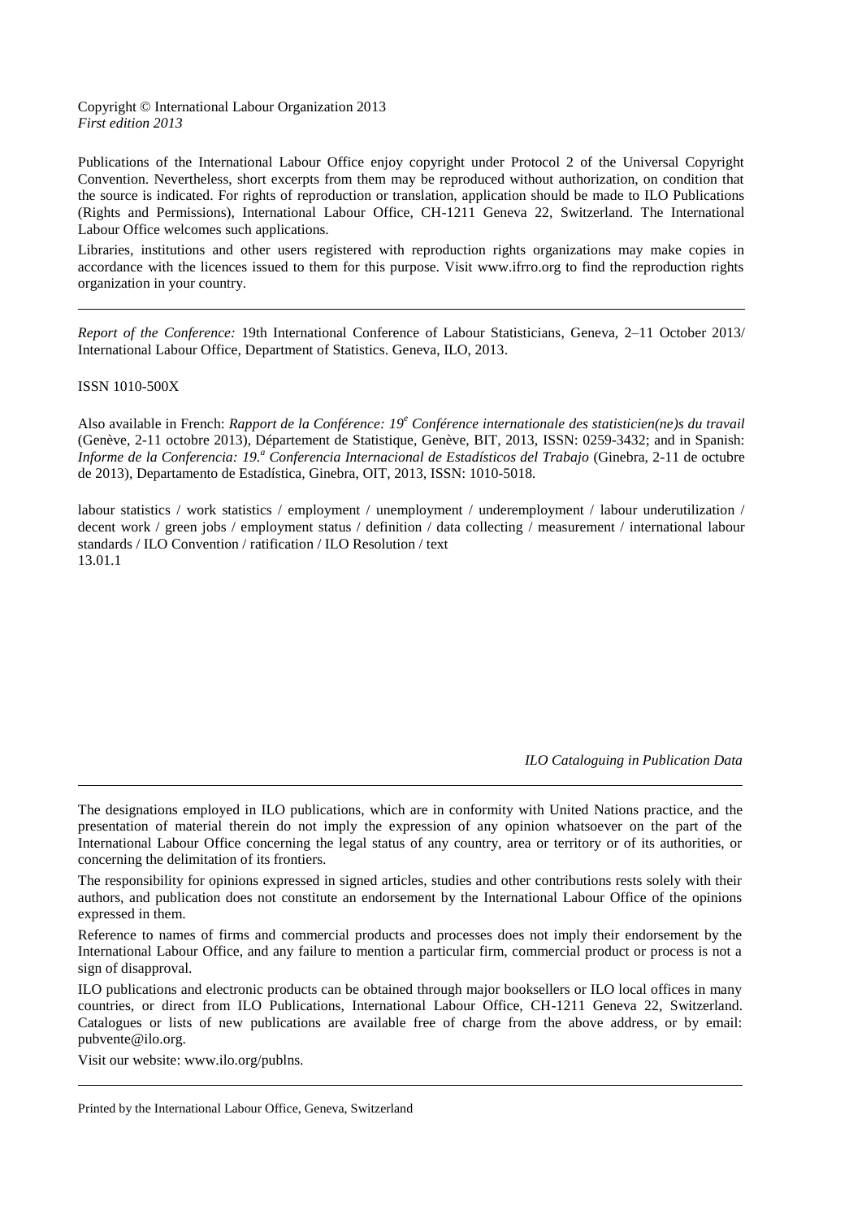Copyright © International Labour Organization 2013
*First edition 2013*

Publications of the International Labour Office enjoy copyright under Protocol 2 of the Universal Copyright Convention. Nevertheless, short excerpts from them may be reproduced without authorization, on condition that the source is indicated. For rights of reproduction or translation, application should be made to ILO Publications (Rights and Permissions), International Labour Office, CH-1211 Geneva 22, Switzerland. The International Labour Office welcomes such applications.

Libraries, institutions and other users registered with reproduction rights organizations may make copies in accordance with the licences issued to them for this purpose. Visit www.ifrro.org to find the reproduction rights organization in your country.

---

*Report of the Conference:* 19th International Conference of Labour Statisticians, Geneva, 2–11 October 2013/ International Labour Office, Department of Statistics. Geneva, ILO, 2013.

ISSN 1010-500X

Also available in French: *Rapport de la Conférence: 19[e] Conférence internationale des statisticien(ne)s du travail* (Genève, 2-11 octobre 2013), Département de Statistique, Genève, BIT, 2013, ISSN: 0259-3432; and in Spanish: *Informe de la Conferencia: 19.[a] Conferencia Internacional de Estadísticos del Trabajo* (Ginebra, 2-11 de octubre de 2013), Departamento de Estadística, Ginebra, OIT, 2013, ISSN: 1010-5018.

labour statistics / work statistics / employment / unemployment / underemployment / labour underutilization / decent work / green jobs / employment status / definition / data collecting / measurement / international labour standards / ILO Convention / ratification / ILO Resolution / text
13.01.1

*ILO Cataloguing in Publication Data*

---

The designations employed in ILO publications, which are in conformity with United Nations practice, and the presentation of material therein do not imply the expression of any opinion whatsoever on the part of the International Labour Office concerning the legal status of any country, area or territory or of its authorities, or concerning the delimitation of its frontiers.

The responsibility for opinions expressed in signed articles, studies and other contributions rests solely with their authors, and publication does not constitute an endorsement by the International Labour Office of the opinions expressed in them.

Reference to names of firms and commercial products and processes does not imply their endorsement by the International Labour Office, and any failure to mention a particular firm, commercial product or process is not a sign of disapproval.

ILO publications and electronic products can be obtained through major booksellers or ILO local offices in many countries, or direct from ILO Publications, International Labour Office, CH-1211 Geneva 22, Switzerland. Catalogues or lists of new publications are available free of charge from the above address, or by email: pubvente@ilo.org.

Visit our website: www.ilo.org/publns.

---

Printed by the International Labour Office, Geneva, Switzerland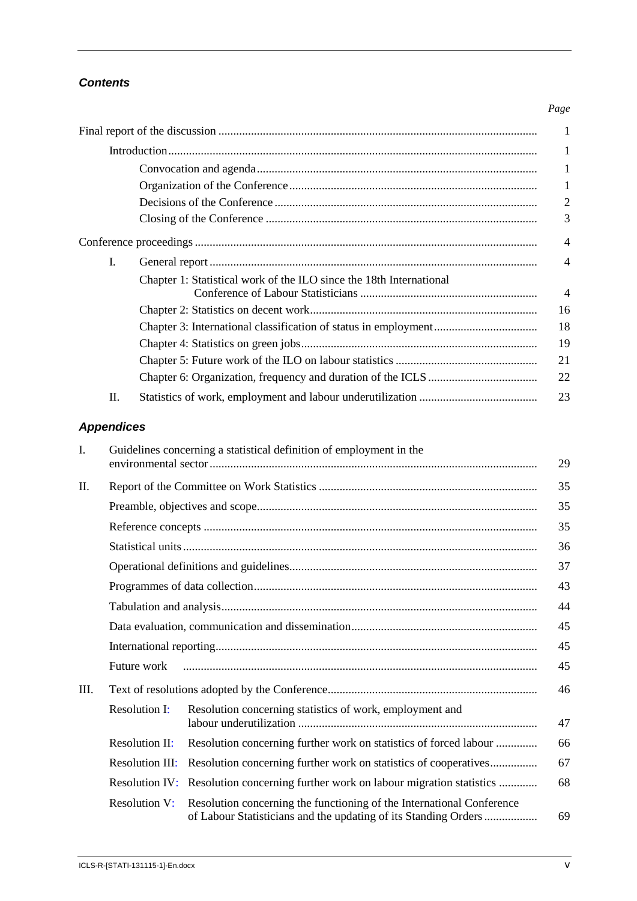## *Contents*

| | Page |
|---|---|
| Final report of the discussion | 1 |
| Introduction | 1 |
| Convocation and agenda | 1 |
| Organization of the Conference | 1 |
| Decisions of the Conference | 2 |
| Closing of the Conference | 3 |
| Conference proceedings | 4 |
| I. General report | 4 |
| Chapter 1: Statistical work of the ILO since the 18th International Conference of Labour Statisticians | 4 |
| Chapter 2: Statistics on decent work | 16 |
| Chapter 3: International classification of status in employment | 18 |
| Chapter 4: Statistics on green jobs | 19 |
| Chapter 5: Future work of the ILO on labour statistics | 21 |
| Chapter 6: Organization, frequency and duration of the ICLS | 22 |
| II. Statistics of work, employment and labour underutilization | 23 |

## *Appendices*

| | | Page |
|---|---|---|
| I. | Guidelines concerning a statistical definition of employment in the environmental sector | 29 |
| II. | Report of the Committee on Work Statistics | 35 |
| | Preamble, objectives and scope | 35 |
| | Reference concepts | 35 |
| | Statistical units | 36 |
| | Operational definitions and guidelines | 37 |
| | Programmes of data collection | 43 |
| | Tabulation and analysis | 44 |
| | Data evaluation, communication and dissemination | 45 |
| | International reporting | 45 |
| | Future work | 45 |
| III. | Text of resolutions adopted by the Conference | 46 |
| | Resolution I: Resolution concerning statistics of work, employment and labour underutilization | 47 |
| | Resolution II: Resolution concerning further work on statistics of forced labour | 66 |
| | Resolution III: Resolution concerning further work on statistics of cooperatives | 67 |
| | Resolution IV: Resolution concerning further work on labour migration statistics | 68 |
| | Resolution V: Resolution concerning the functioning of the International Conference of Labour Statisticians and the updating of its Standing Orders | 69 |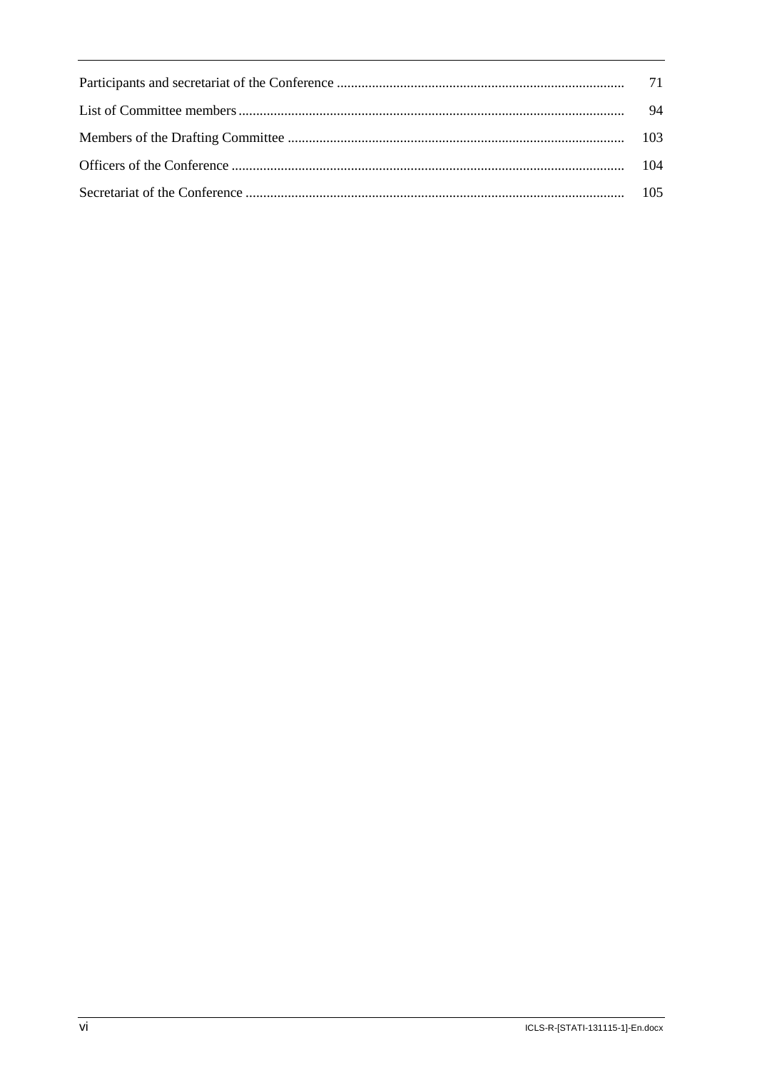| | |
|---|---|
| Participants and secretariat of the Conference | 71 |
| List of Committee members | 94 |
| Members of the Drafting Committee | 103 |
| Officers of the Conference | 104 |
| Secretariat of the Conference | 105 |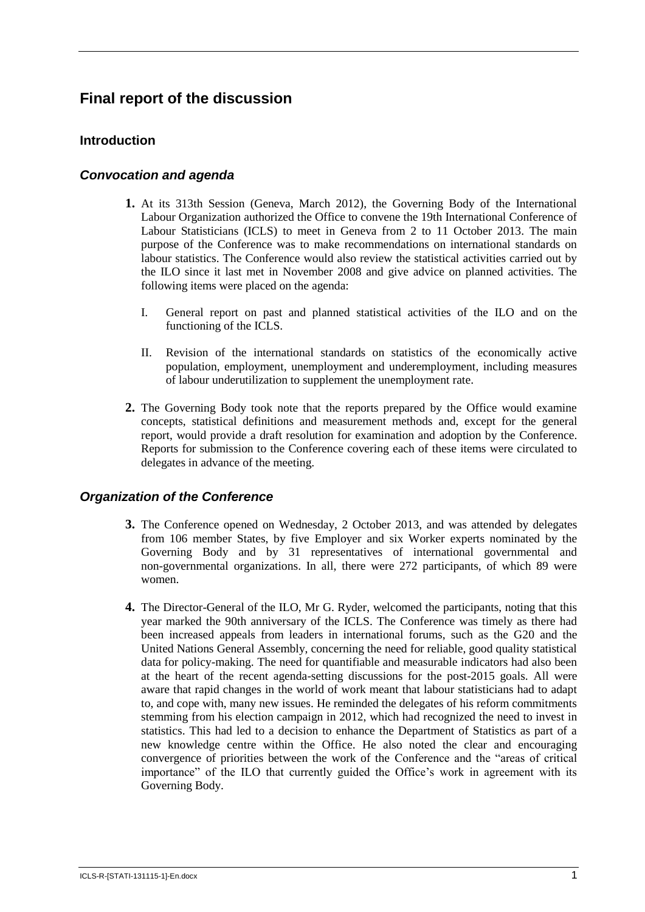# Final report of the discussion

## Introduction

### *Convocation and agenda*

**1.** At its 313th Session (Geneva, March 2012), the Governing Body of the International Labour Organization authorized the Office to convene the 19th International Conference of Labour Statisticians (ICLS) to meet in Geneva from 2 to 11 October 2013. The main purpose of the Conference was to make recommendations on international standards on labour statistics. The Conference would also review the statistical activities carried out by the ILO since it last met in November 2008 and give advice on planned activities. The following items were placed on the agenda:

I. General report on past and planned statistical activities of the ILO and on the functioning of the ICLS.

II. Revision of the international standards on statistics of the economically active population, employment, unemployment and underemployment, including measures of labour underutilization to supplement the unemployment rate.

**2.** The Governing Body took note that the reports prepared by the Office would examine concepts, statistical definitions and measurement methods and, except for the general report, would provide a draft resolution for examination and adoption by the Conference. Reports for submission to the Conference covering each of these items were circulated to delegates in advance of the meeting.

### *Organization of the Conference*

**3.** The Conference opened on Wednesday, 2 October 2013, and was attended by delegates from 106 member States, by five Employer and six Worker experts nominated by the Governing Body and by 31 representatives of international governmental and non-governmental organizations. In all, there were 272 participants, of which 89 were women.

**4.** The Director-General of the ILO, Mr G. Ryder, welcomed the participants, noting that this year marked the 90th anniversary of the ICLS. The Conference was timely as there had been increased appeals from leaders in international forums, such as the G20 and the United Nations General Assembly, concerning the need for reliable, good quality statistical data for policy-making. The need for quantifiable and measurable indicators had also been at the heart of the recent agenda-setting discussions for the post-2015 goals. All were aware that rapid changes in the world of work meant that labour statisticians had to adapt to, and cope with, many new issues. He reminded the delegates of his reform commitments stemming from his election campaign in 2012, which had recognized the need to invest in statistics. This had led to a decision to enhance the Department of Statistics as part of a new knowledge centre within the Office. He also noted the clear and encouraging convergence of priorities between the work of the Conference and the "areas of critical importance" of the ILO that currently guided the Office's work in agreement with its Governing Body.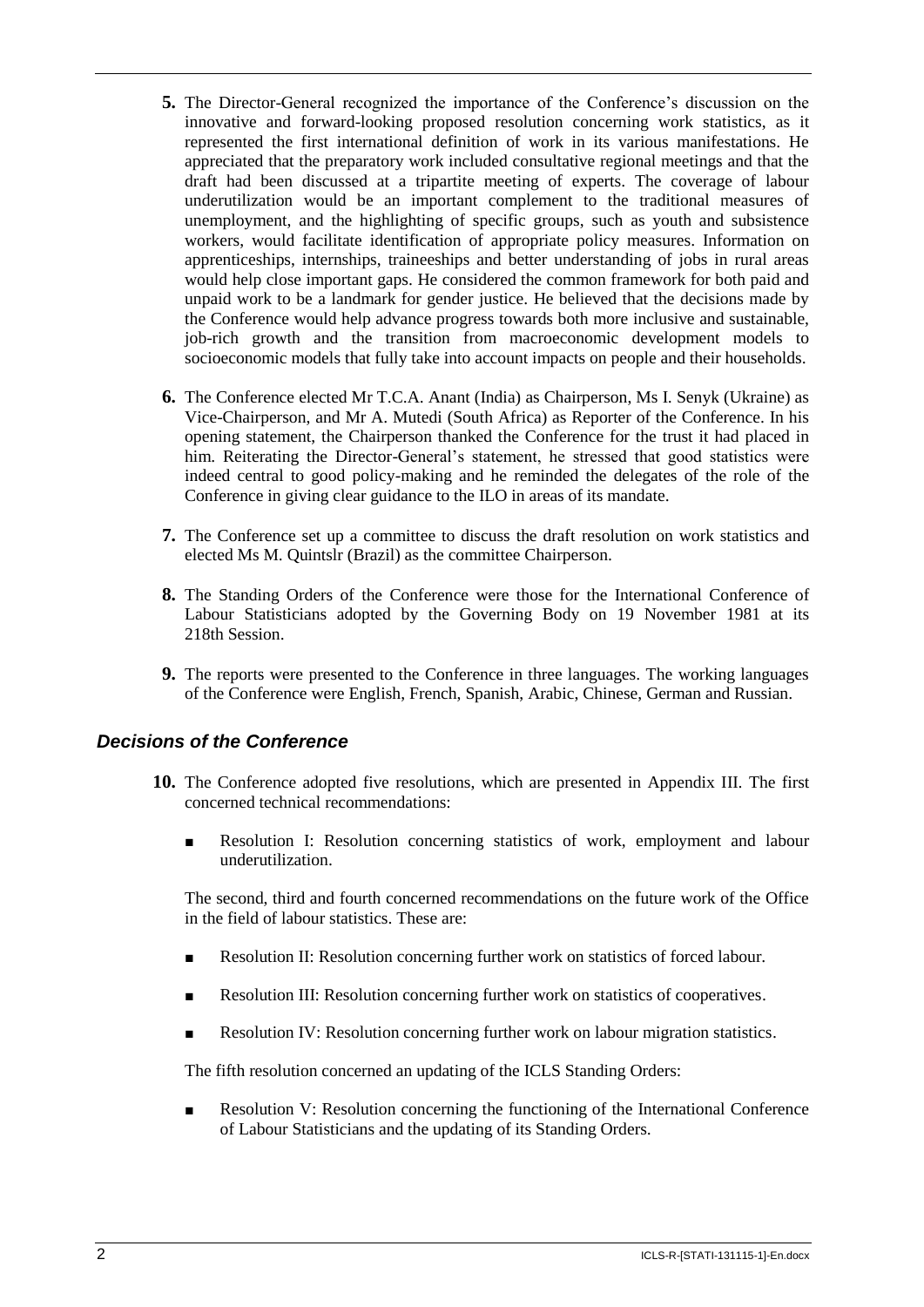**5.** The Director-General recognized the importance of the Conference's discussion on the innovative and forward-looking proposed resolution concerning work statistics, as it represented the first international definition of work in its various manifestations. He appreciated that the preparatory work included consultative regional meetings and that the draft had been discussed at a tripartite meeting of experts. The coverage of labour underutilization would be an important complement to the traditional measures of unemployment, and the highlighting of specific groups, such as youth and subsistence workers, would facilitate identification of appropriate policy measures. Information on apprenticeships, internships, traineeships and better understanding of jobs in rural areas would help close important gaps. He considered the common framework for both paid and unpaid work to be a landmark for gender justice. He believed that the decisions made by the Conference would help advance progress towards both more inclusive and sustainable, job-rich growth and the transition from macroeconomic development models to socioeconomic models that fully take into account impacts on people and their households.

**6.** The Conference elected Mr T.C.A. Anant (India) as Chairperson, Ms I. Senyk (Ukraine) as Vice-Chairperson, and Mr A. Mutedi (South Africa) as Reporter of the Conference. In his opening statement, the Chairperson thanked the Conference for the trust it had placed in him. Reiterating the Director-General's statement, he stressed that good statistics were indeed central to good policy-making and he reminded the delegates of the role of the Conference in giving clear guidance to the ILO in areas of its mandate.

**7.** The Conference set up a committee to discuss the draft resolution on work statistics and elected Ms M. Quintslr (Brazil) as the committee Chairperson.

**8.** The Standing Orders of the Conference were those for the International Conference of Labour Statisticians adopted by the Governing Body on 19 November 1981 at its 218th Session.

**9.** The reports were presented to the Conference in three languages. The working languages of the Conference were English, French, Spanish, Arabic, Chinese, German and Russian.

### *Decisions of the Conference*

**10.** The Conference adopted five resolutions, which are presented in Appendix III. The first concerned technical recommendations:

- Resolution I: Resolution concerning statistics of work, employment and labour underutilization.

The second, third and fourth concerned recommendations on the future work of the Office in the field of labour statistics. These are:

- Resolution II: Resolution concerning further work on statistics of forced labour.
- Resolution III: Resolution concerning further work on statistics of cooperatives.
- Resolution IV: Resolution concerning further work on labour migration statistics.

The fifth resolution concerned an updating of the ICLS Standing Orders:

- Resolution V: Resolution concerning the functioning of the International Conference of Labour Statisticians and the updating of its Standing Orders.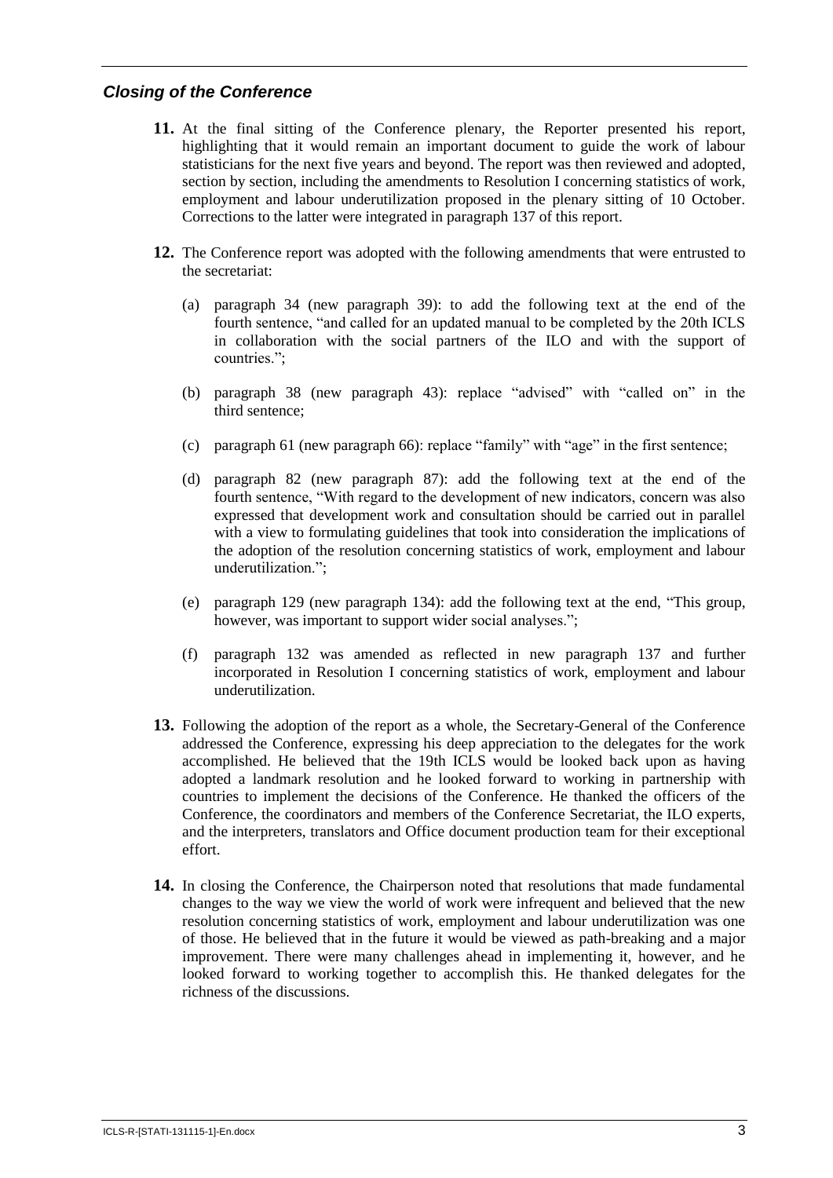### *Closing of the Conference*

**11.** At the final sitting of the Conference plenary, the Reporter presented his report, highlighting that it would remain an important document to guide the work of labour statisticians for the next five years and beyond. The report was then reviewed and adopted, section by section, including the amendments to Resolution I concerning statistics of work, employment and labour underutilization proposed in the plenary sitting of 10 October. Corrections to the latter were integrated in paragraph 137 of this report.

**12.** The Conference report was adopted with the following amendments that were entrusted to the secretariat:

(a) paragraph 34 (new paragraph 39): to add the following text at the end of the fourth sentence, "and called for an updated manual to be completed by the 20th ICLS in collaboration with the social partners of the ILO and with the support of countries.";

(b) paragraph 38 (new paragraph 43): replace "advised" with "called on" in the third sentence;

(c) paragraph 61 (new paragraph 66): replace "family" with "age" in the first sentence;

(d) paragraph 82 (new paragraph 87): add the following text at the end of the fourth sentence, "With regard to the development of new indicators, concern was also expressed that development work and consultation should be carried out in parallel with a view to formulating guidelines that took into consideration the implications of the adoption of the resolution concerning statistics of work, employment and labour underutilization.";

(e) paragraph 129 (new paragraph 134): add the following text at the end, "This group, however, was important to support wider social analyses.";

(f) paragraph 132 was amended as reflected in new paragraph 137 and further incorporated in Resolution I concerning statistics of work, employment and labour underutilization.

**13.** Following the adoption of the report as a whole, the Secretary-General of the Conference addressed the Conference, expressing his deep appreciation to the delegates for the work accomplished. He believed that the 19th ICLS would be looked back upon as having adopted a landmark resolution and he looked forward to working in partnership with countries to implement the decisions of the Conference. He thanked the officers of the Conference, the coordinators and members of the Conference Secretariat, the ILO experts, and the interpreters, translators and Office document production team for their exceptional effort.

**14.** In closing the Conference, the Chairperson noted that resolutions that made fundamental changes to the way we view the world of work were infrequent and believed that the new resolution concerning statistics of work, employment and labour underutilization was one of those. He believed that in the future it would be viewed as path-breaking and a major improvement. There were many challenges ahead in implementing it, however, and he looked forward to working together to accomplish this. He thanked delegates for the richness of the discussions.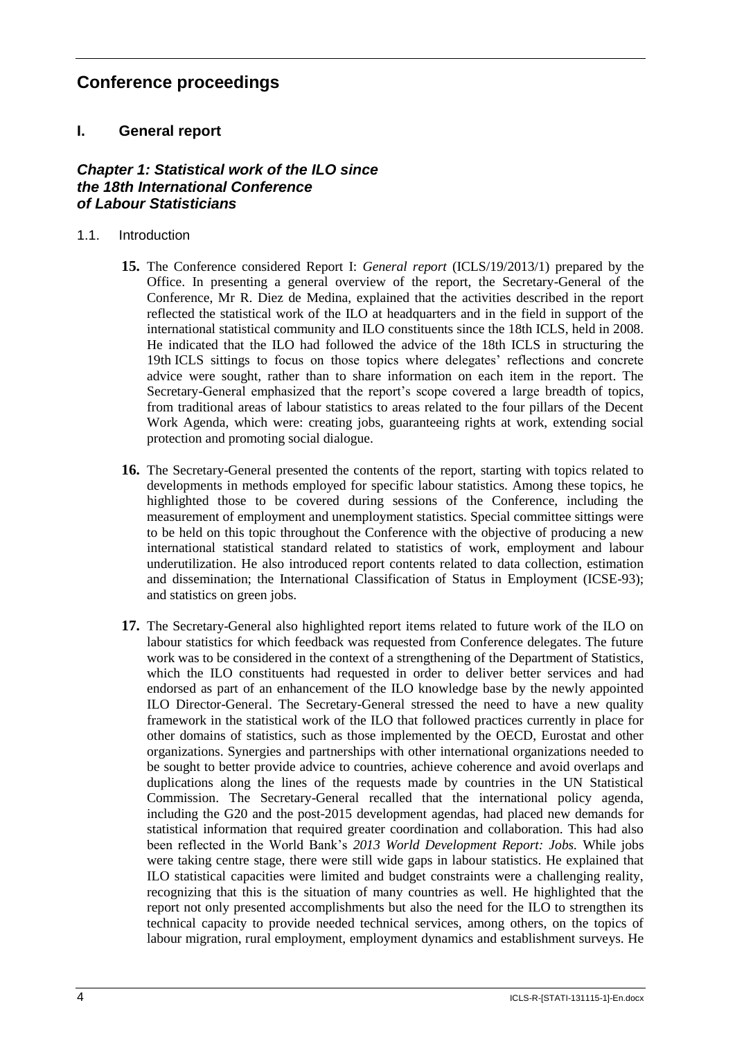# Conference proceedings

## I. General report

### *Chapter 1: Statistical work of the ILO since the 18th International Conference of Labour Statisticians*

1.1. Introduction

**15.** The Conference considered Report I: *General report* (ICLS/19/2013/1) prepared by the Office. In presenting a general overview of the report, the Secretary-General of the Conference, Mr R. Diez de Medina, explained that the activities described in the report reflected the statistical work of the ILO at headquarters and in the field in support of the international statistical community and ILO constituents since the 18th ICLS, held in 2008. He indicated that the ILO had followed the advice of the 18th ICLS in structuring the 19th ICLS sittings to focus on those topics where delegates' reflections and concrete advice were sought, rather than to share information on each item in the report. The Secretary-General emphasized that the report's scope covered a large breadth of topics, from traditional areas of labour statistics to areas related to the four pillars of the Decent Work Agenda, which were: creating jobs, guaranteeing rights at work, extending social protection and promoting social dialogue.

**16.** The Secretary-General presented the contents of the report, starting with topics related to developments in methods employed for specific labour statistics. Among these topics, he highlighted those to be covered during sessions of the Conference, including the measurement of employment and unemployment statistics. Special committee sittings were to be held on this topic throughout the Conference with the objective of producing a new international statistical standard related to statistics of work, employment and labour underutilization. He also introduced report contents related to data collection, estimation and dissemination; the International Classification of Status in Employment (ICSE-93); and statistics on green jobs.

**17.** The Secretary-General also highlighted report items related to future work of the ILO on labour statistics for which feedback was requested from Conference delegates. The future work was to be considered in the context of a strengthening of the Department of Statistics, which the ILO constituents had requested in order to deliver better services and had endorsed as part of an enhancement of the ILO knowledge base by the newly appointed ILO Director-General. The Secretary-General stressed the need to have a new quality framework in the statistical work of the ILO that followed practices currently in place for other domains of statistics, such as those implemented by the OECD, Eurostat and other organizations. Synergies and partnerships with other international organizations needed to be sought to better provide advice to countries, achieve coherence and avoid overlaps and duplications along the lines of the requests made by countries in the UN Statistical Commission. The Secretary-General recalled that the international policy agenda, including the G20 and the post-2015 development agendas, had placed new demands for statistical information that required greater coordination and collaboration. This had also been reflected in the World Bank's *2013 World Development Report: Jobs.* While jobs were taking centre stage, there were still wide gaps in labour statistics. He explained that ILO statistical capacities were limited and budget constraints were a challenging reality, recognizing that this is the situation of many countries as well. He highlighted that the report not only presented accomplishments but also the need for the ILO to strengthen its technical capacity to provide needed technical services, among others, on the topics of labour migration, rural employment, employment dynamics and establishment surveys. He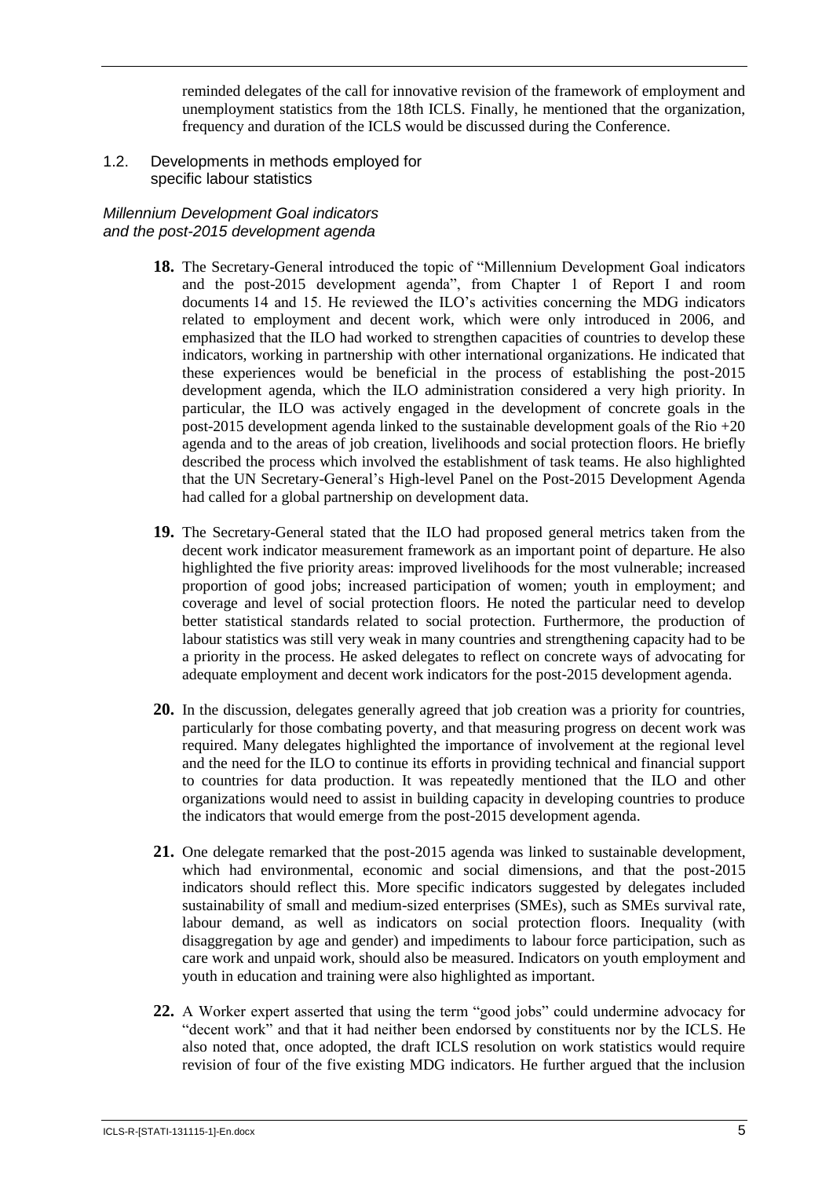reminded delegates of the call for innovative revision of the framework of employment and unemployment statistics from the 18th ICLS. Finally, he mentioned that the organization, frequency and duration of the ICLS would be discussed during the Conference.

### 1.2. Developments in methods employed for specific labour statistics

*Millennium Development Goal indicators and the post-2015 development agenda*

**18.** The Secretary-General introduced the topic of "Millennium Development Goal indicators and the post-2015 development agenda", from Chapter 1 of Report I and room documents 14 and 15. He reviewed the ILO's activities concerning the MDG indicators related to employment and decent work, which were only introduced in 2006, and emphasized that the ILO had worked to strengthen capacities of countries to develop these indicators, working in partnership with other international organizations. He indicated that these experiences would be beneficial in the process of establishing the post-2015 development agenda, which the ILO administration considered a very high priority. In particular, the ILO was actively engaged in the development of concrete goals in the post-2015 development agenda linked to the sustainable development goals of the Rio +20 agenda and to the areas of job creation, livelihoods and social protection floors. He briefly described the process which involved the establishment of task teams. He also highlighted that the UN Secretary-General's High-level Panel on the Post-2015 Development Agenda had called for a global partnership on development data.

**19.** The Secretary-General stated that the ILO had proposed general metrics taken from the decent work indicator measurement framework as an important point of departure. He also highlighted the five priority areas: improved livelihoods for the most vulnerable; increased proportion of good jobs; increased participation of women; youth in employment; and coverage and level of social protection floors. He noted the particular need to develop better statistical standards related to social protection. Furthermore, the production of labour statistics was still very weak in many countries and strengthening capacity had to be a priority in the process. He asked delegates to reflect on concrete ways of advocating for adequate employment and decent work indicators for the post-2015 development agenda.

**20.** In the discussion, delegates generally agreed that job creation was a priority for countries, particularly for those combating poverty, and that measuring progress on decent work was required. Many delegates highlighted the importance of involvement at the regional level and the need for the ILO to continue its efforts in providing technical and financial support to countries for data production. It was repeatedly mentioned that the ILO and other organizations would need to assist in building capacity in developing countries to produce the indicators that would emerge from the post-2015 development agenda.

**21.** One delegate remarked that the post-2015 agenda was linked to sustainable development, which had environmental, economic and social dimensions, and that the post-2015 indicators should reflect this. More specific indicators suggested by delegates included sustainability of small and medium-sized enterprises (SMEs), such as SMEs survival rate, labour demand, as well as indicators on social protection floors. Inequality (with disaggregation by age and gender) and impediments to labour force participation, such as care work and unpaid work, should also be measured. Indicators on youth employment and youth in education and training were also highlighted as important.

**22.** A Worker expert asserted that using the term "good jobs" could undermine advocacy for "decent work" and that it had neither been endorsed by constituents nor by the ICLS. He also noted that, once adopted, the draft ICLS resolution on work statistics would require revision of four of the five existing MDG indicators. He further argued that the inclusion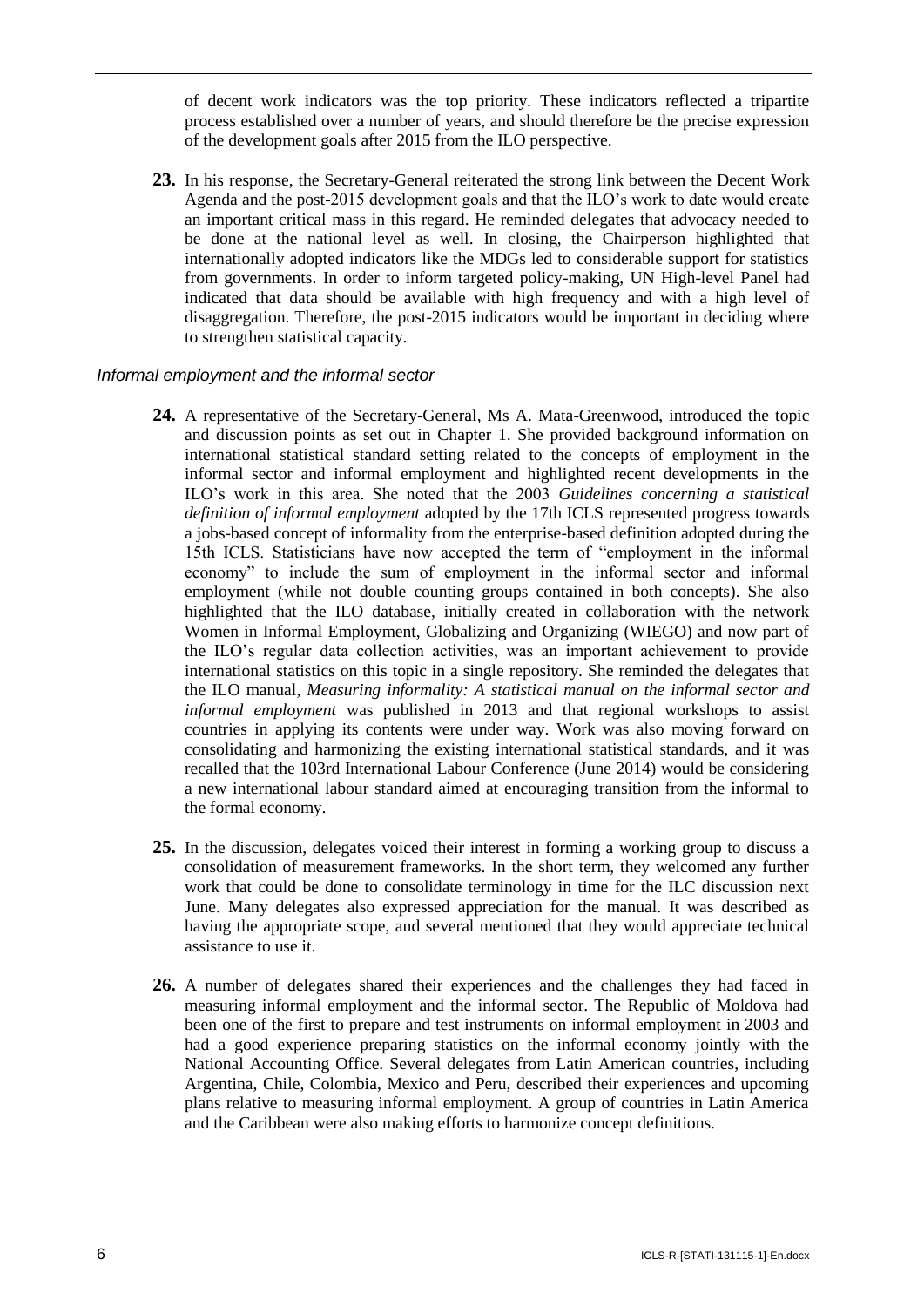of decent work indicators was the top priority. These indicators reflected a tripartite process established over a number of years, and should therefore be the precise expression of the development goals after 2015 from the ILO perspective.

**23.** In his response, the Secretary-General reiterated the strong link between the Decent Work Agenda and the post-2015 development goals and that the ILO's work to date would create an important critical mass in this regard. He reminded delegates that advocacy needed to be done at the national level as well. In closing, the Chairperson highlighted that internationally adopted indicators like the MDGs led to considerable support for statistics from governments. In order to inform targeted policy-making, UN High-level Panel had indicated that data should be available with high frequency and with a high level of disaggregation. Therefore, the post-2015 indicators would be important in deciding where to strengthen statistical capacity.

### *Informal employment and the informal sector*

**24.** A representative of the Secretary-General, Ms A. Mata-Greenwood, introduced the topic and discussion points as set out in Chapter 1. She provided background information on international statistical standard setting related to the concepts of employment in the informal sector and informal employment and highlighted recent developments in the ILO's work in this area. She noted that the 2003 *Guidelines concerning a statistical definition of informal employment* adopted by the 17th ICLS represented progress towards a jobs-based concept of informality from the enterprise-based definition adopted during the 15th ICLS. Statisticians have now accepted the term of "employment in the informal economy" to include the sum of employment in the informal sector and informal employment (while not double counting groups contained in both concepts). She also highlighted that the ILO database, initially created in collaboration with the network Women in Informal Employment, Globalizing and Organizing (WIEGO) and now part of the ILO's regular data collection activities, was an important achievement to provide international statistics on this topic in a single repository. She reminded the delegates that the ILO manual, *Measuring informality: A statistical manual on the informal sector and informal employment* was published in 2013 and that regional workshops to assist countries in applying its contents were under way. Work was also moving forward on consolidating and harmonizing the existing international statistical standards, and it was recalled that the 103rd International Labour Conference (June 2014) would be considering a new international labour standard aimed at encouraging transition from the informal to the formal economy.

**25.** In the discussion, delegates voiced their interest in forming a working group to discuss a consolidation of measurement frameworks. In the short term, they welcomed any further work that could be done to consolidate terminology in time for the ILC discussion next June. Many delegates also expressed appreciation for the manual. It was described as having the appropriate scope, and several mentioned that they would appreciate technical assistance to use it.

**26.** A number of delegates shared their experiences and the challenges they had faced in measuring informal employment and the informal sector. The Republic of Moldova had been one of the first to prepare and test instruments on informal employment in 2003 and had a good experience preparing statistics on the informal economy jointly with the National Accounting Office. Several delegates from Latin American countries, including Argentina, Chile, Colombia, Mexico and Peru, described their experiences and upcoming plans relative to measuring informal employment. A group of countries in Latin America and the Caribbean were also making efforts to harmonize concept definitions.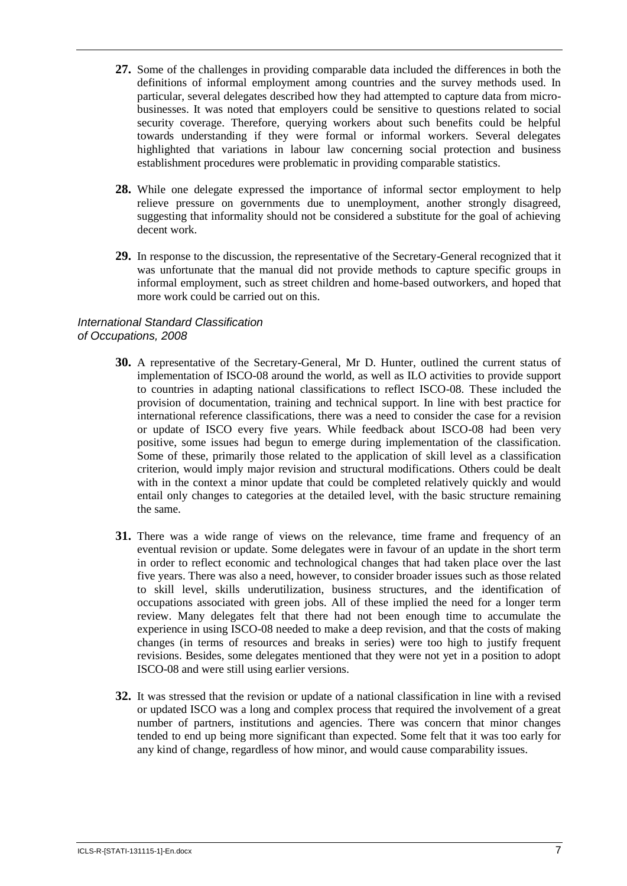**27.** Some of the challenges in providing comparable data included the differences in both the definitions of informal employment among countries and the survey methods used. In particular, several delegates described how they had attempted to capture data from micro-businesses. It was noted that employers could be sensitive to questions related to social security coverage. Therefore, querying workers about such benefits could be helpful towards understanding if they were formal or informal workers. Several delegates highlighted that variations in labour law concerning social protection and business establishment procedures were problematic in providing comparable statistics.

**28.** While one delegate expressed the importance of informal sector employment to help relieve pressure on governments due to unemployment, another strongly disagreed, suggesting that informality should not be considered a substitute for the goal of achieving decent work.

**29.** In response to the discussion, the representative of the Secretary-General recognized that it was unfortunate that the manual did not provide methods to capture specific groups in informal employment, such as street children and home-based outworkers, and hoped that more work could be carried out on this.

### *International Standard Classification of Occupations, 2008*

**30.** A representative of the Secretary-General, Mr D. Hunter, outlined the current status of implementation of ISCO-08 around the world, as well as ILO activities to provide support to countries in adapting national classifications to reflect ISCO-08. These included the provision of documentation, training and technical support. In line with best practice for international reference classifications, there was a need to consider the case for a revision or update of ISCO every five years. While feedback about ISCO-08 had been very positive, some issues had begun to emerge during implementation of the classification. Some of these, primarily those related to the application of skill level as a classification criterion, would imply major revision and structural modifications. Others could be dealt with in the context a minor update that could be completed relatively quickly and would entail only changes to categories at the detailed level, with the basic structure remaining the same.

**31.** There was a wide range of views on the relevance, time frame and frequency of an eventual revision or update. Some delegates were in favour of an update in the short term in order to reflect economic and technological changes that had taken place over the last five years. There was also a need, however, to consider broader issues such as those related to skill level, skills underutilization, business structures, and the identification of occupations associated with green jobs. All of these implied the need for a longer term review. Many delegates felt that there had not been enough time to accumulate the experience in using ISCO-08 needed to make a deep revision, and that the costs of making changes (in terms of resources and breaks in series) were too high to justify frequent revisions. Besides, some delegates mentioned that they were not yet in a position to adopt ISCO-08 and were still using earlier versions.

**32.** It was stressed that the revision or update of a national classification in line with a revised or updated ISCO was a long and complex process that required the involvement of a great number of partners, institutions and agencies. There was concern that minor changes tended to end up being more significant than expected. Some felt that it was too early for any kind of change, regardless of how minor, and would cause comparability issues.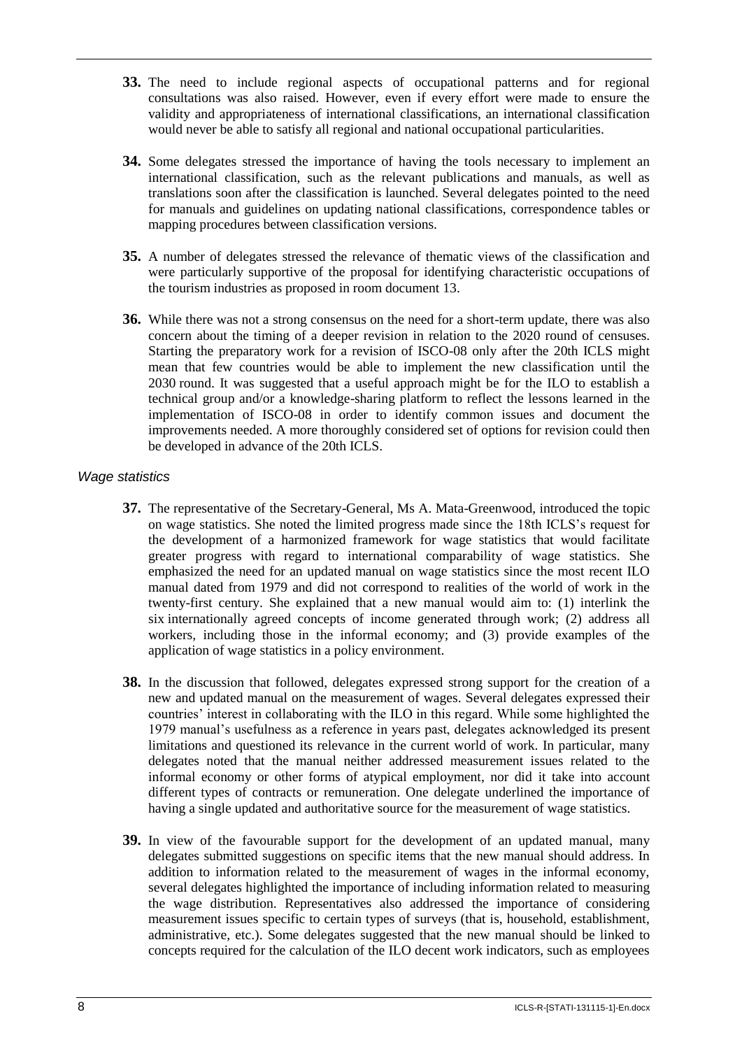**33.** The need to include regional aspects of occupational patterns and for regional consultations was also raised. However, even if every effort were made to ensure the validity and appropriateness of international classifications, an international classification would never be able to satisfy all regional and national occupational particularities.

**34.** Some delegates stressed the importance of having the tools necessary to implement an international classification, such as the relevant publications and manuals, as well as translations soon after the classification is launched. Several delegates pointed to the need for manuals and guidelines on updating national classifications, correspondence tables or mapping procedures between classification versions.

**35.** A number of delegates stressed the relevance of thematic views of the classification and were particularly supportive of the proposal for identifying characteristic occupations of the tourism industries as proposed in room document 13.

**36.** While there was not a strong consensus on the need for a short-term update, there was also concern about the timing of a deeper revision in relation to the 2020 round of censuses. Starting the preparatory work for a revision of ISCO-08 only after the 20th ICLS might mean that few countries would be able to implement the new classification until the 2030 round. It was suggested that a useful approach might be for the ILO to establish a technical group and/or a knowledge-sharing platform to reflect the lessons learned in the implementation of ISCO-08 in order to identify common issues and document the improvements needed. A more thoroughly considered set of options for revision could then be developed in advance of the 20th ICLS.

### *Wage statistics*

**37.** The representative of the Secretary-General, Ms A. Mata-Greenwood, introduced the topic on wage statistics. She noted the limited progress made since the 18th ICLS's request for the development of a harmonized framework for wage statistics that would facilitate greater progress with regard to international comparability of wage statistics. She emphasized the need for an updated manual on wage statistics since the most recent ILO manual dated from 1979 and did not correspond to realities of the world of work in the twenty-first century. She explained that a new manual would aim to: (1) interlink the six internationally agreed concepts of income generated through work; (2) address all workers, including those in the informal economy; and (3) provide examples of the application of wage statistics in a policy environment.

**38.** In the discussion that followed, delegates expressed strong support for the creation of a new and updated manual on the measurement of wages. Several delegates expressed their countries' interest in collaborating with the ILO in this regard. While some highlighted the 1979 manual's usefulness as a reference in years past, delegates acknowledged its present limitations and questioned its relevance in the current world of work. In particular, many delegates noted that the manual neither addressed measurement issues related to the informal economy or other forms of atypical employment, nor did it take into account different types of contracts or remuneration. One delegate underlined the importance of having a single updated and authoritative source for the measurement of wage statistics.

**39.** In view of the favourable support for the development of an updated manual, many delegates submitted suggestions on specific items that the new manual should address. In addition to information related to the measurement of wages in the informal economy, several delegates highlighted the importance of including information related to measuring the wage distribution. Representatives also addressed the importance of considering measurement issues specific to certain types of surveys (that is, household, establishment, administrative, etc.). Some delegates suggested that the new manual should be linked to concepts required for the calculation of the ILO decent work indicators, such as employees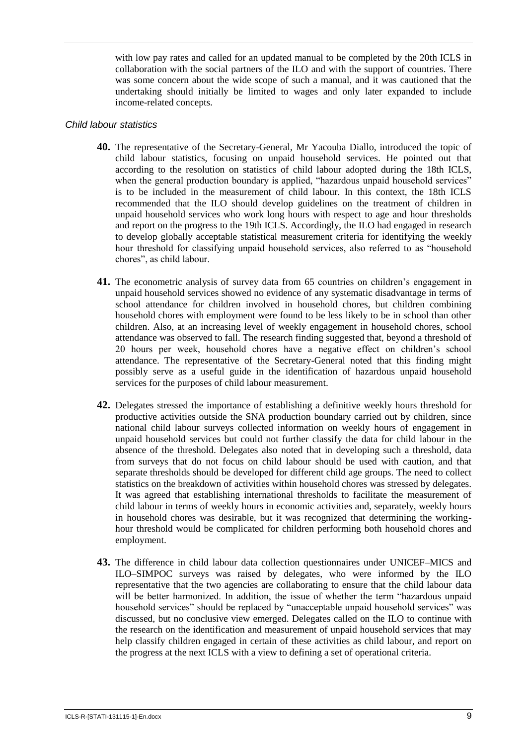with low pay rates and called for an updated manual to be completed by the 20th ICLS in collaboration with the social partners of the ILO and with the support of countries. There was some concern about the wide scope of such a manual, and it was cautioned that the undertaking should initially be limited to wages and only later expanded to include income-related concepts.

### *Child labour statistics*

**40.** The representative of the Secretary-General, Mr Yacouba Diallo, introduced the topic of child labour statistics, focusing on unpaid household services. He pointed out that according to the resolution on statistics of child labour adopted during the 18th ICLS, when the general production boundary is applied, "hazardous unpaid household services" is to be included in the measurement of child labour. In this context, the 18th ICLS recommended that the ILO should develop guidelines on the treatment of children in unpaid household services who work long hours with respect to age and hour thresholds and report on the progress to the 19th ICLS. Accordingly, the ILO had engaged in research to develop globally acceptable statistical measurement criteria for identifying the weekly hour threshold for classifying unpaid household services, also referred to as "household chores", as child labour.

**41.** The econometric analysis of survey data from 65 countries on children's engagement in unpaid household services showed no evidence of any systematic disadvantage in terms of school attendance for children involved in household chores, but children combining household chores with employment were found to be less likely to be in school than other children. Also, at an increasing level of weekly engagement in household chores, school attendance was observed to fall. The research finding suggested that, beyond a threshold of 20 hours per week, household chores have a negative effect on children's school attendance. The representative of the Secretary-General noted that this finding might possibly serve as a useful guide in the identification of hazardous unpaid household services for the purposes of child labour measurement.

**42.** Delegates stressed the importance of establishing a definitive weekly hours threshold for productive activities outside the SNA production boundary carried out by children, since national child labour surveys collected information on weekly hours of engagement in unpaid household services but could not further classify the data for child labour in the absence of the threshold. Delegates also noted that in developing such a threshold, data from surveys that do not focus on child labour should be used with caution, and that separate thresholds should be developed for different child age groups. The need to collect statistics on the breakdown of activities within household chores was stressed by delegates. It was agreed that establishing international thresholds to facilitate the measurement of child labour in terms of weekly hours in economic activities and, separately, weekly hours in household chores was desirable, but it was recognized that determining the working-hour threshold would be complicated for children performing both household chores and employment.

**43.** The difference in child labour data collection questionnaires under UNICEF–MICS and ILO–SIMPOC surveys was raised by delegates, who were informed by the ILO representative that the two agencies are collaborating to ensure that the child labour data will be better harmonized. In addition, the issue of whether the term "hazardous unpaid household services" should be replaced by "unacceptable unpaid household services" was discussed, but no conclusive view emerged. Delegates called on the ILO to continue with the research on the identification and measurement of unpaid household services that may help classify children engaged in certain of these activities as child labour, and report on the progress at the next ICLS with a view to defining a set of operational criteria.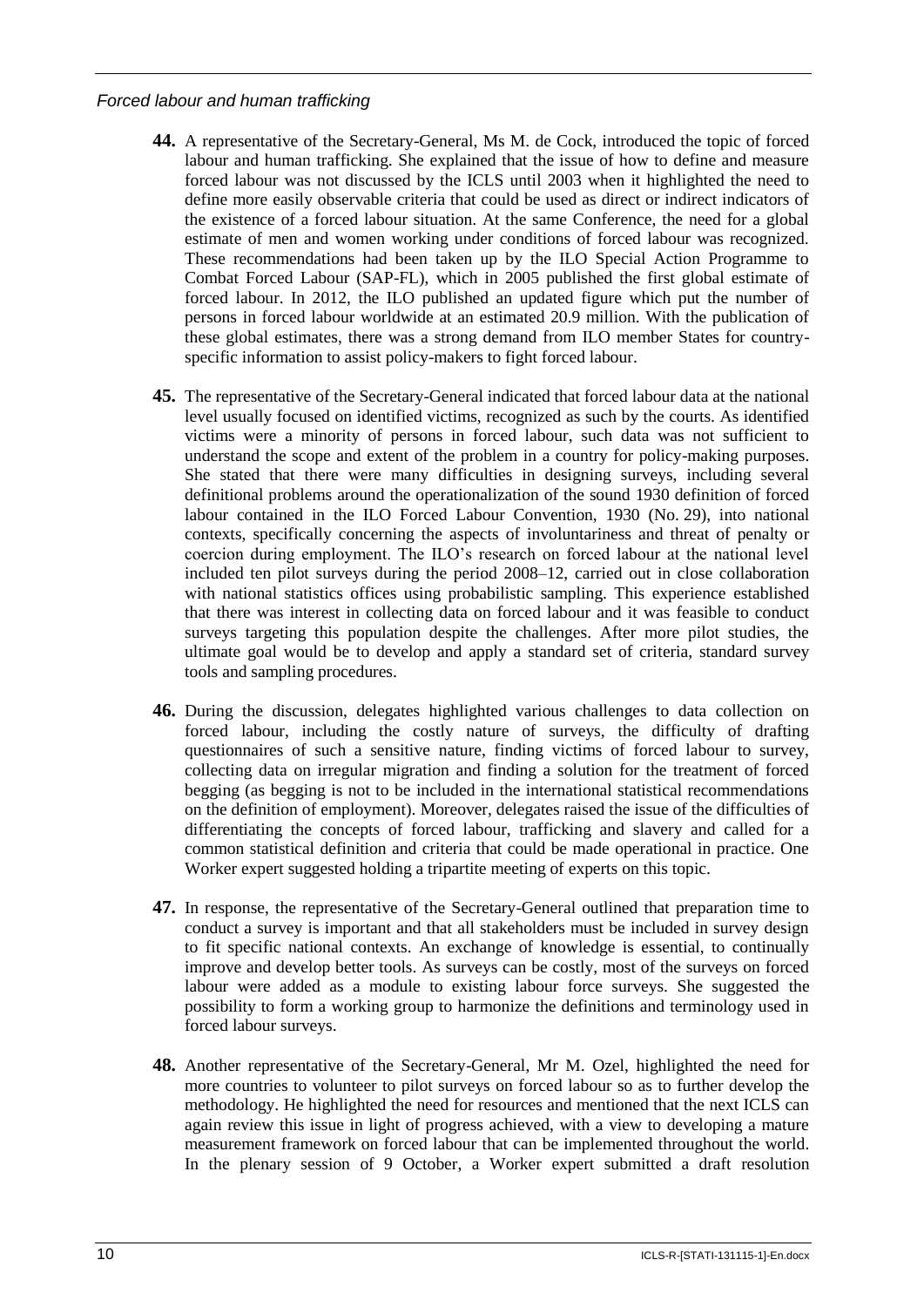*Forced labour and human trafficking*

**44.** A representative of the Secretary-General, Ms M. de Cock, introduced the topic of forced labour and human trafficking. She explained that the issue of how to define and measure forced labour was not discussed by the ICLS until 2003 when it highlighted the need to define more easily observable criteria that could be used as direct or indirect indicators of the existence of a forced labour situation. At the same Conference, the need for a global estimate of men and women working under conditions of forced labour was recognized. These recommendations had been taken up by the ILO Special Action Programme to Combat Forced Labour (SAP-FL), which in 2005 published the first global estimate of forced labour. In 2012, the ILO published an updated figure which put the number of persons in forced labour worldwide at an estimated 20.9 million. With the publication of these global estimates, there was a strong demand from ILO member States for country-specific information to assist policy-makers to fight forced labour.

**45.** The representative of the Secretary-General indicated that forced labour data at the national level usually focused on identified victims, recognized as such by the courts. As identified victims were a minority of persons in forced labour, such data was not sufficient to understand the scope and extent of the problem in a country for policy-making purposes. She stated that there were many difficulties in designing surveys, including several definitional problems around the operationalization of the sound 1930 definition of forced labour contained in the ILO Forced Labour Convention, 1930 (No. 29), into national contexts, specifically concerning the aspects of involuntariness and threat of penalty or coercion during employment. The ILO's research on forced labour at the national level included ten pilot surveys during the period 2008–12, carried out in close collaboration with national statistics offices using probabilistic sampling. This experience established that there was interest in collecting data on forced labour and it was feasible to conduct surveys targeting this population despite the challenges. After more pilot studies, the ultimate goal would be to develop and apply a standard set of criteria, standard survey tools and sampling procedures.

**46.** During the discussion, delegates highlighted various challenges to data collection on forced labour, including the costly nature of surveys, the difficulty of drafting questionnaires of such a sensitive nature, finding victims of forced labour to survey, collecting data on irregular migration and finding a solution for the treatment of forced begging (as begging is not to be included in the international statistical recommendations on the definition of employment). Moreover, delegates raised the issue of the difficulties of differentiating the concepts of forced labour, trafficking and slavery and called for a common statistical definition and criteria that could be made operational in practice. One Worker expert suggested holding a tripartite meeting of experts on this topic.

**47.** In response, the representative of the Secretary-General outlined that preparation time to conduct a survey is important and that all stakeholders must be included in survey design to fit specific national contexts. An exchange of knowledge is essential, to continually improve and develop better tools. As surveys can be costly, most of the surveys on forced labour were added as a module to existing labour force surveys. She suggested the possibility to form a working group to harmonize the definitions and terminology used in forced labour surveys.

**48.** Another representative of the Secretary-General, Mr M. Ozel, highlighted the need for more countries to volunteer to pilot surveys on forced labour so as to further develop the methodology. He highlighted the need for resources and mentioned that the next ICLS can again review this issue in light of progress achieved, with a view to developing a mature measurement framework on forced labour that can be implemented throughout the world. In the plenary session of 9 October, a Worker expert submitted a draft resolution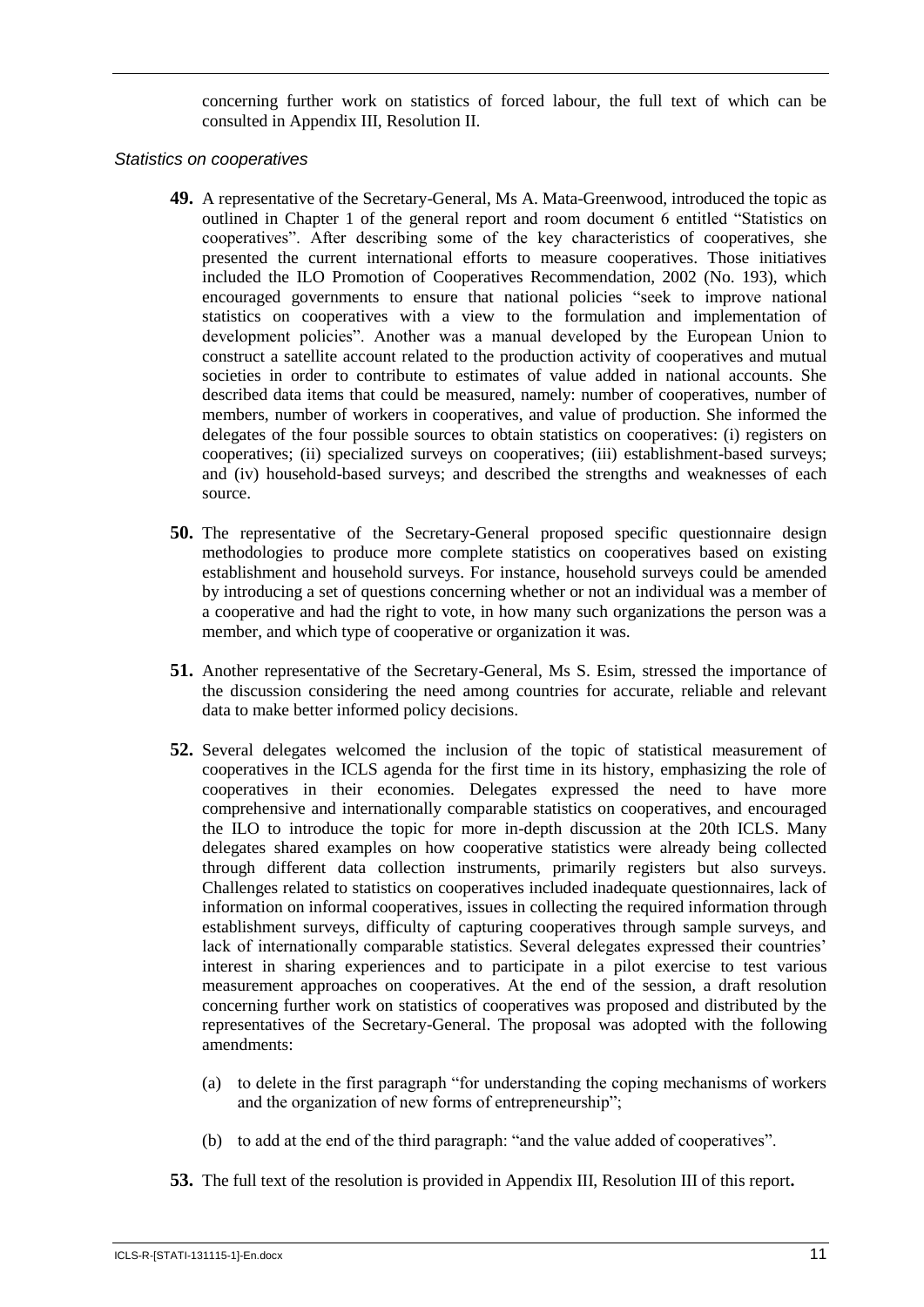concerning further work on statistics of forced labour, the full text of which can be consulted in Appendix III, Resolution II.

*Statistics on cooperatives*

**49.** A representative of the Secretary-General, Ms A. Mata-Greenwood, introduced the topic as outlined in Chapter 1 of the general report and room document 6 entitled "Statistics on cooperatives". After describing some of the key characteristics of cooperatives, she presented the current international efforts to measure cooperatives. Those initiatives included the ILO Promotion of Cooperatives Recommendation, 2002 (No. 193), which encouraged governments to ensure that national policies "seek to improve national statistics on cooperatives with a view to the formulation and implementation of development policies". Another was a manual developed by the European Union to construct a satellite account related to the production activity of cooperatives and mutual societies in order to contribute to estimates of value added in national accounts. She described data items that could be measured, namely: number of cooperatives, number of members, number of workers in cooperatives, and value of production. She informed the delegates of the four possible sources to obtain statistics on cooperatives: (i) registers on cooperatives; (ii) specialized surveys on cooperatives; (iii) establishment-based surveys; and (iv) household-based surveys; and described the strengths and weaknesses of each source.

**50.** The representative of the Secretary-General proposed specific questionnaire design methodologies to produce more complete statistics on cooperatives based on existing establishment and household surveys. For instance, household surveys could be amended by introducing a set of questions concerning whether or not an individual was a member of a cooperative and had the right to vote, in how many such organizations the person was a member, and which type of cooperative or organization it was.

**51.** Another representative of the Secretary-General, Ms S. Esim, stressed the importance of the discussion considering the need among countries for accurate, reliable and relevant data to make better informed policy decisions.

**52.** Several delegates welcomed the inclusion of the topic of statistical measurement of cooperatives in the ICLS agenda for the first time in its history, emphasizing the role of cooperatives in their economies. Delegates expressed the need to have more comprehensive and internationally comparable statistics on cooperatives, and encouraged the ILO to introduce the topic for more in-depth discussion at the 20th ICLS. Many delegates shared examples on how cooperative statistics were already being collected through different data collection instruments, primarily registers but also surveys. Challenges related to statistics on cooperatives included inadequate questionnaires, lack of information on informal cooperatives, issues in collecting the required information through establishment surveys, difficulty of capturing cooperatives through sample surveys, and lack of internationally comparable statistics. Several delegates expressed their countries' interest in sharing experiences and to participate in a pilot exercise to test various measurement approaches on cooperatives. At the end of the session, a draft resolution concerning further work on statistics of cooperatives was proposed and distributed by the representatives of the Secretary-General. The proposal was adopted with the following amendments:

(a) to delete in the first paragraph "for understanding the coping mechanisms of workers and the organization of new forms of entrepreneurship";

(b) to add at the end of the third paragraph: "and the value added of cooperatives".

**53.** The full text of the resolution is provided in Appendix III, Resolution III of this report**.**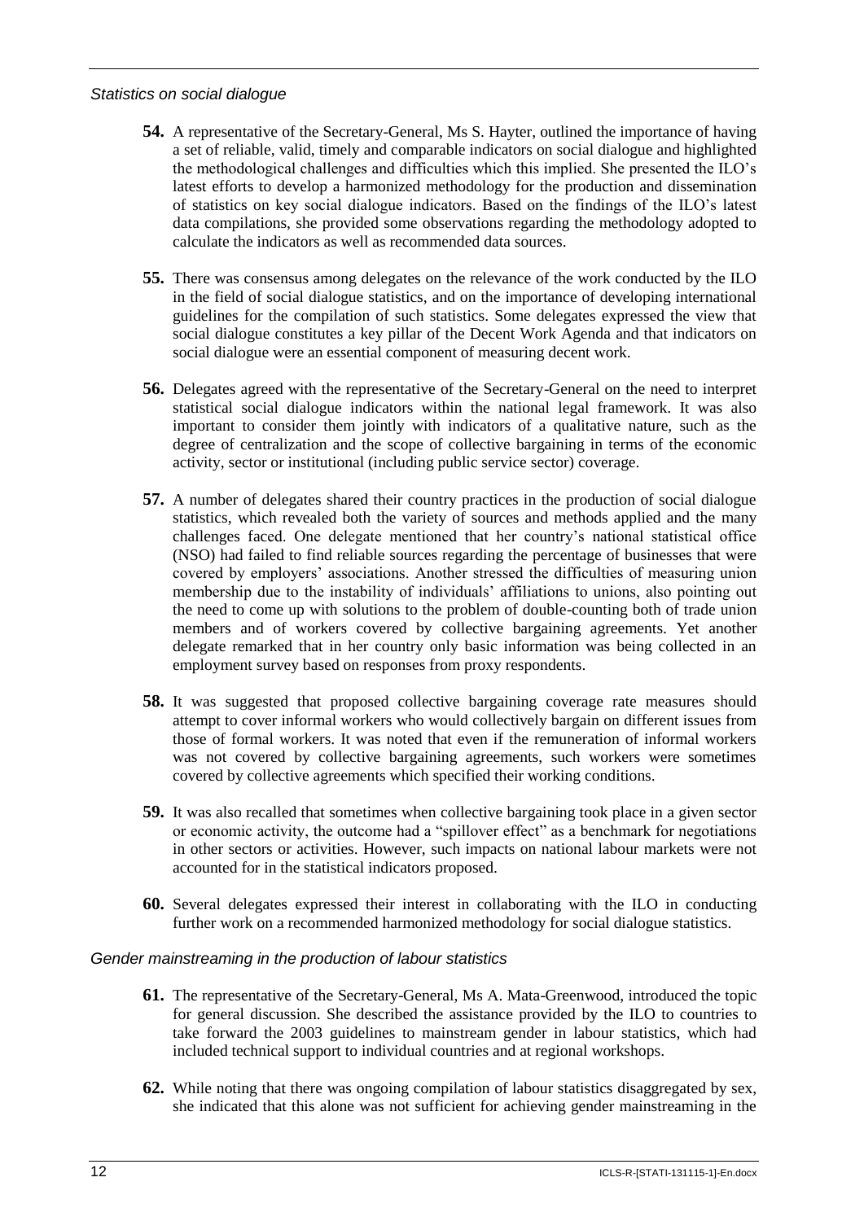*Statistics on social dialogue*

**54.** A representative of the Secretary-General, Ms S. Hayter, outlined the importance of having a set of reliable, valid, timely and comparable indicators on social dialogue and highlighted the methodological challenges and difficulties which this implied. She presented the ILO's latest efforts to develop a harmonized methodology for the production and dissemination of statistics on key social dialogue indicators. Based on the findings of the ILO's latest data compilations, she provided some observations regarding the methodology adopted to calculate the indicators as well as recommended data sources.

**55.** There was consensus among delegates on the relevance of the work conducted by the ILO in the field of social dialogue statistics, and on the importance of developing international guidelines for the compilation of such statistics. Some delegates expressed the view that social dialogue constitutes a key pillar of the Decent Work Agenda and that indicators on social dialogue were an essential component of measuring decent work.

**56.** Delegates agreed with the representative of the Secretary-General on the need to interpret statistical social dialogue indicators within the national legal framework. It was also important to consider them jointly with indicators of a qualitative nature, such as the degree of centralization and the scope of collective bargaining in terms of the economic activity, sector or institutional (including public service sector) coverage.

**57.** A number of delegates shared their country practices in the production of social dialogue statistics, which revealed both the variety of sources and methods applied and the many challenges faced. One delegate mentioned that her country's national statistical office (NSO) had failed to find reliable sources regarding the percentage of businesses that were covered by employers' associations. Another stressed the difficulties of measuring union membership due to the instability of individuals' affiliations to unions, also pointing out the need to come up with solutions to the problem of double-counting both of trade union members and of workers covered by collective bargaining agreements. Yet another delegate remarked that in her country only basic information was being collected in an employment survey based on responses from proxy respondents.

**58.** It was suggested that proposed collective bargaining coverage rate measures should attempt to cover informal workers who would collectively bargain on different issues from those of formal workers. It was noted that even if the remuneration of informal workers was not covered by collective bargaining agreements, such workers were sometimes covered by collective agreements which specified their working conditions.

**59.** It was also recalled that sometimes when collective bargaining took place in a given sector or economic activity, the outcome had a "spillover effect" as a benchmark for negotiations in other sectors or activities. However, such impacts on national labour markets were not accounted for in the statistical indicators proposed.

**60.** Several delegates expressed their interest in collaborating with the ILO in conducting further work on a recommended harmonized methodology for social dialogue statistics.

*Gender mainstreaming in the production of labour statistics*

**61.** The representative of the Secretary-General, Ms A. Mata-Greenwood, introduced the topic for general discussion. She described the assistance provided by the ILO to countries to take forward the 2003 guidelines to mainstream gender in labour statistics, which had included technical support to individual countries and at regional workshops.

**62.** While noting that there was ongoing compilation of labour statistics disaggregated by sex, she indicated that this alone was not sufficient for achieving gender mainstreaming in the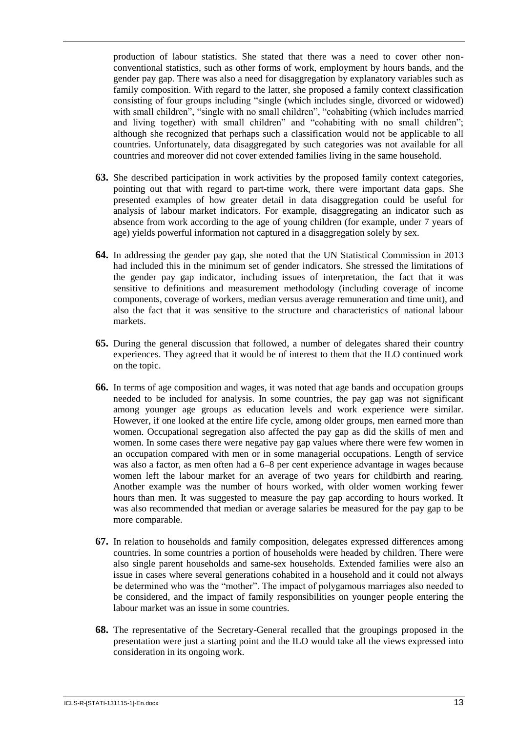production of labour statistics. She stated that there was a need to cover other non-conventional statistics, such as other forms of work, employment by hours bands, and the gender pay gap. There was also a need for disaggregation by explanatory variables such as family composition. With regard to the latter, she proposed a family context classification consisting of four groups including "single (which includes single, divorced or widowed) with small children", "single with no small children", "cohabiting (which includes married and living together) with small children" and "cohabiting with no small children"; although she recognized that perhaps such a classification would not be applicable to all countries. Unfortunately, data disaggregated by such categories was not available for all countries and moreover did not cover extended families living in the same household.

**63.** She described participation in work activities by the proposed family context categories, pointing out that with regard to part-time work, there were important data gaps. She presented examples of how greater detail in data disaggregation could be useful for analysis of labour market indicators. For example, disaggregating an indicator such as absence from work according to the age of young children (for example, under 7 years of age) yields powerful information not captured in a disaggregation solely by sex.

**64.** In addressing the gender pay gap, she noted that the UN Statistical Commission in 2013 had included this in the minimum set of gender indicators. She stressed the limitations of the gender pay gap indicator, including issues of interpretation, the fact that it was sensitive to definitions and measurement methodology (including coverage of income components, coverage of workers, median versus average remuneration and time unit), and also the fact that it was sensitive to the structure and characteristics of national labour markets.

**65.** During the general discussion that followed, a number of delegates shared their country experiences. They agreed that it would be of interest to them that the ILO continued work on the topic.

**66.** In terms of age composition and wages, it was noted that age bands and occupation groups needed to be included for analysis. In some countries, the pay gap was not significant among younger age groups as education levels and work experience were similar. However, if one looked at the entire life cycle, among older groups, men earned more than women. Occupational segregation also affected the pay gap as did the skills of men and women. In some cases there were negative pay gap values where there were few women in an occupation compared with men or in some managerial occupations. Length of service was also a factor, as men often had a 6–8 per cent experience advantage in wages because women left the labour market for an average of two years for childbirth and rearing. Another example was the number of hours worked, with older women working fewer hours than men. It was suggested to measure the pay gap according to hours worked. It was also recommended that median or average salaries be measured for the pay gap to be more comparable.

**67.** In relation to households and family composition, delegates expressed differences among countries. In some countries a portion of households were headed by children. There were also single parent households and same-sex households. Extended families were also an issue in cases where several generations cohabited in a household and it could not always be determined who was the "mother". The impact of polygamous marriages also needed to be considered, and the impact of family responsibilities on younger people entering the labour market was an issue in some countries.

**68.** The representative of the Secretary-General recalled that the groupings proposed in the presentation were just a starting point and the ILO would take all the views expressed into consideration in its ongoing work.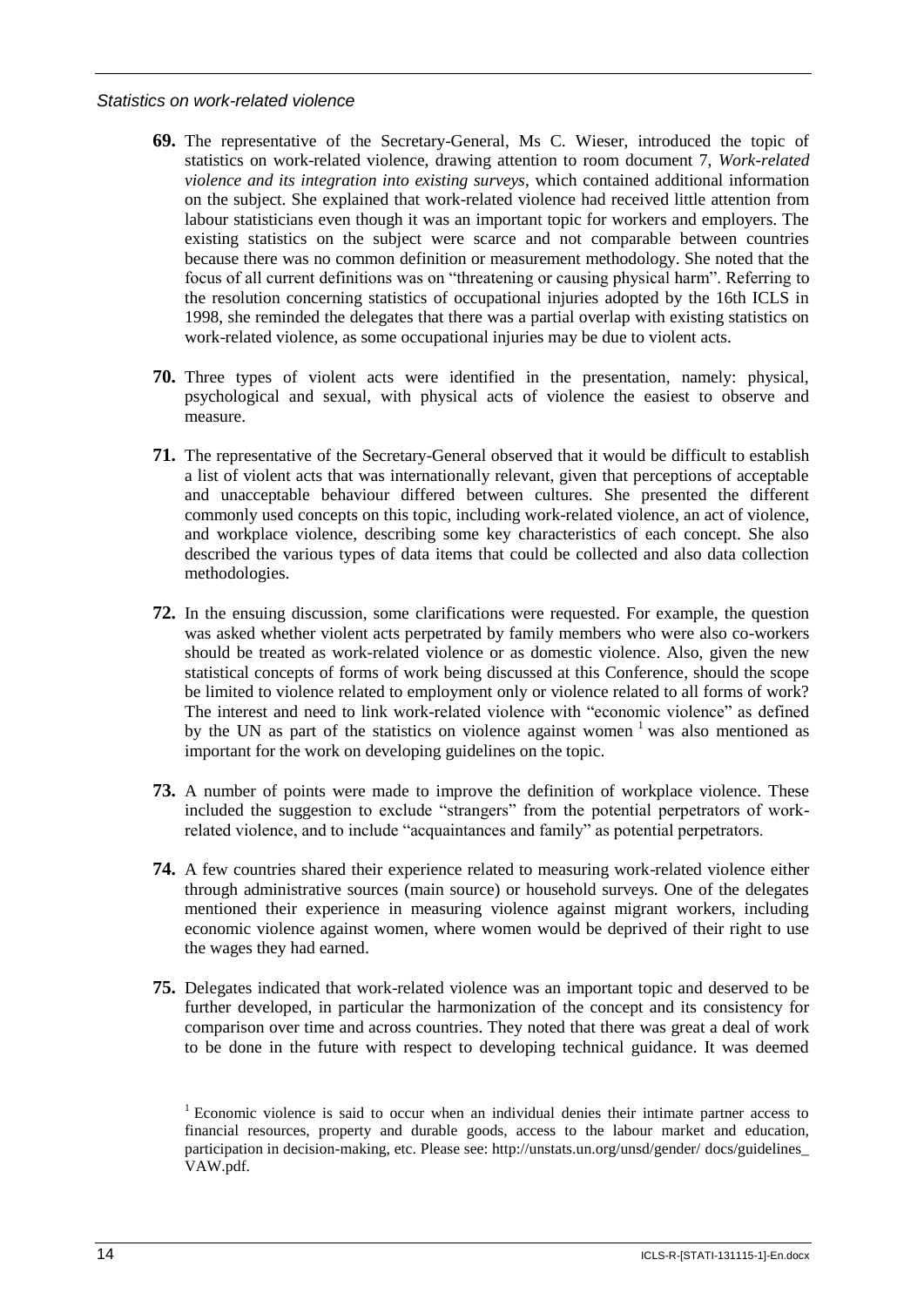*Statistics on work-related violence*

**69.** The representative of the Secretary-General, Ms C. Wieser, introduced the topic of statistics on work-related violence, drawing attention to room document 7, *Work-related violence and its integration into existing surveys*, which contained additional information on the subject. She explained that work-related violence had received little attention from labour statisticians even though it was an important topic for workers and employers. The existing statistics on the subject were scarce and not comparable between countries because there was no common definition or measurement methodology. She noted that the focus of all current definitions was on "threatening or causing physical harm". Referring to the resolution concerning statistics of occupational injuries adopted by the 16th ICLS in 1998, she reminded the delegates that there was a partial overlap with existing statistics on work-related violence, as some occupational injuries may be due to violent acts.

**70.** Three types of violent acts were identified in the presentation, namely: physical, psychological and sexual, with physical acts of violence the easiest to observe and measure.

**71.** The representative of the Secretary-General observed that it would be difficult to establish a list of violent acts that was internationally relevant, given that perceptions of acceptable and unacceptable behaviour differed between cultures. She presented the different commonly used concepts on this topic, including work-related violence, an act of violence, and workplace violence, describing some key characteristics of each concept. She also described the various types of data items that could be collected and also data collection methodologies.

**72.** In the ensuing discussion, some clarifications were requested. For example, the question was asked whether violent acts perpetrated by family members who were also co-workers should be treated as work-related violence or as domestic violence. Also, given the new statistical concepts of forms of work being discussed at this Conference, should the scope be limited to violence related to employment only or violence related to all forms of work? The interest and need to link work-related violence with "economic violence" as defined by the UN as part of the statistics on violence against women [1] was also mentioned as important for the work on developing guidelines on the topic.

**73.** A number of points were made to improve the definition of workplace violence. These included the suggestion to exclude "strangers" from the potential perpetrators of work-related violence, and to include "acquaintances and family" as potential perpetrators.

**74.** A few countries shared their experience related to measuring work-related violence either through administrative sources (main source) or household surveys. One of the delegates mentioned their experience in measuring violence against migrant workers, including economic violence against women, where women would be deprived of their right to use the wages they had earned.

**75.** Delegates indicated that work-related violence was an important topic and deserved to be further developed, in particular the harmonization of the concept and its consistency for comparison over time and across countries. They noted that there was great a deal of work to be done in the future with respect to developing technical guidance. It was deemed

[1] Economic violence is said to occur when an individual denies their intimate partner access to financial resources, property and durable goods, access to the labour market and education, participation in decision-making, etc. Please see: http://unstats.un.org/unsd/gender/ docs/guidelines_ VAW.pdf.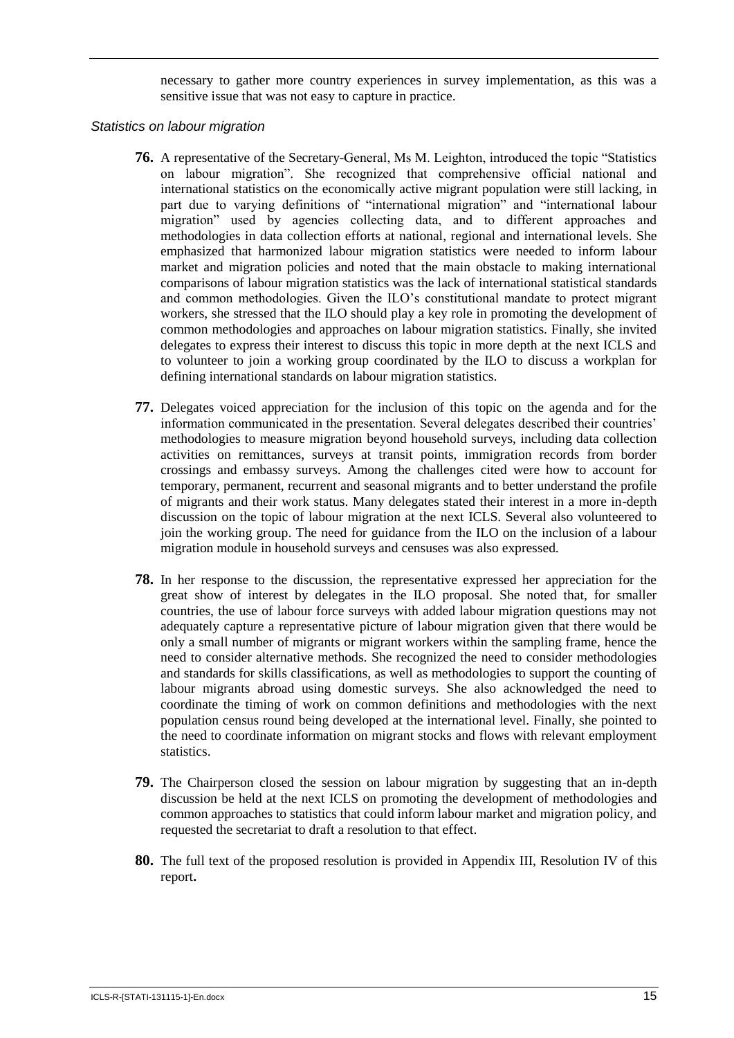necessary to gather more country experiences in survey implementation, as this was a sensitive issue that was not easy to capture in practice.

### *Statistics on labour migration*

**76.** A representative of the Secretary-General, Ms M. Leighton, introduced the topic "Statistics on labour migration". She recognized that comprehensive official national and international statistics on the economically active migrant population were still lacking, in part due to varying definitions of "international migration" and "international labour migration" used by agencies collecting data, and to different approaches and methodologies in data collection efforts at national, regional and international levels. She emphasized that harmonized labour migration statistics were needed to inform labour market and migration policies and noted that the main obstacle to making international comparisons of labour migration statistics was the lack of international statistical standards and common methodologies. Given the ILO's constitutional mandate to protect migrant workers, she stressed that the ILO should play a key role in promoting the development of common methodologies and approaches on labour migration statistics. Finally, she invited delegates to express their interest to discuss this topic in more depth at the next ICLS and to volunteer to join a working group coordinated by the ILO to discuss a workplan for defining international standards on labour migration statistics.

**77.** Delegates voiced appreciation for the inclusion of this topic on the agenda and for the information communicated in the presentation. Several delegates described their countries' methodologies to measure migration beyond household surveys, including data collection activities on remittances, surveys at transit points, immigration records from border crossings and embassy surveys. Among the challenges cited were how to account for temporary, permanent, recurrent and seasonal migrants and to better understand the profile of migrants and their work status. Many delegates stated their interest in a more in-depth discussion on the topic of labour migration at the next ICLS. Several also volunteered to join the working group. The need for guidance from the ILO on the inclusion of a labour migration module in household surveys and censuses was also expressed.

**78.** In her response to the discussion, the representative expressed her appreciation for the great show of interest by delegates in the ILO proposal. She noted that, for smaller countries, the use of labour force surveys with added labour migration questions may not adequately capture a representative picture of labour migration given that there would be only a small number of migrants or migrant workers within the sampling frame, hence the need to consider alternative methods. She recognized the need to consider methodologies and standards for skills classifications, as well as methodologies to support the counting of labour migrants abroad using domestic surveys. She also acknowledged the need to coordinate the timing of work on common definitions and methodologies with the next population census round being developed at the international level. Finally, she pointed to the need to coordinate information on migrant stocks and flows with relevant employment statistics.

**79.** The Chairperson closed the session on labour migration by suggesting that an in-depth discussion be held at the next ICLS on promoting the development of methodologies and common approaches to statistics that could inform labour market and migration policy, and requested the secretariat to draft a resolution to that effect.

**80.** The full text of the proposed resolution is provided in Appendix III, Resolution IV of this report**.**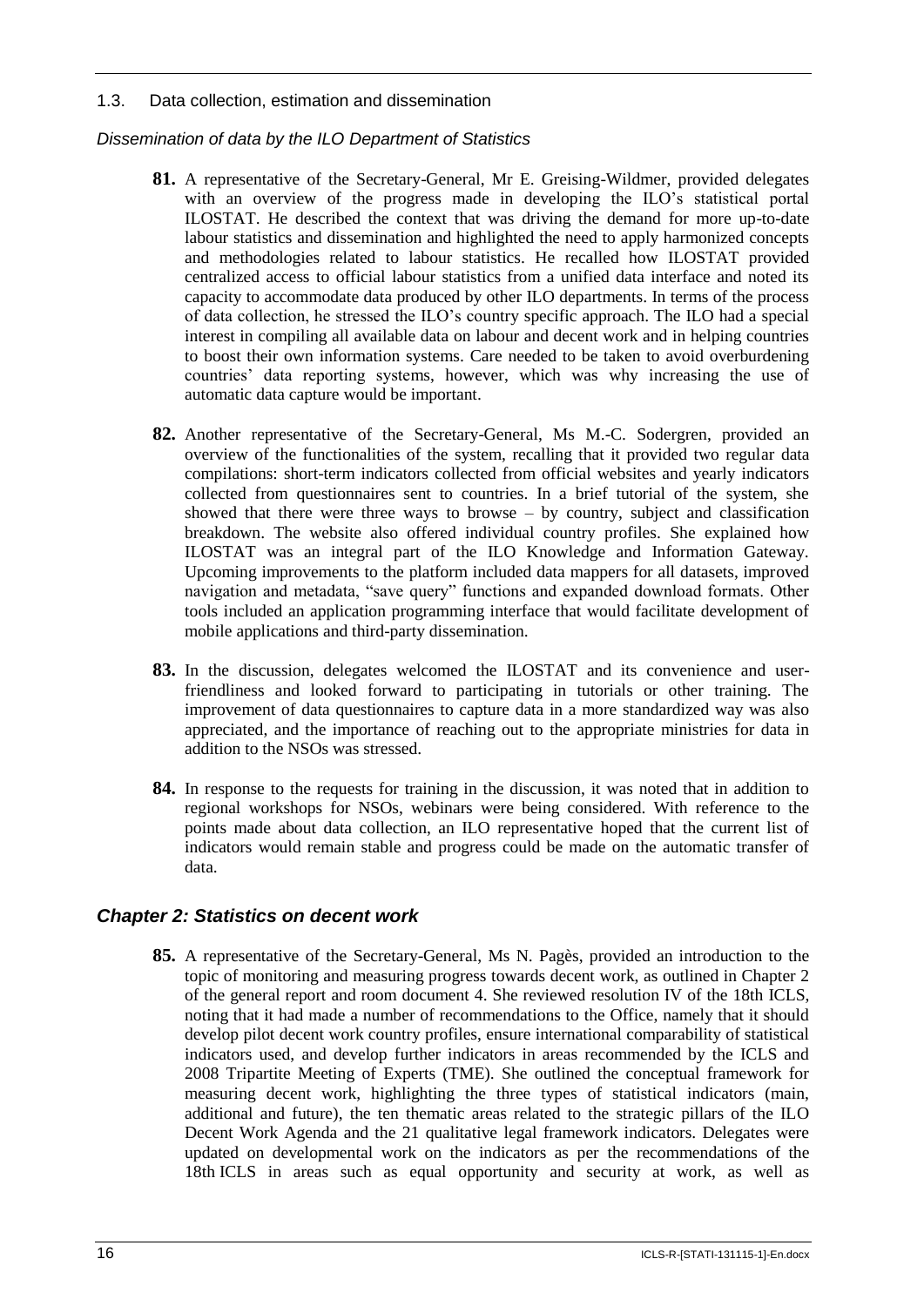### 1.3. Data collection, estimation and dissemination

*Dissemination of data by the ILO Department of Statistics*

**81.** A representative of the Secretary-General, Mr E. Greising-Wildmer, provided delegates with an overview of the progress made in developing the ILO's statistical portal ILOSTAT. He described the context that was driving the demand for more up-to-date labour statistics and dissemination and highlighted the need to apply harmonized concepts and methodologies related to labour statistics. He recalled how ILOSTAT provided centralized access to official labour statistics from a unified data interface and noted its capacity to accommodate data produced by other ILO departments. In terms of the process of data collection, he stressed the ILO's country specific approach. The ILO had a special interest in compiling all available data on labour and decent work and in helping countries to boost their own information systems. Care needed to be taken to avoid overburdening countries' data reporting systems, however, which was why increasing the use of automatic data capture would be important.

**82.** Another representative of the Secretary-General, Ms M.-C. Sodergren, provided an overview of the functionalities of the system, recalling that it provided two regular data compilations: short-term indicators collected from official websites and yearly indicators collected from questionnaires sent to countries. In a brief tutorial of the system, she showed that there were three ways to browse – by country, subject and classification breakdown. The website also offered individual country profiles. She explained how ILOSTAT was an integral part of the ILO Knowledge and Information Gateway. Upcoming improvements to the platform included data mappers for all datasets, improved navigation and metadata, "save query" functions and expanded download formats. Other tools included an application programming interface that would facilitate development of mobile applications and third-party dissemination.

**83.** In the discussion, delegates welcomed the ILOSTAT and its convenience and user-friendliness and looked forward to participating in tutorials or other training. The improvement of data questionnaires to capture data in a more standardized way was also appreciated, and the importance of reaching out to the appropriate ministries for data in addition to the NSOs was stressed.

**84.** In response to the requests for training in the discussion, it was noted that in addition to regional workshops for NSOs, webinars were being considered. With reference to the points made about data collection, an ILO representative hoped that the current list of indicators would remain stable and progress could be made on the automatic transfer of data.

## *Chapter 2: Statistics on decent work*

**85.** A representative of the Secretary-General, Ms N. Pagès, provided an introduction to the topic of monitoring and measuring progress towards decent work, as outlined in Chapter 2 of the general report and room document 4. She reviewed resolution IV of the 18th ICLS, noting that it had made a number of recommendations to the Office, namely that it should develop pilot decent work country profiles, ensure international comparability of statistical indicators used, and develop further indicators in areas recommended by the ICLS and 2008 Tripartite Meeting of Experts (TME). She outlined the conceptual framework for measuring decent work, highlighting the three types of statistical indicators (main, additional and future), the ten thematic areas related to the strategic pillars of the ILO Decent Work Agenda and the 21 qualitative legal framework indicators. Delegates were updated on developmental work on the indicators as per the recommendations of the 18th ICLS in areas such as equal opportunity and security at work, as well as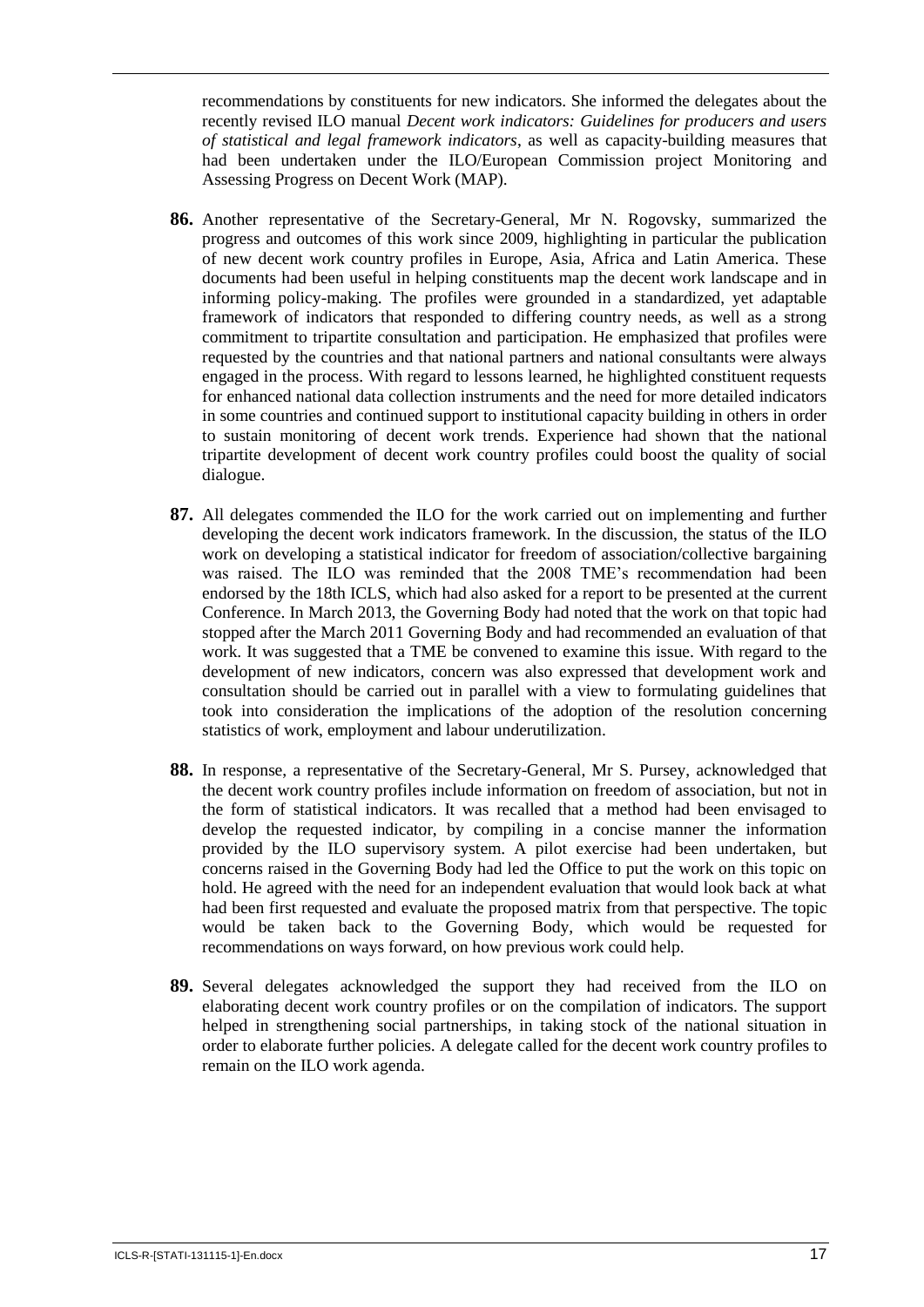recommendations by constituents for new indicators. She informed the delegates about the recently revised ILO manual *Decent work indicators: Guidelines for producers and users of statistical and legal framework indicators*, as well as capacity-building measures that had been undertaken under the ILO/European Commission project Monitoring and Assessing Progress on Decent Work (MAP).

**86.** Another representative of the Secretary-General, Mr N. Rogovsky, summarized the progress and outcomes of this work since 2009, highlighting in particular the publication of new decent work country profiles in Europe, Asia, Africa and Latin America. These documents had been useful in helping constituents map the decent work landscape and in informing policy-making. The profiles were grounded in a standardized, yet adaptable framework of indicators that responded to differing country needs, as well as a strong commitment to tripartite consultation and participation. He emphasized that profiles were requested by the countries and that national partners and national consultants were always engaged in the process. With regard to lessons learned, he highlighted constituent requests for enhanced national data collection instruments and the need for more detailed indicators in some countries and continued support to institutional capacity building in others in order to sustain monitoring of decent work trends. Experience had shown that the national tripartite development of decent work country profiles could boost the quality of social dialogue.

**87.** All delegates commended the ILO for the work carried out on implementing and further developing the decent work indicators framework. In the discussion, the status of the ILO work on developing a statistical indicator for freedom of association/collective bargaining was raised. The ILO was reminded that the 2008 TME's recommendation had been endorsed by the 18th ICLS, which had also asked for a report to be presented at the current Conference. In March 2013, the Governing Body had noted that the work on that topic had stopped after the March 2011 Governing Body and had recommended an evaluation of that work. It was suggested that a TME be convened to examine this issue. With regard to the development of new indicators, concern was also expressed that development work and consultation should be carried out in parallel with a view to formulating guidelines that took into consideration the implications of the adoption of the resolution concerning statistics of work, employment and labour underutilization.

**88.** In response, a representative of the Secretary-General, Mr S. Pursey, acknowledged that the decent work country profiles include information on freedom of association, but not in the form of statistical indicators. It was recalled that a method had been envisaged to develop the requested indicator, by compiling in a concise manner the information provided by the ILO supervisory system. A pilot exercise had been undertaken, but concerns raised in the Governing Body had led the Office to put the work on this topic on hold. He agreed with the need for an independent evaluation that would look back at what had been first requested and evaluate the proposed matrix from that perspective. The topic would be taken back to the Governing Body, which would be requested for recommendations on ways forward, on how previous work could help.

**89.** Several delegates acknowledged the support they had received from the ILO on elaborating decent work country profiles or on the compilation of indicators. The support helped in strengthening social partnerships, in taking stock of the national situation in order to elaborate further policies. A delegate called for the decent work country profiles to remain on the ILO work agenda.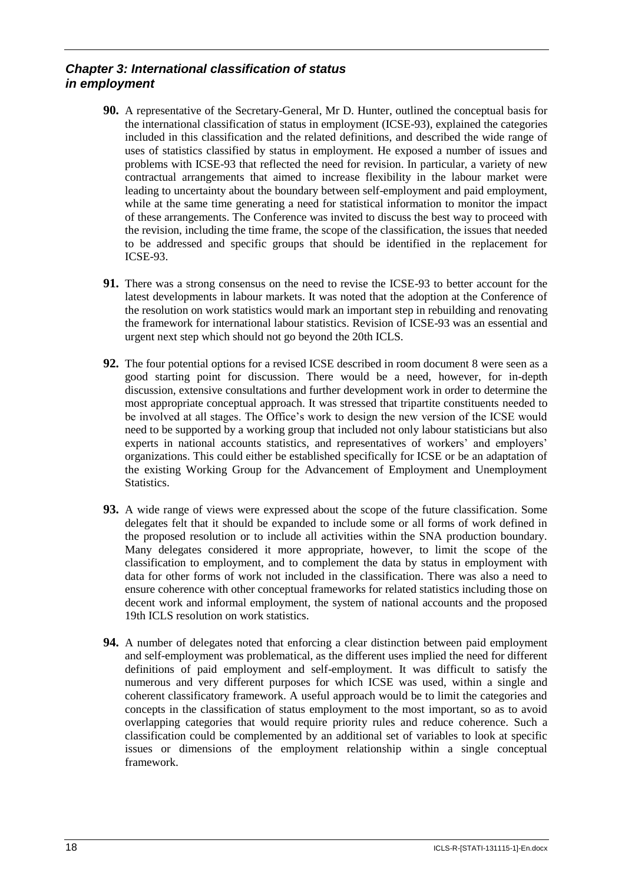### *Chapter 3: International classification of status in employment*

**90.** A representative of the Secretary-General, Mr D. Hunter, outlined the conceptual basis for the international classification of status in employment (ICSE-93), explained the categories included in this classification and the related definitions, and described the wide range of uses of statistics classified by status in employment. He exposed a number of issues and problems with ICSE-93 that reflected the need for revision. In particular, a variety of new contractual arrangements that aimed to increase flexibility in the labour market were leading to uncertainty about the boundary between self-employment and paid employment, while at the same time generating a need for statistical information to monitor the impact of these arrangements. The Conference was invited to discuss the best way to proceed with the revision, including the time frame, the scope of the classification, the issues that needed to be addressed and specific groups that should be identified in the replacement for ICSE-93.

**91.** There was a strong consensus on the need to revise the ICSE-93 to better account for the latest developments in labour markets. It was noted that the adoption at the Conference of the resolution on work statistics would mark an important step in rebuilding and renovating the framework for international labour statistics. Revision of ICSE-93 was an essential and urgent next step which should not go beyond the 20th ICLS.

**92.** The four potential options for a revised ICSE described in room document 8 were seen as a good starting point for discussion. There would be a need, however, for in-depth discussion, extensive consultations and further development work in order to determine the most appropriate conceptual approach. It was stressed that tripartite constituents needed to be involved at all stages. The Office's work to design the new version of the ICSE would need to be supported by a working group that included not only labour statisticians but also experts in national accounts statistics, and representatives of workers' and employers' organizations. This could either be established specifically for ICSE or be an adaptation of the existing Working Group for the Advancement of Employment and Unemployment Statistics.

**93.** A wide range of views were expressed about the scope of the future classification. Some delegates felt that it should be expanded to include some or all forms of work defined in the proposed resolution or to include all activities within the SNA production boundary. Many delegates considered it more appropriate, however, to limit the scope of the classification to employment, and to complement the data by status in employment with data for other forms of work not included in the classification. There was also a need to ensure coherence with other conceptual frameworks for related statistics including those on decent work and informal employment, the system of national accounts and the proposed 19th ICLS resolution on work statistics.

**94.** A number of delegates noted that enforcing a clear distinction between paid employment and self-employment was problematical, as the different uses implied the need for different definitions of paid employment and self-employment. It was difficult to satisfy the numerous and very different purposes for which ICSE was used, within a single and coherent classificatory framework. A useful approach would be to limit the categories and concepts in the classification of status employment to the most important, so as to avoid overlapping categories that would require priority rules and reduce coherence. Such a classification could be complemented by an additional set of variables to look at specific issues or dimensions of the employment relationship within a single conceptual framework.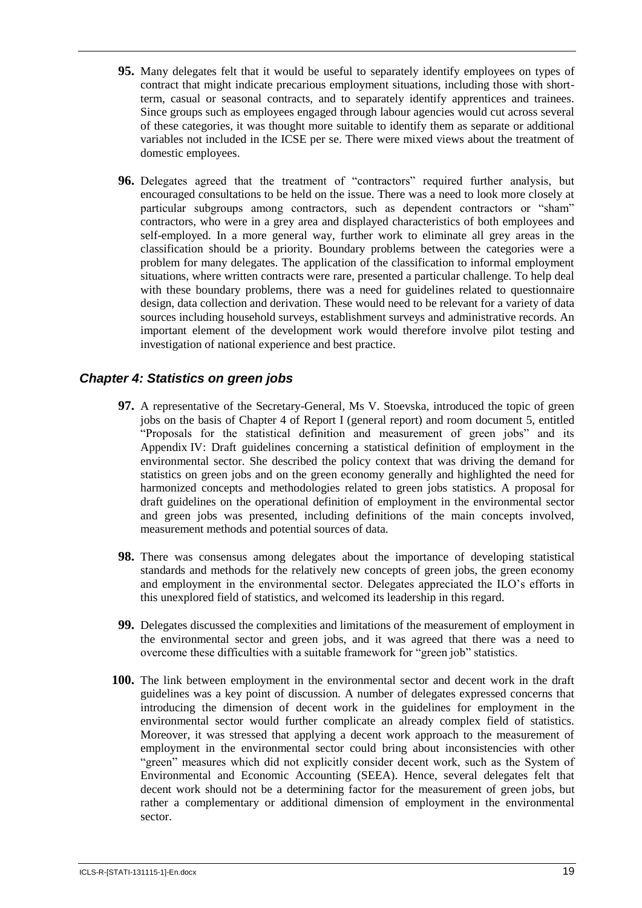**95.** Many delegates felt that it would be useful to separately identify employees on types of contract that might indicate precarious employment situations, including those with short-term, casual or seasonal contracts, and to separately identify apprentices and trainees. Since groups such as employees engaged through labour agencies would cut across several of these categories, it was thought more suitable to identify them as separate or additional variables not included in the ICSE per se. There were mixed views about the treatment of domestic employees.

**96.** Delegates agreed that the treatment of "contractors" required further analysis, but encouraged consultations to be held on the issue. There was a need to look more closely at particular subgroups among contractors, such as dependent contractors or "sham" contractors, who were in a grey area and displayed characteristics of both employees and self-employed. In a more general way, further work to eliminate all grey areas in the classification should be a priority. Boundary problems between the categories were a problem for many delegates. The application of the classification to informal employment situations, where written contracts were rare, presented a particular challenge. To help deal with these boundary problems, there was a need for guidelines related to questionnaire design, data collection and derivation. These would need to be relevant for a variety of data sources including household surveys, establishment surveys and administrative records. An important element of the development work would therefore involve pilot testing and investigation of national experience and best practice.

### *Chapter 4: Statistics on green jobs*

**97.** A representative of the Secretary-General, Ms V. Stoevska, introduced the topic of green jobs on the basis of Chapter 4 of Report I (general report) and room document 5, entitled "Proposals for the statistical definition and measurement of green jobs" and its Appendix IV: Draft guidelines concerning a statistical definition of employment in the environmental sector. She described the policy context that was driving the demand for statistics on green jobs and on the green economy generally and highlighted the need for harmonized concepts and methodologies related to green jobs statistics. A proposal for draft guidelines on the operational definition of employment in the environmental sector and green jobs was presented, including definitions of the main concepts involved, measurement methods and potential sources of data.

**98.** There was consensus among delegates about the importance of developing statistical standards and methods for the relatively new concepts of green jobs, the green economy and employment in the environmental sector. Delegates appreciated the ILO's efforts in this unexplored field of statistics, and welcomed its leadership in this regard.

**99.** Delegates discussed the complexities and limitations of the measurement of employment in the environmental sector and green jobs, and it was agreed that there was a need to overcome these difficulties with a suitable framework for "green job" statistics.

**100.** The link between employment in the environmental sector and decent work in the draft guidelines was a key point of discussion. A number of delegates expressed concerns that introducing the dimension of decent work in the guidelines for employment in the environmental sector would further complicate an already complex field of statistics. Moreover, it was stressed that applying a decent work approach to the measurement of employment in the environmental sector could bring about inconsistencies with other "green" measures which did not explicitly consider decent work, such as the System of Environmental and Economic Accounting (SEEA). Hence, several delegates felt that decent work should not be a determining factor for the measurement of green jobs, but rather a complementary or additional dimension of employment in the environmental sector.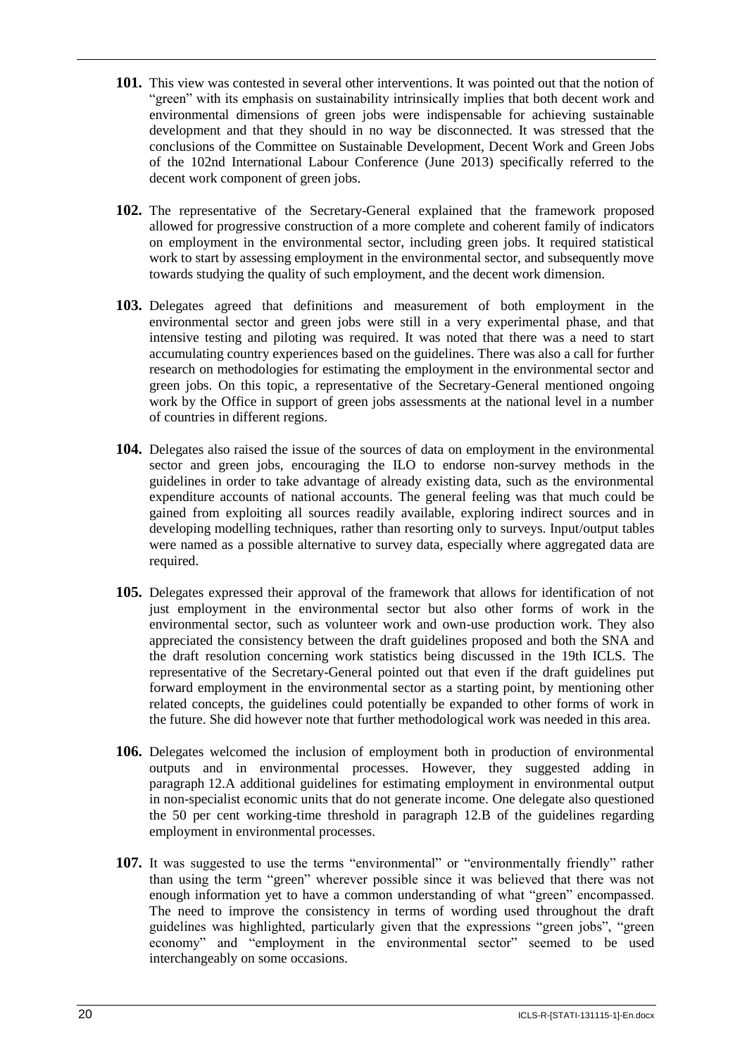**101.** This view was contested in several other interventions. It was pointed out that the notion of "green" with its emphasis on sustainability intrinsically implies that both decent work and environmental dimensions of green jobs were indispensable for achieving sustainable development and that they should in no way be disconnected. It was stressed that the conclusions of the Committee on Sustainable Development, Decent Work and Green Jobs of the 102nd International Labour Conference (June 2013) specifically referred to the decent work component of green jobs.

**102.** The representative of the Secretary-General explained that the framework proposed allowed for progressive construction of a more complete and coherent family of indicators on employment in the environmental sector, including green jobs. It required statistical work to start by assessing employment in the environmental sector, and subsequently move towards studying the quality of such employment, and the decent work dimension.

**103.** Delegates agreed that definitions and measurement of both employment in the environmental sector and green jobs were still in a very experimental phase, and that intensive testing and piloting was required. It was noted that there was a need to start accumulating country experiences based on the guidelines. There was also a call for further research on methodologies for estimating the employment in the environmental sector and green jobs. On this topic, a representative of the Secretary-General mentioned ongoing work by the Office in support of green jobs assessments at the national level in a number of countries in different regions.

**104.** Delegates also raised the issue of the sources of data on employment in the environmental sector and green jobs, encouraging the ILO to endorse non-survey methods in the guidelines in order to take advantage of already existing data, such as the environmental expenditure accounts of national accounts. The general feeling was that much could be gained from exploiting all sources readily available, exploring indirect sources and in developing modelling techniques, rather than resorting only to surveys. Input/output tables were named as a possible alternative to survey data, especially where aggregated data are required.

**105.** Delegates expressed their approval of the framework that allows for identification of not just employment in the environmental sector but also other forms of work in the environmental sector, such as volunteer work and own-use production work. They also appreciated the consistency between the draft guidelines proposed and both the SNA and the draft resolution concerning work statistics being discussed in the 19th ICLS. The representative of the Secretary-General pointed out that even if the draft guidelines put forward employment in the environmental sector as a starting point, by mentioning other related concepts, the guidelines could potentially be expanded to other forms of work in the future. She did however note that further methodological work was needed in this area.

**106.** Delegates welcomed the inclusion of employment both in production of environmental outputs and in environmental processes. However, they suggested adding in paragraph 12.A additional guidelines for estimating employment in environmental output in non-specialist economic units that do not generate income. One delegate also questioned the 50 per cent working-time threshold in paragraph 12.B of the guidelines regarding employment in environmental processes.

**107.** It was suggested to use the terms "environmental" or "environmentally friendly" rather than using the term "green" wherever possible since it was believed that there was not enough information yet to have a common understanding of what "green" encompassed. The need to improve the consistency in terms of wording used throughout the draft guidelines was highlighted, particularly given that the expressions "green jobs", "green economy" and "employment in the environmental sector" seemed to be used interchangeably on some occasions.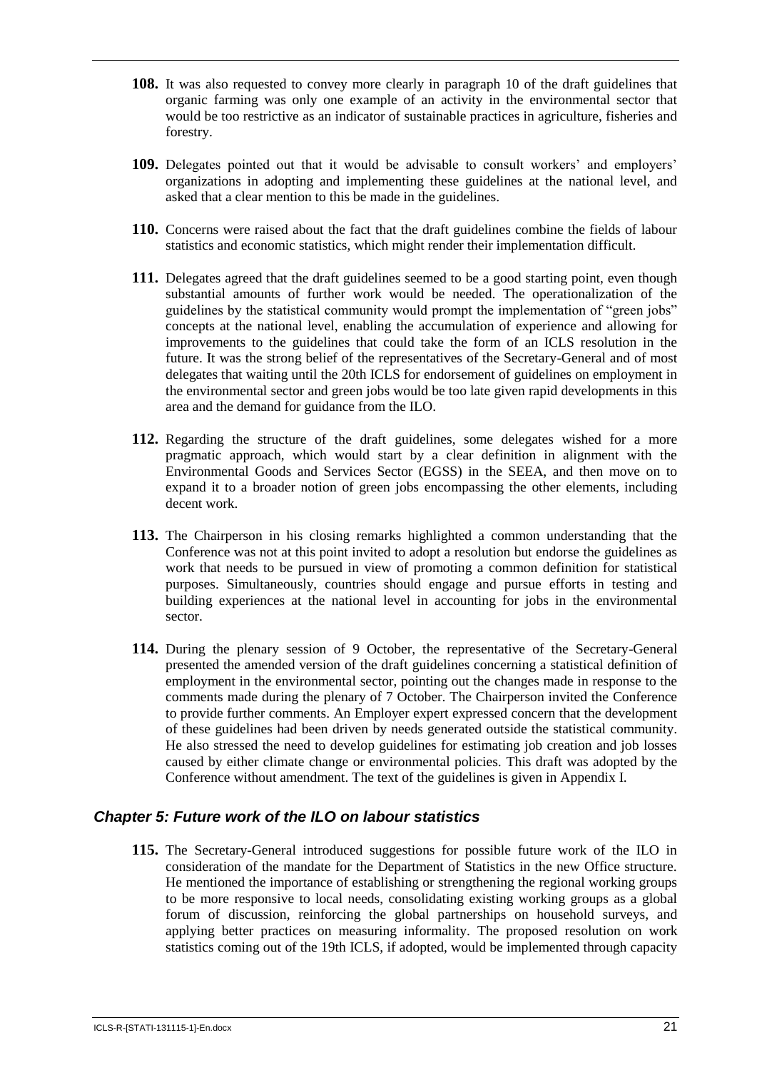**108.** It was also requested to convey more clearly in paragraph 10 of the draft guidelines that organic farming was only one example of an activity in the environmental sector that would be too restrictive as an indicator of sustainable practices in agriculture, fisheries and forestry.

**109.** Delegates pointed out that it would be advisable to consult workers' and employers' organizations in adopting and implementing these guidelines at the national level, and asked that a clear mention to this be made in the guidelines.

**110.** Concerns were raised about the fact that the draft guidelines combine the fields of labour statistics and economic statistics, which might render their implementation difficult.

**111.** Delegates agreed that the draft guidelines seemed to be a good starting point, even though substantial amounts of further work would be needed. The operationalization of the guidelines by the statistical community would prompt the implementation of "green jobs" concepts at the national level, enabling the accumulation of experience and allowing for improvements to the guidelines that could take the form of an ICLS resolution in the future. It was the strong belief of the representatives of the Secretary-General and of most delegates that waiting until the 20th ICLS for endorsement of guidelines on employment in the environmental sector and green jobs would be too late given rapid developments in this area and the demand for guidance from the ILO.

**112.** Regarding the structure of the draft guidelines, some delegates wished for a more pragmatic approach, which would start by a clear definition in alignment with the Environmental Goods and Services Sector (EGSS) in the SEEA, and then move on to expand it to a broader notion of green jobs encompassing the other elements, including decent work.

**113.** The Chairperson in his closing remarks highlighted a common understanding that the Conference was not at this point invited to adopt a resolution but endorse the guidelines as work that needs to be pursued in view of promoting a common definition for statistical purposes. Simultaneously, countries should engage and pursue efforts in testing and building experiences at the national level in accounting for jobs in the environmental sector.

**114.** During the plenary session of 9 October, the representative of the Secretary-General presented the amended version of the draft guidelines concerning a statistical definition of employment in the environmental sector, pointing out the changes made in response to the comments made during the plenary of 7 October. The Chairperson invited the Conference to provide further comments. An Employer expert expressed concern that the development of these guidelines had been driven by needs generated outside the statistical community. He also stressed the need to develop guidelines for estimating job creation and job losses caused by either climate change or environmental policies. This draft was adopted by the Conference without amendment. The text of the guidelines is given in Appendix I.

### *Chapter 5: Future work of the ILO on labour statistics*

**115.** The Secretary-General introduced suggestions for possible future work of the ILO in consideration of the mandate for the Department of Statistics in the new Office structure. He mentioned the importance of establishing or strengthening the regional working groups to be more responsive to local needs, consolidating existing working groups as a global forum of discussion, reinforcing the global partnerships on household surveys, and applying better practices on measuring informality. The proposed resolution on work statistics coming out of the 19th ICLS, if adopted, would be implemented through capacity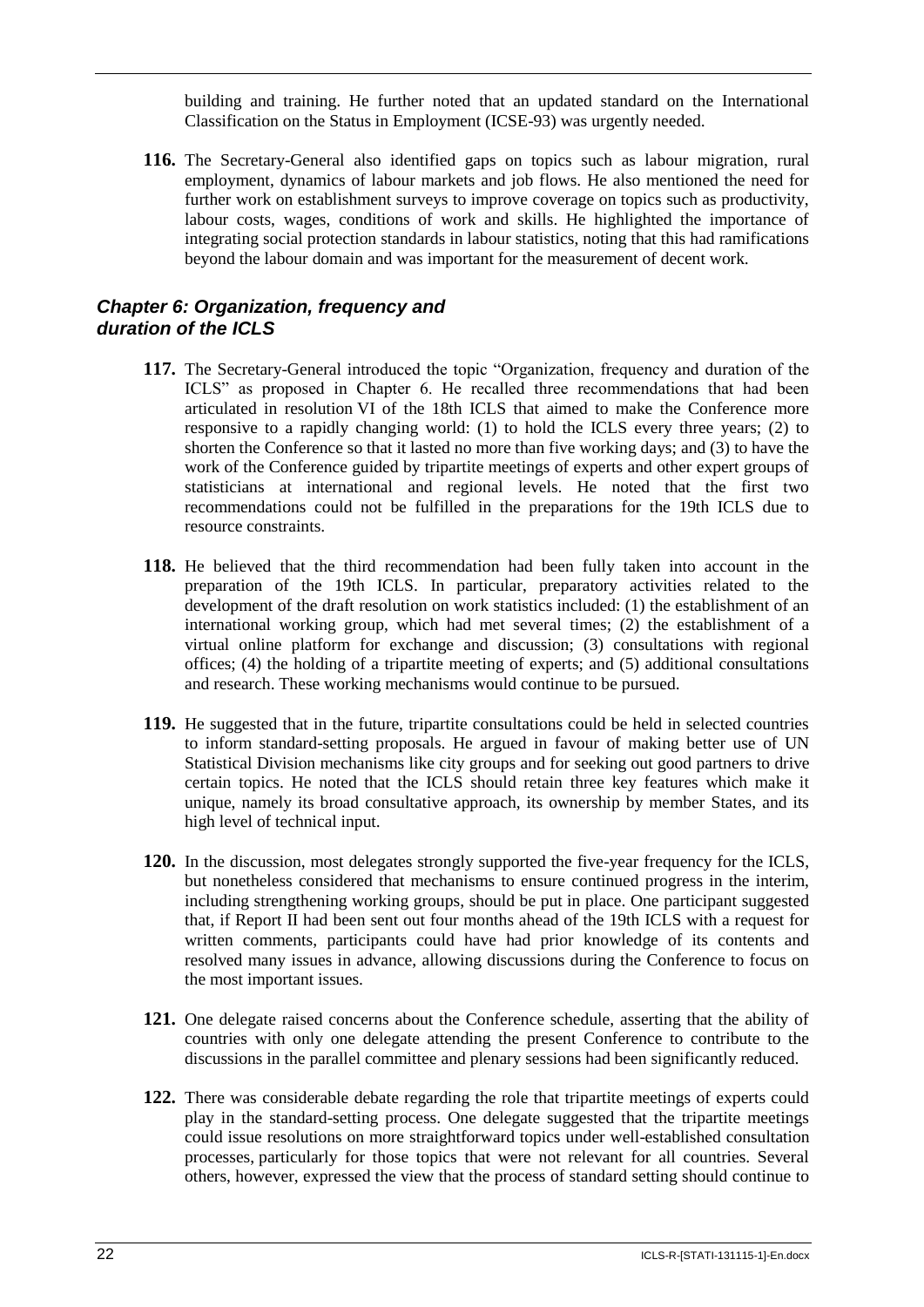building and training. He further noted that an updated standard on the International Classification on the Status in Employment (ICSE-93) was urgently needed.

**116.** The Secretary-General also identified gaps on topics such as labour migration, rural employment, dynamics of labour markets and job flows. He also mentioned the need for further work on establishment surveys to improve coverage on topics such as productivity, labour costs, wages, conditions of work and skills. He highlighted the importance of integrating social protection standards in labour statistics, noting that this had ramifications beyond the labour domain and was important for the measurement of decent work.

### *Chapter 6: Organization, frequency and duration of the ICLS*

**117.** The Secretary-General introduced the topic "Organization, frequency and duration of the ICLS" as proposed in Chapter 6. He recalled three recommendations that had been articulated in resolution VI of the 18th ICLS that aimed to make the Conference more responsive to a rapidly changing world: (1) to hold the ICLS every three years; (2) to shorten the Conference so that it lasted no more than five working days; and (3) to have the work of the Conference guided by tripartite meetings of experts and other expert groups of statisticians at international and regional levels. He noted that the first two recommendations could not be fulfilled in the preparations for the 19th ICLS due to resource constraints.

**118.** He believed that the third recommendation had been fully taken into account in the preparation of the 19th ICLS. In particular, preparatory activities related to the development of the draft resolution on work statistics included: (1) the establishment of an international working group, which had met several times; (2) the establishment of a virtual online platform for exchange and discussion; (3) consultations with regional offices; (4) the holding of a tripartite meeting of experts; and (5) additional consultations and research. These working mechanisms would continue to be pursued.

**119.** He suggested that in the future, tripartite consultations could be held in selected countries to inform standard-setting proposals. He argued in favour of making better use of UN Statistical Division mechanisms like city groups and for seeking out good partners to drive certain topics. He noted that the ICLS should retain three key features which make it unique, namely its broad consultative approach, its ownership by member States, and its high level of technical input.

**120.** In the discussion, most delegates strongly supported the five-year frequency for the ICLS, but nonetheless considered that mechanisms to ensure continued progress in the interim, including strengthening working groups, should be put in place. One participant suggested that, if Report II had been sent out four months ahead of the 19th ICLS with a request for written comments, participants could have had prior knowledge of its contents and resolved many issues in advance, allowing discussions during the Conference to focus on the most important issues.

**121.** One delegate raised concerns about the Conference schedule, asserting that the ability of countries with only one delegate attending the present Conference to contribute to the discussions in the parallel committee and plenary sessions had been significantly reduced.

**122.** There was considerable debate regarding the role that tripartite meetings of experts could play in the standard-setting process. One delegate suggested that the tripartite meetings could issue resolutions on more straightforward topics under well-established consultation processes, particularly for those topics that were not relevant for all countries. Several others, however, expressed the view that the process of standard setting should continue to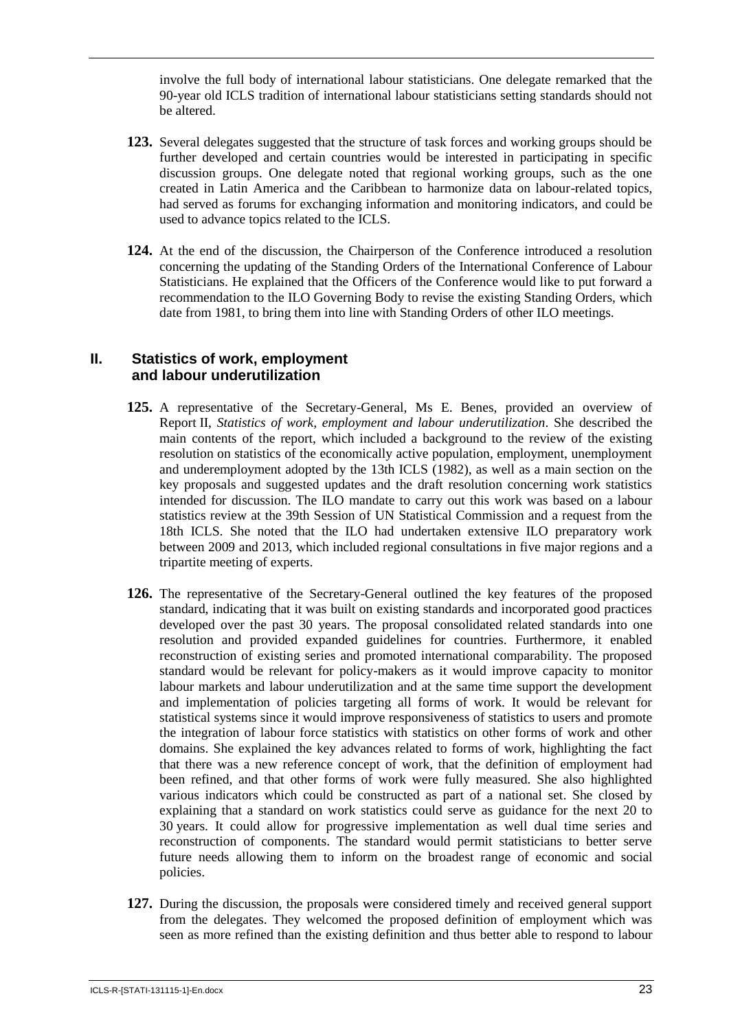involve the full body of international labour statisticians. One delegate remarked that the 90-year old ICLS tradition of international labour statisticians setting standards should not be altered.

**123.** Several delegates suggested that the structure of task forces and working groups should be further developed and certain countries would be interested in participating in specific discussion groups. One delegate noted that regional working groups, such as the one created in Latin America and the Caribbean to harmonize data on labour-related topics, had served as forums for exchanging information and monitoring indicators, and could be used to advance topics related to the ICLS.

**124.** At the end of the discussion, the Chairperson of the Conference introduced a resolution concerning the updating of the Standing Orders of the International Conference of Labour Statisticians. He explained that the Officers of the Conference would like to put forward a recommendation to the ILO Governing Body to revise the existing Standing Orders, which date from 1981, to bring them into line with Standing Orders of other ILO meetings.

## II. Statistics of work, employment and labour underutilization

**125.** A representative of the Secretary-General, Ms E. Benes, provided an overview of Report II, *Statistics of work, employment and labour underutilization*. She described the main contents of the report, which included a background to the review of the existing resolution on statistics of the economically active population, employment, unemployment and underemployment adopted by the 13th ICLS (1982), as well as a main section on the key proposals and suggested updates and the draft resolution concerning work statistics intended for discussion. The ILO mandate to carry out this work was based on a labour statistics review at the 39th Session of UN Statistical Commission and a request from the 18th ICLS. She noted that the ILO had undertaken extensive ILO preparatory work between 2009 and 2013, which included regional consultations in five major regions and a tripartite meeting of experts.

**126.** The representative of the Secretary-General outlined the key features of the proposed standard, indicating that it was built on existing standards and incorporated good practices developed over the past 30 years. The proposal consolidated related standards into one resolution and provided expanded guidelines for countries. Furthermore, it enabled reconstruction of existing series and promoted international comparability. The proposed standard would be relevant for policy-makers as it would improve capacity to monitor labour markets and labour underutilization and at the same time support the development and implementation of policies targeting all forms of work. It would be relevant for statistical systems since it would improve responsiveness of statistics to users and promote the integration of labour force statistics with statistics on other forms of work and other domains. She explained the key advances related to forms of work, highlighting the fact that there was a new reference concept of work, that the definition of employment had been refined, and that other forms of work were fully measured. She also highlighted various indicators which could be constructed as part of a national set. She closed by explaining that a standard on work statistics could serve as guidance for the next 20 to 30 years. It could allow for progressive implementation as well dual time series and reconstruction of components. The standard would permit statisticians to better serve future needs allowing them to inform on the broadest range of economic and social policies.

**127.** During the discussion, the proposals were considered timely and received general support from the delegates. They welcomed the proposed definition of employment which was seen as more refined than the existing definition and thus better able to respond to labour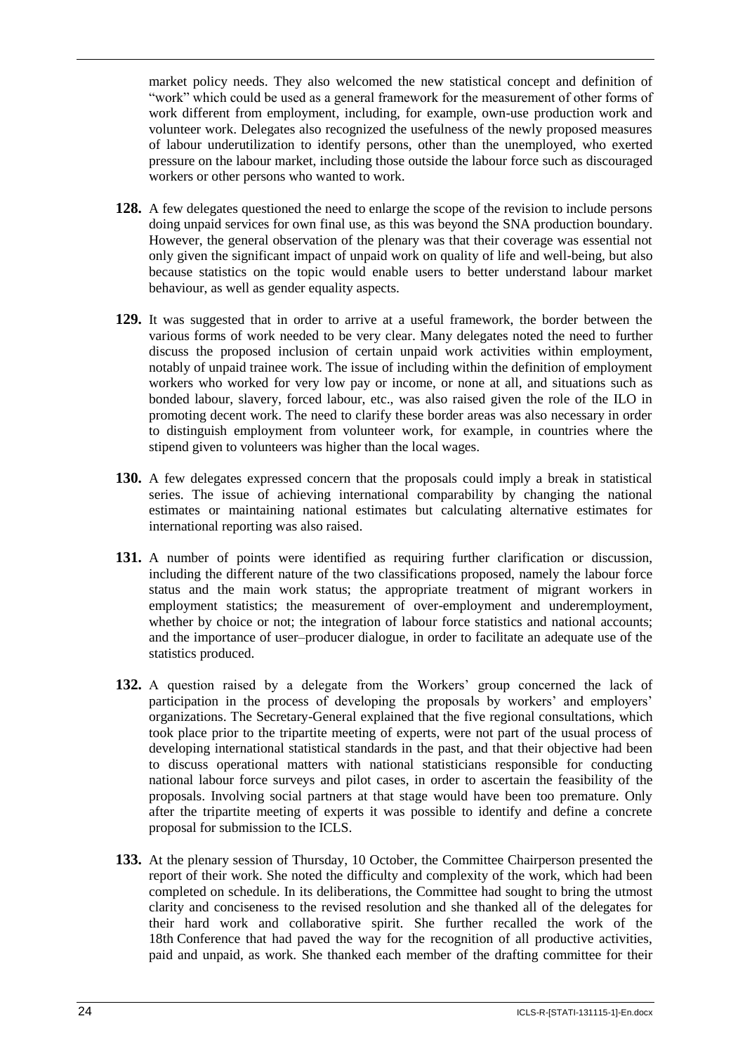market policy needs. They also welcomed the new statistical concept and definition of "work" which could be used as a general framework for the measurement of other forms of work different from employment, including, for example, own-use production work and volunteer work. Delegates also recognized the usefulness of the newly proposed measures of labour underutilization to identify persons, other than the unemployed, who exerted pressure on the labour market, including those outside the labour force such as discouraged workers or other persons who wanted to work.

**128.** A few delegates questioned the need to enlarge the scope of the revision to include persons doing unpaid services for own final use, as this was beyond the SNA production boundary. However, the general observation of the plenary was that their coverage was essential not only given the significant impact of unpaid work on quality of life and well-being, but also because statistics on the topic would enable users to better understand labour market behaviour, as well as gender equality aspects.

**129.** It was suggested that in order to arrive at a useful framework, the border between the various forms of work needed to be very clear. Many delegates noted the need to further discuss the proposed inclusion of certain unpaid work activities within employment, notably of unpaid trainee work. The issue of including within the definition of employment workers who worked for very low pay or income, or none at all, and situations such as bonded labour, slavery, forced labour, etc., was also raised given the role of the ILO in promoting decent work. The need to clarify these border areas was also necessary in order to distinguish employment from volunteer work, for example, in countries where the stipend given to volunteers was higher than the local wages.

**130.** A few delegates expressed concern that the proposals could imply a break in statistical series. The issue of achieving international comparability by changing the national estimates or maintaining national estimates but calculating alternative estimates for international reporting was also raised.

**131.** A number of points were identified as requiring further clarification or discussion, including the different nature of the two classifications proposed, namely the labour force status and the main work status; the appropriate treatment of migrant workers in employment statistics; the measurement of over-employment and underemployment, whether by choice or not; the integration of labour force statistics and national accounts; and the importance of user–producer dialogue, in order to facilitate an adequate use of the statistics produced.

**132.** A question raised by a delegate from the Workers' group concerned the lack of participation in the process of developing the proposals by workers' and employers' organizations. The Secretary-General explained that the five regional consultations, which took place prior to the tripartite meeting of experts, were not part of the usual process of developing international statistical standards in the past, and that their objective had been to discuss operational matters with national statisticians responsible for conducting national labour force surveys and pilot cases, in order to ascertain the feasibility of the proposals. Involving social partners at that stage would have been too premature. Only after the tripartite meeting of experts it was possible to identify and define a concrete proposal for submission to the ICLS.

**133.** At the plenary session of Thursday, 10 October, the Committee Chairperson presented the report of their work. She noted the difficulty and complexity of the work, which had been completed on schedule. In its deliberations, the Committee had sought to bring the utmost clarity and conciseness to the revised resolution and she thanked all of the delegates for their hard work and collaborative spirit. She further recalled the work of the 18th Conference that had paved the way for the recognition of all productive activities, paid and unpaid, as work. She thanked each member of the drafting committee for their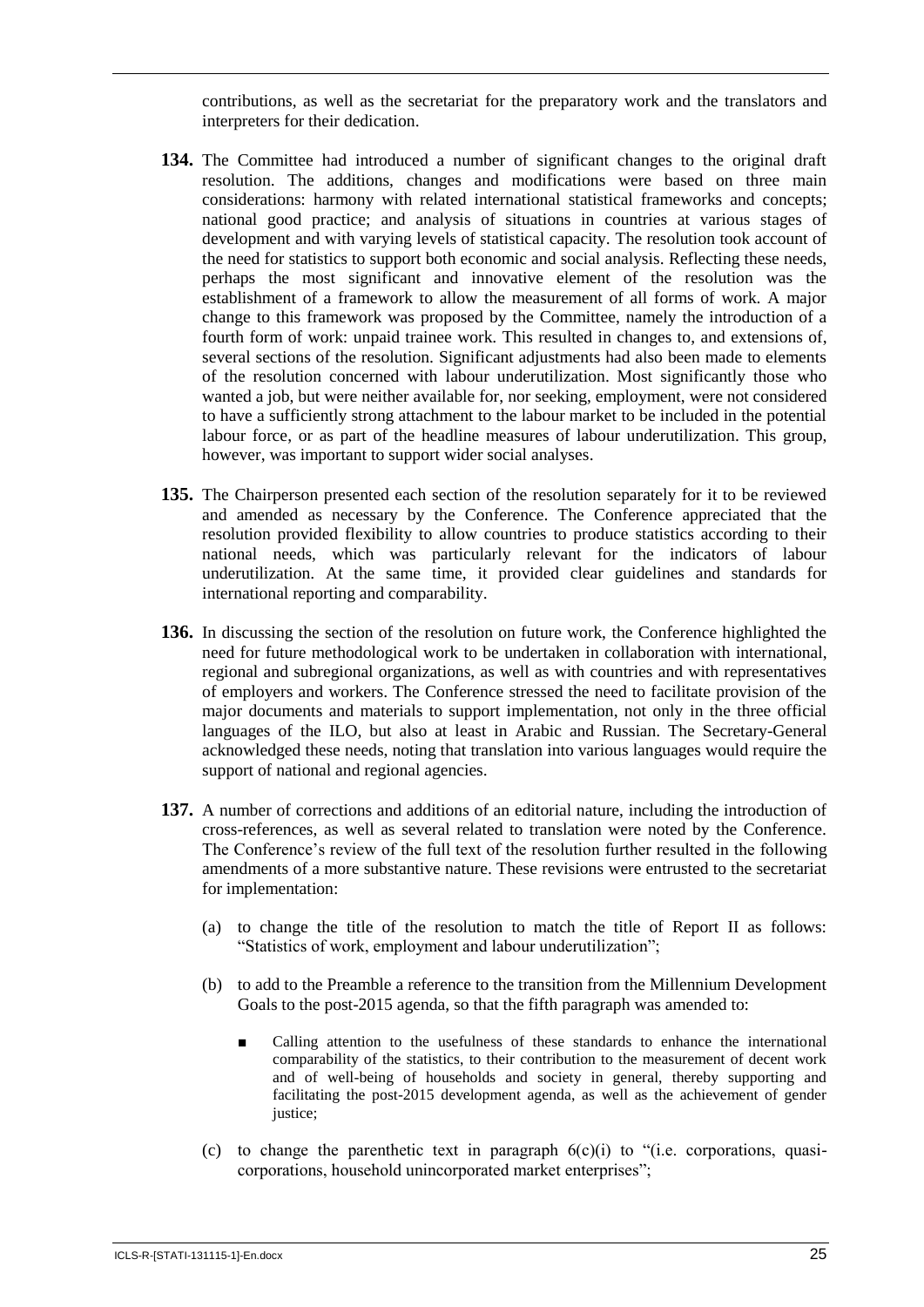contributions, as well as the secretariat for the preparatory work and the translators and interpreters for their dedication.

**134.** The Committee had introduced a number of significant changes to the original draft resolution. The additions, changes and modifications were based on three main considerations: harmony with related international statistical frameworks and concepts; national good practice; and analysis of situations in countries at various stages of development and with varying levels of statistical capacity. The resolution took account of the need for statistics to support both economic and social analysis. Reflecting these needs, perhaps the most significant and innovative element of the resolution was the establishment of a framework to allow the measurement of all forms of work. A major change to this framework was proposed by the Committee, namely the introduction of a fourth form of work: unpaid trainee work. This resulted in changes to, and extensions of, several sections of the resolution. Significant adjustments had also been made to elements of the resolution concerned with labour underutilization. Most significantly those who wanted a job, but were neither available for, nor seeking, employment, were not considered to have a sufficiently strong attachment to the labour market to be included in the potential labour force, or as part of the headline measures of labour underutilization. This group, however, was important to support wider social analyses.

**135.** The Chairperson presented each section of the resolution separately for it to be reviewed and amended as necessary by the Conference. The Conference appreciated that the resolution provided flexibility to allow countries to produce statistics according to their national needs, which was particularly relevant for the indicators of labour underutilization. At the same time, it provided clear guidelines and standards for international reporting and comparability.

**136.** In discussing the section of the resolution on future work, the Conference highlighted the need for future methodological work to be undertaken in collaboration with international, regional and subregional organizations, as well as with countries and with representatives of employers and workers. The Conference stressed the need to facilitate provision of the major documents and materials to support implementation, not only in the three official languages of the ILO, but also at least in Arabic and Russian. The Secretary-General acknowledged these needs, noting that translation into various languages would require the support of national and regional agencies.

**137.** A number of corrections and additions of an editorial nature, including the introduction of cross-references, as well as several related to translation were noted by the Conference. The Conference's review of the full text of the resolution further resulted in the following amendments of a more substantive nature. These revisions were entrusted to the secretariat for implementation:

(a) to change the title of the resolution to match the title of Report II as follows: "Statistics of work, employment and labour underutilization";

(b) to add to the Preamble a reference to the transition from the Millennium Development Goals to the post-2015 agenda, so that the fifth paragraph was amended to:

- Calling attention to the usefulness of these standards to enhance the international comparability of the statistics, to their contribution to the measurement of decent work and of well-being of households and society in general, thereby supporting and facilitating the post-2015 development agenda, as well as the achievement of gender justice;

(c) to change the parenthetic text in paragraph 6(c)(i) to "(i.e. corporations, quasi-corporations, household unincorporated market enterprises";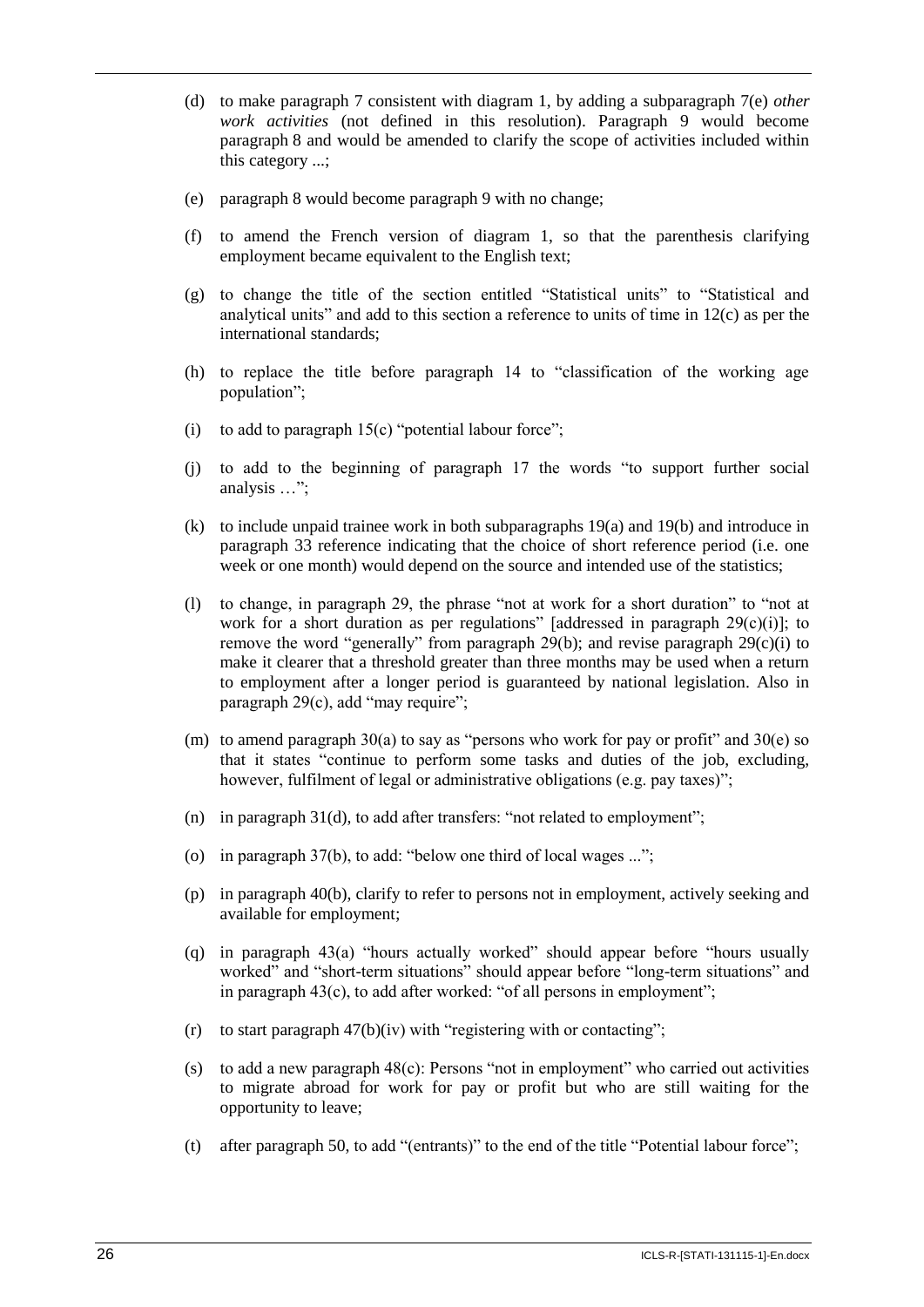(d) to make paragraph 7 consistent with diagram 1, by adding a subparagraph 7(e) *other work activities* (not defined in this resolution). Paragraph 9 would become paragraph 8 and would be amended to clarify the scope of activities included within this category ...;

(e) paragraph 8 would become paragraph 9 with no change;

(f) to amend the French version of diagram 1, so that the parenthesis clarifying employment became equivalent to the English text;

(g) to change the title of the section entitled "Statistical units" to "Statistical and analytical units" and add to this section a reference to units of time in 12(c) as per the international standards;

(h) to replace the title before paragraph 14 to "classification of the working age population";

(i) to add to paragraph 15(c) "potential labour force";

(j) to add to the beginning of paragraph 17 the words "to support further social analysis …";

(k) to include unpaid trainee work in both subparagraphs 19(a) and 19(b) and introduce in paragraph 33 reference indicating that the choice of short reference period (i.e. one week or one month) would depend on the source and intended use of the statistics;

(l) to change, in paragraph 29, the phrase "not at work for a short duration" to "not at work for a short duration as per regulations" [addressed in paragraph 29(c)(i)]; to remove the word "generally" from paragraph 29(b); and revise paragraph 29(c)(i) to make it clearer that a threshold greater than three months may be used when a return to employment after a longer period is guaranteed by national legislation. Also in paragraph 29(c), add "may require";

(m) to amend paragraph 30(a) to say as "persons who work for pay or profit" and 30(e) so that it states "continue to perform some tasks and duties of the job, excluding, however, fulfilment of legal or administrative obligations (e.g. pay taxes)";

(n) in paragraph 31(d), to add after transfers: "not related to employment";

(o) in paragraph 37(b), to add: "below one third of local wages ...";

(p) in paragraph 40(b), clarify to refer to persons not in employment, actively seeking and available for employment;

(q) in paragraph 43(a) "hours actually worked" should appear before "hours usually worked" and "short-term situations" should appear before "long-term situations" and in paragraph 43(c), to add after worked: "of all persons in employment";

(r) to start paragraph 47(b)(iv) with "registering with or contacting";

(s) to add a new paragraph 48(c): Persons "not in employment" who carried out activities to migrate abroad for work for pay or profit but who are still waiting for the opportunity to leave;

(t) after paragraph 50, to add "(entrants)" to the end of the title "Potential labour force";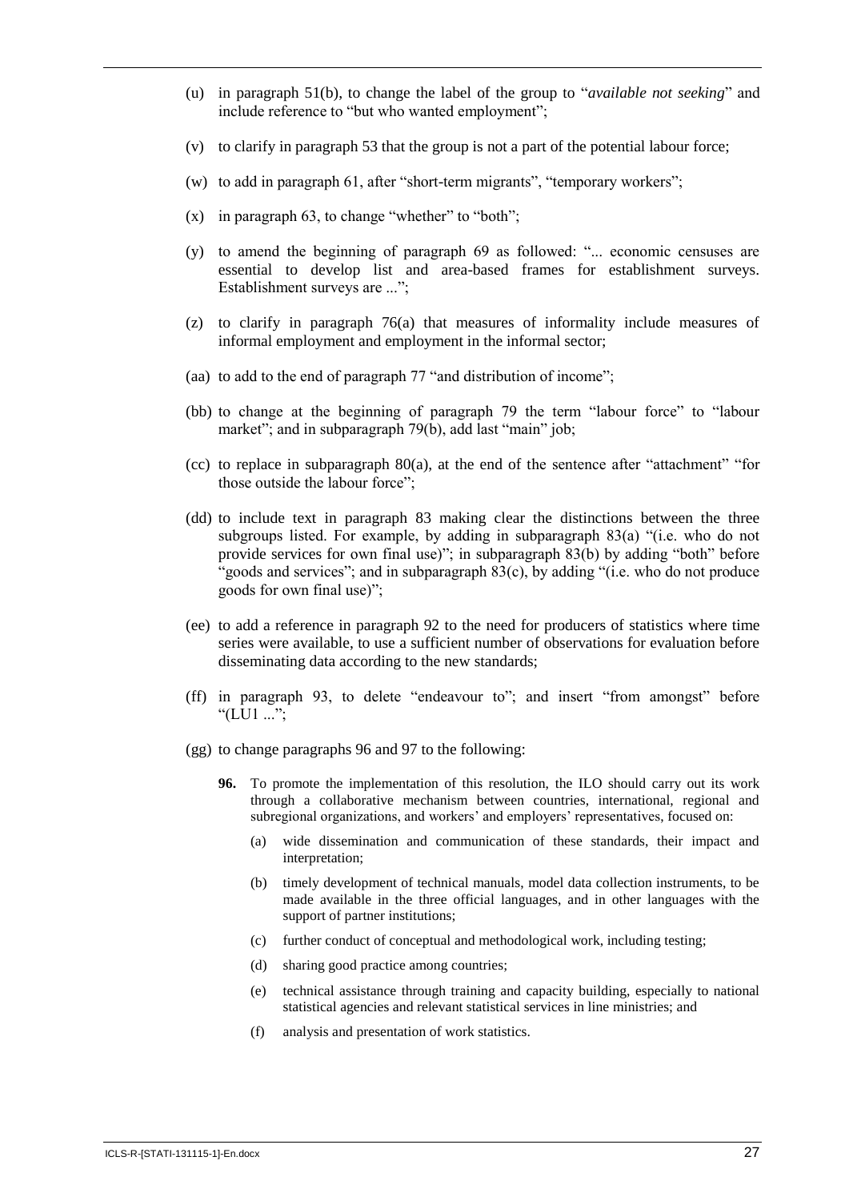(u) in paragraph 51(b), to change the label of the group to "*available not seeking*" and include reference to "but who wanted employment";

(v) to clarify in paragraph 53 that the group is not a part of the potential labour force;

(w) to add in paragraph 61, after "short-term migrants", "temporary workers";

(x) in paragraph 63, to change "whether" to "both";

(y) to amend the beginning of paragraph 69 as followed: "... economic censuses are essential to develop list and area-based frames for establishment surveys. Establishment surveys are ...";

(z) to clarify in paragraph 76(a) that measures of informality include measures of informal employment and employment in the informal sector;

(aa) to add to the end of paragraph 77 "and distribution of income";

(bb) to change at the beginning of paragraph 79 the term "labour force" to "labour market"; and in subparagraph 79(b), add last "main" job;

(cc) to replace in subparagraph 80(a), at the end of the sentence after "attachment" "for those outside the labour force";

(dd) to include text in paragraph 83 making clear the distinctions between the three subgroups listed. For example, by adding in subparagraph 83(a) "(i.e. who do not provide services for own final use)"; in subparagraph 83(b) by adding "both" before "goods and services"; and in subparagraph 83(c), by adding "(i.e. who do not produce goods for own final use)";

(ee) to add a reference in paragraph 92 to the need for producers of statistics where time series were available, to use a sufficient number of observations for evaluation before disseminating data according to the new standards;

(ff) in paragraph 93, to delete "endeavour to"; and insert "from amongst" before "(LU1 ...";

(gg) to change paragraphs 96 and 97 to the following:

> **96.** To promote the implementation of this resolution, the ILO should carry out its work through a collaborative mechanism between countries, international, regional and subregional organizations, and workers' and employers' representatives, focused on:
>
> (a) wide dissemination and communication of these standards, their impact and interpretation;
>
> (b) timely development of technical manuals, model data collection instruments, to be made available in the three official languages, and in other languages with the support of partner institutions;
>
> (c) further conduct of conceptual and methodological work, including testing;
>
> (d) sharing good practice among countries;
>
> (e) technical assistance through training and capacity building, especially to national statistical agencies and relevant statistical services in line ministries; and
>
> (f) analysis and presentation of work statistics.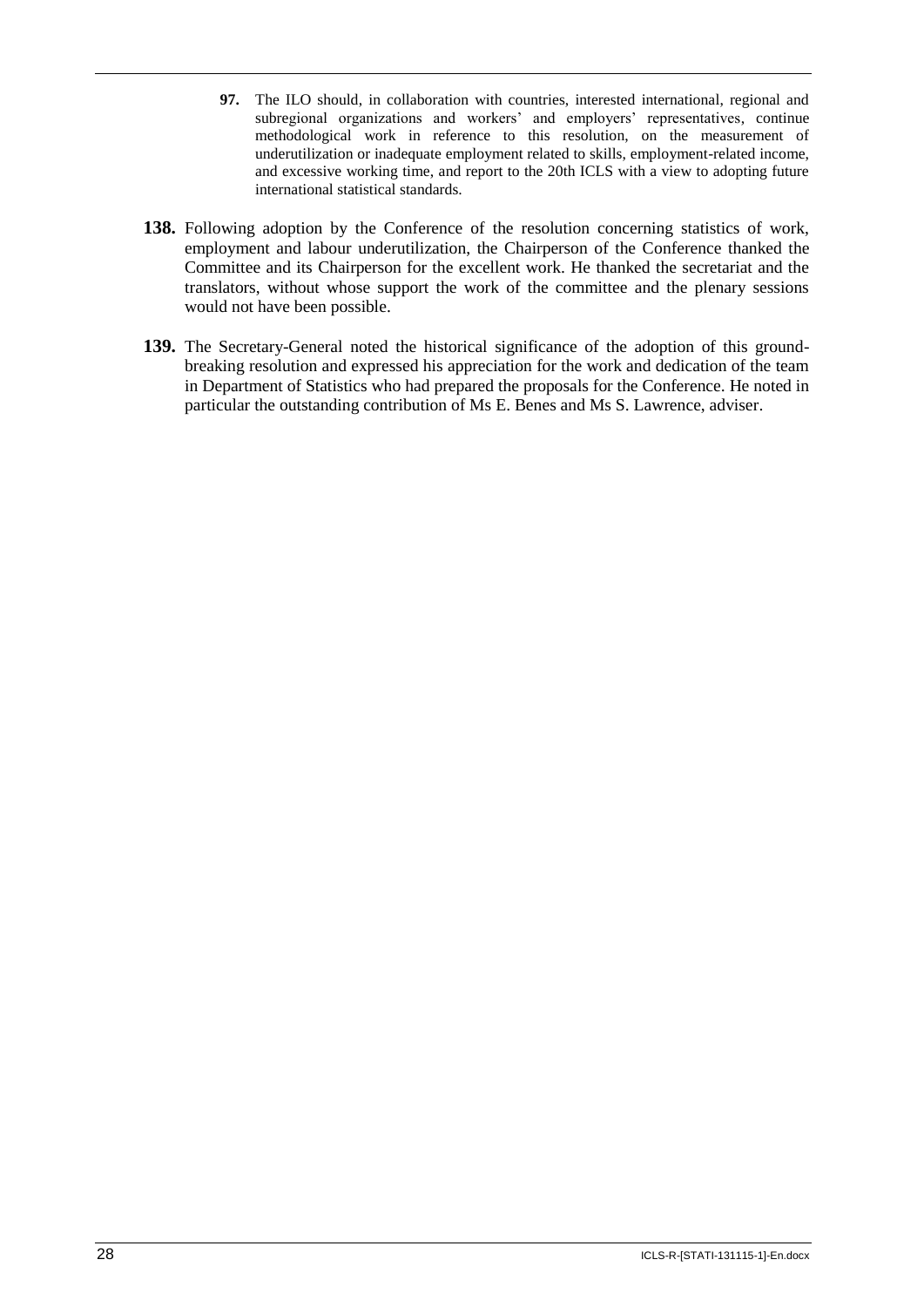> **97.** The ILO should, in collaboration with countries, interested international, regional and subregional organizations and workers' and employers' representatives, continue methodological work in reference to this resolution, on the measurement of underutilization or inadequate employment related to skills, employment-related income, and excessive working time, and report to the 20th ICLS with a view to adopting future international statistical standards.

**138.** Following adoption by the Conference of the resolution concerning statistics of work, employment and labour underutilization, the Chairperson of the Conference thanked the Committee and its Chairperson for the excellent work. He thanked the secretariat and the translators, without whose support the work of the committee and the plenary sessions would not have been possible.

**139.** The Secretary-General noted the historical significance of the adoption of this ground-breaking resolution and expressed his appreciation for the work and dedication of the team in Department of Statistics who had prepared the proposals for the Conference. He noted in particular the outstanding contribution of Ms E. Benes and Ms S. Lawrence, adviser.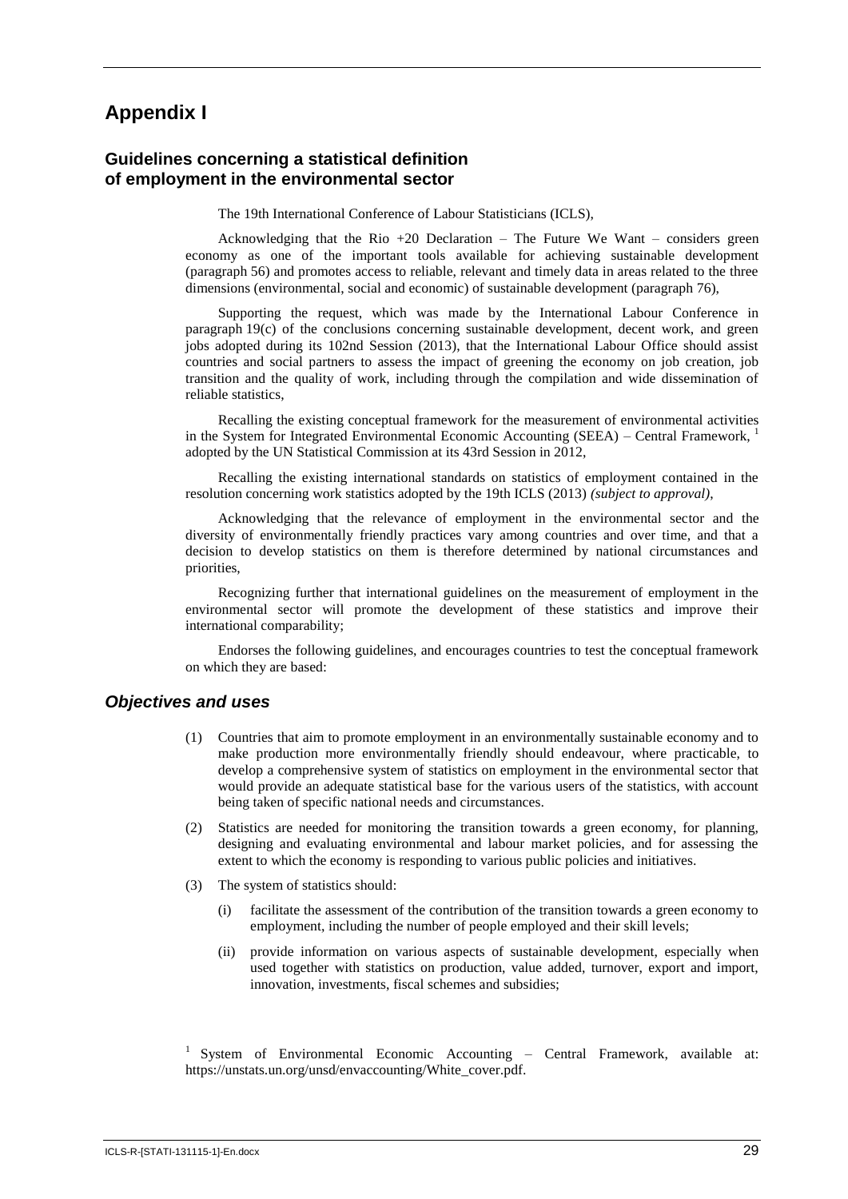# Appendix I

## Guidelines concerning a statistical definition of employment in the environmental sector

The 19th International Conference of Labour Statisticians (ICLS),

Acknowledging that the Rio +20 Declaration – The Future We Want – considers green economy as one of the important tools available for achieving sustainable development (paragraph 56) and promotes access to reliable, relevant and timely data in areas related to the three dimensions (environmental, social and economic) of sustainable development (paragraph 76),

Supporting the request, which was made by the International Labour Conference in paragraph 19(c) of the conclusions concerning sustainable development, decent work, and green jobs adopted during its 102nd Session (2013), that the International Labour Office should assist countries and social partners to assess the impact of greening the economy on job creation, job transition and the quality of work, including through the compilation and wide dissemination of reliable statistics,

Recalling the existing conceptual framework for the measurement of environmental activities in the System for Integrated Environmental Economic Accounting (SEEA) – Central Framework, [1] adopted by the UN Statistical Commission at its 43rd Session in 2012,

Recalling the existing international standards on statistics of employment contained in the resolution concerning work statistics adopted by the 19th ICLS (2013) *(subject to approval)*,

Acknowledging that the relevance of employment in the environmental sector and the diversity of environmentally friendly practices vary among countries and over time, and that a decision to develop statistics on them is therefore determined by national circumstances and priorities,

Recognizing further that international guidelines on the measurement of employment in the environmental sector will promote the development of these statistics and improve their international comparability;

Endorses the following guidelines, and encourages countries to test the conceptual framework on which they are based:

### *Objectives and uses*

(1) Countries that aim to promote employment in an environmentally sustainable economy and to make production more environmentally friendly should endeavour, where practicable, to develop a comprehensive system of statistics on employment in the environmental sector that would provide an adequate statistical base for the various users of the statistics, with account being taken of specific national needs and circumstances.

(2) Statistics are needed for monitoring the transition towards a green economy, for planning, designing and evaluating environmental and labour market policies, and for assessing the extent to which the economy is responding to various public policies and initiatives.

(3) The system of statistics should:

(i) facilitate the assessment of the contribution of the transition towards a green economy to employment, including the number of people employed and their skill levels;

(ii) provide information on various aspects of sustainable development, especially when used together with statistics on production, value added, turnover, export and import, innovation, investments, fiscal schemes and subsidies;

[1] System of Environmental Economic Accounting – Central Framework, available at: https://unstats.un.org/unsd/envaccounting/White_cover.pdf.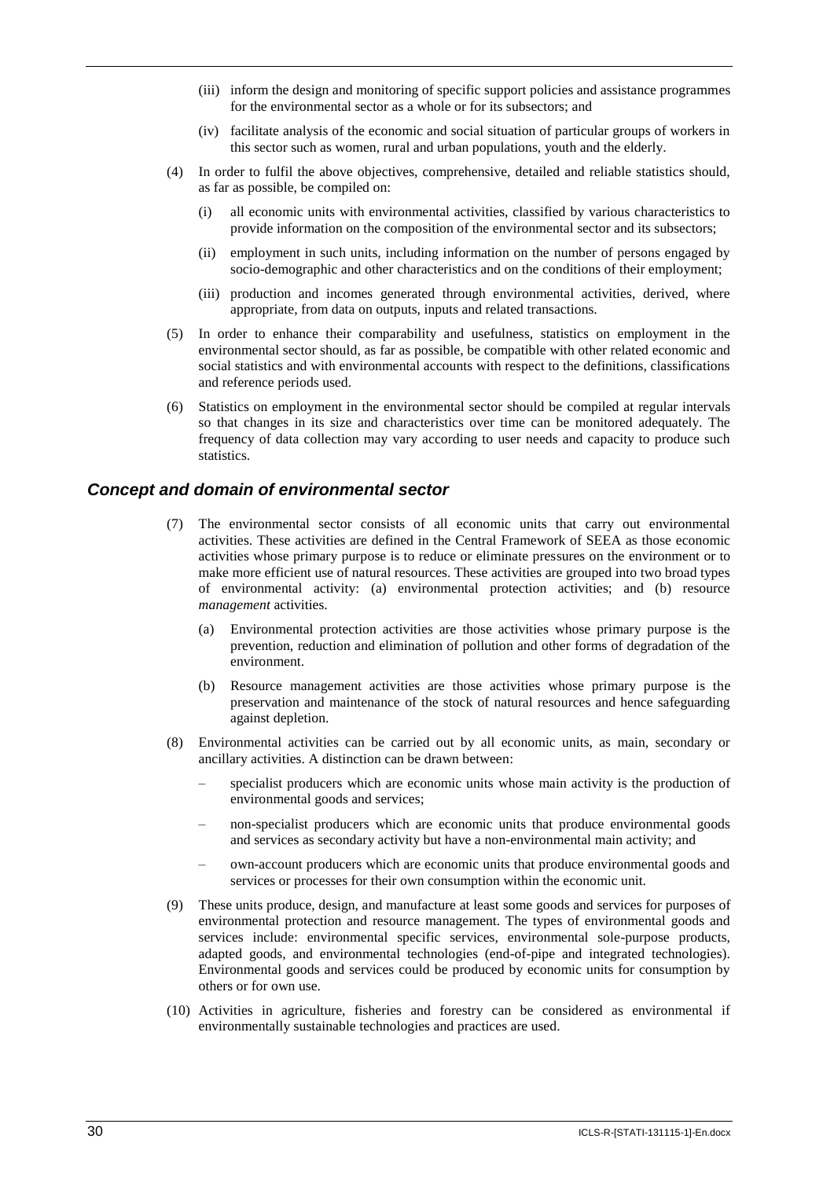(iii) inform the design and monitoring of specific support policies and assistance programmes for the environmental sector as a whole or for its subsectors; and

(iv) facilitate analysis of the economic and social situation of particular groups of workers in this sector such as women, rural and urban populations, youth and the elderly.

(4) In order to fulfil the above objectives, comprehensive, detailed and reliable statistics should, as far as possible, be compiled on:

(i) all economic units with environmental activities, classified by various characteristics to provide information on the composition of the environmental sector and its subsectors;

(ii) employment in such units, including information on the number of persons engaged by socio-demographic and other characteristics and on the conditions of their employment;

(iii) production and incomes generated through environmental activities, derived, where appropriate, from data on outputs, inputs and related transactions.

(5) In order to enhance their comparability and usefulness, statistics on employment in the environmental sector should, as far as possible, be compatible with other related economic and social statistics and with environmental accounts with respect to the definitions, classifications and reference periods used.

(6) Statistics on employment in the environmental sector should be compiled at regular intervals so that changes in its size and characteristics over time can be monitored adequately. The frequency of data collection may vary according to user needs and capacity to produce such statistics.

### *Concept and domain of environmental sector*

(7) The environmental sector consists of all economic units that carry out environmental activities. These activities are defined in the Central Framework of SEEA as those economic activities whose primary purpose is to reduce or eliminate pressures on the environment or to make more efficient use of natural resources. These activities are grouped into two broad types of environmental activity: (a) environmental protection activities; and (b) resource *management* activities.

(a) Environmental protection activities are those activities whose primary purpose is the prevention, reduction and elimination of pollution and other forms of degradation of the environment.

(b) Resource management activities are those activities whose primary purpose is the preservation and maintenance of the stock of natural resources and hence safeguarding against depletion.

(8) Environmental activities can be carried out by all economic units, as main, secondary or ancillary activities. A distinction can be drawn between:

– specialist producers which are economic units whose main activity is the production of environmental goods and services;

– non-specialist producers which are economic units that produce environmental goods and services as secondary activity but have a non-environmental main activity; and

– own-account producers which are economic units that produce environmental goods and services or processes for their own consumption within the economic unit.

(9) These units produce, design, and manufacture at least some goods and services for purposes of environmental protection and resource management. The types of environmental goods and services include: environmental specific services, environmental sole-purpose products, adapted goods, and environmental technologies (end-of-pipe and integrated technologies). Environmental goods and services could be produced by economic units for consumption by others or for own use.

(10) Activities in agriculture, fisheries and forestry can be considered as environmental if environmentally sustainable technologies and practices are used.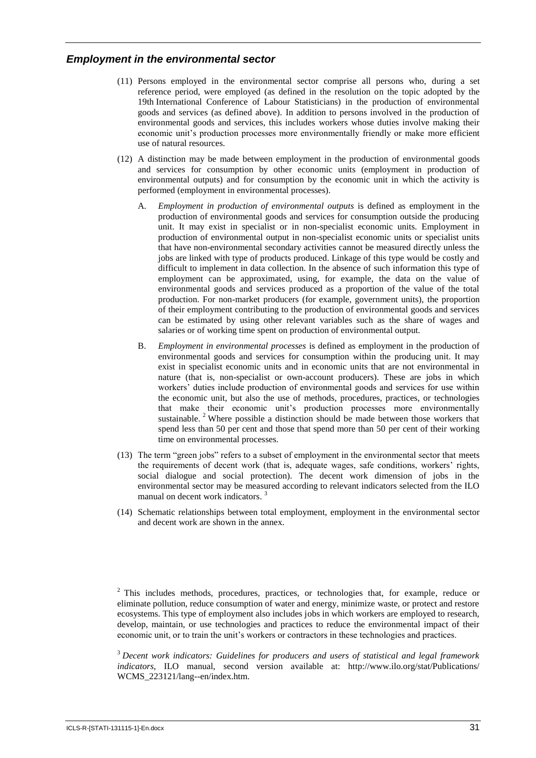## *Employment in the environmental sector*

(11) Persons employed in the environmental sector comprise all persons who, during a set reference period, were employed (as defined in the resolution on the topic adopted by the 19th International Conference of Labour Statisticians) in the production of environmental goods and services (as defined above). In addition to persons involved in the production of environmental goods and services, this includes workers whose duties involve making their economic unit's production processes more environmentally friendly or make more efficient use of natural resources.

(12) A distinction may be made between employment in the production of environmental goods and services for consumption by other economic units (employment in production of environmental outputs) and for consumption by the economic unit in which the activity is performed (employment in environmental processes).

A. *Employment in production of environmental outputs* is defined as employment in the production of environmental goods and services for consumption outside the producing unit. It may exist in specialist or in non-specialist economic units. Employment in production of environmental output in non-specialist economic units or specialist units that have non-environmental secondary activities cannot be measured directly unless the jobs are linked with type of products produced. Linkage of this type would be costly and difficult to implement in data collection. In the absence of such information this type of employment can be approximated, using, for example, the data on the value of environmental goods and services produced as a proportion of the value of the total production. For non-market producers (for example, government units), the proportion of their employment contributing to the production of environmental goods and services can be estimated by using other relevant variables such as the share of wages and salaries or of working time spent on production of environmental output.

B. *Employment in environmental processes* is defined as employment in the production of environmental goods and services for consumption within the producing unit. It may exist in specialist economic units and in economic units that are not environmental in nature (that is, non-specialist or own-account producers). These are jobs in which workers' duties include production of environmental goods and services for use within the economic unit, but also the use of methods, procedures, practices, or technologies that make their economic unit's production processes more environmentally sustainable. [2] Where possible a distinction should be made between those workers that spend less than 50 per cent and those that spend more than 50 per cent of their working time on environmental processes.

(13) The term "green jobs" refers to a subset of employment in the environmental sector that meets the requirements of decent work (that is, adequate wages, safe conditions, workers' rights, social dialogue and social protection). The decent work dimension of jobs in the environmental sector may be measured according to relevant indicators selected from the ILO manual on decent work indicators. [3]

(14) Schematic relationships between total employment, employment in the environmental sector and decent work are shown in the annex.

[2] This includes methods, procedures, practices, or technologies that, for example, reduce or eliminate pollution, reduce consumption of water and energy, minimize waste, or protect and restore ecosystems. This type of employment also includes jobs in which workers are employed to research, develop, maintain, or use technologies and practices to reduce the environmental impact of their economic unit, or to train the unit's workers or contractors in these technologies and practices.

[3] *Decent work indicators: Guidelines for producers and users of statistical and legal framework indicators*, ILO manual, second version available at: http://www.ilo.org/stat/Publications/WCMS_223121/lang--en/index.htm.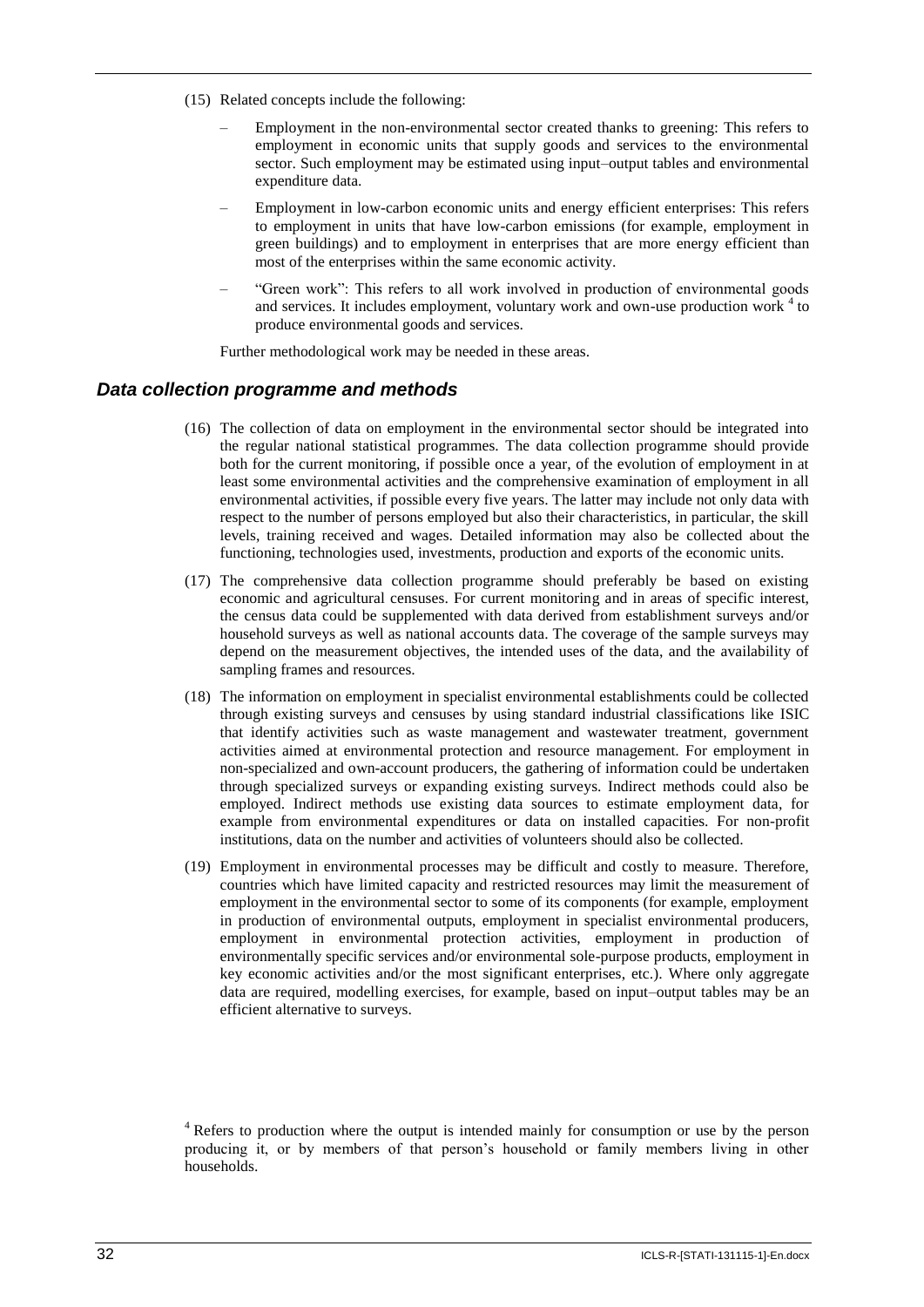(15) Related concepts include the following:

– Employment in the non-environmental sector created thanks to greening: This refers to employment in economic units that supply goods and services to the environmental sector. Such employment may be estimated using input–output tables and environmental expenditure data.

– Employment in low-carbon economic units and energy efficient enterprises: This refers to employment in units that have low-carbon emissions (for example, employment in green buildings) and to employment in enterprises that are more energy efficient than most of the enterprises within the same economic activity.

– "Green work": This refers to all work involved in production of environmental goods and services. It includes employment, voluntary work and own-use production work [4] to produce environmental goods and services.

Further methodological work may be needed in these areas.

## *Data collection programme and methods*

(16) The collection of data on employment in the environmental sector should be integrated into the regular national statistical programmes. The data collection programme should provide both for the current monitoring, if possible once a year, of the evolution of employment in at least some environmental activities and the comprehensive examination of employment in all environmental activities, if possible every five years. The latter may include not only data with respect to the number of persons employed but also their characteristics, in particular, the skill levels, training received and wages. Detailed information may also be collected about the functioning, technologies used, investments, production and exports of the economic units.

(17) The comprehensive data collection programme should preferably be based on existing economic and agricultural censuses. For current monitoring and in areas of specific interest, the census data could be supplemented with data derived from establishment surveys and/or household surveys as well as national accounts data. The coverage of the sample surveys may depend on the measurement objectives, the intended uses of the data, and the availability of sampling frames and resources.

(18) The information on employment in specialist environmental establishments could be collected through existing surveys and censuses by using standard industrial classifications like ISIC that identify activities such as waste management and wastewater treatment, government activities aimed at environmental protection and resource management. For employment in non-specialized and own-account producers, the gathering of information could be undertaken through specialized surveys or expanding existing surveys. Indirect methods could also be employed. Indirect methods use existing data sources to estimate employment data, for example from environmental expenditures or data on installed capacities. For non-profit institutions, data on the number and activities of volunteers should also be collected.

(19) Employment in environmental processes may be difficult and costly to measure. Therefore, countries which have limited capacity and restricted resources may limit the measurement of employment in the environmental sector to some of its components (for example, employment in production of environmental outputs, employment in specialist environmental producers, employment in environmental protection activities, employment in production of environmentally specific services and/or environmental sole-purpose products, employment in key economic activities and/or the most significant enterprises, etc.). Where only aggregate data are required, modelling exercises, for example, based on input–output tables may be an efficient alternative to surveys.

[4] Refers to production where the output is intended mainly for consumption or use by the person producing it, or by members of that person's household or family members living in other households.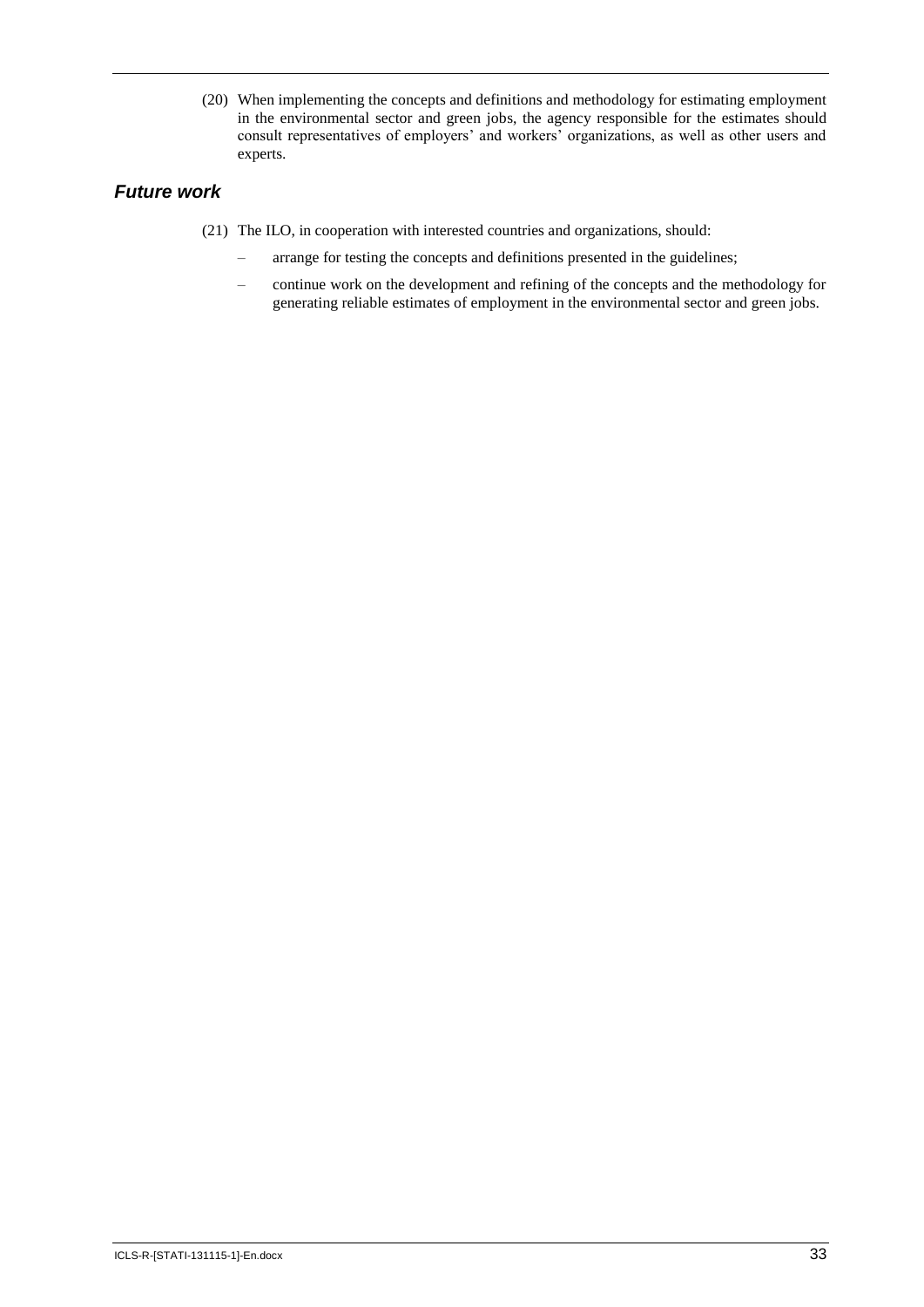(20) When implementing the concepts and definitions and methodology for estimating employment in the environmental sector and green jobs, the agency responsible for the estimates should consult representatives of employers' and workers' organizations, as well as other users and experts.

## *Future work*

(21) The ILO, in cooperation with interested countries and organizations, should:

– arrange for testing the concepts and definitions presented in the guidelines;

– continue work on the development and refining of the concepts and the methodology for generating reliable estimates of employment in the environmental sector and green jobs.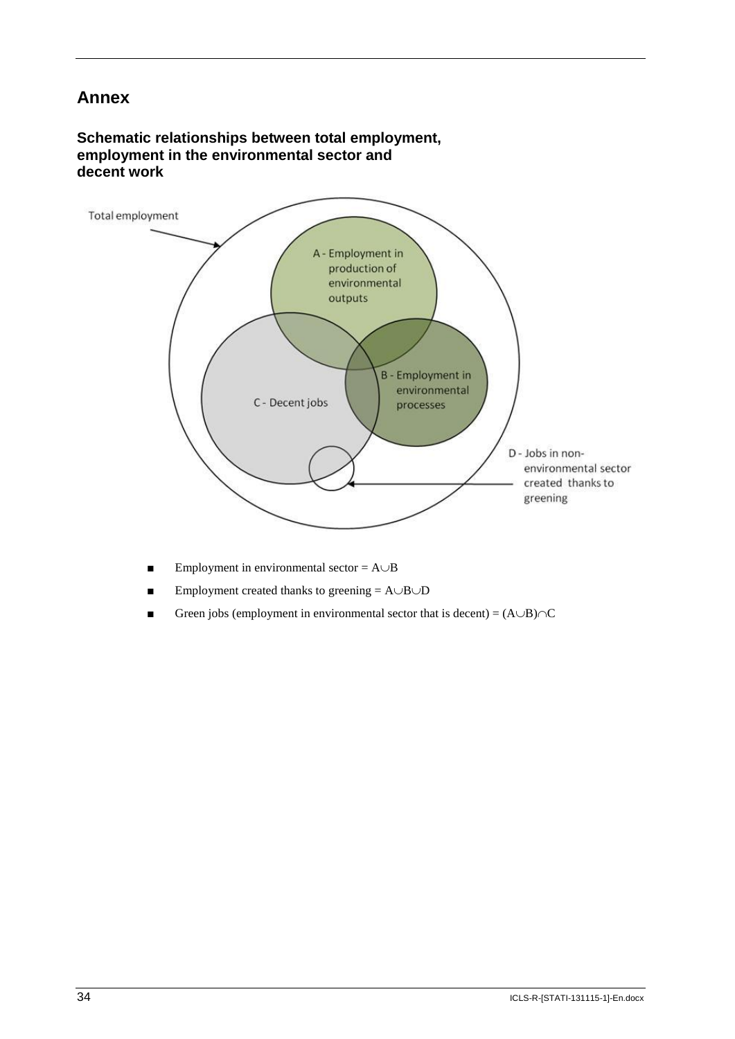# Annex

### Schematic relationships between total employment, employment in the environmental sector and decent work

Total employment

A - Employment in production of environmental outputs

B - Employment in environmental processes

C - Decent jobs

D - Jobs in non-environmental sector created thanks to greening

- Employment in environmental sector = $A \cup B$
- Employment created thanks to greening = $A \cup B \cup D$
- Green jobs (employment in environmental sector that is decent) = $(A \cup B) \cap C$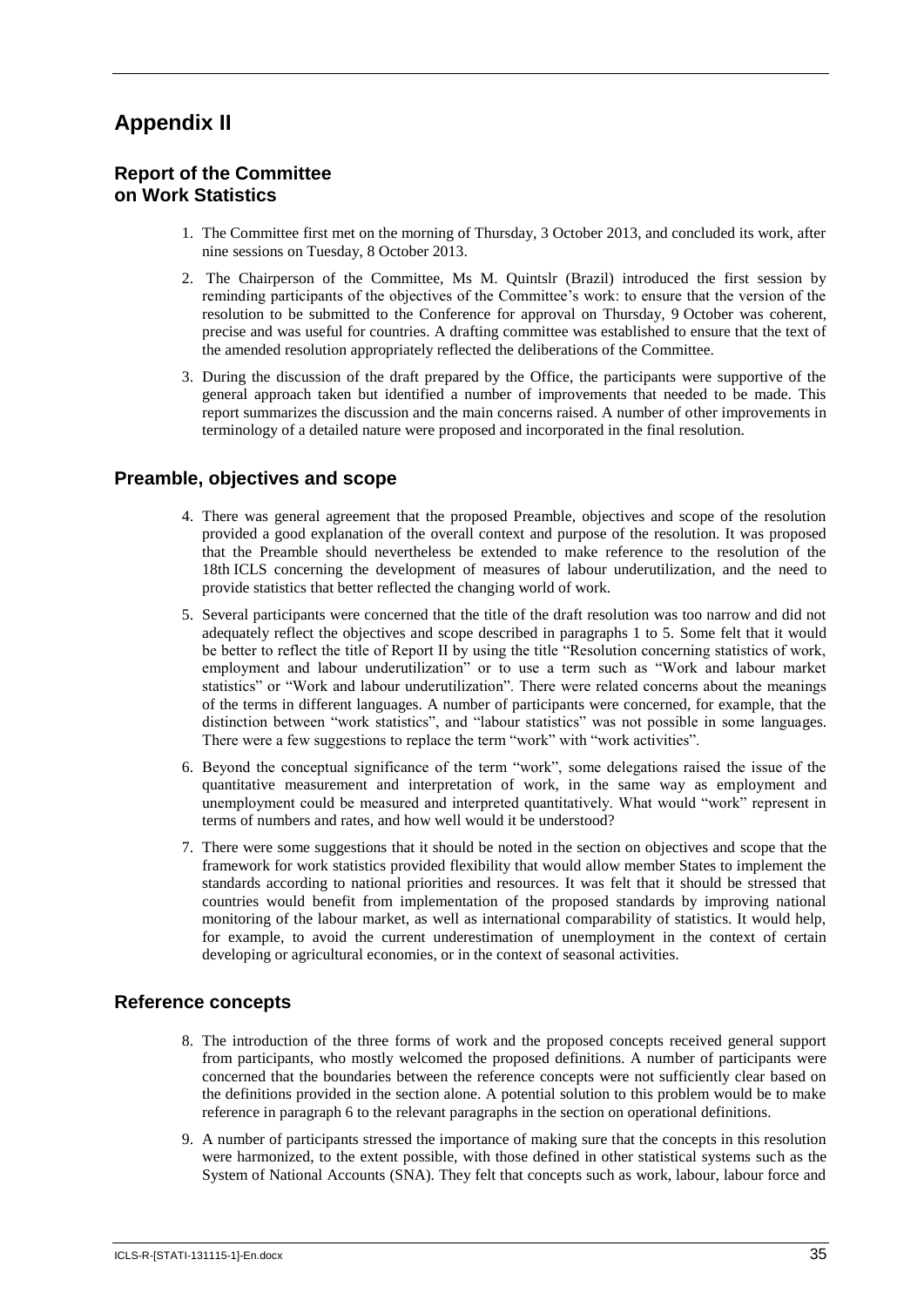# Appendix II

## Report of the Committee on Work Statistics

1. The Committee first met on the morning of Thursday, 3 October 2013, and concluded its work, after nine sessions on Tuesday, 8 October 2013.

2. The Chairperson of the Committee, Ms M. Quintslr (Brazil) introduced the first session by reminding participants of the objectives of the Committee's work: to ensure that the version of the resolution to be submitted to the Conference for approval on Thursday, 9 October was coherent, precise and was useful for countries. A drafting committee was established to ensure that the text of the amended resolution appropriately reflected the deliberations of the Committee.

3. During the discussion of the draft prepared by the Office, the participants were supportive of the general approach taken but identified a number of improvements that needed to be made. This report summarizes the discussion and the main concerns raised. A number of other improvements in terminology of a detailed nature were proposed and incorporated in the final resolution.

## Preamble, objectives and scope

4. There was general agreement that the proposed Preamble, objectives and scope of the resolution provided a good explanation of the overall context and purpose of the resolution. It was proposed that the Preamble should nevertheless be extended to make reference to the resolution of the 18th ICLS concerning the development of measures of labour underutilization, and the need to provide statistics that better reflected the changing world of work.

5. Several participants were concerned that the title of the draft resolution was too narrow and did not adequately reflect the objectives and scope described in paragraphs 1 to 5. Some felt that it would be better to reflect the title of Report II by using the title "Resolution concerning statistics of work, employment and labour underutilization" or to use a term such as "Work and labour market statistics" or "Work and labour underutilization". There were related concerns about the meanings of the terms in different languages. A number of participants were concerned, for example, that the distinction between "work statistics", and "labour statistics" was not possible in some languages. There were a few suggestions to replace the term "work" with "work activities".

6. Beyond the conceptual significance of the term "work", some delegations raised the issue of the quantitative measurement and interpretation of work, in the same way as employment and unemployment could be measured and interpreted quantitatively. What would "work" represent in terms of numbers and rates, and how well would it be understood?

7. There were some suggestions that it should be noted in the section on objectives and scope that the framework for work statistics provided flexibility that would allow member States to implement the standards according to national priorities and resources. It was felt that it should be stressed that countries would benefit from implementation of the proposed standards by improving national monitoring of the labour market, as well as international comparability of statistics. It would help, for example, to avoid the current underestimation of unemployment in the context of certain developing or agricultural economies, or in the context of seasonal activities.

## Reference concepts

8. The introduction of the three forms of work and the proposed concepts received general support from participants, who mostly welcomed the proposed definitions. A number of participants were concerned that the boundaries between the reference concepts were not sufficiently clear based on the definitions provided in the section alone. A potential solution to this problem would be to make reference in paragraph 6 to the relevant paragraphs in the section on operational definitions.

9. A number of participants stressed the importance of making sure that the concepts in this resolution were harmonized, to the extent possible, with those defined in other statistical systems such as the System of National Accounts (SNA). They felt that concepts such as work, labour, labour force and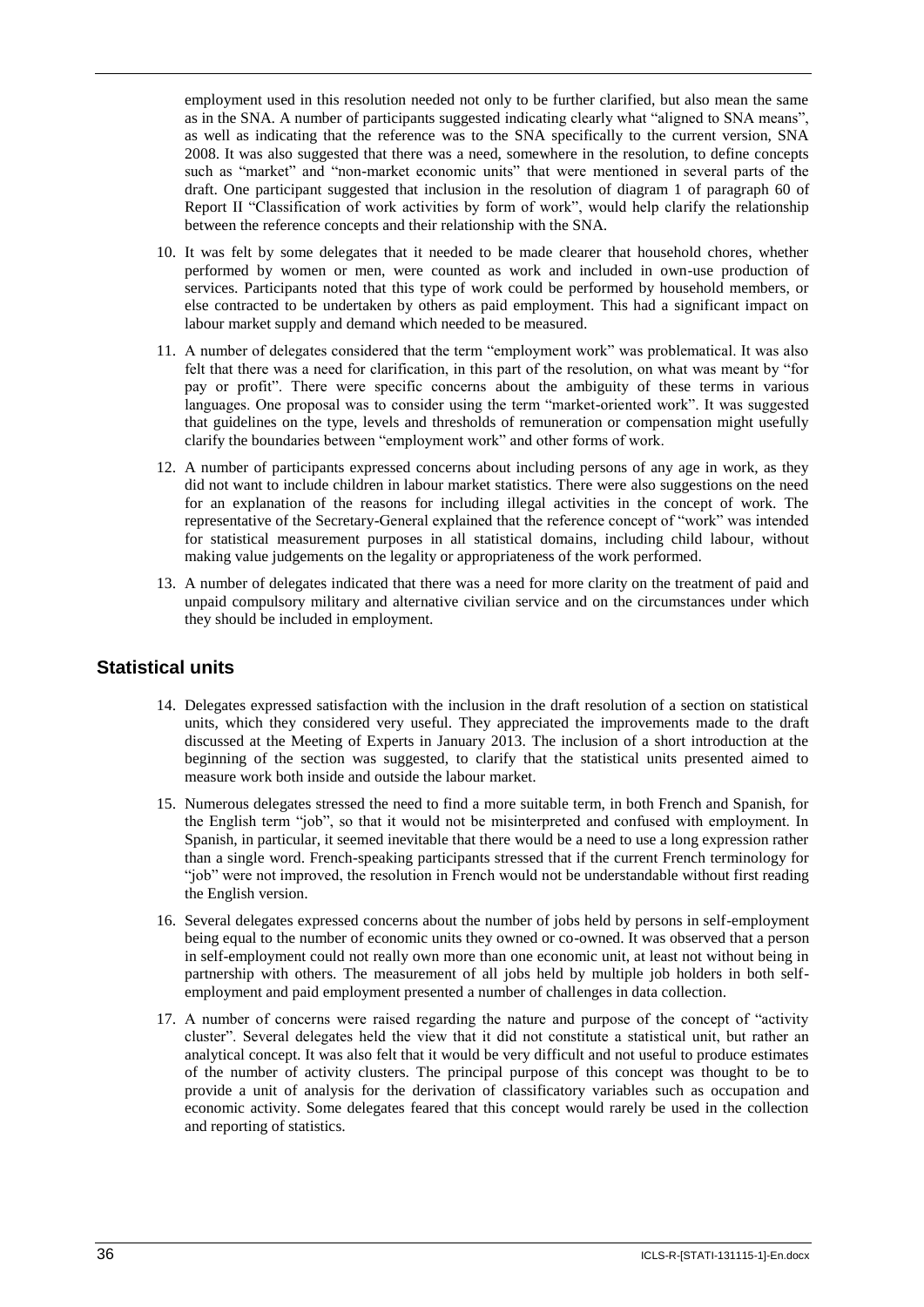employment used in this resolution needed not only to be further clarified, but also mean the same as in the SNA. A number of participants suggested indicating clearly what "aligned to SNA means", as well as indicating that the reference was to the SNA specifically to the current version, SNA 2008. It was also suggested that there was a need, somewhere in the resolution, to define concepts such as "market" and "non-market economic units" that were mentioned in several parts of the draft. One participant suggested that inclusion in the resolution of diagram 1 of paragraph 60 of Report II "Classification of work activities by form of work", would help clarify the relationship between the reference concepts and their relationship with the SNA.

10. It was felt by some delegates that it needed to be made clearer that household chores, whether performed by women or men, were counted as work and included in own-use production of services. Participants noted that this type of work could be performed by household members, or else contracted to be undertaken by others as paid employment. This had a significant impact on labour market supply and demand which needed to be measured.

11. A number of delegates considered that the term "employment work" was problematical. It was also felt that there was a need for clarification, in this part of the resolution, on what was meant by "for pay or profit". There were specific concerns about the ambiguity of these terms in various languages. One proposal was to consider using the term "market-oriented work". It was suggested that guidelines on the type, levels and thresholds of remuneration or compensation might usefully clarify the boundaries between "employment work" and other forms of work.

12. A number of participants expressed concerns about including persons of any age in work, as they did not want to include children in labour market statistics. There were also suggestions on the need for an explanation of the reasons for including illegal activities in the concept of work. The representative of the Secretary-General explained that the reference concept of "work" was intended for statistical measurement purposes in all statistical domains, including child labour, without making value judgements on the legality or appropriateness of the work performed.

13. A number of delegates indicated that there was a need for more clarity on the treatment of paid and unpaid compulsory military and alternative civilian service and on the circumstances under which they should be included in employment.

## Statistical units

14. Delegates expressed satisfaction with the inclusion in the draft resolution of a section on statistical units, which they considered very useful. They appreciated the improvements made to the draft discussed at the Meeting of Experts in January 2013. The inclusion of a short introduction at the beginning of the section was suggested, to clarify that the statistical units presented aimed to measure work both inside and outside the labour market.

15. Numerous delegates stressed the need to find a more suitable term, in both French and Spanish, for the English term "job", so that it would not be misinterpreted and confused with employment. In Spanish, in particular, it seemed inevitable that there would be a need to use a long expression rather than a single word. French-speaking participants stressed that if the current French terminology for "job" were not improved, the resolution in French would not be understandable without first reading the English version.

16. Several delegates expressed concerns about the number of jobs held by persons in self-employment being equal to the number of economic units they owned or co-owned. It was observed that a person in self-employment could not really own more than one economic unit, at least not without being in partnership with others. The measurement of all jobs held by multiple job holders in both self-employment and paid employment presented a number of challenges in data collection.

17. A number of concerns were raised regarding the nature and purpose of the concept of "activity cluster". Several delegates held the view that it did not constitute a statistical unit, but rather an analytical concept. It was also felt that it would be very difficult and not useful to produce estimates of the number of activity clusters. The principal purpose of this concept was thought to be to provide a unit of analysis for the derivation of classificatory variables such as occupation and economic activity. Some delegates feared that this concept would rarely be used in the collection and reporting of statistics.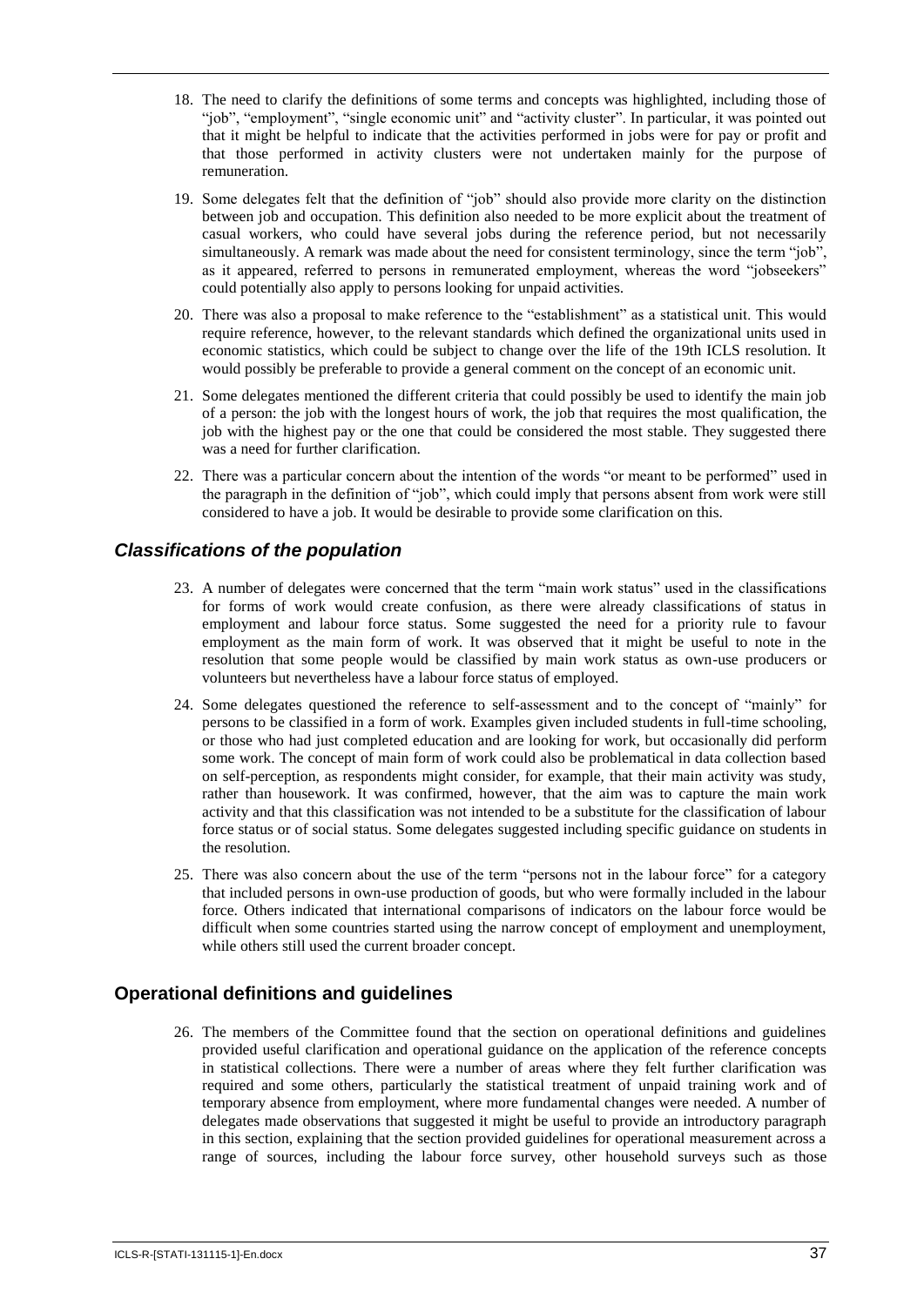18. The need to clarify the definitions of some terms and concepts was highlighted, including those of "job", "employment", "single economic unit" and "activity cluster". In particular, it was pointed out that it might be helpful to indicate that the activities performed in jobs were for pay or profit and that those performed in activity clusters were not undertaken mainly for the purpose of remuneration.

19. Some delegates felt that the definition of "job" should also provide more clarity on the distinction between job and occupation. This definition also needed to be more explicit about the treatment of casual workers, who could have several jobs during the reference period, but not necessarily simultaneously. A remark was made about the need for consistent terminology, since the term "job", as it appeared, referred to persons in remunerated employment, whereas the word "jobseekers" could potentially also apply to persons looking for unpaid activities.

20. There was also a proposal to make reference to the "establishment" as a statistical unit. This would require reference, however, to the relevant standards which defined the organizational units used in economic statistics, which could be subject to change over the life of the 19th ICLS resolution. It would possibly be preferable to provide a general comment on the concept of an economic unit.

21. Some delegates mentioned the different criteria that could possibly be used to identify the main job of a person: the job with the longest hours of work, the job that requires the most qualification, the job with the highest pay or the one that could be considered the most stable. They suggested there was a need for further clarification.

22. There was a particular concern about the intention of the words "or meant to be performed" used in the paragraph in the definition of "job", which could imply that persons absent from work were still considered to have a job. It would be desirable to provide some clarification on this.

### *Classifications of the population*

23. A number of delegates were concerned that the term "main work status" used in the classifications for forms of work would create confusion, as there were already classifications of status in employment and labour force status. Some suggested the need for a priority rule to favour employment as the main form of work. It was observed that it might be useful to note in the resolution that some people would be classified by main work status as own-use producers or volunteers but nevertheless have a labour force status of employed.

24. Some delegates questioned the reference to self-assessment and to the concept of "mainly" for persons to be classified in a form of work. Examples given included students in full-time schooling, or those who had just completed education and are looking for work, but occasionally did perform some work. The concept of main form of work could also be problematical in data collection based on self-perception, as respondents might consider, for example, that their main activity was study, rather than housework. It was confirmed, however, that the aim was to capture the main work activity and that this classification was not intended to be a substitute for the classification of labour force status or of social status. Some delegates suggested including specific guidance on students in the resolution.

25. There was also concern about the use of the term "persons not in the labour force" for a category that included persons in own-use production of goods, but who were formally included in the labour force. Others indicated that international comparisons of indicators on the labour force would be difficult when some countries started using the narrow concept of employment and unemployment, while others still used the current broader concept.

## Operational definitions and guidelines

26. The members of the Committee found that the section on operational definitions and guidelines provided useful clarification and operational guidance on the application of the reference concepts in statistical collections. There were a number of areas where they felt further clarification was required and some others, particularly the statistical treatment of unpaid training work and of temporary absence from employment, where more fundamental changes were needed. A number of delegates made observations that suggested it might be useful to provide an introductory paragraph in this section, explaining that the section provided guidelines for operational measurement across a range of sources, including the labour force survey, other household surveys such as those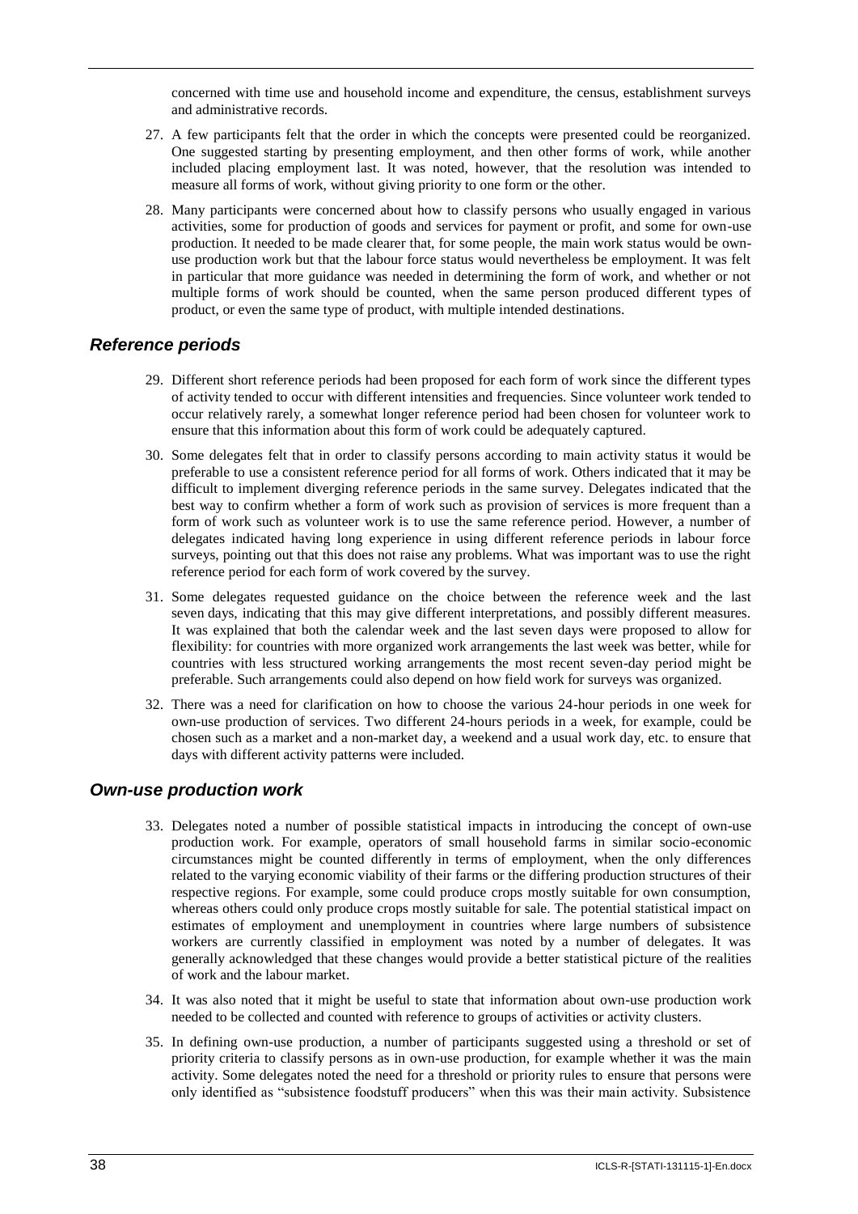concerned with time use and household income and expenditure, the census, establishment surveys and administrative records.

27. A few participants felt that the order in which the concepts were presented could be reorganized. One suggested starting by presenting employment, and then other forms of work, while another included placing employment last. It was noted, however, that the resolution was intended to measure all forms of work, without giving priority to one form or the other.

28. Many participants were concerned about how to classify persons who usually engaged in various activities, some for production of goods and services for payment or profit, and some for own-use production. It needed to be made clearer that, for some people, the main work status would be own-use production work but that the labour force status would nevertheless be employment. It was felt in particular that more guidance was needed in determining the form of work, and whether or not multiple forms of work should be counted, when the same person produced different types of product, or even the same type of product, with multiple intended destinations.

### *Reference periods*

29. Different short reference periods had been proposed for each form of work since the different types of activity tended to occur with different intensities and frequencies. Since volunteer work tended to occur relatively rarely, a somewhat longer reference period had been chosen for volunteer work to ensure that this information about this form of work could be adequately captured.

30. Some delegates felt that in order to classify persons according to main activity status it would be preferable to use a consistent reference period for all forms of work. Others indicated that it may be difficult to implement diverging reference periods in the same survey. Delegates indicated that the best way to confirm whether a form of work such as provision of services is more frequent than a form of work such as volunteer work is to use the same reference period. However, a number of delegates indicated having long experience in using different reference periods in labour force surveys, pointing out that this does not raise any problems. What was important was to use the right reference period for each form of work covered by the survey.

31. Some delegates requested guidance on the choice between the reference week and the last seven days, indicating that this may give different interpretations, and possibly different measures. It was explained that both the calendar week and the last seven days were proposed to allow for flexibility: for countries with more organized work arrangements the last week was better, while for countries with less structured working arrangements the most recent seven-day period might be preferable. Such arrangements could also depend on how field work for surveys was organized.

32. There was a need for clarification on how to choose the various 24-hour periods in one week for own-use production of services. Two different 24-hours periods in a week, for example, could be chosen such as a market and a non-market day, a weekend and a usual work day, etc. to ensure that days with different activity patterns were included.

### *Own-use production work*

33. Delegates noted a number of possible statistical impacts in introducing the concept of own-use production work. For example, operators of small household farms in similar socio-economic circumstances might be counted differently in terms of employment, when the only differences related to the varying economic viability of their farms or the differing production structures of their respective regions. For example, some could produce crops mostly suitable for own consumption, whereas others could only produce crops mostly suitable for sale. The potential statistical impact on estimates of employment and unemployment in countries where large numbers of subsistence workers are currently classified in employment was noted by a number of delegates. It was generally acknowledged that these changes would provide a better statistical picture of the realities of work and the labour market.

34. It was also noted that it might be useful to state that information about own-use production work needed to be collected and counted with reference to groups of activities or activity clusters.

35. In defining own-use production, a number of participants suggested using a threshold or set of priority criteria to classify persons as in own-use production, for example whether it was the main activity. Some delegates noted the need for a threshold or priority rules to ensure that persons were only identified as "subsistence foodstuff producers" when this was their main activity. Subsistence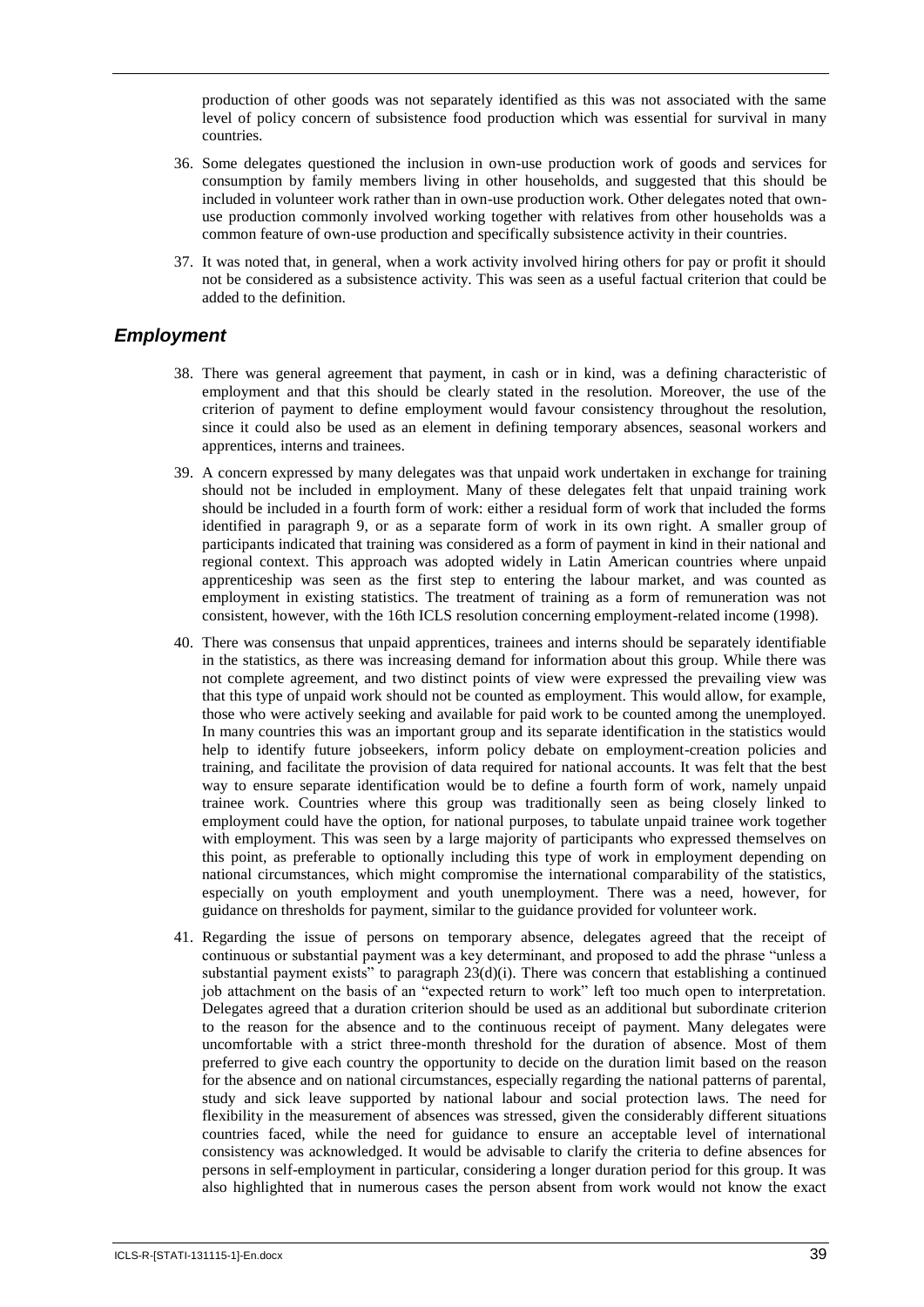production of other goods was not separately identified as this was not associated with the same level of policy concern of subsistence food production which was essential for survival in many countries.

36. Some delegates questioned the inclusion in own-use production work of goods and services for consumption by family members living in other households, and suggested that this should be included in volunteer work rather than in own-use production work. Other delegates noted that own-use production commonly involved working together with relatives from other households was a common feature of own-use production and specifically subsistence activity in their countries.

37. It was noted that, in general, when a work activity involved hiring others for pay or profit it should not be considered as a subsistence activity. This was seen as a useful factual criterion that could be added to the definition.

## *Employment*

38. There was general agreement that payment, in cash or in kind, was a defining characteristic of employment and that this should be clearly stated in the resolution. Moreover, the use of the criterion of payment to define employment would favour consistency throughout the resolution, since it could also be used as an element in defining temporary absences, seasonal workers and apprentices, interns and trainees.

39. A concern expressed by many delegates was that unpaid work undertaken in exchange for training should not be included in employment. Many of these delegates felt that unpaid training work should be included in a fourth form of work: either a residual form of work that included the forms identified in paragraph 9, or as a separate form of work in its own right. A smaller group of participants indicated that training was considered as a form of payment in kind in their national and regional context. This approach was adopted widely in Latin American countries where unpaid apprenticeship was seen as the first step to entering the labour market, and was counted as employment in existing statistics. The treatment of training as a form of remuneration was not consistent, however, with the 16th ICLS resolution concerning employment-related income (1998).

40. There was consensus that unpaid apprentices, trainees and interns should be separately identifiable in the statistics, as there was increasing demand for information about this group. While there was not complete agreement, and two distinct points of view were expressed the prevailing view was that this type of unpaid work should not be counted as employment. This would allow, for example, those who were actively seeking and available for paid work to be counted among the unemployed. In many countries this was an important group and its separate identification in the statistics would help to identify future jobseekers, inform policy debate on employment-creation policies and training, and facilitate the provision of data required for national accounts. It was felt that the best way to ensure separate identification would be to define a fourth form of work, namely unpaid trainee work. Countries where this group was traditionally seen as being closely linked to employment could have the option, for national purposes, to tabulate unpaid trainee work together with employment. This was seen by a large majority of participants who expressed themselves on this point, as preferable to optionally including this type of work in employment depending on national circumstances, which might compromise the international comparability of the statistics, especially on youth employment and youth unemployment. There was a need, however, for guidance on thresholds for payment, similar to the guidance provided for volunteer work.

41. Regarding the issue of persons on temporary absence, delegates agreed that the receipt of continuous or substantial payment was a key determinant, and proposed to add the phrase "unless a substantial payment exists" to paragraph 23(d)(i). There was concern that establishing a continued job attachment on the basis of an "expected return to work" left too much open to interpretation. Delegates agreed that a duration criterion should be used as an additional but subordinate criterion to the reason for the absence and to the continuous receipt of payment. Many delegates were uncomfortable with a strict three-month threshold for the duration of absence. Most of them preferred to give each country the opportunity to decide on the duration limit based on the reason for the absence and on national circumstances, especially regarding the national patterns of parental, study and sick leave supported by national labour and social protection laws. The need for flexibility in the measurement of absences was stressed, given the considerably different situations countries faced, while the need for guidance to ensure an acceptable level of international consistency was acknowledged. It would be advisable to clarify the criteria to define absences for persons in self-employment in particular, considering a longer duration period for this group. It was also highlighted that in numerous cases the person absent from work would not know the exact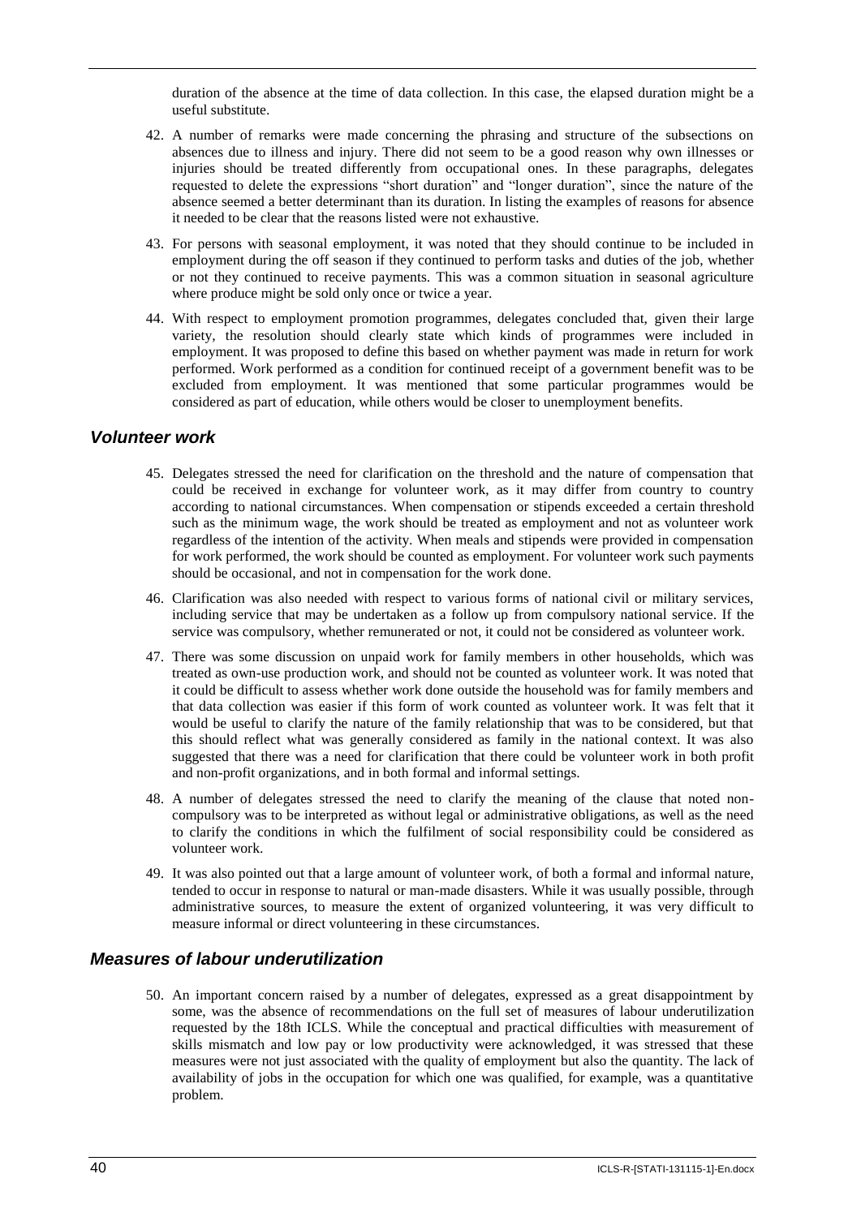duration of the absence at the time of data collection. In this case, the elapsed duration might be a useful substitute.

42. A number of remarks were made concerning the phrasing and structure of the subsections on absences due to illness and injury. There did not seem to be a good reason why own illnesses or injuries should be treated differently from occupational ones. In these paragraphs, delegates requested to delete the expressions "short duration" and "longer duration", since the nature of the absence seemed a better determinant than its duration. In listing the examples of reasons for absence it needed to be clear that the reasons listed were not exhaustive.

43. For persons with seasonal employment, it was noted that they should continue to be included in employment during the off season if they continued to perform tasks and duties of the job, whether or not they continued to receive payments. This was a common situation in seasonal agriculture where produce might be sold only once or twice a year.

44. With respect to employment promotion programmes, delegates concluded that, given their large variety, the resolution should clearly state which kinds of programmes were included in employment. It was proposed to define this based on whether payment was made in return for work performed. Work performed as a condition for continued receipt of a government benefit was to be excluded from employment. It was mentioned that some particular programmes would be considered as part of education, while others would be closer to unemployment benefits.

## *Volunteer work*

45. Delegates stressed the need for clarification on the threshold and the nature of compensation that could be received in exchange for volunteer work, as it may differ from country to country according to national circumstances. When compensation or stipends exceeded a certain threshold such as the minimum wage, the work should be treated as employment and not as volunteer work regardless of the intention of the activity. When meals and stipends were provided in compensation for work performed, the work should be counted as employment. For volunteer work such payments should be occasional, and not in compensation for the work done.

46. Clarification was also needed with respect to various forms of national civil or military services, including service that may be undertaken as a follow up from compulsory national service. If the service was compulsory, whether remunerated or not, it could not be considered as volunteer work.

47. There was some discussion on unpaid work for family members in other households, which was treated as own-use production work, and should not be counted as volunteer work. It was noted that it could be difficult to assess whether work done outside the household was for family members and that data collection was easier if this form of work counted as volunteer work. It was felt that it would be useful to clarify the nature of the family relationship that was to be considered, but that this should reflect what was generally considered as family in the national context. It was also suggested that there was a need for clarification that there could be volunteer work in both profit and non-profit organizations, and in both formal and informal settings.

48. A number of delegates stressed the need to clarify the meaning of the clause that noted non-compulsory was to be interpreted as without legal or administrative obligations, as well as the need to clarify the conditions in which the fulfilment of social responsibility could be considered as volunteer work.

49. It was also pointed out that a large amount of volunteer work, of both a formal and informal nature, tended to occur in response to natural or man-made disasters. While it was usually possible, through administrative sources, to measure the extent of organized volunteering, it was very difficult to measure informal or direct volunteering in these circumstances.

## *Measures of labour underutilization*

50. An important concern raised by a number of delegates, expressed as a great disappointment by some, was the absence of recommendations on the full set of measures of labour underutilization requested by the 18th ICLS. While the conceptual and practical difficulties with measurement of skills mismatch and low pay or low productivity were acknowledged, it was stressed that these measures were not just associated with the quality of employment but also the quantity. The lack of availability of jobs in the occupation for which one was qualified, for example, was a quantitative problem.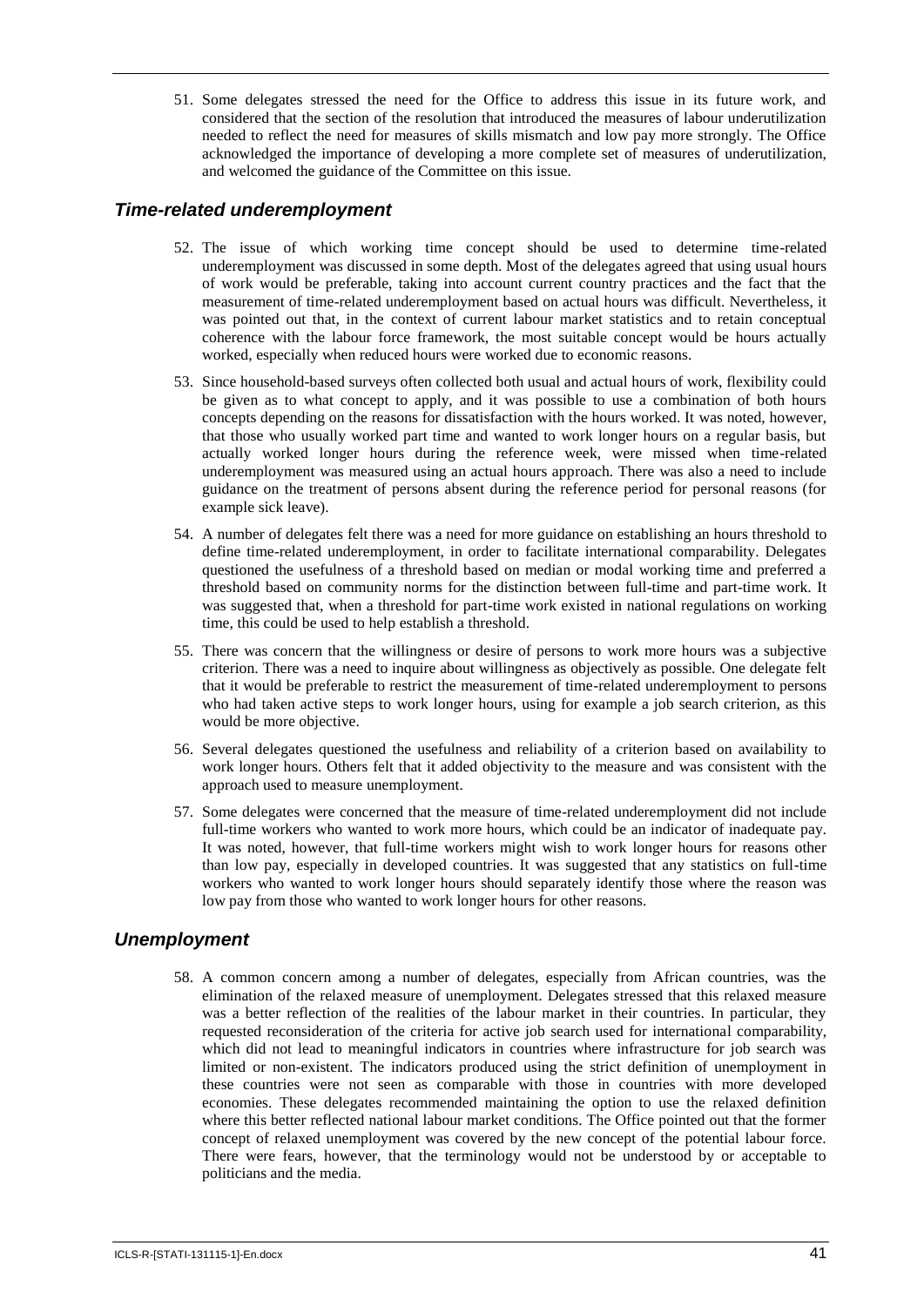51. Some delegates stressed the need for the Office to address this issue in its future work, and considered that the section of the resolution that introduced the measures of labour underutilization needed to reflect the need for measures of skills mismatch and low pay more strongly. The Office acknowledged the importance of developing a more complete set of measures of underutilization, and welcomed the guidance of the Committee on this issue.

### *Time-related underemployment*

52. The issue of which working time concept should be used to determine time-related underemployment was discussed in some depth. Most of the delegates agreed that using usual hours of work would be preferable, taking into account current country practices and the fact that the measurement of time-related underemployment based on actual hours was difficult. Nevertheless, it was pointed out that, in the context of current labour market statistics and to retain conceptual coherence with the labour force framework, the most suitable concept would be hours actually worked, especially when reduced hours were worked due to economic reasons.

53. Since household-based surveys often collected both usual and actual hours of work, flexibility could be given as to what concept to apply, and it was possible to use a combination of both hours concepts depending on the reasons for dissatisfaction with the hours worked. It was noted, however, that those who usually worked part time and wanted to work longer hours on a regular basis, but actually worked longer hours during the reference week, were missed when time-related underemployment was measured using an actual hours approach. There was also a need to include guidance on the treatment of persons absent during the reference period for personal reasons (for example sick leave).

54. A number of delegates felt there was a need for more guidance on establishing an hours threshold to define time-related underemployment, in order to facilitate international comparability. Delegates questioned the usefulness of a threshold based on median or modal working time and preferred a threshold based on community norms for the distinction between full-time and part-time work. It was suggested that, when a threshold for part-time work existed in national regulations on working time, this could be used to help establish a threshold.

55. There was concern that the willingness or desire of persons to work more hours was a subjective criterion. There was a need to inquire about willingness as objectively as possible. One delegate felt that it would be preferable to restrict the measurement of time-related underemployment to persons who had taken active steps to work longer hours, using for example a job search criterion, as this would be more objective.

56. Several delegates questioned the usefulness and reliability of a criterion based on availability to work longer hours. Others felt that it added objectivity to the measure and was consistent with the approach used to measure unemployment.

57. Some delegates were concerned that the measure of time-related underemployment did not include full-time workers who wanted to work more hours, which could be an indicator of inadequate pay. It was noted, however, that full-time workers might wish to work longer hours for reasons other than low pay, especially in developed countries. It was suggested that any statistics on full-time workers who wanted to work longer hours should separately identify those where the reason was low pay from those who wanted to work longer hours for other reasons.

### *Unemployment*

58. A common concern among a number of delegates, especially from African countries, was the elimination of the relaxed measure of unemployment. Delegates stressed that this relaxed measure was a better reflection of the realities of the labour market in their countries. In particular, they requested reconsideration of the criteria for active job search used for international comparability, which did not lead to meaningful indicators in countries where infrastructure for job search was limited or non-existent. The indicators produced using the strict definition of unemployment in these countries were not seen as comparable with those in countries with more developed economies. These delegates recommended maintaining the option to use the relaxed definition where this better reflected national labour market conditions. The Office pointed out that the former concept of relaxed unemployment was covered by the new concept of the potential labour force. There were fears, however, that the terminology would not be understood by or acceptable to politicians and the media.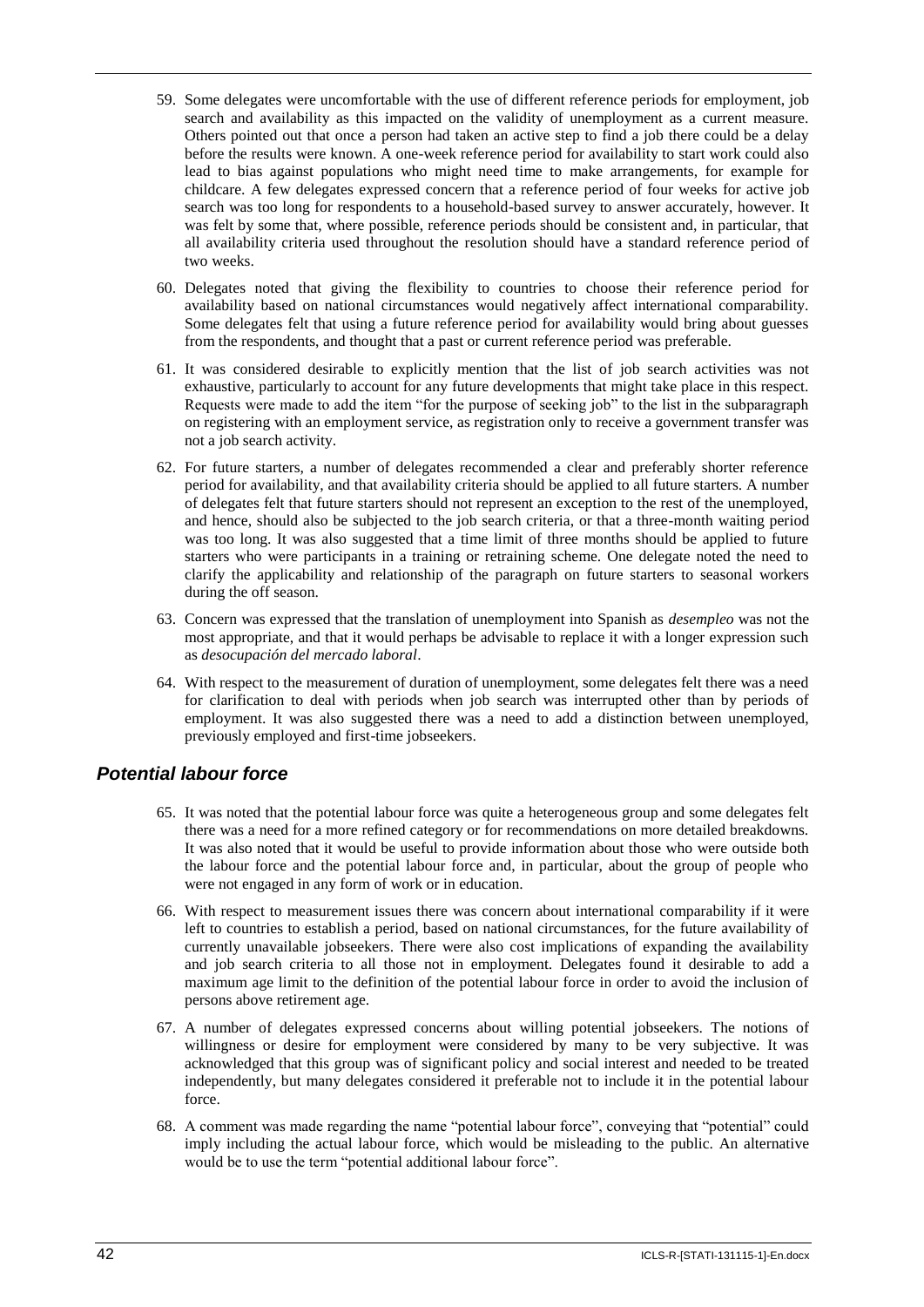59. Some delegates were uncomfortable with the use of different reference periods for employment, job search and availability as this impacted on the validity of unemployment as a current measure. Others pointed out that once a person had taken an active step to find a job there could be a delay before the results were known. A one-week reference period for availability to start work could also lead to bias against populations who might need time to make arrangements, for example for childcare. A few delegates expressed concern that a reference period of four weeks for active job search was too long for respondents to a household-based survey to answer accurately, however. It was felt by some that, where possible, reference periods should be consistent and, in particular, that all availability criteria used throughout the resolution should have a standard reference period of two weeks.

60. Delegates noted that giving the flexibility to countries to choose their reference period for availability based on national circumstances would negatively affect international comparability. Some delegates felt that using a future reference period for availability would bring about guesses from the respondents, and thought that a past or current reference period was preferable.

61. It was considered desirable to explicitly mention that the list of job search activities was not exhaustive, particularly to account for any future developments that might take place in this respect. Requests were made to add the item "for the purpose of seeking job" to the list in the subparagraph on registering with an employment service, as registration only to receive a government transfer was not a job search activity.

62. For future starters, a number of delegates recommended a clear and preferably shorter reference period for availability, and that availability criteria should be applied to all future starters. A number of delegates felt that future starters should not represent an exception to the rest of the unemployed, and hence, should also be subjected to the job search criteria, or that a three-month waiting period was too long. It was also suggested that a time limit of three months should be applied to future starters who were participants in a training or retraining scheme. One delegate noted the need to clarify the applicability and relationship of the paragraph on future starters to seasonal workers during the off season.

63. Concern was expressed that the translation of unemployment into Spanish as *desempleo* was not the most appropriate, and that it would perhaps be advisable to replace it with a longer expression such as *desocupación del mercado laboral*.

64. With respect to the measurement of duration of unemployment, some delegates felt there was a need for clarification to deal with periods when job search was interrupted other than by periods of employment. It was also suggested there was a need to add a distinction between unemployed, previously employed and first-time jobseekers.

## *Potential labour force*

65. It was noted that the potential labour force was quite a heterogeneous group and some delegates felt there was a need for a more refined category or for recommendations on more detailed breakdowns. It was also noted that it would be useful to provide information about those who were outside both the labour force and the potential labour force and, in particular, about the group of people who were not engaged in any form of work or in education.

66. With respect to measurement issues there was concern about international comparability if it were left to countries to establish a period, based on national circumstances, for the future availability of currently unavailable jobseekers. There were also cost implications of expanding the availability and job search criteria to all those not in employment. Delegates found it desirable to add a maximum age limit to the definition of the potential labour force in order to avoid the inclusion of persons above retirement age.

67. A number of delegates expressed concerns about willing potential jobseekers. The notions of willingness or desire for employment were considered by many to be very subjective. It was acknowledged that this group was of significant policy and social interest and needed to be treated independently, but many delegates considered it preferable not to include it in the potential labour force.

68. A comment was made regarding the name "potential labour force", conveying that "potential" could imply including the actual labour force, which would be misleading to the public. An alternative would be to use the term "potential additional labour force".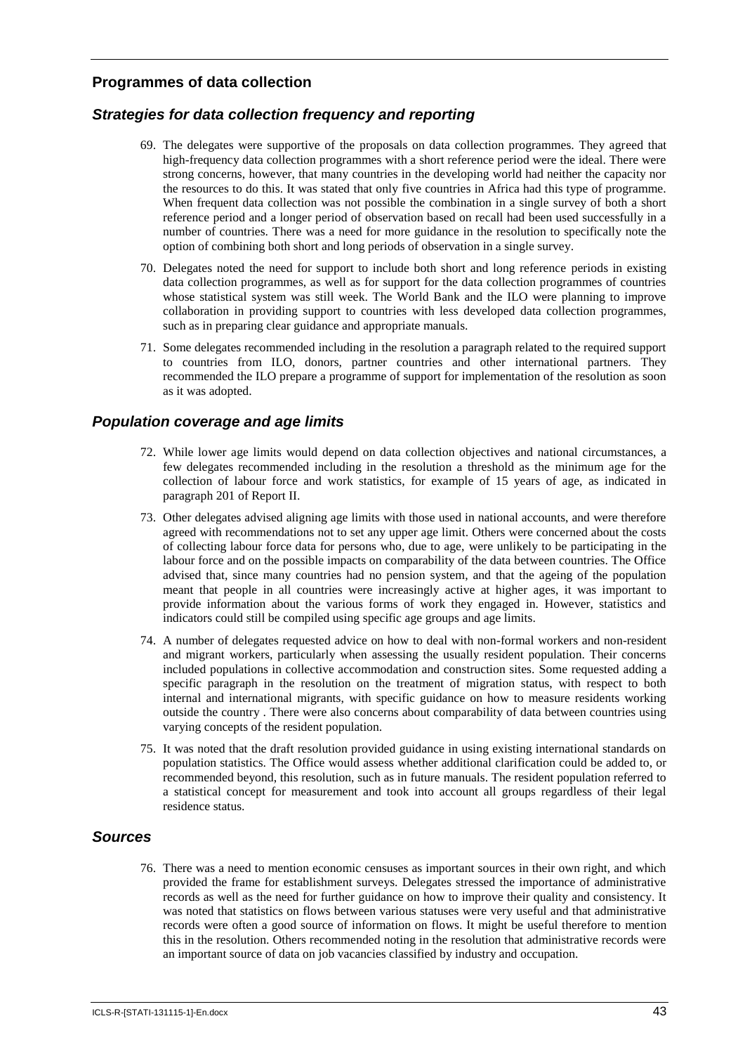## Programmes of data collection

### *Strategies for data collection frequency and reporting*

69. The delegates were supportive of the proposals on data collection programmes. They agreed that high-frequency data collection programmes with a short reference period were the ideal. There were strong concerns, however, that many countries in the developing world had neither the capacity nor the resources to do this. It was stated that only five countries in Africa had this type of programme. When frequent data collection was not possible the combination in a single survey of both a short reference period and a longer period of observation based on recall had been used successfully in a number of countries. There was a need for more guidance in the resolution to specifically note the option of combining both short and long periods of observation in a single survey.

70. Delegates noted the need for support to include both short and long reference periods in existing data collection programmes, as well as for support for the data collection programmes of countries whose statistical system was still week. The World Bank and the ILO were planning to improve collaboration in providing support to countries with less developed data collection programmes, such as in preparing clear guidance and appropriate manuals.

71. Some delegates recommended including in the resolution a paragraph related to the required support to countries from ILO, donors, partner countries and other international partners. They recommended the ILO prepare a programme of support for implementation of the resolution as soon as it was adopted.

### *Population coverage and age limits*

72. While lower age limits would depend on data collection objectives and national circumstances, a few delegates recommended including in the resolution a threshold as the minimum age for the collection of labour force and work statistics, for example of 15 years of age, as indicated in paragraph 201 of Report II.

73. Other delegates advised aligning age limits with those used in national accounts, and were therefore agreed with recommendations not to set any upper age limit. Others were concerned about the costs of collecting labour force data for persons who, due to age, were unlikely to be participating in the labour force and on the possible impacts on comparability of the data between countries. The Office advised that, since many countries had no pension system, and that the ageing of the population meant that people in all countries were increasingly active at higher ages, it was important to provide information about the various forms of work they engaged in. However, statistics and indicators could still be compiled using specific age groups and age limits.

74. A number of delegates requested advice on how to deal with non-formal workers and non-resident and migrant workers, particularly when assessing the usually resident population. Their concerns included populations in collective accommodation and construction sites. Some requested adding a specific paragraph in the resolution on the treatment of migration status, with respect to both internal and international migrants, with specific guidance on how to measure residents working outside the country . There were also concerns about comparability of data between countries using varying concepts of the resident population.

75. It was noted that the draft resolution provided guidance in using existing international standards on population statistics. The Office would assess whether additional clarification could be added to, or recommended beyond, this resolution, such as in future manuals. The resident population referred to a statistical concept for measurement and took into account all groups regardless of their legal residence status.

### *Sources*

76. There was a need to mention economic censuses as important sources in their own right, and which provided the frame for establishment surveys. Delegates stressed the importance of administrative records as well as the need for further guidance on how to improve their quality and consistency. It was noted that statistics on flows between various statuses were very useful and that administrative records were often a good source of information on flows. It might be useful therefore to mention this in the resolution. Others recommended noting in the resolution that administrative records were an important source of data on job vacancies classified by industry and occupation.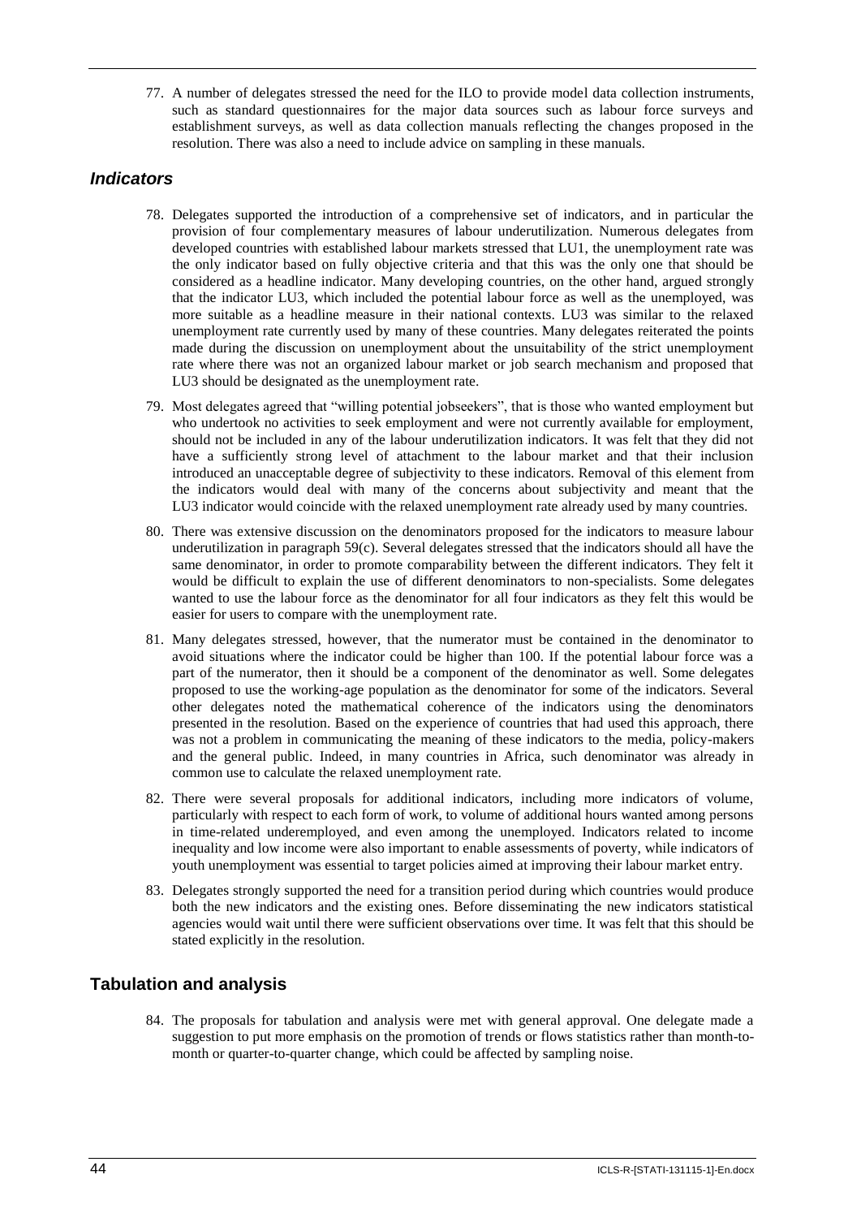77. A number of delegates stressed the need for the ILO to provide model data collection instruments, such as standard questionnaires for the major data sources such as labour force surveys and establishment surveys, as well as data collection manuals reflecting the changes proposed in the resolution. There was also a need to include advice on sampling in these manuals.

### *Indicators*

78. Delegates supported the introduction of a comprehensive set of indicators, and in particular the provision of four complementary measures of labour underutilization. Numerous delegates from developed countries with established labour markets stressed that LU1, the unemployment rate was the only indicator based on fully objective criteria and that this was the only one that should be considered as a headline indicator. Many developing countries, on the other hand, argued strongly that the indicator LU3, which included the potential labour force as well as the unemployed, was more suitable as a headline measure in their national contexts. LU3 was similar to the relaxed unemployment rate currently used by many of these countries. Many delegates reiterated the points made during the discussion on unemployment about the unsuitability of the strict unemployment rate where there was not an organized labour market or job search mechanism and proposed that LU3 should be designated as the unemployment rate.

79. Most delegates agreed that "willing potential jobseekers", that is those who wanted employment but who undertook no activities to seek employment and were not currently available for employment, should not be included in any of the labour underutilization indicators. It was felt that they did not have a sufficiently strong level of attachment to the labour market and that their inclusion introduced an unacceptable degree of subjectivity to these indicators. Removal of this element from the indicators would deal with many of the concerns about subjectivity and meant that the LU3 indicator would coincide with the relaxed unemployment rate already used by many countries.

80. There was extensive discussion on the denominators proposed for the indicators to measure labour underutilization in paragraph 59(c). Several delegates stressed that the indicators should all have the same denominator, in order to promote comparability between the different indicators. They felt it would be difficult to explain the use of different denominators to non-specialists. Some delegates wanted to use the labour force as the denominator for all four indicators as they felt this would be easier for users to compare with the unemployment rate.

81. Many delegates stressed, however, that the numerator must be contained in the denominator to avoid situations where the indicator could be higher than 100. If the potential labour force was a part of the numerator, then it should be a component of the denominator as well. Some delegates proposed to use the working-age population as the denominator for some of the indicators. Several other delegates noted the mathematical coherence of the indicators using the denominators presented in the resolution. Based on the experience of countries that had used this approach, there was not a problem in communicating the meaning of these indicators to the media, policy-makers and the general public. Indeed, in many countries in Africa, such denominator was already in common use to calculate the relaxed unemployment rate.

82. There were several proposals for additional indicators, including more indicators of volume, particularly with respect to each form of work, to volume of additional hours wanted among persons in time-related underemployed, and even among the unemployed. Indicators related to income inequality and low income were also important to enable assessments of poverty, while indicators of youth unemployment was essential to target policies aimed at improving their labour market entry.

83. Delegates strongly supported the need for a transition period during which countries would produce both the new indicators and the existing ones. Before disseminating the new indicators statistical agencies would wait until there were sufficient observations over time. It was felt that this should be stated explicitly in the resolution.

## Tabulation and analysis

84. The proposals for tabulation and analysis were met with general approval. One delegate made a suggestion to put more emphasis on the promotion of trends or flows statistics rather than month-to-month or quarter-to-quarter change, which could be affected by sampling noise.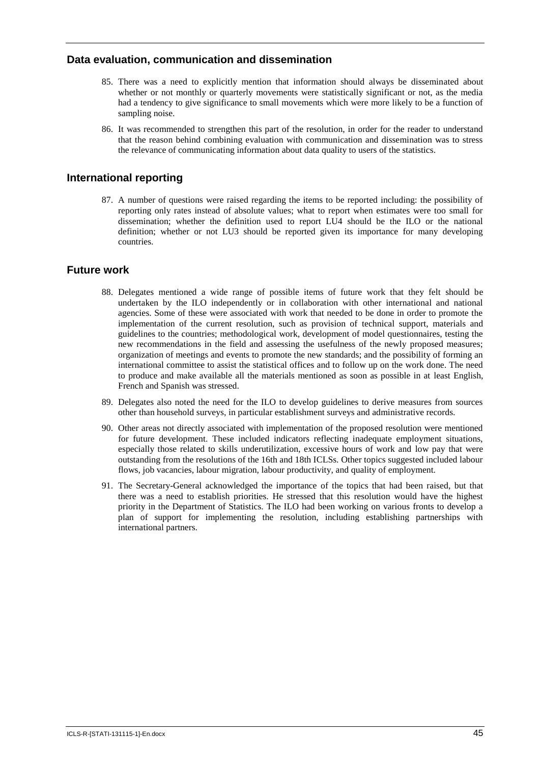## Data evaluation, communication and dissemination

85. There was a need to explicitly mention that information should always be disseminated about whether or not monthly or quarterly movements were statistically significant or not, as the media had a tendency to give significance to small movements which were more likely to be a function of sampling noise.

86. It was recommended to strengthen this part of the resolution, in order for the reader to understand that the reason behind combining evaluation with communication and dissemination was to stress the relevance of communicating information about data quality to users of the statistics.

## International reporting

87. A number of questions were raised regarding the items to be reported including: the possibility of reporting only rates instead of absolute values; what to report when estimates were too small for dissemination; whether the definition used to report LU4 should be the ILO or the national definition; whether or not LU3 should be reported given its importance for many developing countries.

## Future work

88. Delegates mentioned a wide range of possible items of future work that they felt should be undertaken by the ILO independently or in collaboration with other international and national agencies. Some of these were associated with work that needed to be done in order to promote the implementation of the current resolution, such as provision of technical support, materials and guidelines to the countries; methodological work, development of model questionnaires, testing the new recommendations in the field and assessing the usefulness of the newly proposed measures; organization of meetings and events to promote the new standards; and the possibility of forming an international committee to assist the statistical offices and to follow up on the work done. The need to produce and make available all the materials mentioned as soon as possible in at least English, French and Spanish was stressed.

89. Delegates also noted the need for the ILO to develop guidelines to derive measures from sources other than household surveys, in particular establishment surveys and administrative records.

90. Other areas not directly associated with implementation of the proposed resolution were mentioned for future development. These included indicators reflecting inadequate employment situations, especially those related to skills underutilization, excessive hours of work and low pay that were outstanding from the resolutions of the 16th and 18th ICLSs. Other topics suggested included labour flows, job vacancies, labour migration, labour productivity, and quality of employment.

91. The Secretary-General acknowledged the importance of the topics that had been raised, but that there was a need to establish priorities. He stressed that this resolution would have the highest priority in the Department of Statistics. The ILO had been working on various fronts to develop a plan of support for implementing the resolution, including establishing partnerships with international partners.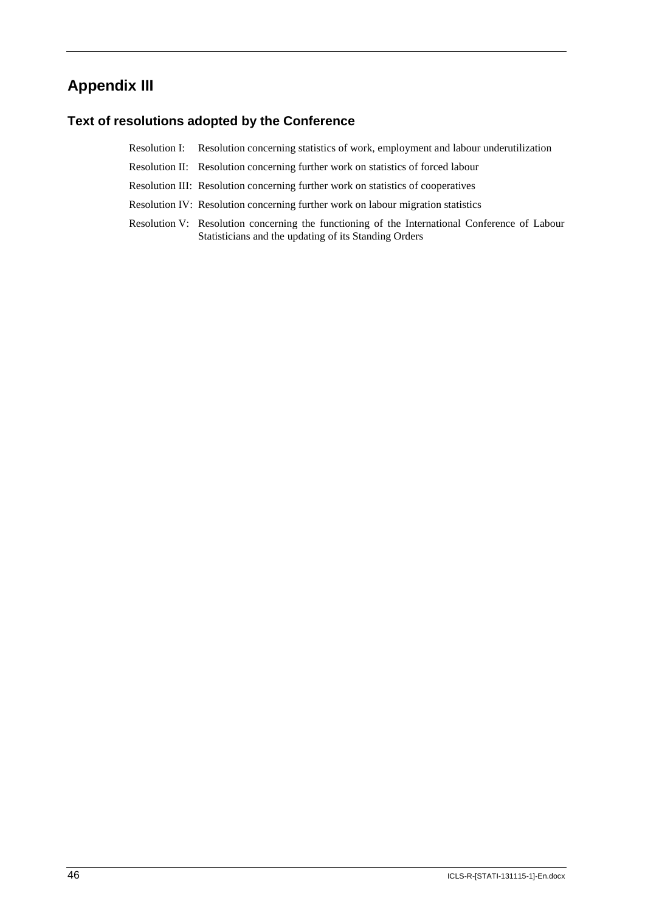# Appendix III

## Text of resolutions adopted by the Conference

| | |
|---|---|
| Resolution I: | Resolution concerning statistics of work, employment and labour underutilization |
| Resolution II: | Resolution concerning further work on statistics of forced labour |
| Resolution III: | Resolution concerning further work on statistics of cooperatives |
| Resolution IV: | Resolution concerning further work on labour migration statistics |
| Resolution V: | Resolution concerning the functioning of the International Conference of Labour Statisticians and the updating of its Standing Orders |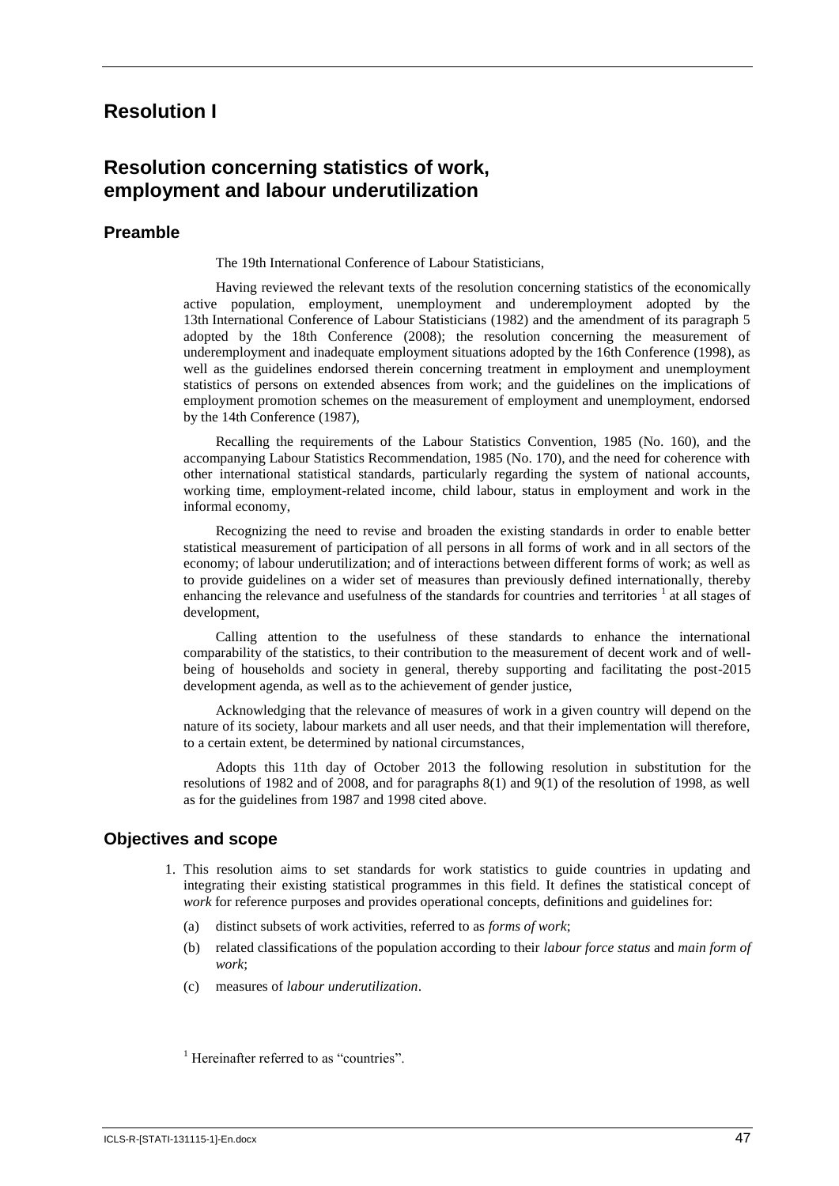# Resolution I

## Resolution concerning statistics of work, employment and labour underutilization

### Preamble

The 19th International Conference of Labour Statisticians,

Having reviewed the relevant texts of the resolution concerning statistics of the economically active population, employment, unemployment and underemployment adopted by the 13th International Conference of Labour Statisticians (1982) and the amendment of its paragraph 5 adopted by the 18th Conference (2008); the resolution concerning the measurement of underemployment and inadequate employment situations adopted by the 16th Conference (1998), as well as the guidelines endorsed therein concerning treatment in employment and unemployment statistics of persons on extended absences from work; and the guidelines on the implications of employment promotion schemes on the measurement of employment and unemployment, endorsed by the 14th Conference (1987),

Recalling the requirements of the Labour Statistics Convention, 1985 (No. 160), and the accompanying Labour Statistics Recommendation, 1985 (No. 170), and the need for coherence with other international statistical standards, particularly regarding the system of national accounts, working time, employment-related income, child labour, status in employment and work in the informal economy,

Recognizing the need to revise and broaden the existing standards in order to enable better statistical measurement of participation of all persons in all forms of work and in all sectors of the economy; of labour underutilization; and of interactions between different forms of work; as well as to provide guidelines on a wider set of measures than previously defined internationally, thereby enhancing the relevance and usefulness of the standards for countries and territories [1] at all stages of development,

Calling attention to the usefulness of these standards to enhance the international comparability of the statistics, to their contribution to the measurement of decent work and of well-being of households and society in general, thereby supporting and facilitating the post-2015 development agenda, as well as to the achievement of gender justice,

Acknowledging that the relevance of measures of work in a given country will depend on the nature of its society, labour markets and all user needs, and that their implementation will therefore, to a certain extent, be determined by national circumstances,

Adopts this 11th day of October 2013 the following resolution in substitution for the resolutions of 1982 and of 2008, and for paragraphs 8(1) and 9(1) of the resolution of 1998, as well as for the guidelines from 1987 and 1998 cited above.

### Objectives and scope

1. This resolution aims to set standards for work statistics to guide countries in updating and integrating their existing statistical programmes in this field. It defines the statistical concept of *work* for reference purposes and provides operational concepts, definitions and guidelines for:
   (a) distinct subsets of work activities, referred to as *forms of work*;
   (b) related classifications of the population according to their *labour force status* and *main form of work*;
   (c) measures of *labour underutilization*.

[1] Hereinafter referred to as "countries".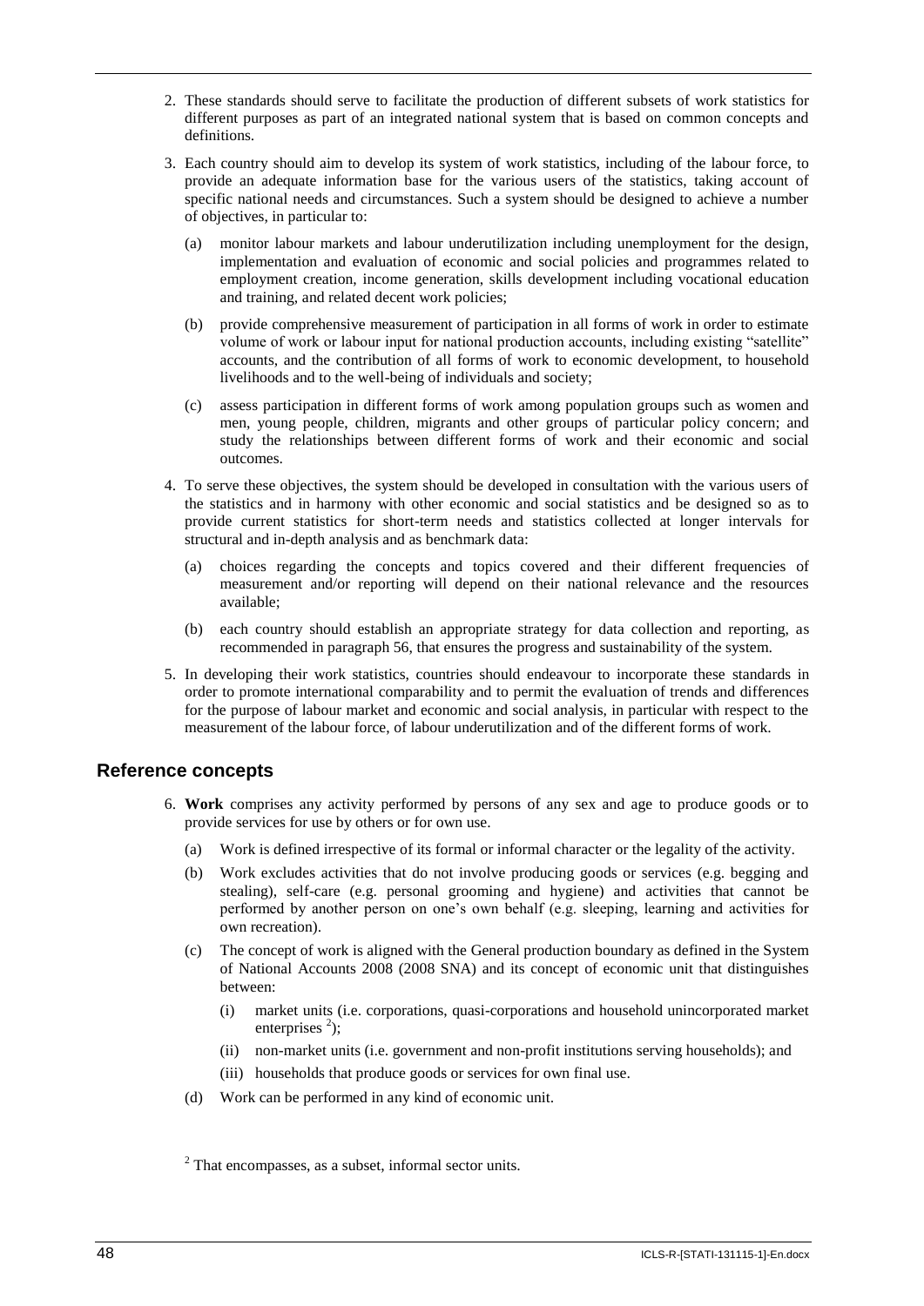2. These standards should serve to facilitate the production of different subsets of work statistics for different purposes as part of an integrated national system that is based on common concepts and definitions.

3. Each country should aim to develop its system of work statistics, including of the labour force, to provide an adequate information base for the various users of the statistics, taking account of specific national needs and circumstances. Such a system should be designed to achieve a number of objectives, in particular to:

   (a) monitor labour markets and labour underutilization including unemployment for the design, implementation and evaluation of economic and social policies and programmes related to employment creation, income generation, skills development including vocational education and training, and related decent work policies;

   (b) provide comprehensive measurement of participation in all forms of work in order to estimate volume of work or labour input for national production accounts, including existing "satellite" accounts, and the contribution of all forms of work to economic development, to household livelihoods and to the well-being of individuals and society;

   (c) assess participation in different forms of work among population groups such as women and men, young people, children, migrants and other groups of particular policy concern; and study the relationships between different forms of work and their economic and social outcomes.

4. To serve these objectives, the system should be developed in consultation with the various users of the statistics and in harmony with other economic and social statistics and be designed so as to provide current statistics for short-term needs and statistics collected at longer intervals for structural and in-depth analysis and as benchmark data:

   (a) choices regarding the concepts and topics covered and their different frequencies of measurement and/or reporting will depend on their national relevance and the resources available;

   (b) each country should establish an appropriate strategy for data collection and reporting, as recommended in paragraph 56, that ensures the progress and sustainability of the system.

5. In developing their work statistics, countries should endeavour to incorporate these standards in order to promote international comparability and to permit the evaluation of trends and differences for the purpose of labour market and economic and social analysis, in particular with respect to the measurement of the labour force, of labour underutilization and of the different forms of work.

## Reference concepts

6. **Work** comprises any activity performed by persons of any sex and age to produce goods or to provide services for use by others or for own use.

   (a) Work is defined irrespective of its formal or informal character or the legality of the activity.

   (b) Work excludes activities that do not involve producing goods or services (e.g. begging and stealing), self-care (e.g. personal grooming and hygiene) and activities that cannot be performed by another person on one's own behalf (e.g. sleeping, learning and activities for own recreation).

   (c) The concept of work is aligned with the General production boundary as defined in the System of National Accounts 2008 (2008 SNA) and its concept of economic unit that distinguishes between:

      (i) market units (i.e. corporations, quasi-corporations and household unincorporated market enterprises [2]);

      (ii) non-market units (i.e. government and non-profit institutions serving households); and

      (iii) households that produce goods or services for own final use.

   (d) Work can be performed in any kind of economic unit.

[2] That encompasses, as a subset, informal sector units.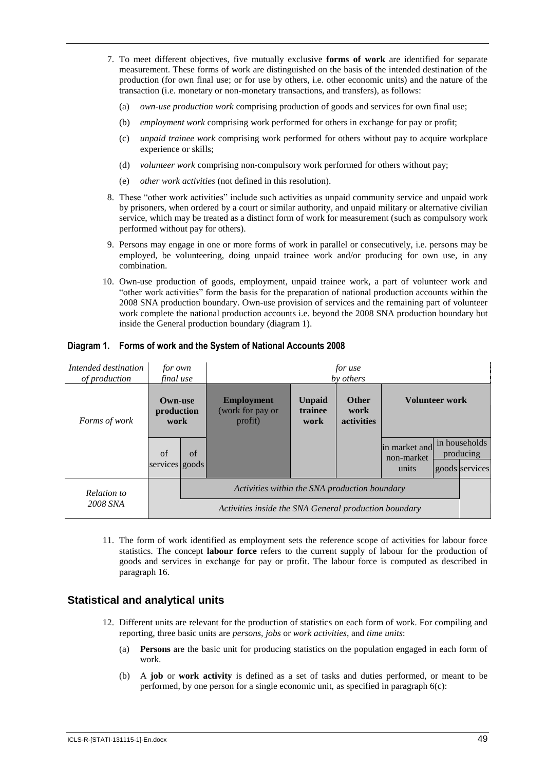7. To meet different objectives, five mutually exclusive **forms of work** are identified for separate measurement. These forms of work are distinguished on the basis of the intended destination of the production (for own final use; or for use by others, i.e. other economic units) and the nature of the transaction (i.e. monetary or non-monetary transactions, and transfers), as follows:

   (a) *own-use production work* comprising production of goods and services for own final use;

   (b) *employment work* comprising work performed for others in exchange for pay or profit;

   (c) *unpaid trainee work* comprising work performed for others without pay to acquire workplace experience or skills;

   (d) *volunteer work* comprising non-compulsory work performed for others without pay;

   (e) *other work activities* (not defined in this resolution).

8. These "other work activities" include such activities as unpaid community service and unpaid work by prisoners, when ordered by a court or similar authority, and unpaid military or alternative civilian service, which may be treated as a distinct form of work for measurement (such as compulsory work performed without pay for others).

9. Persons may engage in one or more forms of work in parallel or consecutively, i.e. persons may be employed, be volunteering, doing unpaid trainee work and/or producing for own use, in any combination.

10. Own-use production of goods, employment, unpaid trainee work, a part of volunteer work and "other work activities" form the basis for the preparation of national production accounts within the 2008 SNA production boundary. Own-use provision of services and the remaining part of volunteer work complete the national production accounts i.e. beyond the 2008 SNA production boundary but inside the General production boundary (diagram 1).

**Diagram 1. Forms of work and the System of National Accounts 2008**

| *Intended destination of production* | *for own final use* | | *for use by others* | | | | | |
|---|---|---|---|---|---|---|---|---|
| *Forms of work* | **Own-use production work** | | **Employment** (work for pay or profit) | **Unpaid trainee work** | **Other work activities** | **Volunteer work** | | |
| | of services | of goods | | | | in market and non-market units | in households producing | |
| | | | | | | | goods | services |
| *Relation to 2008 SNA* | | *Activities within the SNA production boundary* | | | | | | |
| | *Activities inside the SNA General production boundary* | | | | | | | |

11. The form of work identified as employment sets the reference scope of activities for labour force statistics. The concept **labour force** refers to the current supply of labour for the production of goods and services in exchange for pay or profit. The labour force is computed as described in paragraph 16.

## Statistical and analytical units

12. Different units are relevant for the production of statistics on each form of work. For compiling and reporting, three basic units are *persons*, *jobs* or *work activities*, and *time units*:

    (a) **Persons** are the basic unit for producing statistics on the population engaged in each form of work.

    (b) A **job** or **work activity** is defined as a set of tasks and duties performed, or meant to be performed, by one person for a single economic unit, as specified in paragraph 6(c):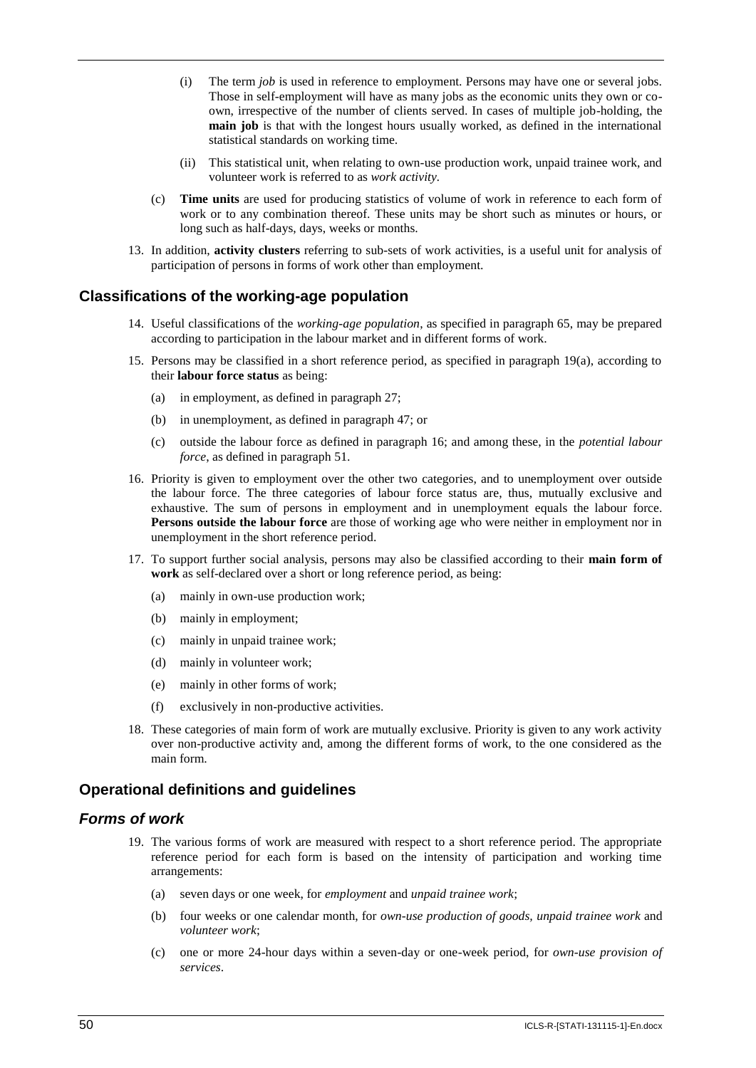(i) The term *job* is used in reference to employment. Persons may have one or several jobs. Those in self-employment will have as many jobs as the economic units they own or co-own, irrespective of the number of clients served. In cases of multiple job-holding, the **main job** is that with the longest hours usually worked, as defined in the international statistical standards on working time.

(ii) This statistical unit, when relating to own-use production work, unpaid trainee work, and volunteer work is referred to as *work activity.*

(c) **Time units** are used for producing statistics of volume of work in reference to each form of work or to any combination thereof. These units may be short such as minutes or hours, or long such as half-days, days, weeks or months.

13. In addition, **activity clusters** referring to sub-sets of work activities, is a useful unit for analysis of participation of persons in forms of work other than employment.

## Classifications of the working-age population

14. Useful classifications of the *working-age population*, as specified in paragraph 65, may be prepared according to participation in the labour market and in different forms of work.

15. Persons may be classified in a short reference period, as specified in paragraph 19(a), according to their **labour force status** as being:

   (a) in employment, as defined in paragraph 27;

   (b) in unemployment, as defined in paragraph 47; or

   (c) outside the labour force as defined in paragraph 16; and among these, in the *potential labour force*, as defined in paragraph 51.

16. Priority is given to employment over the other two categories, and to unemployment over outside the labour force. The three categories of labour force status are, thus, mutually exclusive and exhaustive. The sum of persons in employment and in unemployment equals the labour force. **Persons outside the labour force** are those of working age who were neither in employment nor in unemployment in the short reference period.

17. To support further social analysis, persons may also be classified according to their **main form of work** as self-declared over a short or long reference period, as being:

   (a) mainly in own-use production work;

   (b) mainly in employment;

   (c) mainly in unpaid trainee work;

   (d) mainly in volunteer work;

   (e) mainly in other forms of work;

   (f) exclusively in non-productive activities.

18. These categories of main form of work are mutually exclusive. Priority is given to any work activity over non-productive activity and, among the different forms of work, to the one considered as the main form.

## Operational definitions and guidelines

### *Forms of work*

19. The various forms of work are measured with respect to a short reference period. The appropriate reference period for each form is based on the intensity of participation and working time arrangements:

   (a) seven days or one week, for *employment* and *unpaid trainee work*;

   (b) four weeks or one calendar month, for *own-use production of goods, unpaid trainee work* and *volunteer work*;

   (c) one or more 24-hour days within a seven-day or one-week period, for *own-use provision of services*.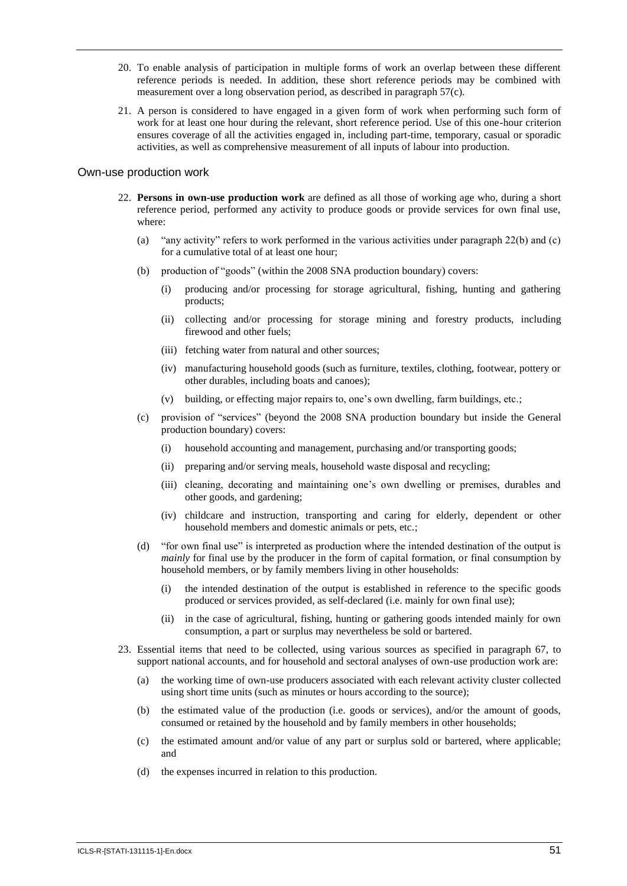20. To enable analysis of participation in multiple forms of work an overlap between these different reference periods is needed. In addition, these short reference periods may be combined with measurement over a long observation period, as described in paragraph 57(c).

21. A person is considered to have engaged in a given form of work when performing such form of work for at least one hour during the relevant, short reference period. Use of this one-hour criterion ensures coverage of all the activities engaged in, including part-time, temporary, casual or sporadic activities, as well as comprehensive measurement of all inputs of labour into production.

## Own-use production work

22. **Persons in own-use production work** are defined as all those of working age who, during a short reference period, performed any activity to produce goods or provide services for own final use, where:

    (a) "any activity" refers to work performed in the various activities under paragraph 22(b) and (c) for a cumulative total of at least one hour;

    (b) production of "goods" (within the 2008 SNA production boundary) covers:

    - (i) producing and/or processing for storage agricultural, fishing, hunting and gathering products;
    - (ii) collecting and/or processing for storage mining and forestry products, including firewood and other fuels;
    - (iii) fetching water from natural and other sources;
    - (iv) manufacturing household goods (such as furniture, textiles, clothing, footwear, pottery or other durables, including boats and canoes);
    - (v) building, or effecting major repairs to, one's own dwelling, farm buildings, etc.;

    (c) provision of "services" (beyond the 2008 SNA production boundary but inside the General production boundary) covers:

    - (i) household accounting and management, purchasing and/or transporting goods;
    - (ii) preparing and/or serving meals, household waste disposal and recycling;
    - (iii) cleaning, decorating and maintaining one's own dwelling or premises, durables and other goods, and gardening;
    - (iv) childcare and instruction, transporting and caring for elderly, dependent or other household members and domestic animals or pets, etc.;

    (d) "for own final use" is interpreted as production where the intended destination of the output is *mainly* for final use by the producer in the form of capital formation, or final consumption by household members, or by family members living in other households:

    - (i) the intended destination of the output is established in reference to the specific goods produced or services provided, as self-declared (i.e. mainly for own final use);
    - (ii) in the case of agricultural, fishing, hunting or gathering goods intended mainly for own consumption, a part or surplus may nevertheless be sold or bartered.

23. Essential items that need to be collected, using various sources as specified in paragraph 67, to support national accounts, and for household and sectoral analyses of own-use production work are:

    (a) the working time of own-use producers associated with each relevant activity cluster collected using short time units (such as minutes or hours according to the source);

    (b) the estimated value of the production (i.e. goods or services), and/or the amount of goods, consumed or retained by the household and by family members in other households;

    (c) the estimated amount and/or value of any part or surplus sold or bartered, where applicable; and

    (d) the expenses incurred in relation to this production.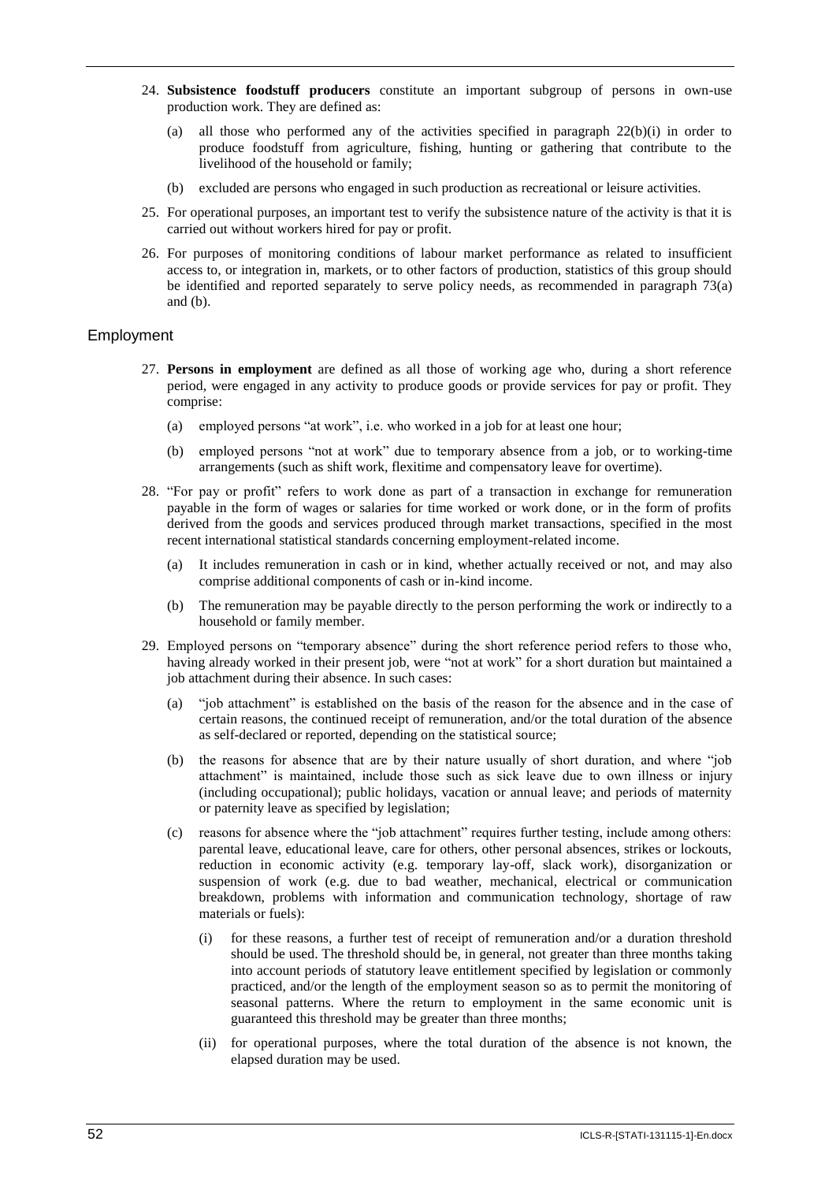24. **Subsistence foodstuff producers** constitute an important subgroup of persons in own-use production work. They are defined as:

    (a) all those who performed any of the activities specified in paragraph 22(b)(i) in order to produce foodstuff from agriculture, fishing, hunting or gathering that contribute to the livelihood of the household or family;

    (b) excluded are persons who engaged in such production as recreational or leisure activities.

25. For operational purposes, an important test to verify the subsistence nature of the activity is that it is carried out without workers hired for pay or profit.

26. For purposes of monitoring conditions of labour market performance as related to insufficient access to, or integration in, markets, or to other factors of production, statistics of this group should be identified and reported separately to serve policy needs, as recommended in paragraph 73(a) and (b).

## Employment

27. **Persons in employment** are defined as all those of working age who, during a short reference period, were engaged in any activity to produce goods or provide services for pay or profit. They comprise:

    (a) employed persons "at work", i.e. who worked in a job for at least one hour;

    (b) employed persons "not at work" due to temporary absence from a job, or to working-time arrangements (such as shift work, flexitime and compensatory leave for overtime).

28. "For pay or profit" refers to work done as part of a transaction in exchange for remuneration payable in the form of wages or salaries for time worked or work done, or in the form of profits derived from the goods and services produced through market transactions, specified in the most recent international statistical standards concerning employment-related income.

    (a) It includes remuneration in cash or in kind, whether actually received or not, and may also comprise additional components of cash or in-kind income.

    (b) The remuneration may be payable directly to the person performing the work or indirectly to a household or family member.

29. Employed persons on "temporary absence" during the short reference period refers to those who, having already worked in their present job, were "not at work" for a short duration but maintained a job attachment during their absence. In such cases:

    (a) "job attachment" is established on the basis of the reason for the absence and in the case of certain reasons, the continued receipt of remuneration, and/or the total duration of the absence as self-declared or reported, depending on the statistical source;

    (b) the reasons for absence that are by their nature usually of short duration, and where "job attachment" is maintained, include those such as sick leave due to own illness or injury (including occupational); public holidays, vacation or annual leave; and periods of maternity or paternity leave as specified by legislation;

    (c) reasons for absence where the "job attachment" requires further testing, include among others: parental leave, educational leave, care for others, other personal absences, strikes or lockouts, reduction in economic activity (e.g. temporary lay-off, slack work), disorganization or suspension of work (e.g. due to bad weather, mechanical, electrical or communication breakdown, problems with information and communication technology, shortage of raw materials or fuels):

        (i) for these reasons, a further test of receipt of remuneration and/or a duration threshold should be used. The threshold should be, in general, not greater than three months taking into account periods of statutory leave entitlement specified by legislation or commonly practiced, and/or the length of the employment season so as to permit the monitoring of seasonal patterns. Where the return to employment in the same economic unit is guaranteed this threshold may be greater than three months;

        (ii) for operational purposes, where the total duration of the absence is not known, the elapsed duration may be used.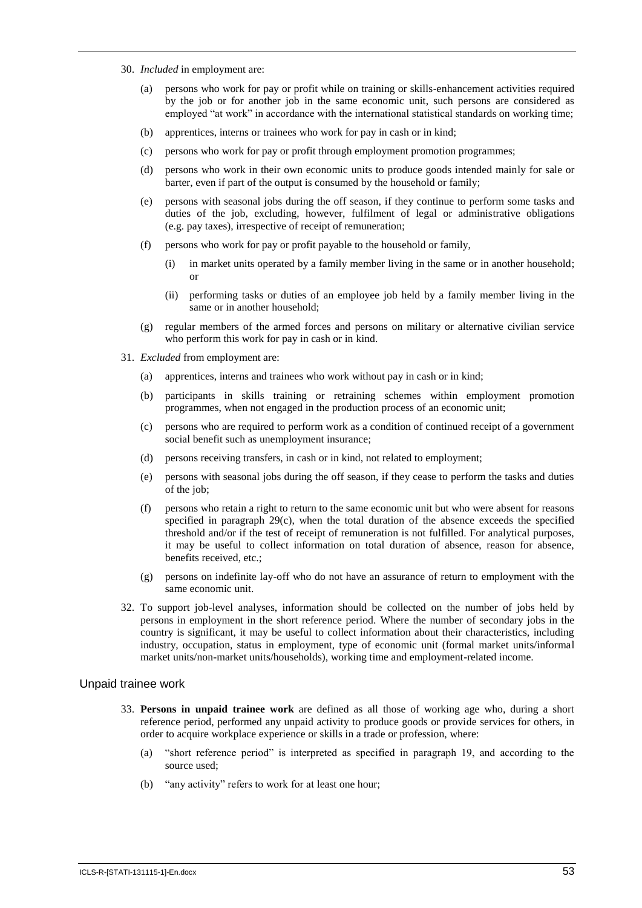30. *Included* in employment are:

    (a) persons who work for pay or profit while on training or skills-enhancement activities required by the job or for another job in the same economic unit, such persons are considered as employed "at work" in accordance with the international statistical standards on working time;

    (b) apprentices, interns or trainees who work for pay in cash or in kind;

    (c) persons who work for pay or profit through employment promotion programmes;

    (d) persons who work in their own economic units to produce goods intended mainly for sale or barter, even if part of the output is consumed by the household or family;

    (e) persons with seasonal jobs during the off season, if they continue to perform some tasks and duties of the job, excluding, however, fulfilment of legal or administrative obligations (e.g. pay taxes), irrespective of receipt of remuneration;

    (f) persons who work for pay or profit payable to the household or family,

        (i) in market units operated by a family member living in the same or in another household; or

        (ii) performing tasks or duties of an employee job held by a family member living in the same or in another household;

    (g) regular members of the armed forces and persons on military or alternative civilian service who perform this work for pay in cash or in kind.

31. *Excluded* from employment are:

    (a) apprentices, interns and trainees who work without pay in cash or in kind;

    (b) participants in skills training or retraining schemes within employment promotion programmes, when not engaged in the production process of an economic unit;

    (c) persons who are required to perform work as a condition of continued receipt of a government social benefit such as unemployment insurance;

    (d) persons receiving transfers, in cash or in kind, not related to employment;

    (e) persons with seasonal jobs during the off season, if they cease to perform the tasks and duties of the job;

    (f) persons who retain a right to return to the same economic unit but who were absent for reasons specified in paragraph 29(c), when the total duration of the absence exceeds the specified threshold and/or if the test of receipt of remuneration is not fulfilled. For analytical purposes, it may be useful to collect information on total duration of absence, reason for absence, benefits received, etc.;

    (g) persons on indefinite lay-off who do not have an assurance of return to employment with the same economic unit.

32. To support job-level analyses, information should be collected on the number of jobs held by persons in employment in the short reference period. Where the number of secondary jobs in the country is significant, it may be useful to collect information about their characteristics, including industry, occupation, status in employment, type of economic unit (formal market units/informal market units/non-market units/households), working time and employment-related income.

## Unpaid trainee work

33. **Persons in unpaid trainee work** are defined as all those of working age who, during a short reference period, performed any unpaid activity to produce goods or provide services for others, in order to acquire workplace experience or skills in a trade or profession, where:

    (a) "short reference period" is interpreted as specified in paragraph 19, and according to the source used;

    (b) "any activity" refers to work for at least one hour;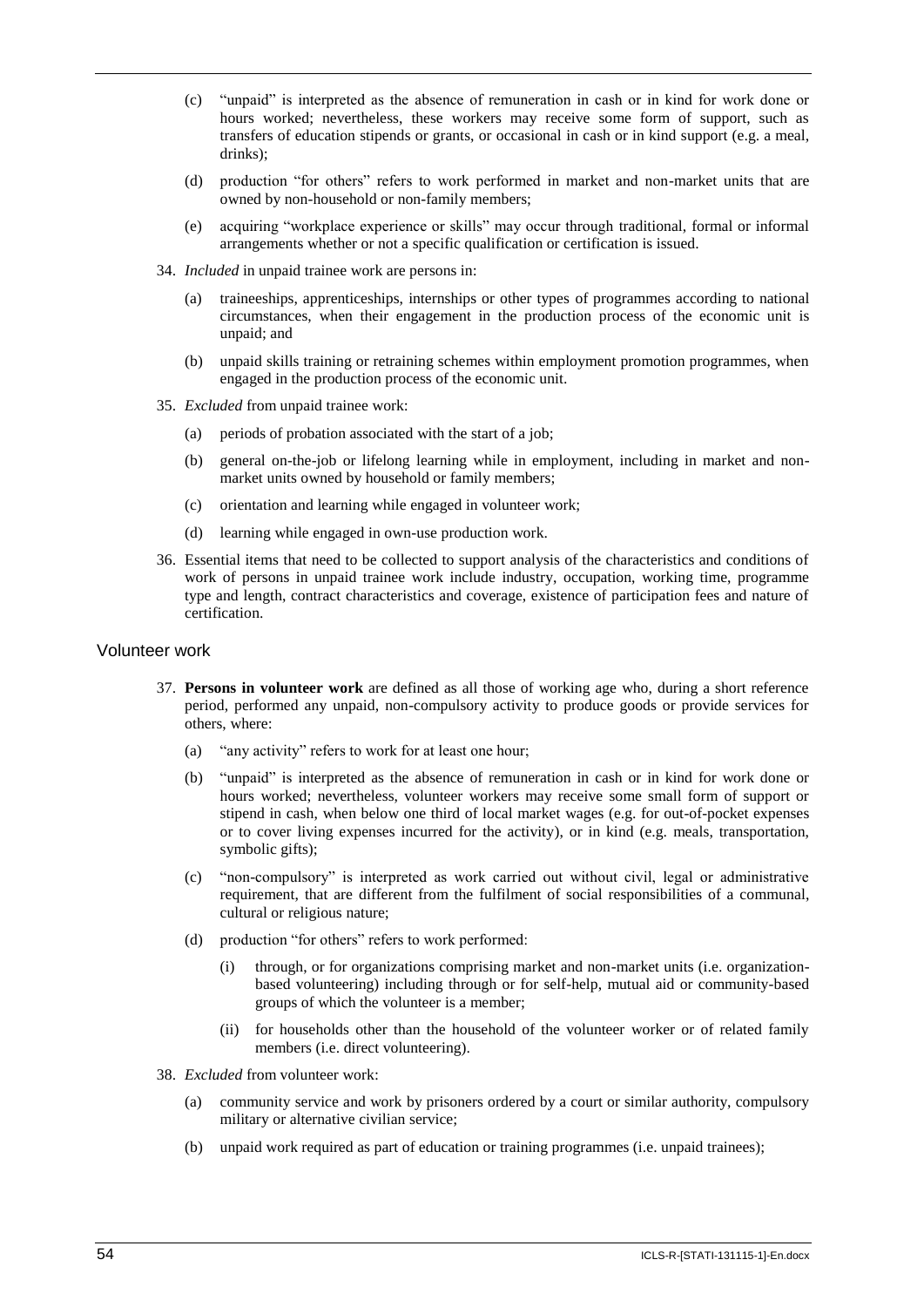(c) "unpaid" is interpreted as the absence of remuneration in cash or in kind for work done or hours worked; nevertheless, these workers may receive some form of support, such as transfers of education stipends or grants, or occasional in cash or in kind support (e.g. a meal, drinks);

(d) production "for others" refers to work performed in market and non-market units that are owned by non-household or non-family members;

(e) acquiring "workplace experience or skills" may occur through traditional, formal or informal arrangements whether or not a specific qualification or certification is issued.

34. *Included* in unpaid trainee work are persons in:

(a) traineeships, apprenticeships, internships or other types of programmes according to national circumstances, when their engagement in the production process of the economic unit is unpaid; and

(b) unpaid skills training or retraining schemes within employment promotion programmes, when engaged in the production process of the economic unit.

35. *Excluded* from unpaid trainee work:

(a) periods of probation associated with the start of a job;

(b) general on-the-job or lifelong learning while in employment, including in market and non-market units owned by household or family members;

(c) orientation and learning while engaged in volunteer work;

(d) learning while engaged in own-use production work.

36. Essential items that need to be collected to support analysis of the characteristics and conditions of work of persons in unpaid trainee work include industry, occupation, working time, programme type and length, contract characteristics and coverage, existence of participation fees and nature of certification.

## Volunteer work

37. **Persons in volunteer work** are defined as all those of working age who, during a short reference period, performed any unpaid, non-compulsory activity to produce goods or provide services for others, where:

(a) "any activity" refers to work for at least one hour;

(b) "unpaid" is interpreted as the absence of remuneration in cash or in kind for work done or hours worked; nevertheless, volunteer workers may receive some small form of support or stipend in cash, when below one third of local market wages (e.g. for out-of-pocket expenses or to cover living expenses incurred for the activity), or in kind (e.g. meals, transportation, symbolic gifts);

(c) "non-compulsory" is interpreted as work carried out without civil, legal or administrative requirement, that are different from the fulfilment of social responsibilities of a communal, cultural or religious nature;

(d) production "for others" refers to work performed:

(i) through, or for organizations comprising market and non-market units (i.e. organization-based volunteering) including through or for self-help, mutual aid or community-based groups of which the volunteer is a member;

(ii) for households other than the household of the volunteer worker or of related family members (i.e. direct volunteering).

38. *Excluded* from volunteer work:

(a) community service and work by prisoners ordered by a court or similar authority, compulsory military or alternative civilian service;

(b) unpaid work required as part of education or training programmes (i.e. unpaid trainees);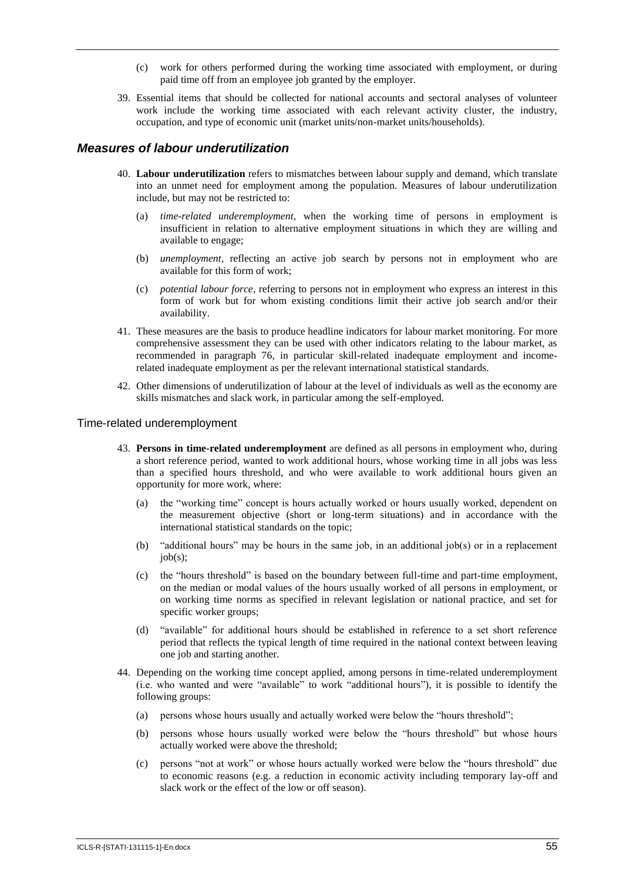(c) work for others performed during the working time associated with employment, or during paid time off from an employee job granted by the employer.

39. Essential items that should be collected for national accounts and sectoral analyses of volunteer work include the working time associated with each relevant activity cluster, the industry, occupation, and type of economic unit (market units/non-market units/households).

## *Measures of labour underutilization*

40. **Labour underutilization** refers to mismatches between labour supply and demand, which translate into an unmet need for employment among the population. Measures of labour underutilization include, but may not be restricted to:

    (a) *time-related underemployment*, when the working time of persons in employment is insufficient in relation to alternative employment situations in which they are willing and available to engage;

    (b) *unemployment*, reflecting an active job search by persons not in employment who are available for this form of work;

    (c) *potential labour force*, referring to persons not in employment who express an interest in this form of work but for whom existing conditions limit their active job search and/or their availability.

41. These measures are the basis to produce headline indicators for labour market monitoring. For more comprehensive assessment they can be used with other indicators relating to the labour market, as recommended in paragraph 76, in particular skill-related inadequate employment and income-related inadequate employment as per the relevant international statistical standards.

42. Other dimensions of underutilization of labour at the level of individuals as well as the economy are skills mismatches and slack work, in particular among the self-employed.

### Time-related underemployment

43. **Persons in time-related underemployment** are defined as all persons in employment who, during a short reference period, wanted to work additional hours, whose working time in all jobs was less than a specified hours threshold, and who were available to work additional hours given an opportunity for more work, where:

    (a) the "working time" concept is hours actually worked or hours usually worked, dependent on the measurement objective (short or long-term situations) and in accordance with the international statistical standards on the topic;

    (b) "additional hours" may be hours in the same job, in an additional job(s) or in a replacement job(s);

    (c) the "hours threshold" is based on the boundary between full-time and part-time employment, on the median or modal values of the hours usually worked of all persons in employment, or on working time norms as specified in relevant legislation or national practice, and set for specific worker groups;

    (d) "available" for additional hours should be established in reference to a set short reference period that reflects the typical length of time required in the national context between leaving one job and starting another.

44. Depending on the working time concept applied, among persons in time-related underemployment (i.e. who wanted and were "available" to work "additional hours"), it is possible to identify the following groups:

    (a) persons whose hours usually and actually worked were below the "hours threshold";

    (b) persons whose hours usually worked were below the "hours threshold" but whose hours actually worked were above the threshold;

    (c) persons "not at work" or whose hours actually worked were below the "hours threshold" due to economic reasons (e.g. a reduction in economic activity including temporary lay-off and slack work or the effect of the low or off season).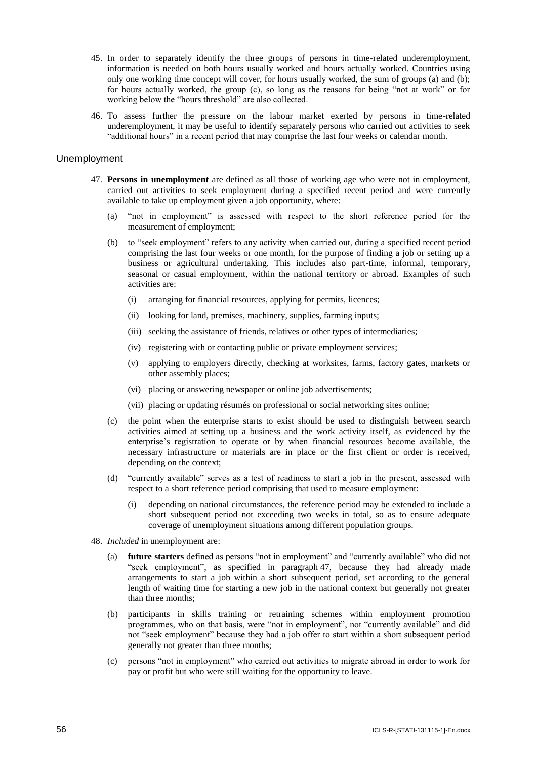45. In order to separately identify the three groups of persons in time-related underemployment, information is needed on both hours usually worked and hours actually worked. Countries using only one working time concept will cover, for hours usually worked, the sum of groups (a) and (b); for hours actually worked, the group (c), so long as the reasons for being "not at work" or for working below the "hours threshold" are also collected.

46. To assess further the pressure on the labour market exerted by persons in time-related underemployment, it may be useful to identify separately persons who carried out activities to seek "additional hours" in a recent period that may comprise the last four weeks or calendar month.

## Unemployment

47. **Persons in unemployment** are defined as all those of working age who were not in employment, carried out activities to seek employment during a specified recent period and were currently available to take up employment given a job opportunity, where:

    (a) "not in employment" is assessed with respect to the short reference period for the measurement of employment;

    (b) to "seek employment" refers to any activity when carried out, during a specified recent period comprising the last four weeks or one month, for the purpose of finding a job or setting up a business or agricultural undertaking. This includes also part-time, informal, temporary, seasonal or casual employment, within the national territory or abroad. Examples of such activities are:

    (i) arranging for financial resources, applying for permits, licences;

    (ii) looking for land, premises, machinery, supplies, farming inputs;

    (iii) seeking the assistance of friends, relatives or other types of intermediaries;

    (iv) registering with or contacting public or private employment services;

    (v) applying to employers directly, checking at worksites, farms, factory gates, markets or other assembly places;

    (vi) placing or answering newspaper or online job advertisements;

    (vii) placing or updating résumés on professional or social networking sites online;

    (c) the point when the enterprise starts to exist should be used to distinguish between search activities aimed at setting up a business and the work activity itself, as evidenced by the enterprise's registration to operate or by when financial resources become available, the necessary infrastructure or materials are in place or the first client or order is received, depending on the context;

    (d) "currently available" serves as a test of readiness to start a job in the present, assessed with respect to a short reference period comprising that used to measure employment:

    (i) depending on national circumstances, the reference period may be extended to include a short subsequent period not exceeding two weeks in total, so as to ensure adequate coverage of unemployment situations among different population groups.

48. *Included* in unemployment are:

    (a) **future starters** defined as persons "not in employment" and "currently available" who did not "seek employment", as specified in paragraph 47, because they had already made arrangements to start a job within a short subsequent period, set according to the general length of waiting time for starting a new job in the national context but generally not greater than three months;

    (b) participants in skills training or retraining schemes within employment promotion programmes, who on that basis, were "not in employment", not "currently available" and did not "seek employment" because they had a job offer to start within a short subsequent period generally not greater than three months;

    (c) persons "not in employment" who carried out activities to migrate abroad in order to work for pay or profit but who were still waiting for the opportunity to leave.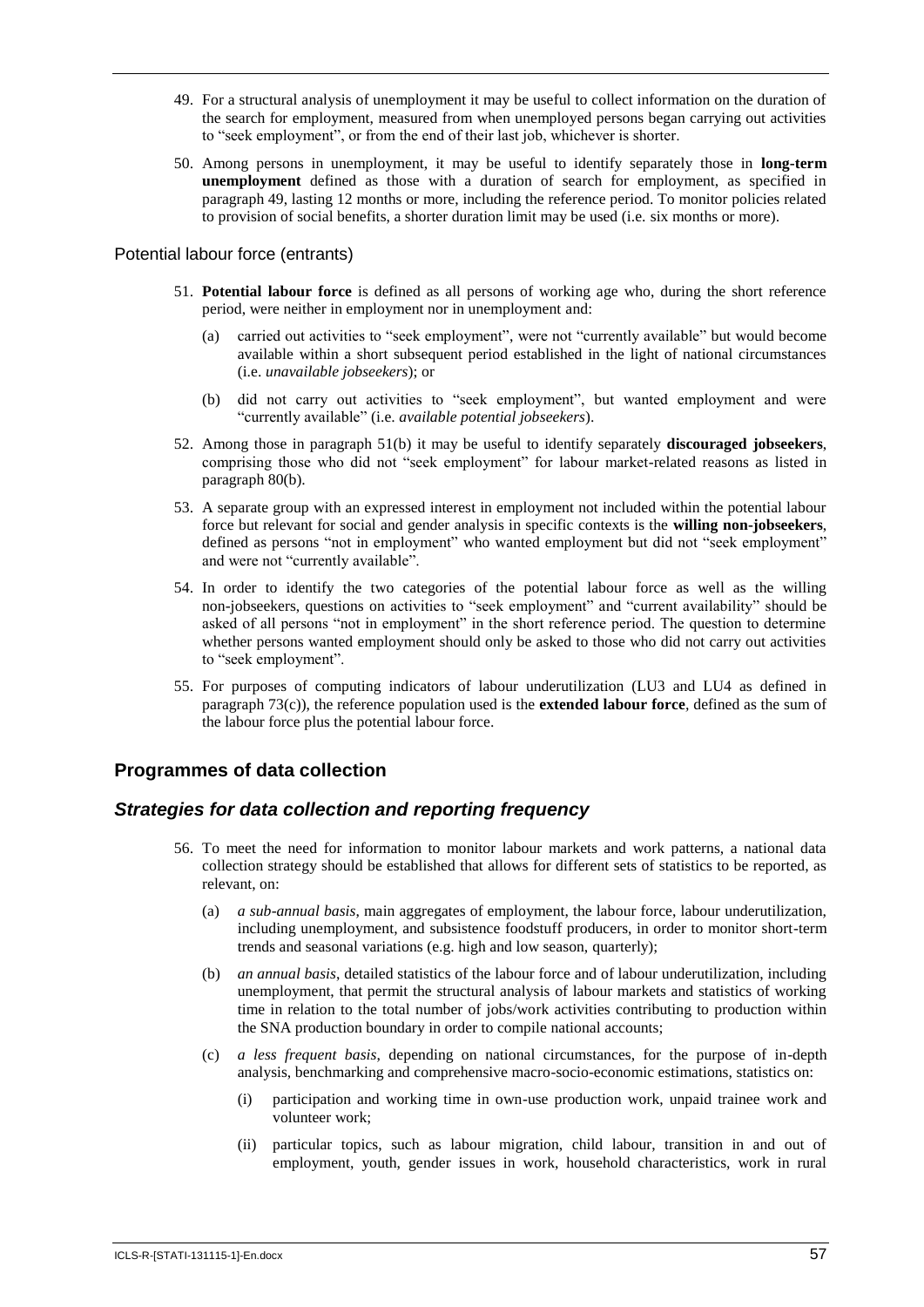49. For a structural analysis of unemployment it may be useful to collect information on the duration of the search for employment, measured from when unemployed persons began carrying out activities to "seek employment", or from the end of their last job, whichever is shorter.

50. Among persons in unemployment, it may be useful to identify separately those in **long-term unemployment** defined as those with a duration of search for employment, as specified in paragraph 49, lasting 12 months or more, including the reference period. To monitor policies related to provision of social benefits, a shorter duration limit may be used (i.e. six months or more).

### Potential labour force (entrants)

51. **Potential labour force** is defined as all persons of working age who, during the short reference period, were neither in employment nor in unemployment and:

    (a) carried out activities to "seek employment", were not "currently available" but would become available within a short subsequent period established in the light of national circumstances (i.e. *unavailable jobseekers*); or

    (b) did not carry out activities to "seek employment", but wanted employment and were "currently available" (i.e. *available potential jobseekers*).

52. Among those in paragraph 51(b) it may be useful to identify separately **discouraged jobseekers**, comprising those who did not "seek employment" for labour market-related reasons as listed in paragraph 80(b).

53. A separate group with an expressed interest in employment not included within the potential labour force but relevant for social and gender analysis in specific contexts is the **willing non-jobseekers**, defined as persons "not in employment" who wanted employment but did not "seek employment" and were not "currently available".

54. In order to identify the two categories of the potential labour force as well as the willing non-jobseekers, questions on activities to "seek employment" and "current availability" should be asked of all persons "not in employment" in the short reference period. The question to determine whether persons wanted employment should only be asked to those who did not carry out activities to "seek employment".

55. For purposes of computing indicators of labour underutilization (LU3 and LU4 as defined in paragraph 73(c)), the reference population used is the **extended labour force**, defined as the sum of the labour force plus the potential labour force.

## Programmes of data collection

### *Strategies for data collection and reporting frequency*

56. To meet the need for information to monitor labour markets and work patterns, a national data collection strategy should be established that allows for different sets of statistics to be reported, as relevant, on:

    (a) *a sub-annual basis*, main aggregates of employment, the labour force, labour underutilization, including unemployment, and subsistence foodstuff producers, in order to monitor short-term trends and seasonal variations (e.g. high and low season, quarterly);

    (b) *an annual basis*, detailed statistics of the labour force and of labour underutilization, including unemployment, that permit the structural analysis of labour markets and statistics of working time in relation to the total number of jobs/work activities contributing to production within the SNA production boundary in order to compile national accounts;

    (c) *a less frequent basis*, depending on national circumstances, for the purpose of in-depth analysis, benchmarking and comprehensive macro-socio-economic estimations, statistics on:

        (i) participation and working time in own-use production work, unpaid trainee work and volunteer work;

        (ii) particular topics, such as labour migration, child labour, transition in and out of employment, youth, gender issues in work, household characteristics, work in rural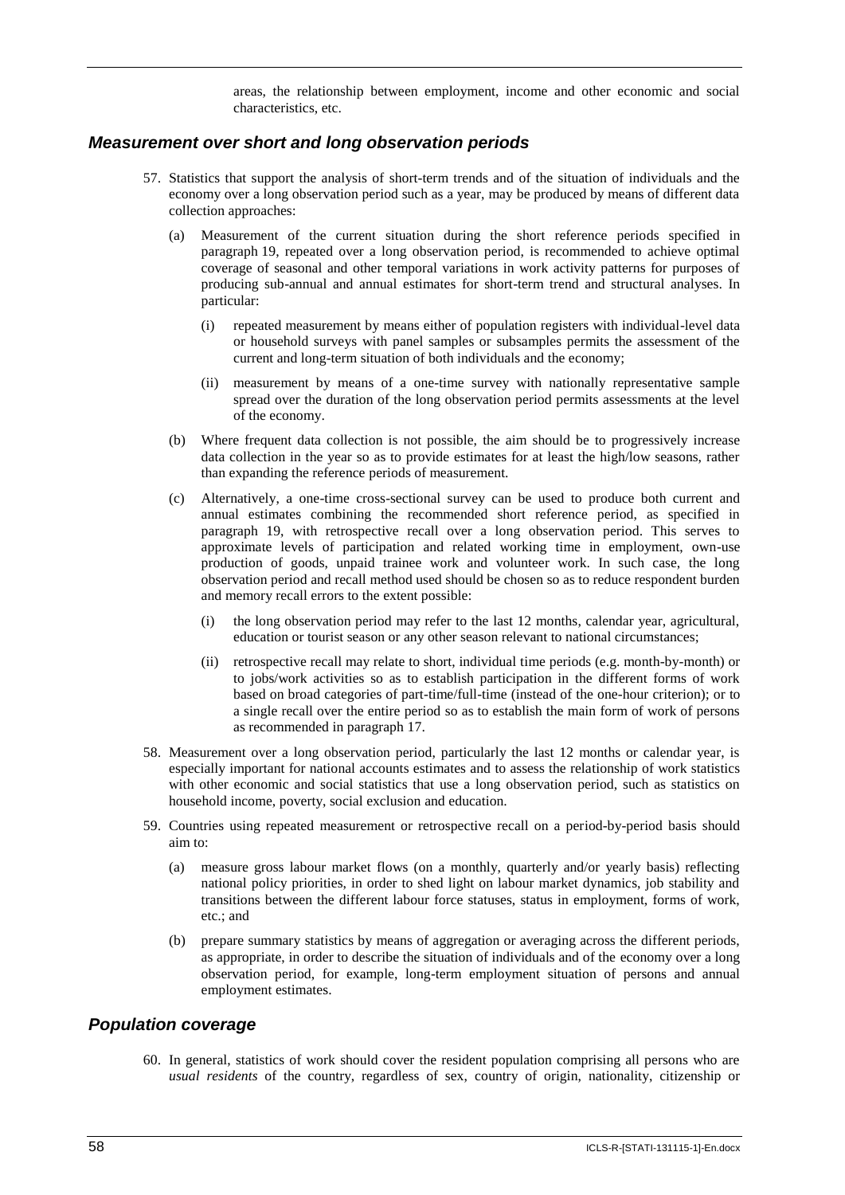areas, the relationship between employment, income and other economic and social characteristics, etc.

## *Measurement over short and long observation periods*

57. Statistics that support the analysis of short-term trends and of the situation of individuals and the economy over a long observation period such as a year, may be produced by means of different data collection approaches:

    (a) Measurement of the current situation during the short reference periods specified in paragraph 19, repeated over a long observation period, is recommended to achieve optimal coverage of seasonal and other temporal variations in work activity patterns for purposes of producing sub-annual and annual estimates for short-term trend and structural analyses. In particular:

        (i) repeated measurement by means either of population registers with individual-level data or household surveys with panel samples or subsamples permits the assessment of the current and long-term situation of both individuals and the economy;

        (ii) measurement by means of a one-time survey with nationally representative sample spread over the duration of the long observation period permits assessments at the level of the economy.

    (b) Where frequent data collection is not possible, the aim should be to progressively increase data collection in the year so as to provide estimates for at least the high/low seasons, rather than expanding the reference periods of measurement.

    (c) Alternatively, a one-time cross-sectional survey can be used to produce both current and annual estimates combining the recommended short reference period, as specified in paragraph 19, with retrospective recall over a long observation period. This serves to approximate levels of participation and related working time in employment, own-use production of goods, unpaid trainee work and volunteer work. In such case, the long observation period and recall method used should be chosen so as to reduce respondent burden and memory recall errors to the extent possible:

        (i) the long observation period may refer to the last 12 months, calendar year, agricultural, education or tourist season or any other season relevant to national circumstances;

        (ii) retrospective recall may relate to short, individual time periods (e.g. month-by-month) or to jobs/work activities so as to establish participation in the different forms of work based on broad categories of part-time/full-time (instead of the one-hour criterion); or to a single recall over the entire period so as to establish the main form of work of persons as recommended in paragraph 17.

58. Measurement over a long observation period, particularly the last 12 months or calendar year, is especially important for national accounts estimates and to assess the relationship of work statistics with other economic and social statistics that use a long observation period, such as statistics on household income, poverty, social exclusion and education.

59. Countries using repeated measurement or retrospective recall on a period-by-period basis should aim to:

    (a) measure gross labour market flows (on a monthly, quarterly and/or yearly basis) reflecting national policy priorities, in order to shed light on labour market dynamics, job stability and transitions between the different labour force statuses, status in employment, forms of work, etc.; and

    (b) prepare summary statistics by means of aggregation or averaging across the different periods, as appropriate, in order to describe the situation of individuals and of the economy over a long observation period, for example, long-term employment situation of persons and annual employment estimates.

## *Population coverage*

60. In general, statistics of work should cover the resident population comprising all persons who are *usual residents* of the country, regardless of sex, country of origin, nationality, citizenship or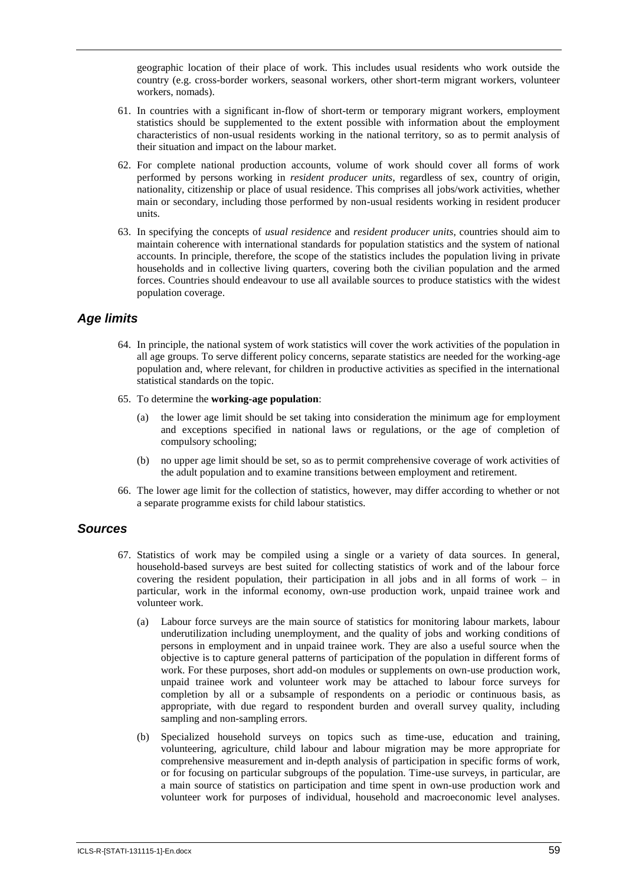geographic location of their place of work. This includes usual residents who work outside the country (e.g. cross-border workers, seasonal workers, other short-term migrant workers, volunteer workers, nomads).

61. In countries with a significant in-flow of short-term or temporary migrant workers, employment statistics should be supplemented to the extent possible with information about the employment characteristics of non-usual residents working in the national territory, so as to permit analysis of their situation and impact on the labour market.

62. For complete national production accounts, volume of work should cover all forms of work performed by persons working in *resident producer units*, regardless of sex, country of origin, nationality, citizenship or place of usual residence. This comprises all jobs/work activities, whether main or secondary, including those performed by non-usual residents working in resident producer units.

63. In specifying the concepts of *usual residence* and *resident producer units*, countries should aim to maintain coherence with international standards for population statistics and the system of national accounts. In principle, therefore, the scope of the statistics includes the population living in private households and in collective living quarters, covering both the civilian population and the armed forces. Countries should endeavour to use all available sources to produce statistics with the widest population coverage.

## *Age limits*

64. In principle, the national system of work statistics will cover the work activities of the population in all age groups. To serve different policy concerns, separate statistics are needed for the working-age population and, where relevant, for children in productive activities as specified in the international statistical standards on the topic.

65. To determine the **working-age population**:

    (a) the lower age limit should be set taking into consideration the minimum age for employment and exceptions specified in national laws or regulations, or the age of completion of compulsory schooling;

    (b) no upper age limit should be set, so as to permit comprehensive coverage of work activities of the adult population and to examine transitions between employment and retirement.

66. The lower age limit for the collection of statistics, however, may differ according to whether or not a separate programme exists for child labour statistics.

## *Sources*

67. Statistics of work may be compiled using a single or a variety of data sources. In general, household-based surveys are best suited for collecting statistics of work and of the labour force covering the resident population, their participation in all jobs and in all forms of work – in particular, work in the informal economy, own-use production work, unpaid trainee work and volunteer work.

    (a) Labour force surveys are the main source of statistics for monitoring labour markets, labour underutilization including unemployment, and the quality of jobs and working conditions of persons in employment and in unpaid trainee work. They are also a useful source when the objective is to capture general patterns of participation of the population in different forms of work. For these purposes, short add-on modules or supplements on own-use production work, unpaid trainee work and volunteer work may be attached to labour force surveys for completion by all or a subsample of respondents on a periodic or continuous basis, as appropriate, with due regard to respondent burden and overall survey quality, including sampling and non-sampling errors.

    (b) Specialized household surveys on topics such as time-use, education and training, volunteering, agriculture, child labour and labour migration may be more appropriate for comprehensive measurement and in-depth analysis of participation in specific forms of work, or for focusing on particular subgroups of the population. Time-use surveys, in particular, are a main source of statistics on participation and time spent in own-use production work and volunteer work for purposes of individual, household and macroeconomic level analyses.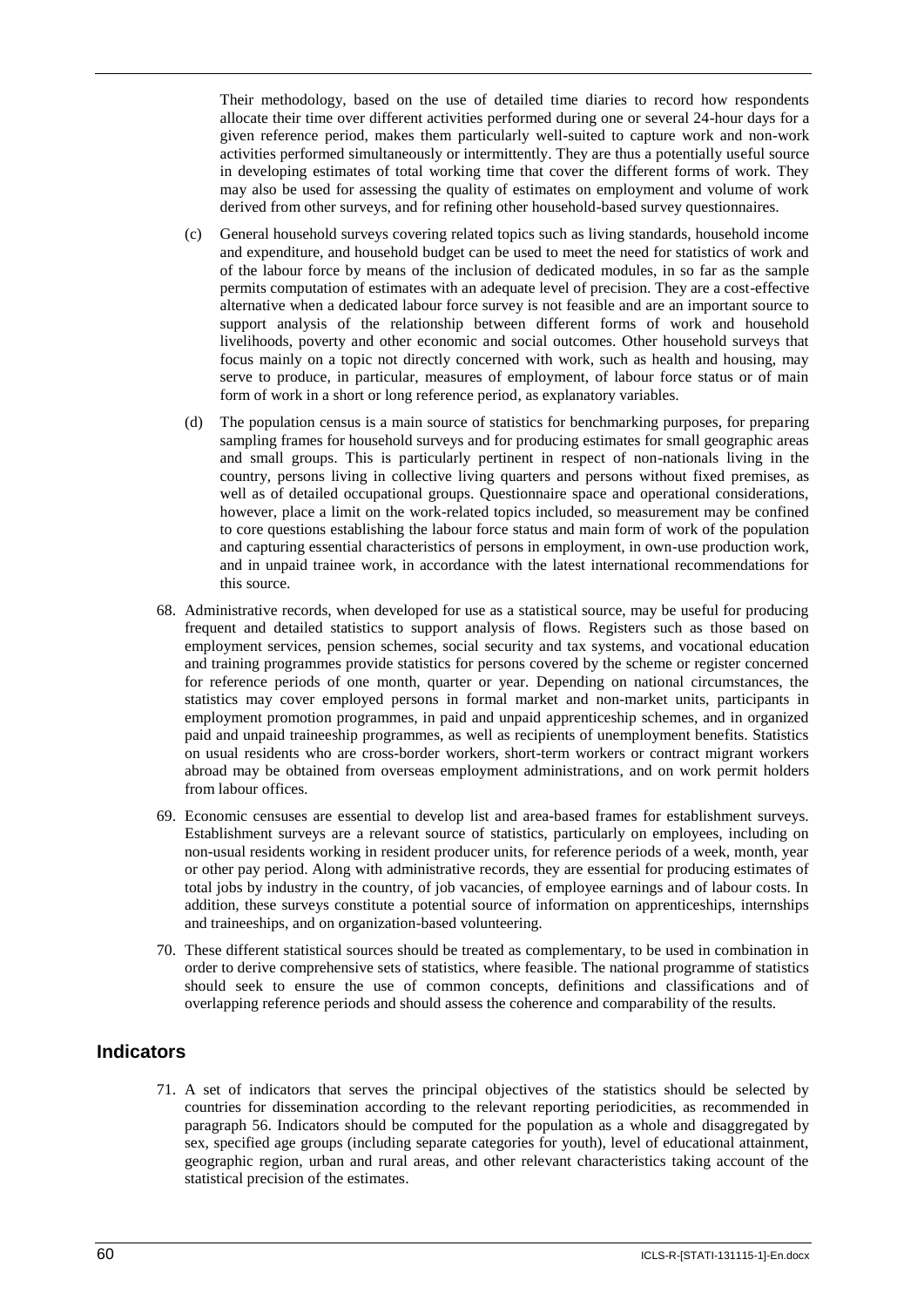Their methodology, based on the use of detailed time diaries to record how respondents allocate their time over different activities performed during one or several 24-hour days for a given reference period, makes them particularly well-suited to capture work and non-work activities performed simultaneously or intermittently. They are thus a potentially useful source in developing estimates of total working time that cover the different forms of work. They may also be used for assessing the quality of estimates on employment and volume of work derived from other surveys, and for refining other household-based survey questionnaires.

(c) General household surveys covering related topics such as living standards, household income and expenditure, and household budget can be used to meet the need for statistics of work and of the labour force by means of the inclusion of dedicated modules, in so far as the sample permits computation of estimates with an adequate level of precision. They are a cost-effective alternative when a dedicated labour force survey is not feasible and are an important source to support analysis of the relationship between different forms of work and household livelihoods, poverty and other economic and social outcomes. Other household surveys that focus mainly on a topic not directly concerned with work, such as health and housing, may serve to produce, in particular, measures of employment, of labour force status or of main form of work in a short or long reference period, as explanatory variables.

(d) The population census is a main source of statistics for benchmarking purposes, for preparing sampling frames for household surveys and for producing estimates for small geographic areas and small groups. This is particularly pertinent in respect of non-nationals living in the country, persons living in collective living quarters and persons without fixed premises, as well as of detailed occupational groups. Questionnaire space and operational considerations, however, place a limit on the work-related topics included, so measurement may be confined to core questions establishing the labour force status and main form of work of the population and capturing essential characteristics of persons in employment, in own-use production work, and in unpaid trainee work, in accordance with the latest international recommendations for this source.

68. Administrative records, when developed for use as a statistical source, may be useful for producing frequent and detailed statistics to support analysis of flows. Registers such as those based on employment services, pension schemes, social security and tax systems, and vocational education and training programmes provide statistics for persons covered by the scheme or register concerned for reference periods of one month, quarter or year. Depending on national circumstances, the statistics may cover employed persons in formal market and non-market units, participants in employment promotion programmes, in paid and unpaid apprenticeship schemes, and in organized paid and unpaid traineeship programmes, as well as recipients of unemployment benefits. Statistics on usual residents who are cross-border workers, short-term workers or contract migrant workers abroad may be obtained from overseas employment administrations, and on work permit holders from labour offices.

69. Economic censuses are essential to develop list and area-based frames for establishment surveys. Establishment surveys are a relevant source of statistics, particularly on employees, including on non-usual residents working in resident producer units, for reference periods of a week, month, year or other pay period. Along with administrative records, they are essential for producing estimates of total jobs by industry in the country, of job vacancies, of employee earnings and of labour costs. In addition, these surveys constitute a potential source of information on apprenticeships, internships and traineeships, and on organization-based volunteering.

70. These different statistical sources should be treated as complementary, to be used in combination in order to derive comprehensive sets of statistics, where feasible. The national programme of statistics should seek to ensure the use of common concepts, definitions and classifications and of overlapping reference periods and should assess the coherence and comparability of the results.

## Indicators

71. A set of indicators that serves the principal objectives of the statistics should be selected by countries for dissemination according to the relevant reporting periodicities, as recommended in paragraph 56. Indicators should be computed for the population as a whole and disaggregated by sex, specified age groups (including separate categories for youth), level of educational attainment, geographic region, urban and rural areas, and other relevant characteristics taking account of the statistical precision of the estimates.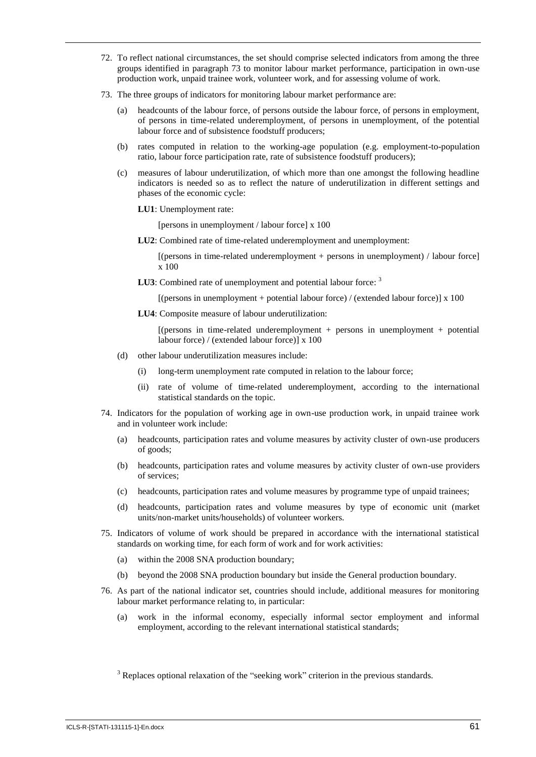72. To reflect national circumstances, the set should comprise selected indicators from among the three groups identified in paragraph 73 to monitor labour market performance, participation in own-use production work, unpaid trainee work, volunteer work, and for assessing volume of work.

73. The three groups of indicators for monitoring labour market performance are:

    (a) headcounts of the labour force, of persons outside the labour force, of persons in employment, of persons in time-related underemployment, of persons in unemployment, of the potential labour force and of subsistence foodstuff producers;

    (b) rates computed in relation to the working-age population (e.g. employment-to-population ratio, labour force participation rate, rate of subsistence foodstuff producers);

    (c) measures of labour underutilization, of which more than one amongst the following headline indicators is needed so as to reflect the nature of underutilization in different settings and phases of the economic cycle:

    **LU1**: Unemployment rate:

    [persons in unemployment / labour force] x 100

    **LU2**: Combined rate of time-related underemployment and unemployment:

    [(persons in time-related underemployment + persons in unemployment) / labour force] x 100

    **LU3**: Combined rate of unemployment and potential labour force: [3]

    [(persons in unemployment + potential labour force) / (extended labour force)] x 100

    **LU4**: Composite measure of labour underutilization:

    [(persons in time-related underemployment + persons in unemployment + potential labour force) / (extended labour force)] x 100

    (d) other labour underutilization measures include:

    (i) long-term unemployment rate computed in relation to the labour force;

    (ii) rate of volume of time-related underemployment, according to the international statistical standards on the topic.

74. Indicators for the population of working age in own-use production work, in unpaid trainee work and in volunteer work include:

    (a) headcounts, participation rates and volume measures by activity cluster of own-use producers of goods;

    (b) headcounts, participation rates and volume measures by activity cluster of own-use providers of services;

    (c) headcounts, participation rates and volume measures by programme type of unpaid trainees;

    (d) headcounts, participation rates and volume measures by type of economic unit (market units/non-market units/households) of volunteer workers.

75. Indicators of volume of work should be prepared in accordance with the international statistical standards on working time, for each form of work and for work activities:

    (a) within the 2008 SNA production boundary;

    (b) beyond the 2008 SNA production boundary but inside the General production boundary.

76. As part of the national indicator set, countries should include, additional measures for monitoring labour market performance relating to, in particular:

    (a) work in the informal economy, especially informal sector employment and informal employment, according to the relevant international statistical standards;

[3] Replaces optional relaxation of the "seeking work" criterion in the previous standards.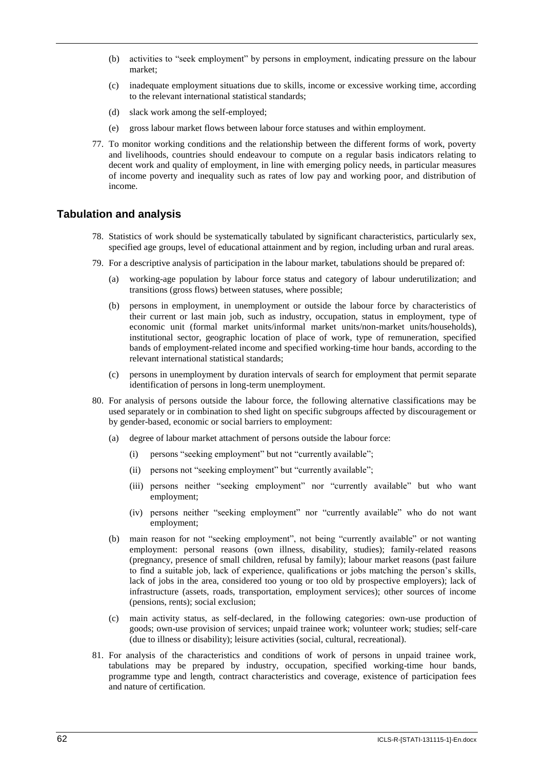(b) activities to "seek employment" by persons in employment, indicating pressure on the labour market;

(c) inadequate employment situations due to skills, income or excessive working time, according to the relevant international statistical standards;

(d) slack work among the self-employed;

(e) gross labour market flows between labour force statuses and within employment.

77. To monitor working conditions and the relationship between the different forms of work, poverty and livelihoods, countries should endeavour to compute on a regular basis indicators relating to decent work and quality of employment, in line with emerging policy needs, in particular measures of income poverty and inequality such as rates of low pay and working poor, and distribution of income.

## Tabulation and analysis

78. Statistics of work should be systematically tabulated by significant characteristics, particularly sex, specified age groups, level of educational attainment and by region, including urban and rural areas.

79. For a descriptive analysis of participation in the labour market, tabulations should be prepared of:

   (a) working-age population by labour force status and category of labour underutilization; and transitions (gross flows) between statuses, where possible;

   (b) persons in employment, in unemployment or outside the labour force by characteristics of their current or last main job, such as industry, occupation, status in employment, type of economic unit (formal market units/informal market units/non-market units/households), institutional sector, geographic location of place of work, type of remuneration, specified bands of employment-related income and specified working-time hour bands, according to the relevant international statistical standards;

   (c) persons in unemployment by duration intervals of search for employment that permit separate identification of persons in long-term unemployment.

80. For analysis of persons outside the labour force, the following alternative classifications may be used separately or in combination to shed light on specific subgroups affected by discouragement or by gender-based, economic or social barriers to employment:

   (a) degree of labour market attachment of persons outside the labour force:

      (i) persons "seeking employment" but not "currently available";

      (ii) persons not "seeking employment" but "currently available";

      (iii) persons neither "seeking employment" nor "currently available" but who want employment;

      (iv) persons neither "seeking employment" nor "currently available" who do not want employment;

   (b) main reason for not "seeking employment", not being "currently available" or not wanting employment: personal reasons (own illness, disability, studies); family-related reasons (pregnancy, presence of small children, refusal by family); labour market reasons (past failure to find a suitable job, lack of experience, qualifications or jobs matching the person's skills, lack of jobs in the area, considered too young or too old by prospective employers); lack of infrastructure (assets, roads, transportation, employment services); other sources of income (pensions, rents); social exclusion;

   (c) main activity status, as self-declared, in the following categories: own-use production of goods; own-use provision of services; unpaid trainee work; volunteer work; studies; self-care (due to illness or disability); leisure activities (social, cultural, recreational).

81. For analysis of the characteristics and conditions of work of persons in unpaid trainee work, tabulations may be prepared by industry, occupation, specified working-time hour bands, programme type and length, contract characteristics and coverage, existence of participation fees and nature of certification.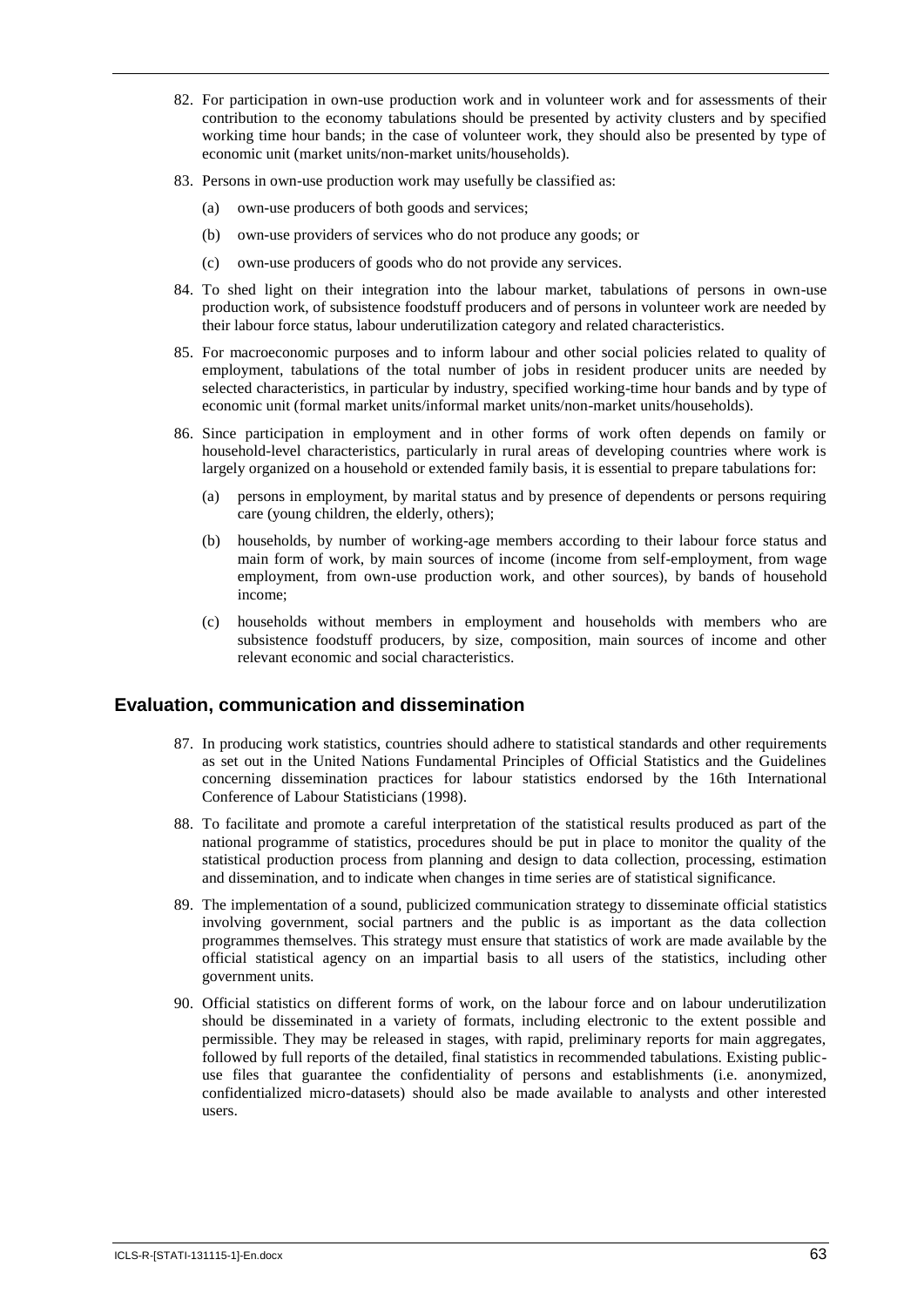82. For participation in own-use production work and in volunteer work and for assessments of their contribution to the economy tabulations should be presented by activity clusters and by specified working time hour bands; in the case of volunteer work, they should also be presented by type of economic unit (market units/non-market units/households).

83. Persons in own-use production work may usefully be classified as:

    (a) own-use producers of both goods and services;

    (b) own-use providers of services who do not produce any goods; or

    (c) own-use producers of goods who do not provide any services.

84. To shed light on their integration into the labour market, tabulations of persons in own-use production work, of subsistence foodstuff producers and of persons in volunteer work are needed by their labour force status, labour underutilization category and related characteristics.

85. For macroeconomic purposes and to inform labour and other social policies related to quality of employment, tabulations of the total number of jobs in resident producer units are needed by selected characteristics, in particular by industry, specified working-time hour bands and by type of economic unit (formal market units/informal market units/non-market units/households).

86. Since participation in employment and in other forms of work often depends on family or household-level characteristics, particularly in rural areas of developing countries where work is largely organized on a household or extended family basis, it is essential to prepare tabulations for:

    (a) persons in employment, by marital status and by presence of dependents or persons requiring care (young children, the elderly, others);

    (b) households, by number of working-age members according to their labour force status and main form of work, by main sources of income (income from self-employment, from wage employment, from own-use production work, and other sources), by bands of household income;

    (c) households without members in employment and households with members who are subsistence foodstuff producers, by size, composition, main sources of income and other relevant economic and social characteristics.

## Evaluation, communication and dissemination

87. In producing work statistics, countries should adhere to statistical standards and other requirements as set out in the United Nations Fundamental Principles of Official Statistics and the Guidelines concerning dissemination practices for labour statistics endorsed by the 16th International Conference of Labour Statisticians (1998).

88. To facilitate and promote a careful interpretation of the statistical results produced as part of the national programme of statistics, procedures should be put in place to monitor the quality of the statistical production process from planning and design to data collection, processing, estimation and dissemination, and to indicate when changes in time series are of statistical significance.

89. The implementation of a sound, publicized communication strategy to disseminate official statistics involving government, social partners and the public is as important as the data collection programmes themselves. This strategy must ensure that statistics of work are made available by the official statistical agency on an impartial basis to all users of the statistics, including other government units.

90. Official statistics on different forms of work, on the labour force and on labour underutilization should be disseminated in a variety of formats, including electronic to the extent possible and permissible. They may be released in stages, with rapid, preliminary reports for main aggregates, followed by full reports of the detailed, final statistics in recommended tabulations. Existing public-use files that guarantee the confidentiality of persons and establishments (i.e. anonymized, confidentialized micro-datasets) should also be made available to analysts and other interested users.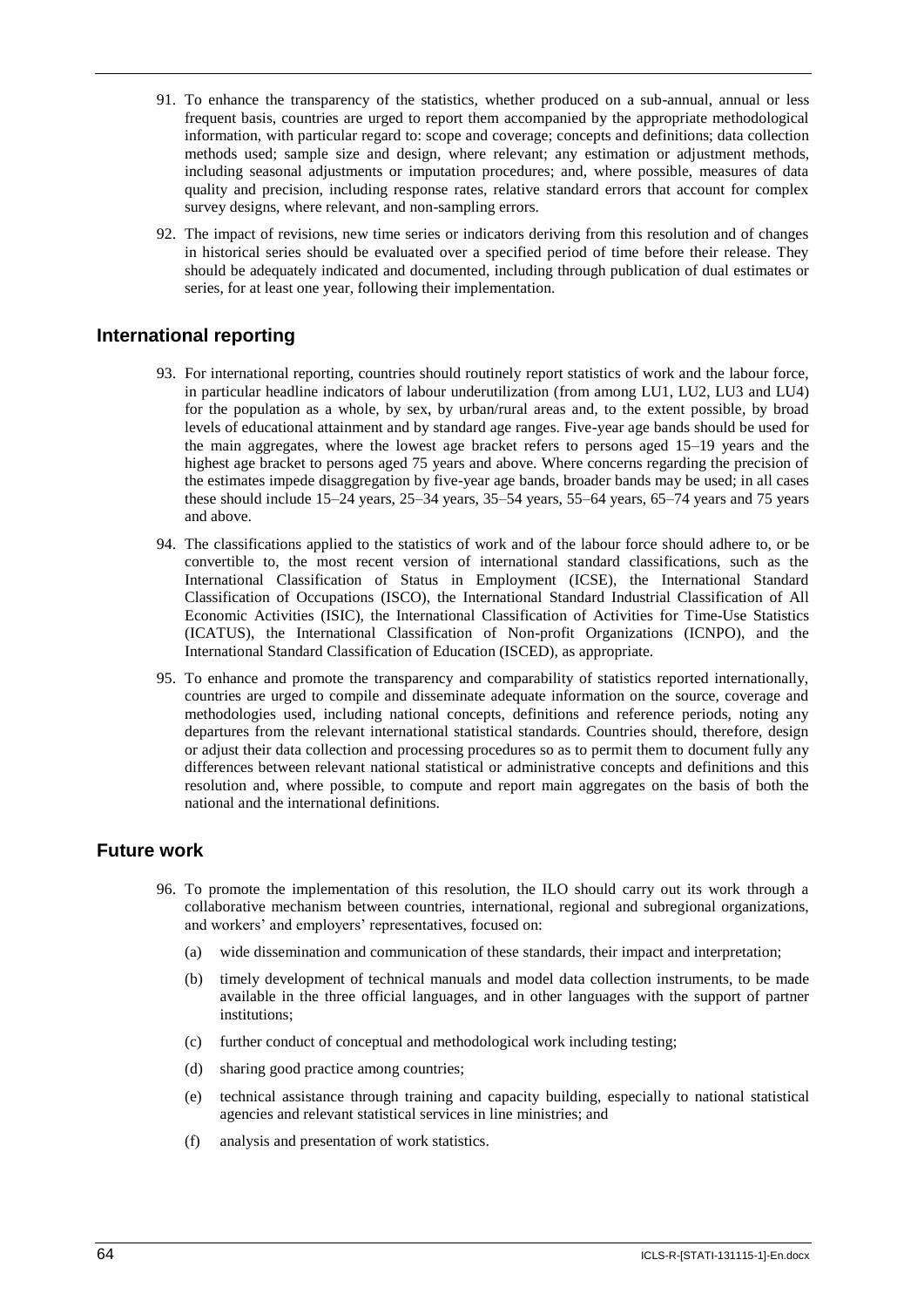91. To enhance the transparency of the statistics, whether produced on a sub-annual, annual or less frequent basis, countries are urged to report them accompanied by the appropriate methodological information, with particular regard to: scope and coverage; concepts and definitions; data collection methods used; sample size and design, where relevant; any estimation or adjustment methods, including seasonal adjustments or imputation procedures; and, where possible, measures of data quality and precision, including response rates, relative standard errors that account for complex survey designs, where relevant, and non-sampling errors.

92. The impact of revisions, new time series or indicators deriving from this resolution and of changes in historical series should be evaluated over a specified period of time before their release. They should be adequately indicated and documented, including through publication of dual estimates or series, for at least one year, following their implementation.

## International reporting

93. For international reporting, countries should routinely report statistics of work and the labour force, in particular headline indicators of labour underutilization (from among LU1, LU2, LU3 and LU4) for the population as a whole, by sex, by urban/rural areas and, to the extent possible, by broad levels of educational attainment and by standard age ranges. Five-year age bands should be used for the main aggregates, where the lowest age bracket refers to persons aged 15–19 years and the highest age bracket to persons aged 75 years and above. Where concerns regarding the precision of the estimates impede disaggregation by five-year age bands, broader bands may be used; in all cases these should include 15–24 years, 25–34 years, 35–54 years, 55–64 years, 65–74 years and 75 years and above.

94. The classifications applied to the statistics of work and of the labour force should adhere to, or be convertible to, the most recent version of international standard classifications, such as the International Classification of Status in Employment (ICSE), the International Standard Classification of Occupations (ISCO), the International Standard Industrial Classification of All Economic Activities (ISIC), the International Classification of Activities for Time-Use Statistics (ICATUS), the International Classification of Non-profit Organizations (ICNPO), and the International Standard Classification of Education (ISCED), as appropriate.

95. To enhance and promote the transparency and comparability of statistics reported internationally, countries are urged to compile and disseminate adequate information on the source, coverage and methodologies used, including national concepts, definitions and reference periods, noting any departures from the relevant international statistical standards. Countries should, therefore, design or adjust their data collection and processing procedures so as to permit them to document fully any differences between relevant national statistical or administrative concepts and definitions and this resolution and, where possible, to compute and report main aggregates on the basis of both the national and the international definitions.

## Future work

96. To promote the implementation of this resolution, the ILO should carry out its work through a collaborative mechanism between countries, international, regional and subregional organizations, and workers' and employers' representatives, focused on:

    (a) wide dissemination and communication of these standards, their impact and interpretation;

    (b) timely development of technical manuals and model data collection instruments, to be made available in the three official languages, and in other languages with the support of partner institutions;

    (c) further conduct of conceptual and methodological work including testing;

    (d) sharing good practice among countries;

    (e) technical assistance through training and capacity building, especially to national statistical agencies and relevant statistical services in line ministries; and

    (f) analysis and presentation of work statistics.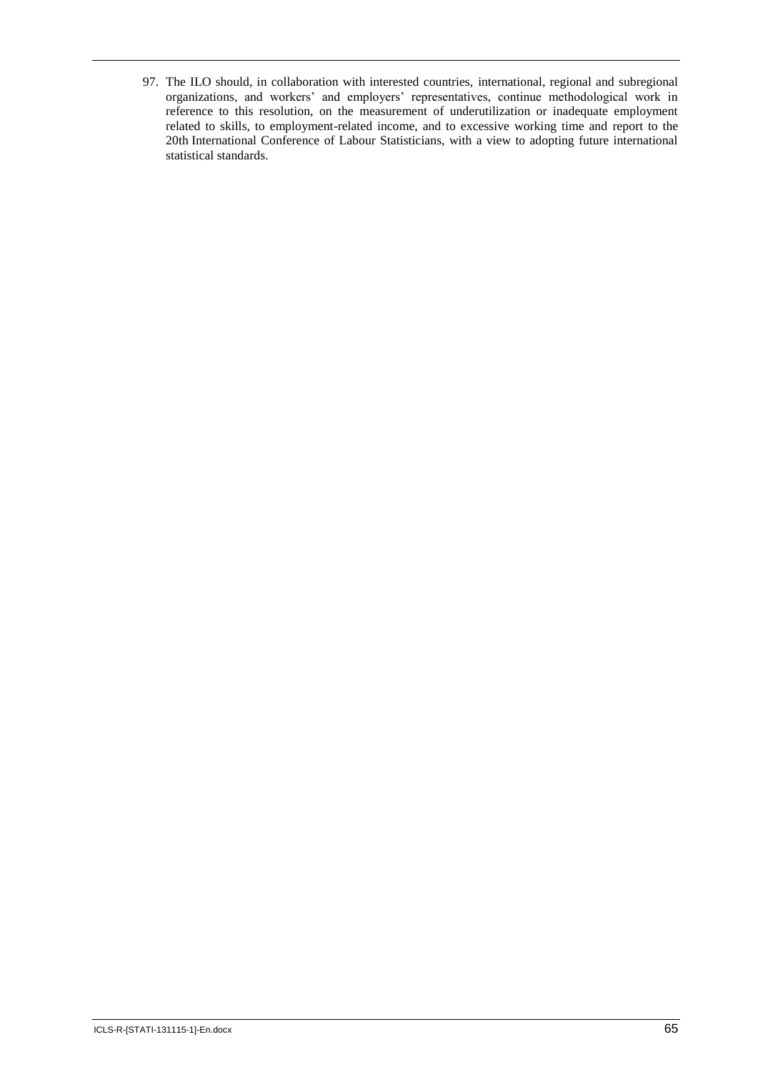97. The ILO should, in collaboration with interested countries, international, regional and subregional organizations, and workers' and employers' representatives, continue methodological work in reference to this resolution, on the measurement of underutilization or inadequate employment related to skills, to employment-related income, and to excessive working time and report to the 20th International Conference of Labour Statisticians, with a view to adopting future international statistical standards.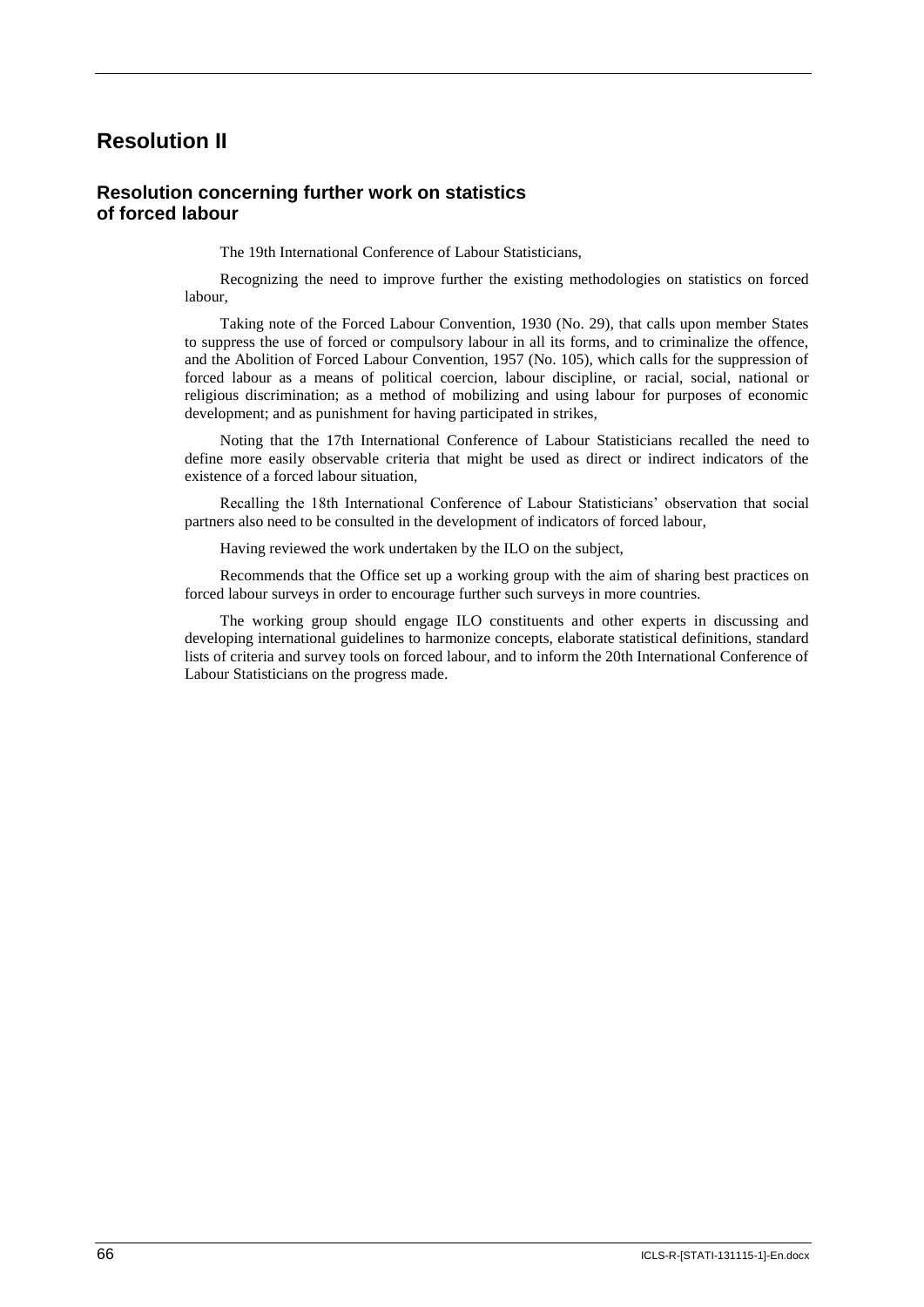# Resolution II

## Resolution concerning further work on statistics of forced labour

The 19th International Conference of Labour Statisticians,

Recognizing the need to improve further the existing methodologies on statistics on forced labour,

Taking note of the Forced Labour Convention, 1930 (No. 29), that calls upon member States to suppress the use of forced or compulsory labour in all its forms, and to criminalize the offence, and the Abolition of Forced Labour Convention, 1957 (No. 105), which calls for the suppression of forced labour as a means of political coercion, labour discipline, or racial, social, national or religious discrimination; as a method of mobilizing and using labour for purposes of economic development; and as punishment for having participated in strikes,

Noting that the 17th International Conference of Labour Statisticians recalled the need to define more easily observable criteria that might be used as direct or indirect indicators of the existence of a forced labour situation,

Recalling the 18th International Conference of Labour Statisticians' observation that social partners also need to be consulted in the development of indicators of forced labour,

Having reviewed the work undertaken by the ILO on the subject,

Recommends that the Office set up a working group with the aim of sharing best practices on forced labour surveys in order to encourage further such surveys in more countries.

The working group should engage ILO constituents and other experts in discussing and developing international guidelines to harmonize concepts, elaborate statistical definitions, standard lists of criteria and survey tools on forced labour, and to inform the 20th International Conference of Labour Statisticians on the progress made.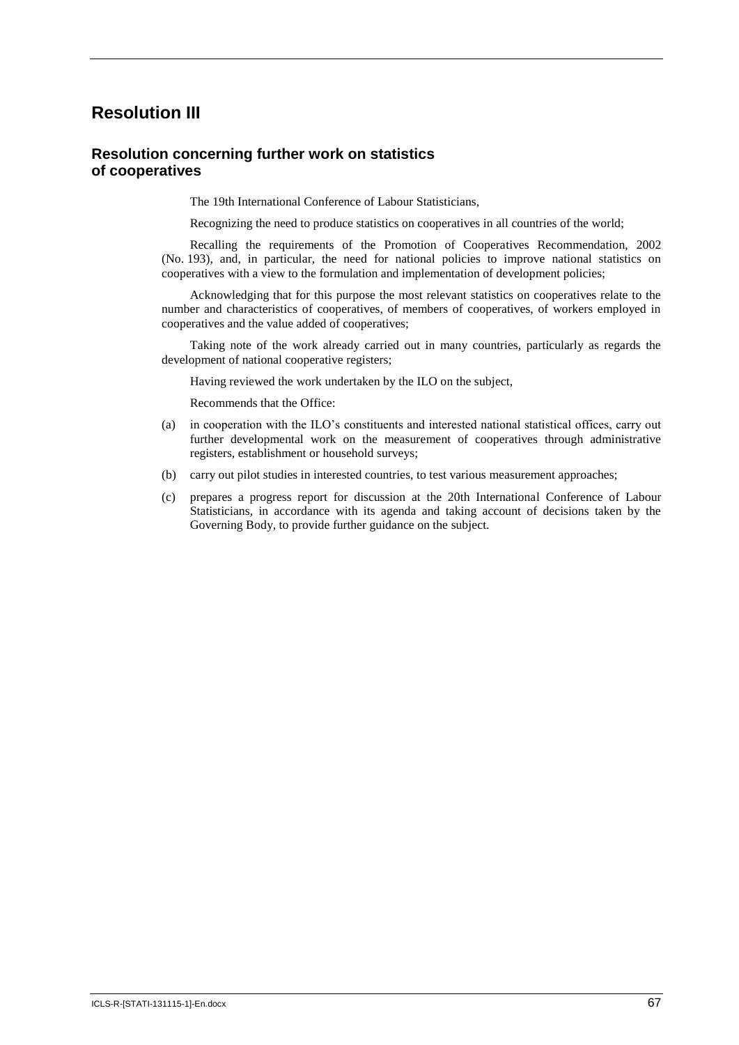# Resolution III

## Resolution concerning further work on statistics of cooperatives

The 19th International Conference of Labour Statisticians,

Recognizing the need to produce statistics on cooperatives in all countries of the world;

Recalling the requirements of the Promotion of Cooperatives Recommendation, 2002 (No. 193), and, in particular, the need for national policies to improve national statistics on cooperatives with a view to the formulation and implementation of development policies;

Acknowledging that for this purpose the most relevant statistics on cooperatives relate to the number and characteristics of cooperatives, of members of cooperatives, of workers employed in cooperatives and the value added of cooperatives;

Taking note of the work already carried out in many countries, particularly as regards the development of national cooperative registers;

Having reviewed the work undertaken by the ILO on the subject,

Recommends that the Office:

(a) in cooperation with the ILO's constituents and interested national statistical offices, carry out further developmental work on the measurement of cooperatives through administrative registers, establishment or household surveys;

(b) carry out pilot studies in interested countries, to test various measurement approaches;

(c) prepares a progress report for discussion at the 20th International Conference of Labour Statisticians, in accordance with its agenda and taking account of decisions taken by the Governing Body, to provide further guidance on the subject.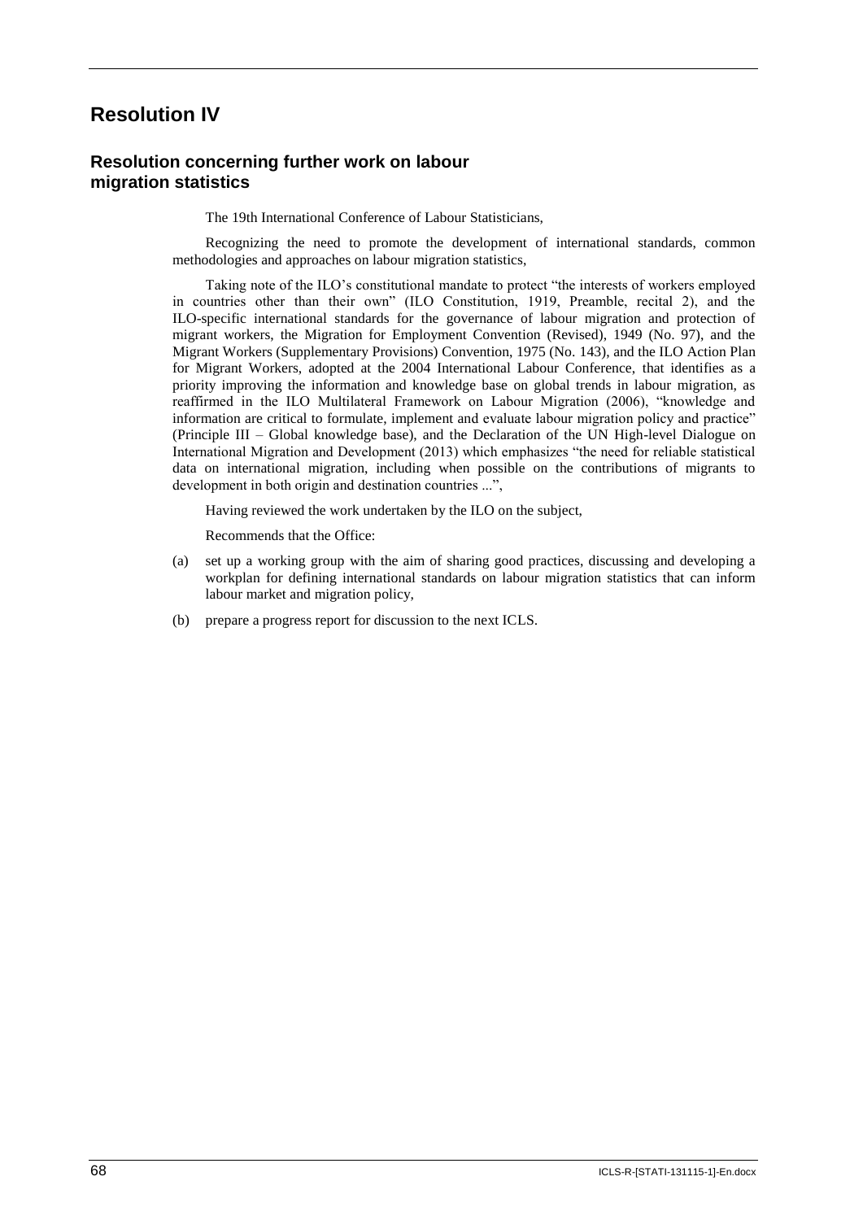# Resolution IV

## Resolution concerning further work on labour migration statistics

The 19th International Conference of Labour Statisticians,

Recognizing the need to promote the development of international standards, common methodologies and approaches on labour migration statistics,

Taking note of the ILO's constitutional mandate to protect "the interests of workers employed in countries other than their own" (ILO Constitution, 1919, Preamble, recital 2), and the ILO-specific international standards for the governance of labour migration and protection of migrant workers, the Migration for Employment Convention (Revised), 1949 (No. 97), and the Migrant Workers (Supplementary Provisions) Convention, 1975 (No. 143), and the ILO Action Plan for Migrant Workers, adopted at the 2004 International Labour Conference, that identifies as a priority improving the information and knowledge base on global trends in labour migration, as reaffirmed in the ILO Multilateral Framework on Labour Migration (2006), "knowledge and information are critical to formulate, implement and evaluate labour migration policy and practice" (Principle III – Global knowledge base), and the Declaration of the UN High-level Dialogue on International Migration and Development (2013) which emphasizes "the need for reliable statistical data on international migration, including when possible on the contributions of migrants to development in both origin and destination countries ...",

Having reviewed the work undertaken by the ILO on the subject,

Recommends that the Office:

(a) set up a working group with the aim of sharing good practices, discussing and developing a workplan for defining international standards on labour migration statistics that can inform labour market and migration policy,

(b) prepare a progress report for discussion to the next ICLS.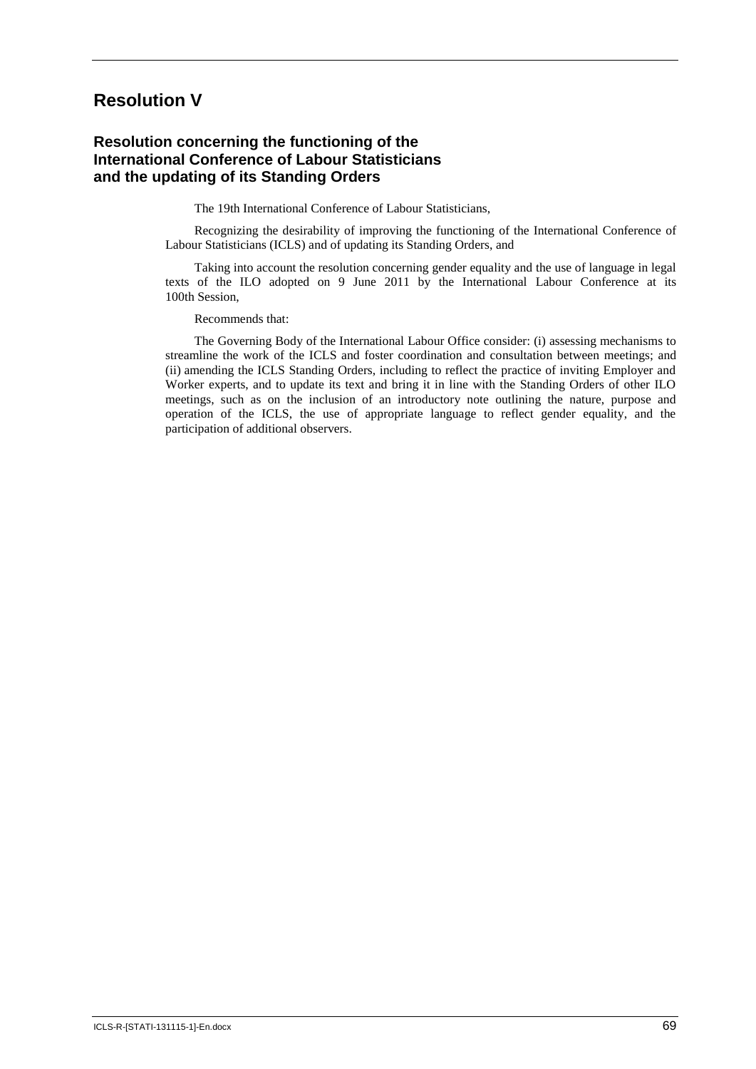# Resolution V

## Resolution concerning the functioning of the International Conference of Labour Statisticians and the updating of its Standing Orders

The 19th International Conference of Labour Statisticians,

Recognizing the desirability of improving the functioning of the International Conference of Labour Statisticians (ICLS) and of updating its Standing Orders, and

Taking into account the resolution concerning gender equality and the use of language in legal texts of the ILO adopted on 9 June 2011 by the International Labour Conference at its 100th Session,

Recommends that:

The Governing Body of the International Labour Office consider: (i) assessing mechanisms to streamline the work of the ICLS and foster coordination and consultation between meetings; and (ii) amending the ICLS Standing Orders, including to reflect the practice of inviting Employer and Worker experts, and to update its text and bring it in line with the Standing Orders of other ILO meetings, such as on the inclusion of an introductory note outlining the nature, purpose and operation of the ICLS, the use of appropriate language to reflect gender equality, and the participation of additional observers.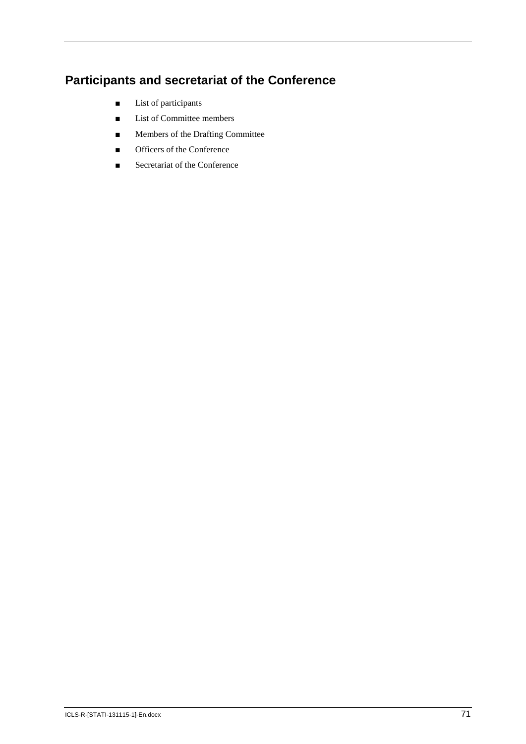## Participants and secretariat of the Conference

- List of participants
- List of Committee members
- Members of the Drafting Committee
- Officers of the Conference
- Secretariat of the Conference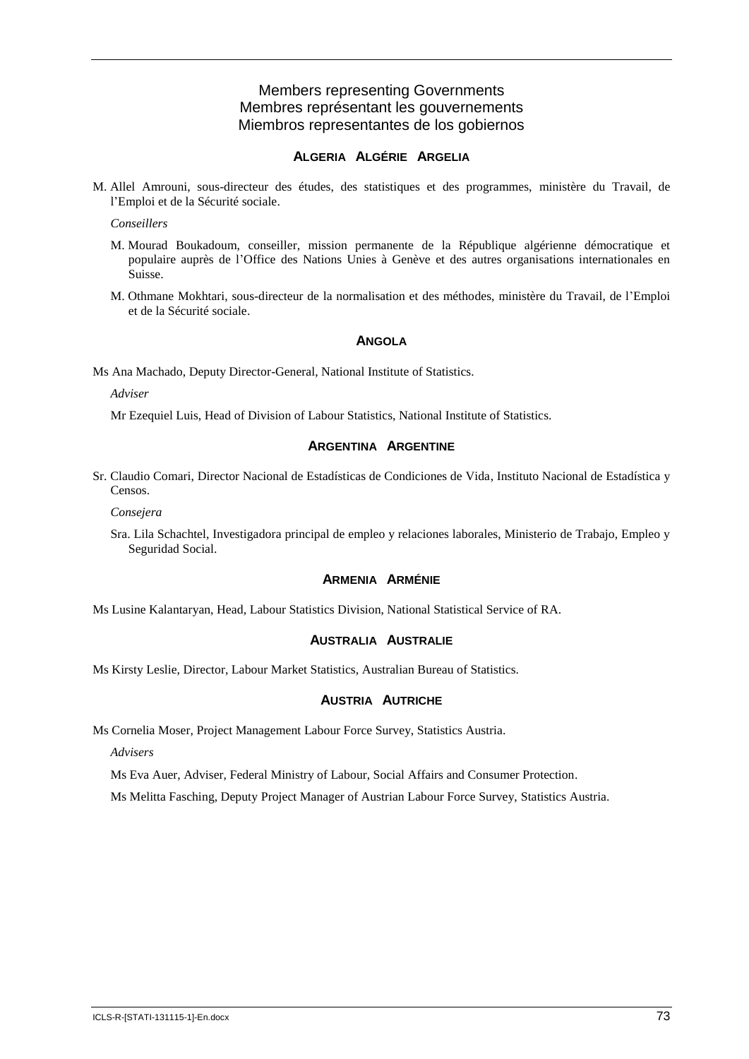## Members representing Governments
## Membres représentant les gouvernements
## Miembros representantes de los gobiernos

### ALGERIA ALGÉRIE ARGELIA

M. Allel Amrouni, sous-directeur des études, des statistiques et des programmes, ministère du Travail, de l'Emploi et de la Sécurité sociale.

*Conseillers*

M. Mourad Boukadoum, conseiller, mission permanente de la République algérienne démocratique et populaire auprès de l'Office des Nations Unies à Genève et des autres organisations internationales en Suisse.

M. Othmane Mokhtari, sous-directeur de la normalisation et des méthodes, ministère du Travail, de l'Emploi et de la Sécurité sociale.

### ANGOLA

Ms Ana Machado, Deputy Director-General, National Institute of Statistics.

*Adviser*

Mr Ezequiel Luis, Head of Division of Labour Statistics, National Institute of Statistics.

### ARGENTINA ARGENTINE

Sr. Claudio Comari, Director Nacional de Estadísticas de Condiciones de Vida, Instituto Nacional de Estadística y Censos.

*Consejera*

Sra. Lila Schachtel, Investigadora principal de empleo y relaciones laborales, Ministerio de Trabajo, Empleo y Seguridad Social.

### ARMENIA ARMÉNIE

Ms Lusine Kalantaryan, Head, Labour Statistics Division, National Statistical Service of RA.

### AUSTRALIA AUSTRALIE

Ms Kirsty Leslie, Director, Labour Market Statistics, Australian Bureau of Statistics.

### AUSTRIA AUTRICHE

Ms Cornelia Moser, Project Management Labour Force Survey, Statistics Austria.

*Advisers*

Ms Eva Auer, Adviser, Federal Ministry of Labour, Social Affairs and Consumer Protection.

Ms Melitta Fasching, Deputy Project Manager of Austrian Labour Force Survey, Statistics Austria.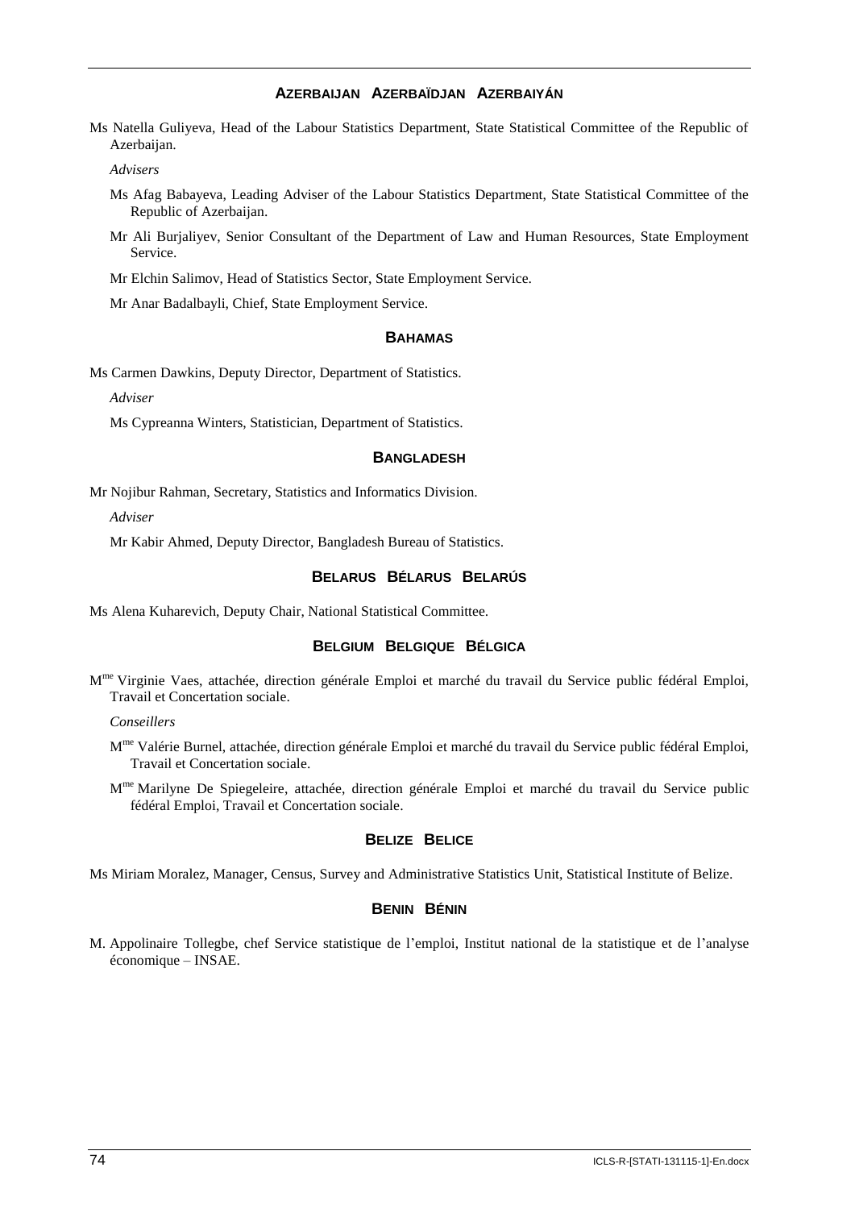### AZERBAIJAN AZERBAÏDJAN AZERBAIYÁN

Ms Natella Guliyeva, Head of the Labour Statistics Department, State Statistical Committee of the Republic of Azerbaijan.

*Advisers*

Ms Afag Babayeva, Leading Adviser of the Labour Statistics Department, State Statistical Committee of the Republic of Azerbaijan.

Mr Ali Burjaliyev, Senior Consultant of the Department of Law and Human Resources, State Employment Service.

Mr Elchin Salimov, Head of Statistics Sector, State Employment Service.

Mr Anar Badalbayli, Chief, State Employment Service.

### BAHAMAS

Ms Carmen Dawkins, Deputy Director, Department of Statistics.

*Adviser*

Ms Cypreanna Winters, Statistician, Department of Statistics.

### BANGLADESH

Mr Nojibur Rahman, Secretary, Statistics and Informatics Division.

*Adviser*

Mr Kabir Ahmed, Deputy Director, Bangladesh Bureau of Statistics.

### BELARUS BÉLARUS BELARÚS

Ms Alena Kuharevich, Deputy Chair, National Statistical Committee.

### BELGIUM BELGIQUE BÉLGICA

M[me] Virginie Vaes, attachée, direction générale Emploi et marché du travail du Service public fédéral Emploi, Travail et Concertation sociale.

*Conseillers*

M[me] Valérie Burnel, attachée, direction générale Emploi et marché du travail du Service public fédéral Emploi, Travail et Concertation sociale.

M[me] Marilyne De Spiegeleire, attachée, direction générale Emploi et marché du travail du Service public fédéral Emploi, Travail et Concertation sociale.

### BELIZE BELICE

Ms Miriam Moralez, Manager, Census, Survey and Administrative Statistics Unit, Statistical Institute of Belize.

### BENIN BÉNIN

M. Appolinaire Tollegbe, chef Service statistique de l'emploi, Institut national de la statistique et de l'analyse économique – INSAE.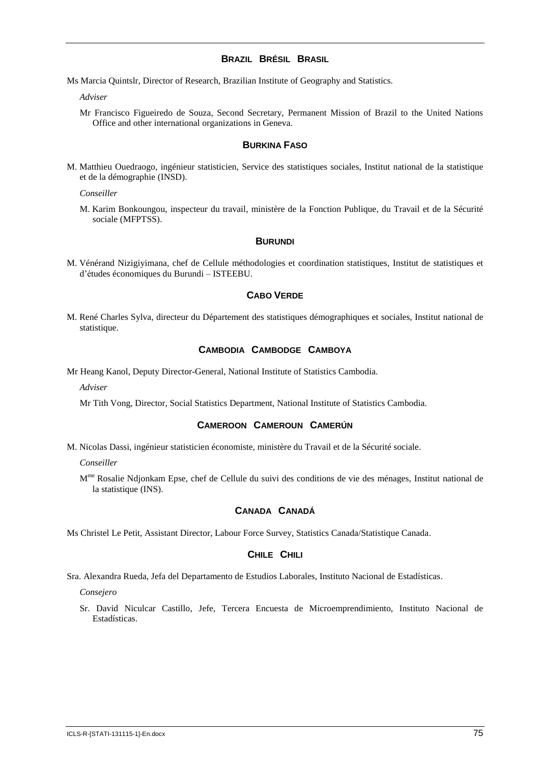## BRAZIL BRÉSIL BRASIL

Ms Marcia Quintslr, Director of Research, Brazilian Institute of Geography and Statistics.

*Adviser*

Mr Francisco Figueiredo de Souza, Second Secretary, Permanent Mission of Brazil to the United Nations Office and other international organizations in Geneva.

## BURKINA FASO

M. Matthieu Ouedraogo, ingénieur statisticien, Service des statistiques sociales, Institut national de la statistique et de la démographie (INSD).

*Conseiller*

M. Karim Bonkoungou, inspecteur du travail, ministère de la Fonction Publique, du Travail et de la Sécurité sociale (MFPTSS).

## BURUNDI

M. Vénérand Nizigiyimana, chef de Cellule méthodologies et coordination statistiques, Institut de statistiques et d'études économiques du Burundi – ISTEEBU.

## CABO VERDE

M. René Charles Sylva, directeur du Département des statistiques démographiques et sociales, Institut national de statistique.

## CAMBODIA CAMBODGE CAMBOYA

Mr Heang Kanol, Deputy Director-General, National Institute of Statistics Cambodia.

*Adviser*

Mr Tith Vong, Director, Social Statistics Department, National Institute of Statistics Cambodia.

## CAMEROON CAMEROUN CAMERÚN

M. Nicolas Dassi, ingénieur statisticien économiste, ministère du Travail et de la Sécurité sociale.

*Conseiller*

Mme Rosalie Ndjonkam Epse, chef de Cellule du suivi des conditions de vie des ménages, Institut national de la statistique (INS).

## CANADA CANADÁ

Ms Christel Le Petit, Assistant Director, Labour Force Survey, Statistics Canada/Statistique Canada.

## CHILE CHILI

Sra. Alexandra Rueda, Jefa del Departamento de Estudios Laborales, Instituto Nacional de Estadísticas.

*Consejero*

Sr. David Niculcar Castillo, Jefe, Tercera Encuesta de Microemprendimiento, Instituto Nacional de Estadísticas.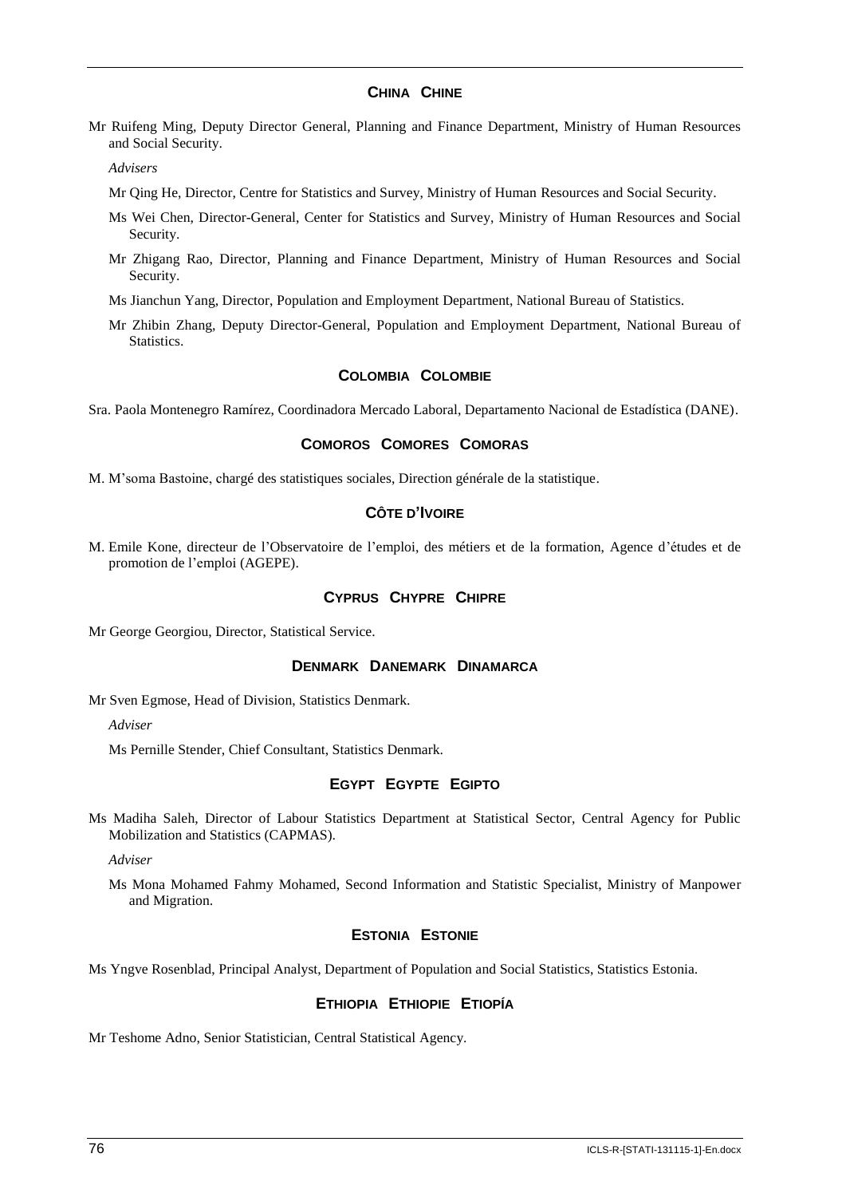## CHINA CHINE

Mr Ruifeng Ming, Deputy Director General, Planning and Finance Department, Ministry of Human Resources and Social Security.

*Advisers*

Mr Qing He, Director, Centre for Statistics and Survey, Ministry of Human Resources and Social Security.

Ms Wei Chen, Director-General, Center for Statistics and Survey, Ministry of Human Resources and Social Security.

Mr Zhigang Rao, Director, Planning and Finance Department, Ministry of Human Resources and Social Security.

Ms Jianchun Yang, Director, Population and Employment Department, National Bureau of Statistics.

Mr Zhibin Zhang, Deputy Director-General, Population and Employment Department, National Bureau of Statistics.

## COLOMBIA COLOMBIE

Sra. Paola Montenegro Ramírez, Coordinadora Mercado Laboral, Departamento Nacional de Estadística (DANE).

## COMOROS COMORES COMORAS

M. M'soma Bastoine, chargé des statistiques sociales, Direction générale de la statistique.

## CÔTE D'IVOIRE

M. Emile Kone, directeur de l'Observatoire de l'emploi, des métiers et de la formation, Agence d'études et de promotion de l'emploi (AGEPE).

## CYPRUS CHYPRE CHIPRE

Mr George Georgiou, Director, Statistical Service.

## DENMARK DANEMARK DINAMARCA

Mr Sven Egmose, Head of Division, Statistics Denmark.

*Adviser*

Ms Pernille Stender, Chief Consultant, Statistics Denmark.

## EGYPT EGYPTE EGIPTO

Ms Madiha Saleh, Director of Labour Statistics Department at Statistical Sector, Central Agency for Public Mobilization and Statistics (CAPMAS).

*Adviser*

Ms Mona Mohamed Fahmy Mohamed, Second Information and Statistic Specialist, Ministry of Manpower and Migration.

## ESTONIA ESTONIE

Ms Yngve Rosenblad, Principal Analyst, Department of Population and Social Statistics, Statistics Estonia.

## ETHIOPIA ETHIOPIE ETIOPÍA

Mr Teshome Adno, Senior Statistician, Central Statistical Agency.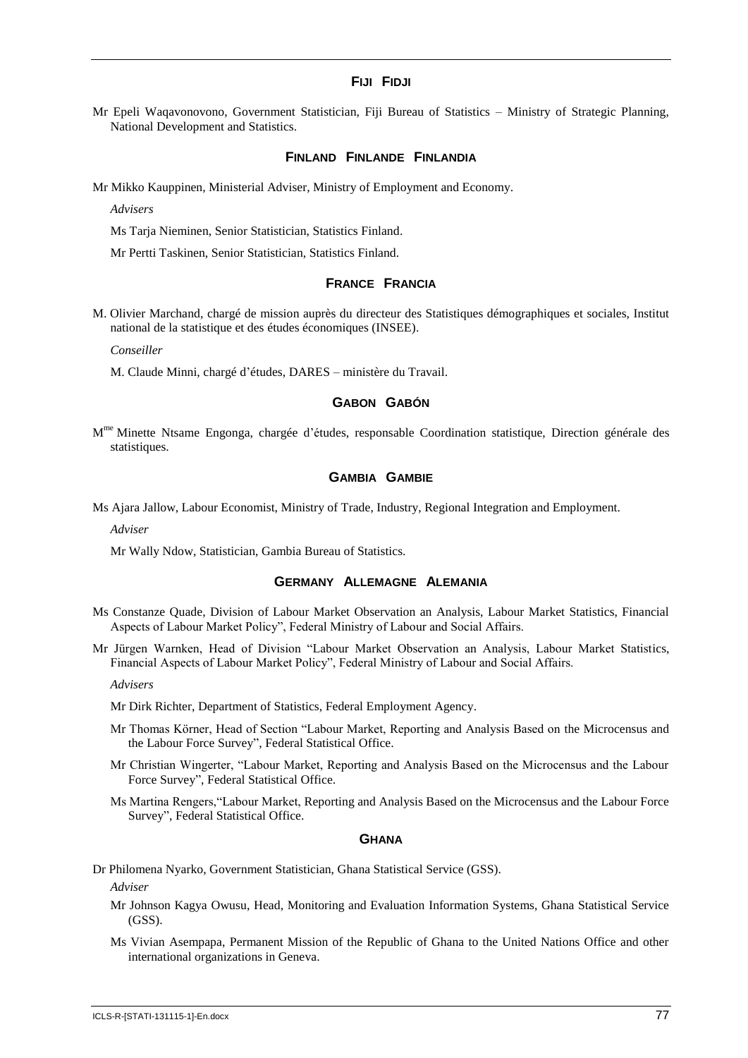## FIJI FIDJI

Mr Epeli Waqavonovono, Government Statistician, Fiji Bureau of Statistics – Ministry of Strategic Planning, National Development and Statistics.

## FINLAND FINLANDE FINLANDIA

Mr Mikko Kauppinen, Ministerial Adviser, Ministry of Employment and Economy.

*Advisers*

Ms Tarja Nieminen, Senior Statistician, Statistics Finland.

Mr Pertti Taskinen, Senior Statistician, Statistics Finland.

## FRANCE FRANCIA

M. Olivier Marchand, chargé de mission auprès du directeur des Statistiques démographiques et sociales, Institut national de la statistique et des études économiques (INSEE).

*Conseiller*

M. Claude Minni, chargé d'études, DARES – ministère du Travail.

## GABON GABÓN

Mme Minette Ntsame Engonga, chargée d'études, responsable Coordination statistique, Direction générale des statistiques.

## GAMBIA GAMBIE

Ms Ajara Jallow, Labour Economist, Ministry of Trade, Industry, Regional Integration and Employment.

*Adviser*

Mr Wally Ndow, Statistician, Gambia Bureau of Statistics.

## GERMANY ALLEMAGNE ALEMANIA

Ms Constanze Quade, Division of Labour Market Observation an Analysis, Labour Market Statistics, Financial Aspects of Labour Market Policy", Federal Ministry of Labour and Social Affairs.

Mr Jürgen Warnken, Head of Division "Labour Market Observation an Analysis, Labour Market Statistics, Financial Aspects of Labour Market Policy", Federal Ministry of Labour and Social Affairs.

*Advisers*

Mr Dirk Richter, Department of Statistics, Federal Employment Agency.

Mr Thomas Körner, Head of Section "Labour Market, Reporting and Analysis Based on the Microcensus and the Labour Force Survey", Federal Statistical Office.

Mr Christian Wingerter, "Labour Market, Reporting and Analysis Based on the Microcensus and the Labour Force Survey", Federal Statistical Office.

Ms Martina Rengers,"Labour Market, Reporting and Analysis Based on the Microcensus and the Labour Force Survey", Federal Statistical Office.

## GHANA

Dr Philomena Nyarko, Government Statistician, Ghana Statistical Service (GSS).

*Adviser*

Mr Johnson Kagya Owusu, Head, Monitoring and Evaluation Information Systems, Ghana Statistical Service (GSS).

Ms Vivian Asempapa, Permanent Mission of the Republic of Ghana to the United Nations Office and other international organizations in Geneva.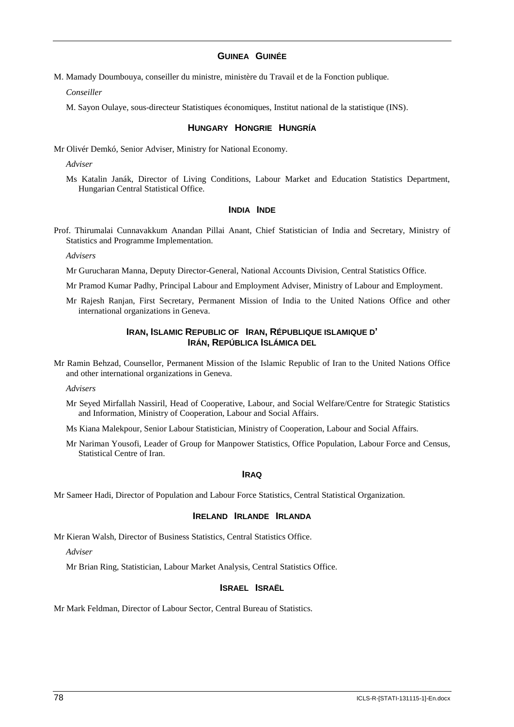## GUINEA GUINÉE

M. Mamady Doumbouya, conseiller du ministre, ministère du Travail et de la Fonction publique.

*Conseiller*

M. Sayon Oulaye, sous-directeur Statistiques économiques, Institut national de la statistique (INS).

## HUNGARY HONGRIE HUNGRÍA

Mr Olivér Demkó, Senior Adviser, Ministry for National Economy.

*Adviser*

Ms Katalin Janák, Director of Living Conditions, Labour Market and Education Statistics Department, Hungarian Central Statistical Office.

## INDIA INDE

Prof. Thirumalai Cunnavakkum Anandan Pillai Anant, Chief Statistician of India and Secretary, Ministry of Statistics and Programme Implementation.

*Advisers*

Mr Gurucharan Manna, Deputy Director-General, National Accounts Division, Central Statistics Office.

Mr Pramod Kumar Padhy, Principal Labour and Employment Adviser, Ministry of Labour and Employment.

Mr Rajesh Ranjan, First Secretary, Permanent Mission of India to the United Nations Office and other international organizations in Geneva.

## IRAN, ISLAMIC REPUBLIC OF IRAN, RÉPUBLIQUE ISLAMIQUE D' IRÁN, REPÚBLICA ISLÁMICA DEL

Mr Ramin Behzad, Counsellor, Permanent Mission of the Islamic Republic of Iran to the United Nations Office and other international organizations in Geneva.

*Advisers*

Mr Seyed Mirfallah Nassiril, Head of Cooperative, Labour, and Social Welfare/Centre for Strategic Statistics and Information, Ministry of Cooperation, Labour and Social Affairs.

Ms Kiana Malekpour, Senior Labour Statistician, Ministry of Cooperation, Labour and Social Affairs.

Mr Nariman Yousofi, Leader of Group for Manpower Statistics, Office Population, Labour Force and Census, Statistical Centre of Iran.

## IRAQ

Mr Sameer Hadi, Director of Population and Labour Force Statistics, Central Statistical Organization.

## IRELAND IRLANDE IRLANDA

Mr Kieran Walsh, Director of Business Statistics, Central Statistics Office.

*Adviser*

Mr Brian Ring, Statistician, Labour Market Analysis, Central Statistics Office.

## ISRAEL ISRAËL

Mr Mark Feldman, Director of Labour Sector, Central Bureau of Statistics.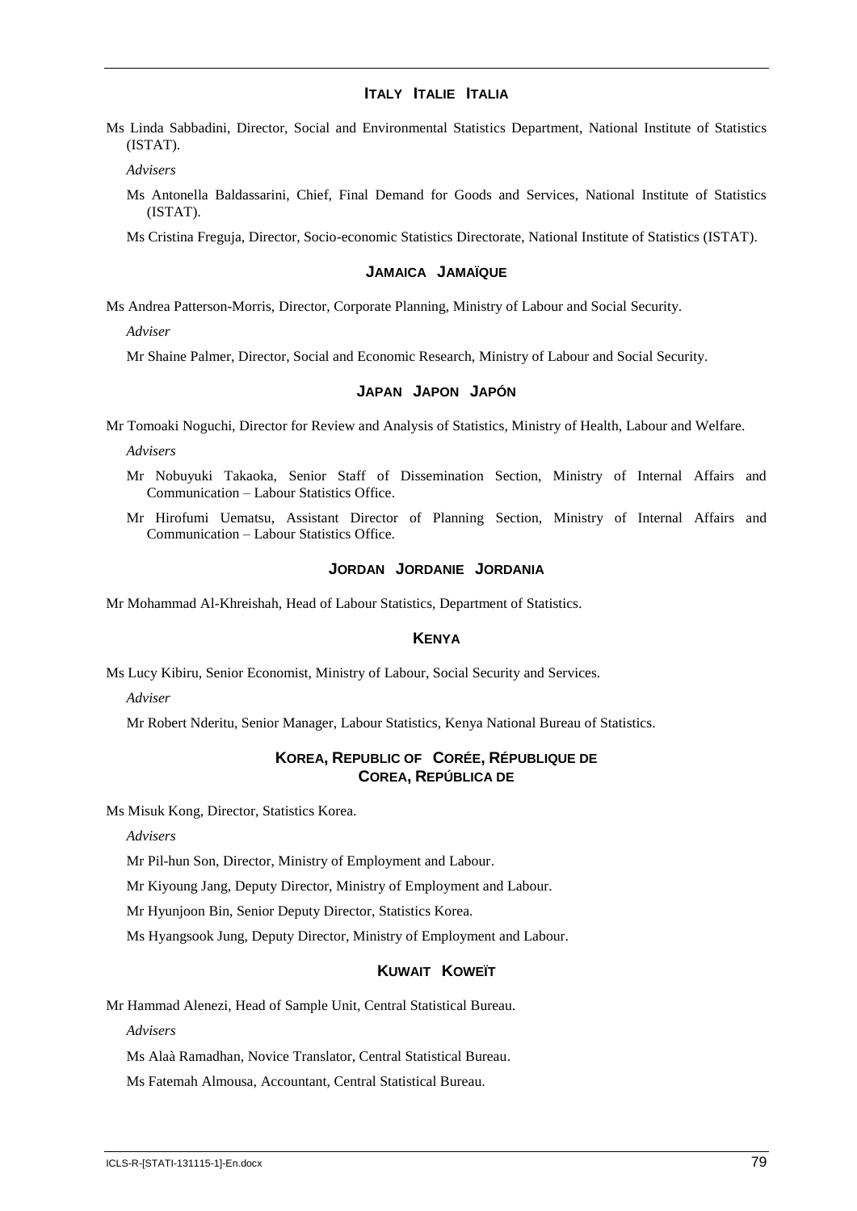### ITALY ITALIE ITALIA

Ms Linda Sabbadini, Director, Social and Environmental Statistics Department, National Institute of Statistics (ISTAT).

*Advisers*

Ms Antonella Baldassarini, Chief, Final Demand for Goods and Services, National Institute of Statistics (ISTAT).

Ms Cristina Freguja, Director, Socio-economic Statistics Directorate, National Institute of Statistics (ISTAT).

### JAMAICA JAMAÏQUE

Ms Andrea Patterson-Morris, Director, Corporate Planning, Ministry of Labour and Social Security.

*Adviser*

Mr Shaine Palmer, Director, Social and Economic Research, Ministry of Labour and Social Security.

### JAPAN JAPON JAPÓN

Mr Tomoaki Noguchi, Director for Review and Analysis of Statistics, Ministry of Health, Labour and Welfare.

*Advisers*

Mr Nobuyuki Takaoka, Senior Staff of Dissemination Section, Ministry of Internal Affairs and Communication – Labour Statistics Office.

Mr Hirofumi Uematsu, Assistant Director of Planning Section, Ministry of Internal Affairs and Communication – Labour Statistics Office.

### JORDAN JORDANIE JORDANIA

Mr Mohammad Al-Khreishah, Head of Labour Statistics, Department of Statistics.

### KENYA

Ms Lucy Kibiru, Senior Economist, Ministry of Labour, Social Security and Services.

*Adviser*

Mr Robert Nderitu, Senior Manager, Labour Statistics, Kenya National Bureau of Statistics.

### KOREA, REPUBLIC OF CORÉE, RÉPUBLIQUE DE COREA, REPÚBLICA DE

Ms Misuk Kong, Director, Statistics Korea.

*Advisers*

Mr Pil-hun Son, Director, Ministry of Employment and Labour.

Mr Kiyoung Jang, Deputy Director, Ministry of Employment and Labour.

Mr Hyunjoon Bin, Senior Deputy Director, Statistics Korea.

Ms Hyangsook Jung, Deputy Director, Ministry of Employment and Labour.

### KUWAIT KOWEÏT

Mr Hammad Alenezi, Head of Sample Unit, Central Statistical Bureau.

*Advisers*

Ms Alaà Ramadhan, Novice Translator, Central Statistical Bureau.

Ms Fatemah Almousa, Accountant, Central Statistical Bureau.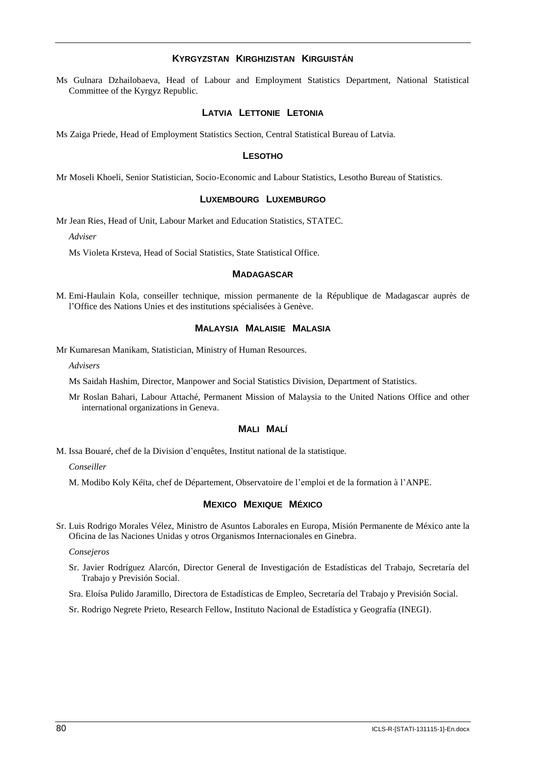### Kyrgyzstan Kirghizistan Kirguistán

Ms Gulnara Dzhailobaeva, Head of Labour and Employment Statistics Department, National Statistical Committee of the Kyrgyz Republic.

### Latvia Lettonie Letonia

Ms Zaiga Priede, Head of Employment Statistics Section, Central Statistical Bureau of Latvia.

### Lesotho

Mr Moseli Khoeli, Senior Statistician, Socio-Economic and Labour Statistics, Lesotho Bureau of Statistics.

### Luxembourg Luxemburgo

Mr Jean Ries, Head of Unit, Labour Market and Education Statistics, STATEC.

*Adviser*

Ms Violeta Krsteva, Head of Social Statistics, State Statistical Office.

### Madagascar

M. Emi-Haulain Kola, conseiller technique, mission permanente de la République de Madagascar auprès de l'Office des Nations Unies et des institutions spécialisées à Genève.

### Malaysia Malaisie Malasia

Mr Kumaresan Manikam, Statistician, Ministry of Human Resources.

*Advisers*

Ms Saidah Hashim, Director, Manpower and Social Statistics Division, Department of Statistics.

Mr Roslan Bahari, Labour Attaché, Permanent Mission of Malaysia to the United Nations Office and other international organizations in Geneva.

### Mali Malí

M. Issa Bouaré, chef de la Division d'enquêtes, Institut national de la statistique.

*Conseiller*

M. Modibo Koly Kéïta, chef de Département, Observatoire de l'emploi et de la formation à l'ANPE.

### Mexico Mexique México

Sr. Luis Rodrigo Morales Vélez, Ministro de Asuntos Laborales en Europa, Misión Permanente de México ante la Oficina de las Naciones Unidas y otros Organismos Internacionales en Ginebra.

*Consejeros*

Sr. Javier Rodríguez Alarcón, Director General de Investigación de Estadísticas del Trabajo, Secretaría del Trabajo y Previsión Social.

Sra. Eloísa Pulido Jaramillo, Directora de Estadísticas de Empleo, Secretaría del Trabajo y Previsión Social.

Sr. Rodrigo Negrete Prieto, Research Fellow, Instituto Nacional de Estadística y Geografía (INEGI).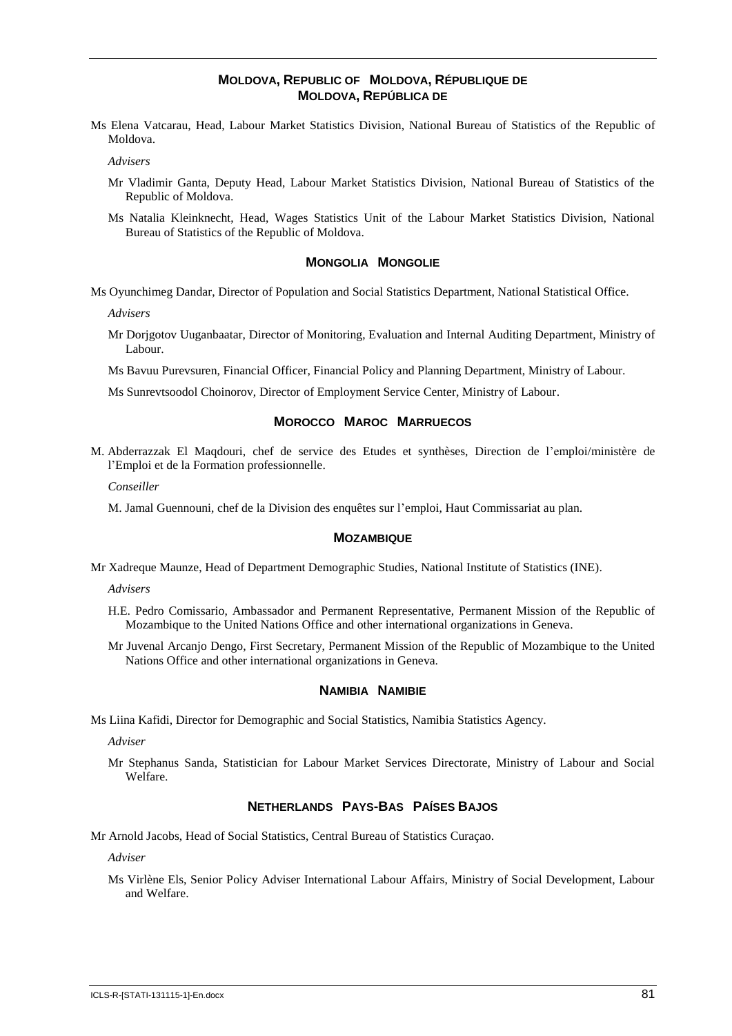## MOLDOVA, REPUBLIC OF MOLDOVA, RÉPUBLIQUE DE MOLDOVA, REPÚBLICA DE

Ms Elena Vatcarau, Head, Labour Market Statistics Division, National Bureau of Statistics of the Republic of Moldova.

*Advisers*

Mr Vladimir Ganta, Deputy Head, Labour Market Statistics Division, National Bureau of Statistics of the Republic of Moldova.

Ms Natalia Kleinknecht, Head, Wages Statistics Unit of the Labour Market Statistics Division, National Bureau of Statistics of the Republic of Moldova.

## MONGOLIA MONGOLIE

Ms Oyunchimeg Dandar, Director of Population and Social Statistics Department, National Statistical Office.

*Advisers*

Mr Dorjgotov Uuganbaatar, Director of Monitoring, Evaluation and Internal Auditing Department, Ministry of Labour.

Ms Bavuu Purevsuren, Financial Officer, Financial Policy and Planning Department, Ministry of Labour.

Ms Sunrevtsoodol Choinorov, Director of Employment Service Center, Ministry of Labour.

## MOROCCO MAROC MARRUECOS

M. Abderrazzak El Maqdouri, chef de service des Etudes et synthèses, Direction de l'emploi/ministère de l'Emploi et de la Formation professionnelle.

*Conseiller*

M. Jamal Guennouni, chef de la Division des enquêtes sur l'emploi, Haut Commissariat au plan.

## MOZAMBIQUE

Mr Xadreque Maunze, Head of Department Demographic Studies, National Institute of Statistics (INE).

*Advisers*

H.E. Pedro Comissario, Ambassador and Permanent Representative, Permanent Mission of the Republic of Mozambique to the United Nations Office and other international organizations in Geneva.

Mr Juvenal Arcanjo Dengo, First Secretary, Permanent Mission of the Republic of Mozambique to the United Nations Office and other international organizations in Geneva.

## NAMIBIA NAMIBIE

Ms Liina Kafidi, Director for Demographic and Social Statistics, Namibia Statistics Agency.

*Adviser*

Mr Stephanus Sanda, Statistician for Labour Market Services Directorate, Ministry of Labour and Social Welfare.

## NETHERLANDS PAYS-BAS PAÍSES BAJOS

Mr Arnold Jacobs, Head of Social Statistics, Central Bureau of Statistics Curaçao.

*Adviser*

Ms Virlène Els, Senior Policy Adviser International Labour Affairs, Ministry of Social Development, Labour and Welfare.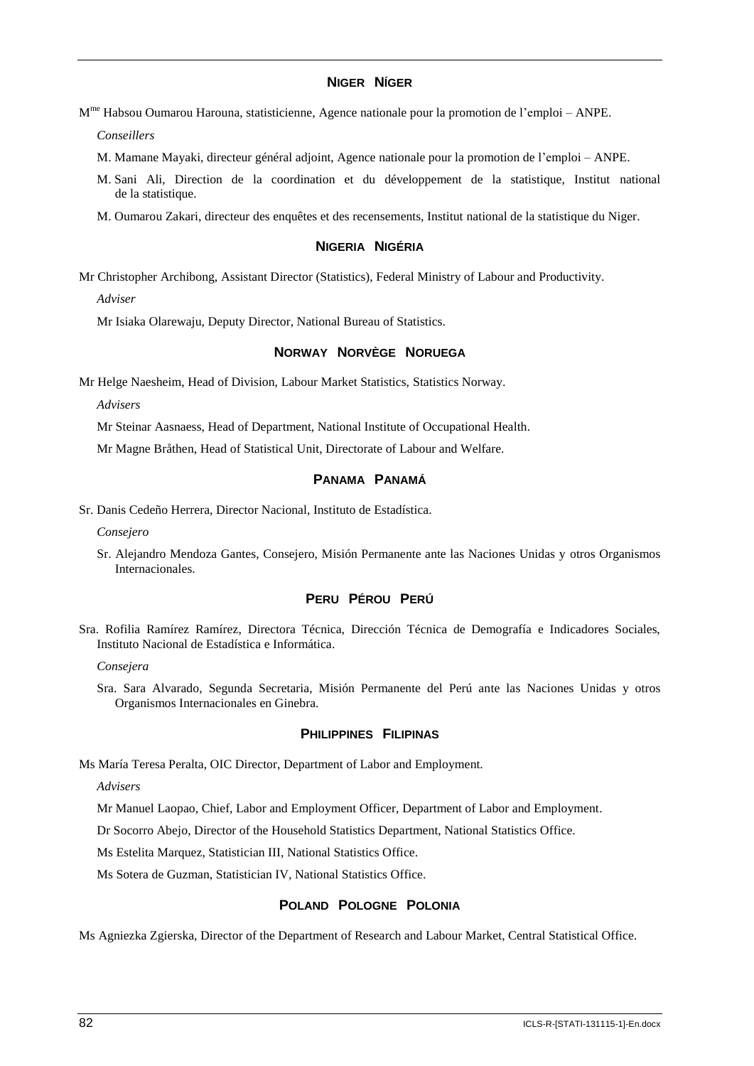## NIGER NÍGER

Mme Habsou Oumarou Harouna, statisticienne, Agence nationale pour la promotion de l'emploi – ANPE.

*Conseillers*

M. Mamane Mayaki, directeur général adjoint, Agence nationale pour la promotion de l'emploi – ANPE.

M. Sani Ali, Direction de la coordination et du développement de la statistique, Institut national de la statistique.

M. Oumarou Zakari, directeur des enquêtes et des recensements, Institut national de la statistique du Niger.

## NIGERIA NIGÉRIA

Mr Christopher Archibong, Assistant Director (Statistics), Federal Ministry of Labour and Productivity.

*Adviser*

Mr Isiaka Olarewaju, Deputy Director, National Bureau of Statistics.

## NORWAY NORVÈGE NORUEGA

Mr Helge Naesheim, Head of Division, Labour Market Statistics, Statistics Norway.

*Advisers*

Mr Steinar Aasnaess, Head of Department, National Institute of Occupational Health.

Mr Magne Bråthen, Head of Statistical Unit, Directorate of Labour and Welfare.

## PANAMA PANAMÁ

Sr. Danis Cedeño Herrera, Director Nacional, Instituto de Estadística.

*Consejero*

Sr. Alejandro Mendoza Gantes, Consejero, Misión Permanente ante las Naciones Unidas y otros Organismos Internacionales.

## PERU PÉROU PERÚ

Sra. Rofilia Ramírez Ramírez, Directora Técnica, Dirección Técnica de Demografía e Indicadores Sociales, Instituto Nacional de Estadística e Informática.

*Consejera*

Sra. Sara Alvarado, Segunda Secretaria, Misión Permanente del Perú ante las Naciones Unidas y otros Organismos Internacionales en Ginebra.

## PHILIPPINES FILIPINAS

Ms María Teresa Peralta, OIC Director, Department of Labor and Employment.

*Advisers*

Mr Manuel Laopao, Chief, Labor and Employment Officer, Department of Labor and Employment.

Dr Socorro Abejo, Director of the Household Statistics Department, National Statistics Office.

Ms Estelita Marquez, Statistician III, National Statistics Office.

Ms Sotera de Guzman, Statistician IV, National Statistics Office.

## POLAND POLOGNE POLONIA

Ms Agniezka Zgierska, Director of the Department of Research and Labour Market, Central Statistical Office.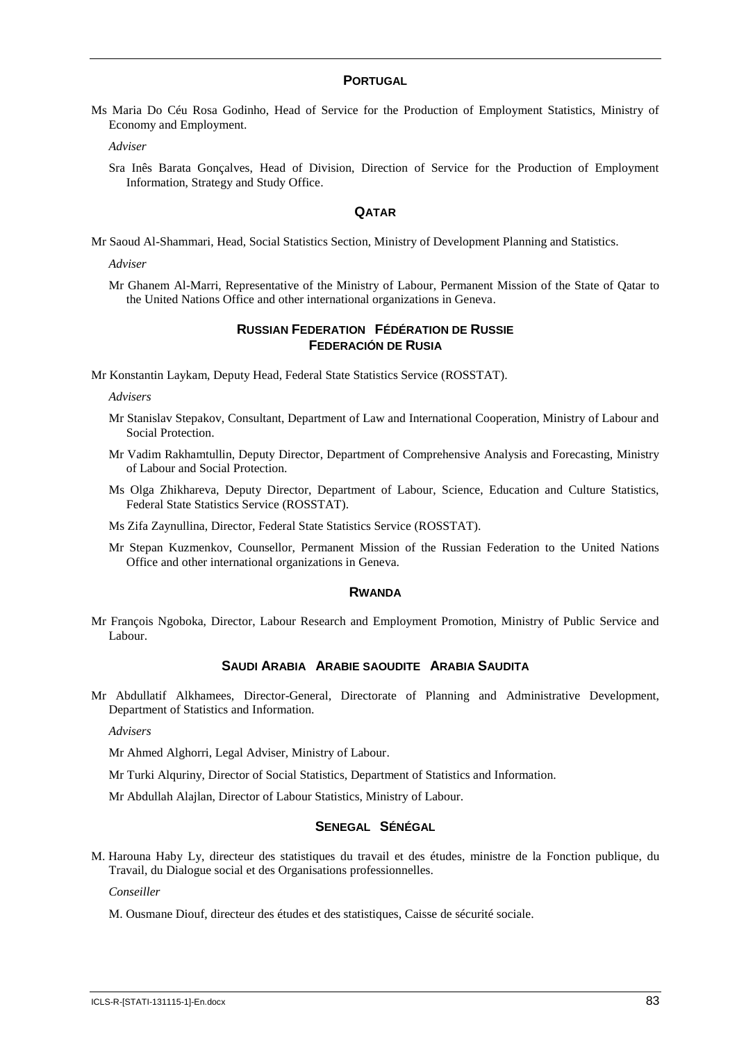## PORTUGAL

Ms Maria Do Céu Rosa Godinho, Head of Service for the Production of Employment Statistics, Ministry of Economy and Employment.

*Adviser*

Sra Inês Barata Gonçalves, Head of Division, Direction of Service for the Production of Employment Information, Strategy and Study Office.

## QATAR

Mr Saoud Al-Shammari, Head, Social Statistics Section, Ministry of Development Planning and Statistics.

*Adviser*

Mr Ghanem Al-Marri, Representative of the Ministry of Labour, Permanent Mission of the State of Qatar to the United Nations Office and other international organizations in Geneva.

## RUSSIAN FEDERATION FÉDÉRATION DE RUSSIE FEDERACIÓN DE RUSIA

Mr Konstantin Laykam, Deputy Head, Federal State Statistics Service (ROSSTAT).

*Advisers*

Mr Stanislav Stepakov, Consultant, Department of Law and International Cooperation, Ministry of Labour and Social Protection.

Mr Vadim Rakhamtullin, Deputy Director, Department of Comprehensive Analysis and Forecasting, Ministry of Labour and Social Protection.

Ms Olga Zhikhareva, Deputy Director, Department of Labour, Science, Education and Culture Statistics, Federal State Statistics Service (ROSSTAT).

Ms Zifa Zaynullina, Director, Federal State Statistics Service (ROSSTAT).

Mr Stepan Kuzmenkov, Counsellor, Permanent Mission of the Russian Federation to the United Nations Office and other international organizations in Geneva.

## RWANDA

Mr François Ngoboka, Director, Labour Research and Employment Promotion, Ministry of Public Service and Labour.

## SAUDI ARABIA ARABIE SAOUDITE ARABIA SAUDITA

Mr Abdullatif Alkhamees, Director-General, Directorate of Planning and Administrative Development, Department of Statistics and Information.

*Advisers*

Mr Ahmed Alghorri, Legal Adviser, Ministry of Labour.

Mr Turki Alquriny, Director of Social Statistics, Department of Statistics and Information.

Mr Abdullah Alajlan, Director of Labour Statistics, Ministry of Labour.

## SENEGAL SÉNÉGAL

M. Harouna Haby Ly, directeur des statistiques du travail et des études, ministre de la Fonction publique, du Travail, du Dialogue social et des Organisations professionnelles.

*Conseiller*

M. Ousmane Diouf, directeur des études et des statistiques, Caisse de sécurité sociale.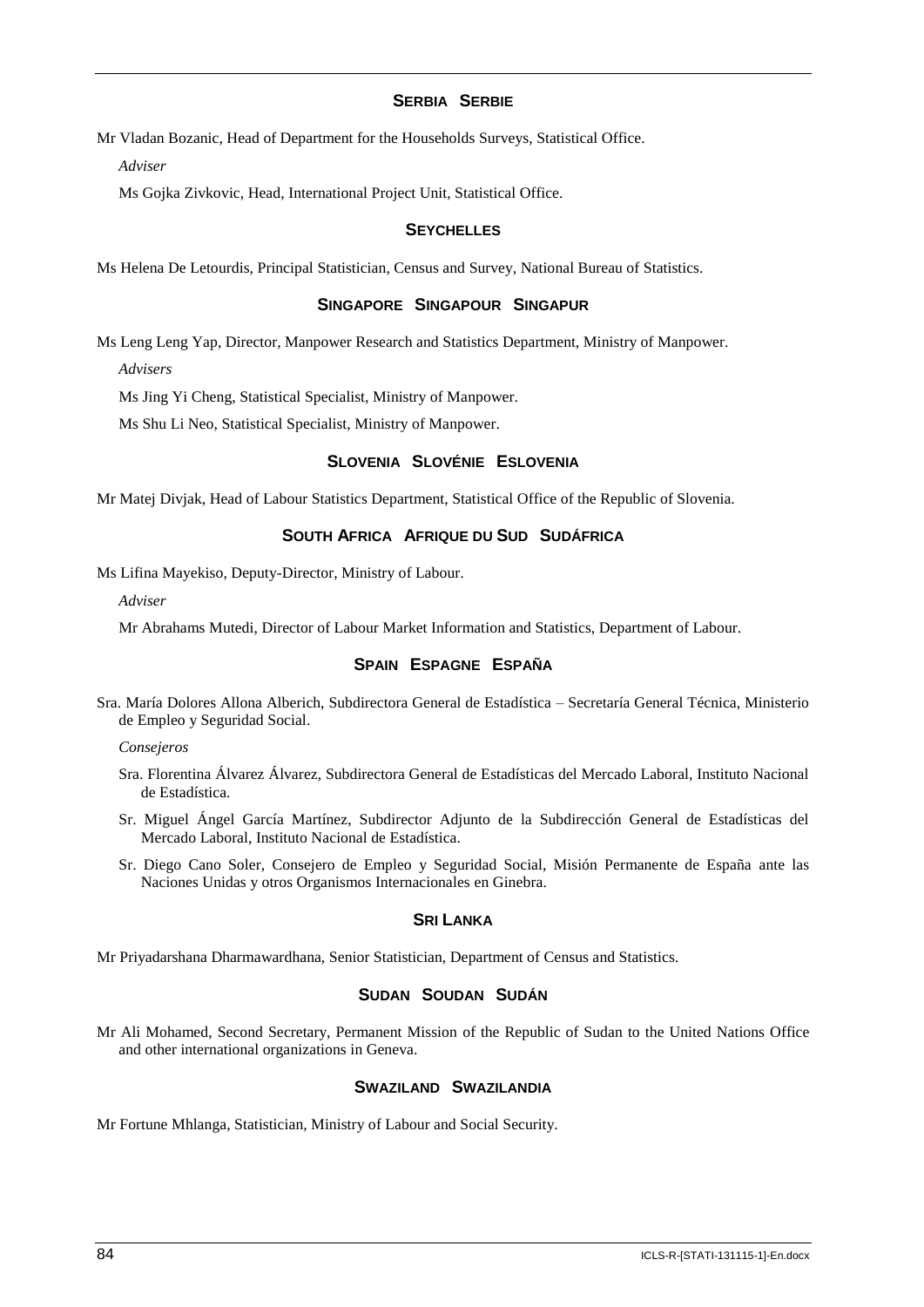### SERBIA SERBIE

Mr Vladan Bozanic, Head of Department for the Households Surveys, Statistical Office.

*Adviser*

Ms Gojka Zivkovic, Head, International Project Unit, Statistical Office.

### SEYCHELLES

Ms Helena De Letourdis, Principal Statistician, Census and Survey, National Bureau of Statistics.

### SINGAPORE SINGAPOUR SINGAPUR

Ms Leng Leng Yap, Director, Manpower Research and Statistics Department, Ministry of Manpower.

*Advisers*

Ms Jing Yi Cheng, Statistical Specialist, Ministry of Manpower.

Ms Shu Li Neo, Statistical Specialist, Ministry of Manpower.

### SLOVENIA SLOVÉNIE ESLOVENIA

Mr Matej Divjak, Head of Labour Statistics Department, Statistical Office of the Republic of Slovenia.

### SOUTH AFRICA AFRIQUE DU SUD SUDÁFRICA

Ms Lifina Mayekiso, Deputy-Director, Ministry of Labour.

*Adviser*

Mr Abrahams Mutedi, Director of Labour Market Information and Statistics, Department of Labour.

### SPAIN ESPAGNE ESPAÑA

Sra. María Dolores Allona Alberich, Subdirectora General de Estadística – Secretaría General Técnica, Ministerio de Empleo y Seguridad Social.

*Consejeros*

Sra. Florentina Álvarez Álvarez, Subdirectora General de Estadísticas del Mercado Laboral, Instituto Nacional de Estadística.

Sr. Miguel Ángel García Martínez, Subdirector Adjunto de la Subdirección General de Estadísticas del Mercado Laboral, Instituto Nacional de Estadística.

Sr. Diego Cano Soler, Consejero de Empleo y Seguridad Social, Misión Permanente de España ante las Naciones Unidas y otros Organismos Internacionales en Ginebra.

### SRI LANKA

Mr Priyadarshana Dharmawardhana, Senior Statistician, Department of Census and Statistics.

### SUDAN SOUDAN SUDÁN

Mr Ali Mohamed, Second Secretary, Permanent Mission of the Republic of Sudan to the United Nations Office and other international organizations in Geneva.

### SWAZILAND SWAZILANDIA

Mr Fortune Mhlanga, Statistician, Ministry of Labour and Social Security.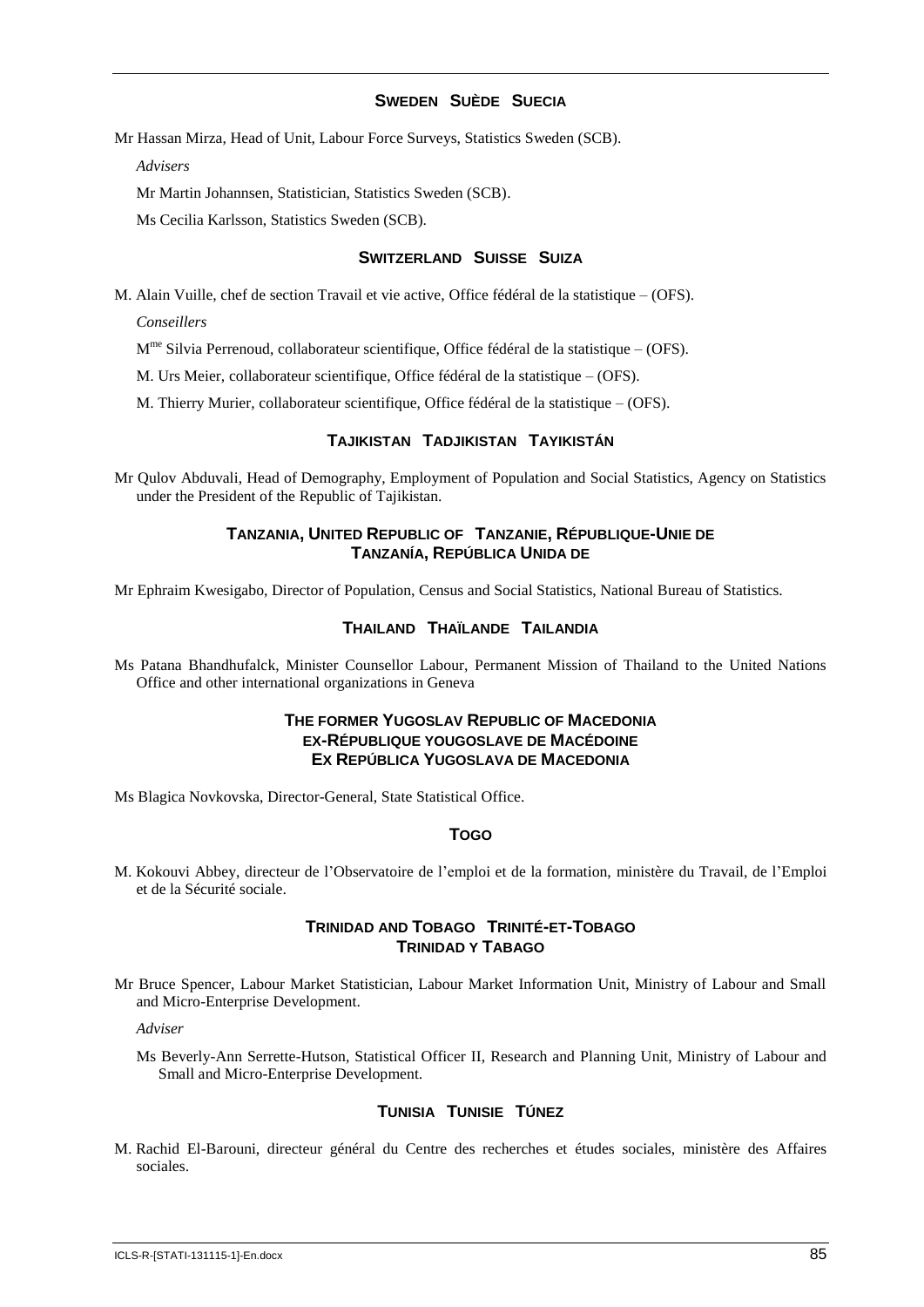### Sweden Suède Suecia

Mr Hassan Mirza, Head of Unit, Labour Force Surveys, Statistics Sweden (SCB).

*Advisers*

Mr Martin Johannsen, Statistician, Statistics Sweden (SCB).

Ms Cecilia Karlsson, Statistics Sweden (SCB).

### Switzerland Suisse Suiza

M. Alain Vuille, chef de section Travail et vie active, Office fédéral de la statistique – (OFS).

*Conseillers*

Mme Silvia Perrenoud, collaborateur scientifique, Office fédéral de la statistique – (OFS).

M. Urs Meier, collaborateur scientifique, Office fédéral de la statistique – (OFS).

M. Thierry Murier, collaborateur scientifique, Office fédéral de la statistique – (OFS).

### Tajikistan Tadjikistan Tayikistán

Mr Qulov Abduvali, Head of Demography, Employment of Population and Social Statistics, Agency on Statistics under the President of the Republic of Tajikistan.

### Tanzania, United Republic of Tanzanie, République-Unie de Tanzanía, República Unida de

Mr Ephraim Kwesigabo, Director of Population, Census and Social Statistics, National Bureau of Statistics.

### Thailand Thaïlande Tailandia

Ms Patana Bhandhufalck, Minister Counsellor Labour, Permanent Mission of Thailand to the United Nations Office and other international organizations in Geneva

### The former Yugoslav Republic of Macedonia ex-République yougoslave de Macédoine Ex República Yugoslava de Macedonia

Ms Blagica Novkovska, Director-General, State Statistical Office.

### Togo

M. Kokouvi Abbey, directeur de l'Observatoire de l'emploi et de la formation, ministère du Travail, de l'Emploi et de la Sécurité sociale.

### Trinidad and Tobago Trinité-et-Tobago Trinidad y Tabago

Mr Bruce Spencer, Labour Market Statistician, Labour Market Information Unit, Ministry of Labour and Small and Micro-Enterprise Development.

*Adviser*

Ms Beverly-Ann Serrette-Hutson, Statistical Officer II, Research and Planning Unit, Ministry of Labour and Small and Micro-Enterprise Development.

### Tunisia Tunisie Túnez

M. Rachid El-Barouni, directeur général du Centre des recherches et études sociales, ministère des Affaires sociales.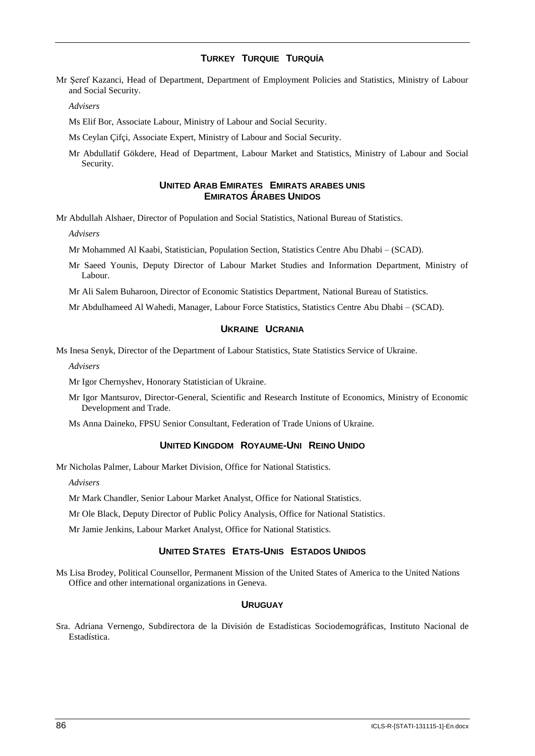### TURKEY TURQUIE TURQUÍA

Mr Şeref Kazanci, Head of Department, Department of Employment Policies and Statistics, Ministry of Labour and Social Security.

*Advisers*

Ms Elif Bor, Associate Labour, Ministry of Labour and Social Security.

Ms Ceylan Çifçi, Associate Expert, Ministry of Labour and Social Security.

Mr Abdullatif Gökdere, Head of Department, Labour Market and Statistics, Ministry of Labour and Social Security.

### UNITED ARAB EMIRATES EMIRATS ARABES UNIS EMIRATOS ÁRABES UNIDOS

Mr Abdullah Alshaer, Director of Population and Social Statistics, National Bureau of Statistics.

*Advisers*

Mr Mohammed Al Kaabi, Statistician, Population Section, Statistics Centre Abu Dhabi – (SCAD).

Mr Saeed Younis, Deputy Director of Labour Market Studies and Information Department, Ministry of Labour.

Mr Ali Salem Buharoon, Director of Economic Statistics Department, National Bureau of Statistics.

Mr Abdulhameed Al Wahedi, Manager, Labour Force Statistics, Statistics Centre Abu Dhabi – (SCAD).

### UKRAINE UCRANIA

Ms Inesa Senyk, Director of the Department of Labour Statistics, State Statistics Service of Ukraine.

*Advisers*

Mr Igor Chernyshev, Honorary Statistician of Ukraine.

Mr Igor Mantsurov, Director-General, Scientific and Research Institute of Economics, Ministry of Economic Development and Trade.

Ms Anna Daineko, FPSU Senior Consultant, Federation of Trade Unions of Ukraine.

### UNITED KINGDOM ROYAUME-UNI REINO UNIDO

Mr Nicholas Palmer, Labour Market Division, Office for National Statistics.

*Advisers*

Mr Mark Chandler, Senior Labour Market Analyst, Office for National Statistics.

Mr Ole Black, Deputy Director of Public Policy Analysis, Office for National Statistics.

Mr Jamie Jenkins, Labour Market Analyst, Office for National Statistics.

### UNITED STATES ETATS-UNIS ESTADOS UNIDOS

Ms Lisa Brodey, Political Counsellor, Permanent Mission of the United States of America to the United Nations Office and other international organizations in Geneva.

### URUGUAY

Sra. Adriana Vernengo, Subdirectora de la División de Estadísticas Sociodemográficas, Instituto Nacional de Estadística.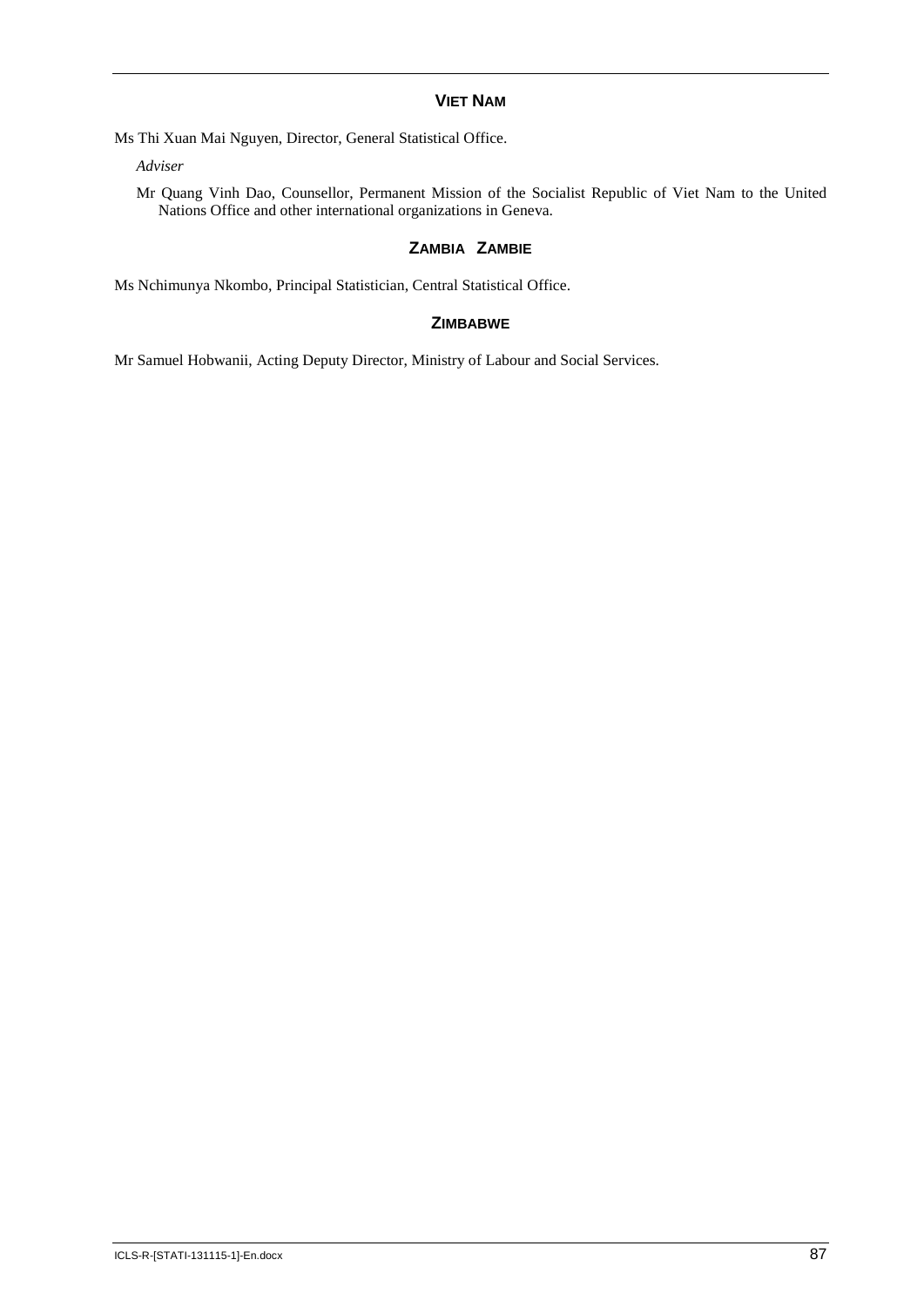### VIET NAM

Ms Thi Xuan Mai Nguyen, Director, General Statistical Office.

*Adviser*

Mr Quang Vinh Dao, Counsellor, Permanent Mission of the Socialist Republic of Viet Nam to the United Nations Office and other international organizations in Geneva.

### ZAMBIA   ZAMBIE

Ms Nchimunya Nkombo, Principal Statistician, Central Statistical Office.

### ZIMBABWE

Mr Samuel Hobwanii, Acting Deputy Director, Ministry of Labour and Social Services.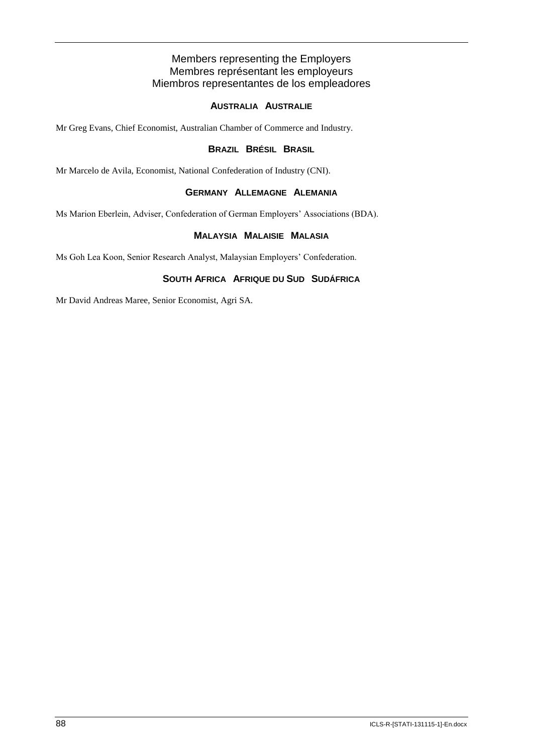## Members representing the Employers
## Membres représentant les employeurs
## Miembros representantes de los empleadores

### AUSTRALIA AUSTRALIE

Mr Greg Evans, Chief Economist, Australian Chamber of Commerce and Industry.

### BRAZIL BRÉSIL BRASIL

Mr Marcelo de Avila, Economist, National Confederation of Industry (CNI).

### GERMANY ALLEMAGNE ALEMANIA

Ms Marion Eberlein, Adviser, Confederation of German Employers' Associations (BDA).

### MALAYSIA MALAISIE MALASIA

Ms Goh Lea Koon, Senior Research Analyst, Malaysian Employers' Confederation.

### SOUTH AFRICA AFRIQUE DU SUD SUDÁFRICA

Mr David Andreas Maree, Senior Economist, Agri SA.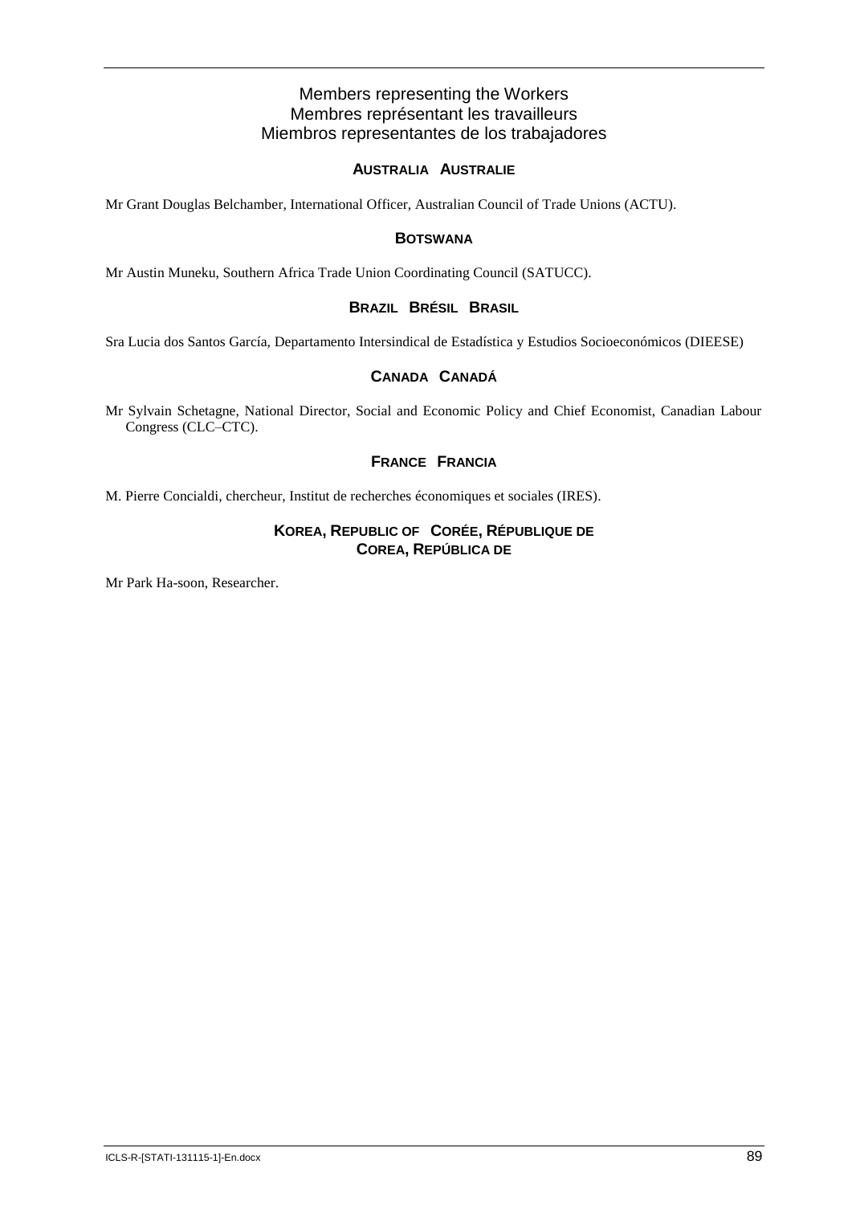## Members representing the Workers
## Membres représentant les travailleurs
## Miembros representantes de los trabajadores

### AUSTRALIA AUSTRALIE

Mr Grant Douglas Belchamber, International Officer, Australian Council of Trade Unions (ACTU).

### BOTSWANA

Mr Austin Muneku, Southern Africa Trade Union Coordinating Council (SATUCC).

### BRAZIL BRÉSIL BRASIL

Sra Lucia dos Santos García, Departamento Intersindical de Estadística y Estudios Socioeconómicos (DIEESE)

### CANADA CANADÁ

Mr Sylvain Schetagne, National Director, Social and Economic Policy and Chief Economist, Canadian Labour Congress (CLC–CTC).

### FRANCE FRANCIA

M. Pierre Concialdi, chercheur, Institut de recherches économiques et sociales (IRES).

### KOREA, REPUBLIC OF CORÉE, RÉPUBLIQUE DE COREA, REPÚBLICA DE

Mr Park Ha-soon, Researcher.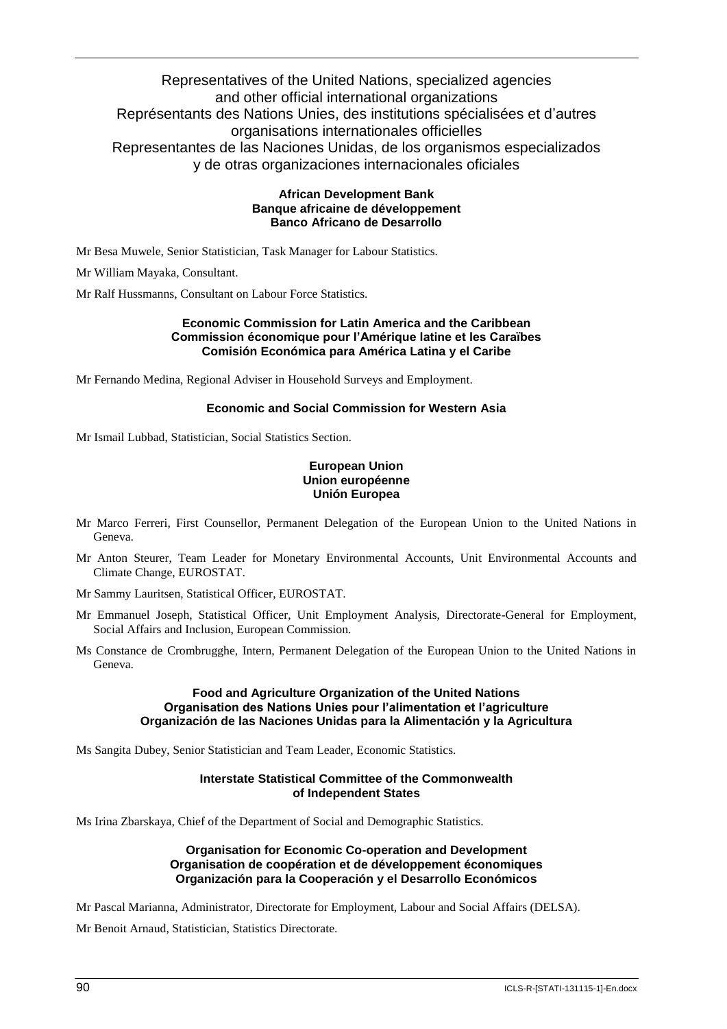## Representatives of the United Nations, specialized agencies and other official international organizations
## Représentants des Nations Unies, des institutions spécialisées et d'autres organisations internationales officielles
## Representantes de las Naciones Unidas, de los organismos especializados y de otras organizaciones internacionales oficiales

**African Development Bank**
**Banque africaine de développement**
**Banco Africano de Desarrollo**

Mr Besa Muwele, Senior Statistician, Task Manager for Labour Statistics.

Mr William Mayaka, Consultant.

Mr Ralf Hussmanns, Consultant on Labour Force Statistics.

**Economic Commission for Latin America and the Caribbean**
**Commission économique pour l'Amérique latine et les Caraïbes**
**Comisión Económica para América Latina y el Caribe**

Mr Fernando Medina, Regional Adviser in Household Surveys and Employment.

**Economic and Social Commission for Western Asia**

Mr Ismail Lubbad, Statistician, Social Statistics Section.

**European Union**
**Union européenne**
**Unión Europea**

Mr Marco Ferreri, First Counsellor, Permanent Delegation of the European Union to the United Nations in Geneva.

Mr Anton Steurer, Team Leader for Monetary Environmental Accounts, Unit Environmental Accounts and Climate Change, EUROSTAT.

Mr Sammy Lauritsen, Statistical Officer, EUROSTAT.

Mr Emmanuel Joseph, Statistical Officer, Unit Employment Analysis, Directorate-General for Employment, Social Affairs and Inclusion, European Commission.

Ms Constance de Crombrugghe, Intern, Permanent Delegation of the European Union to the United Nations in Geneva.

**Food and Agriculture Organization of the United Nations**
**Organisation des Nations Unies pour l'alimentation et l'agriculture**
**Organización de las Naciones Unidas para la Alimentación y la Agricultura**

Ms Sangita Dubey, Senior Statistician and Team Leader, Economic Statistics.

**Interstate Statistical Committee of the Commonwealth of Independent States**

Ms Irina Zbarskaya, Chief of the Department of Social and Demographic Statistics.

**Organisation for Economic Co-operation and Development**
**Organisation de coopération et de développement économiques**
**Organización para la Cooperación y el Desarrollo Económicos**

Mr Pascal Marianna, Administrator, Directorate for Employment, Labour and Social Affairs (DELSA).

Mr Benoit Arnaud, Statistician, Statistics Directorate.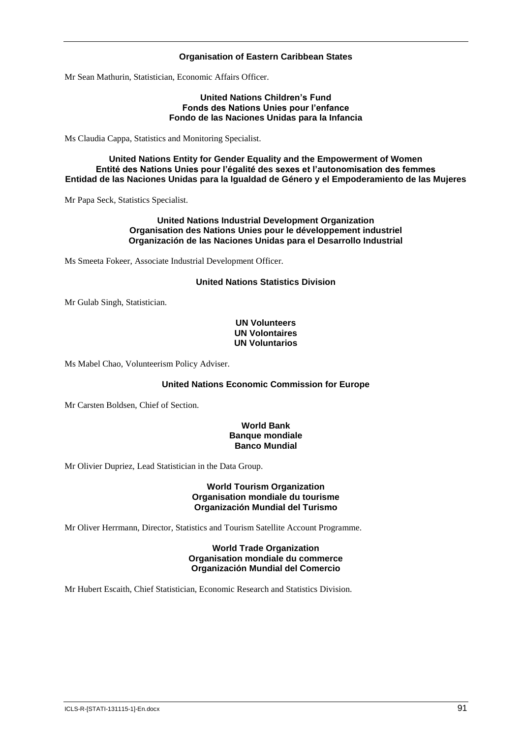**Organisation of Eastern Caribbean States**

Mr Sean Mathurin, Statistician, Economic Affairs Officer.

**United Nations Children's Fund**
**Fonds des Nations Unies pour l'enfance**
**Fondo de las Naciones Unidas para la Infancia**

Ms Claudia Cappa, Statistics and Monitoring Specialist.

**United Nations Entity for Gender Equality and the Empowerment of Women**
**Entité des Nations Unies pour l'égalité des sexes et l'autonomisation des femmes**
**Entidad de las Naciones Unidas para la Igualdad de Género y el Empoderamiento de las Mujeres**

Mr Papa Seck, Statistics Specialist.

**United Nations Industrial Development Organization**
**Organisation des Nations Unies pour le développement industriel**
**Organización de las Naciones Unidas para el Desarrollo Industrial**

Ms Smeeta Fokeer, Associate Industrial Development Officer.

**United Nations Statistics Division**

Mr Gulab Singh, Statistician.

**UN Volunteers**
**UN Volontaires**
**UN Voluntarios**

Ms Mabel Chao, Volunteerism Policy Adviser.

**United Nations Economic Commission for Europe**

Mr Carsten Boldsen, Chief of Section.

**World Bank**
**Banque mondiale**
**Banco Mundial**

Mr Olivier Dupriez, Lead Statistician in the Data Group.

**World Tourism Organization**
**Organisation mondiale du tourisme**
**Organización Mundial del Turismo**

Mr Oliver Herrmann, Director, Statistics and Tourism Satellite Account Programme.

**World Trade Organization**
**Organisation mondiale du commerce**
**Organización Mundial del Comercio**

Mr Hubert Escaith, Chief Statistician, Economic Research and Statistics Division.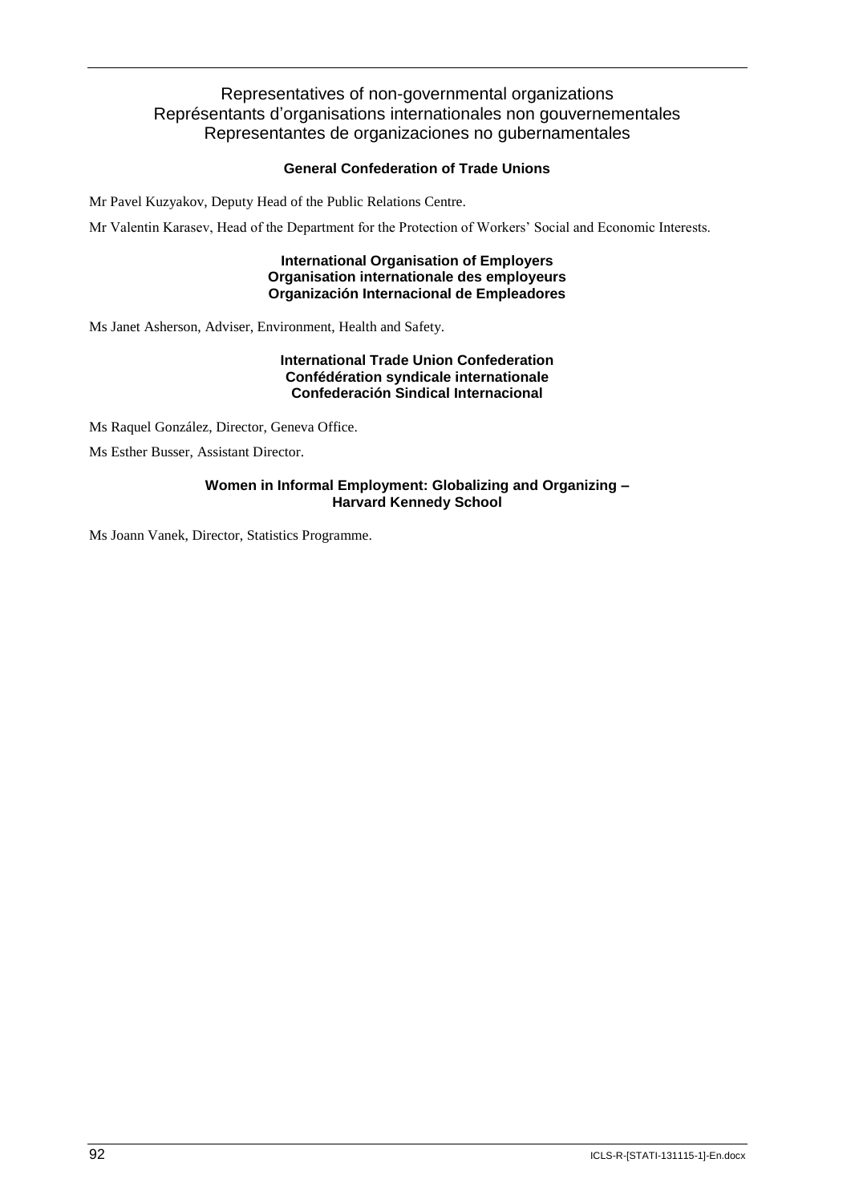## Representatives of non-governmental organizations
## Représentants d'organisations internationales non gouvernementales
## Representantes de organizaciones no gubernamentales

### General Confederation of Trade Unions

Mr Pavel Kuzyakov, Deputy Head of the Public Relations Centre.

Mr Valentin Karasev, Head of the Department for the Protection of Workers' Social and Economic Interests.

### International Organisation of Employers
### Organisation internationale des employeurs
### Organización Internacional de Empleadores

Ms Janet Asherson, Adviser, Environment, Health and Safety.

### International Trade Union Confederation
### Confédération syndicale internationale
### Confederación Sindical Internacional

Ms Raquel González, Director, Geneva Office.

Ms Esther Busser, Assistant Director.

### Women in Informal Employment: Globalizing and Organizing – Harvard Kennedy School

Ms Joann Vanek, Director, Statistics Programme.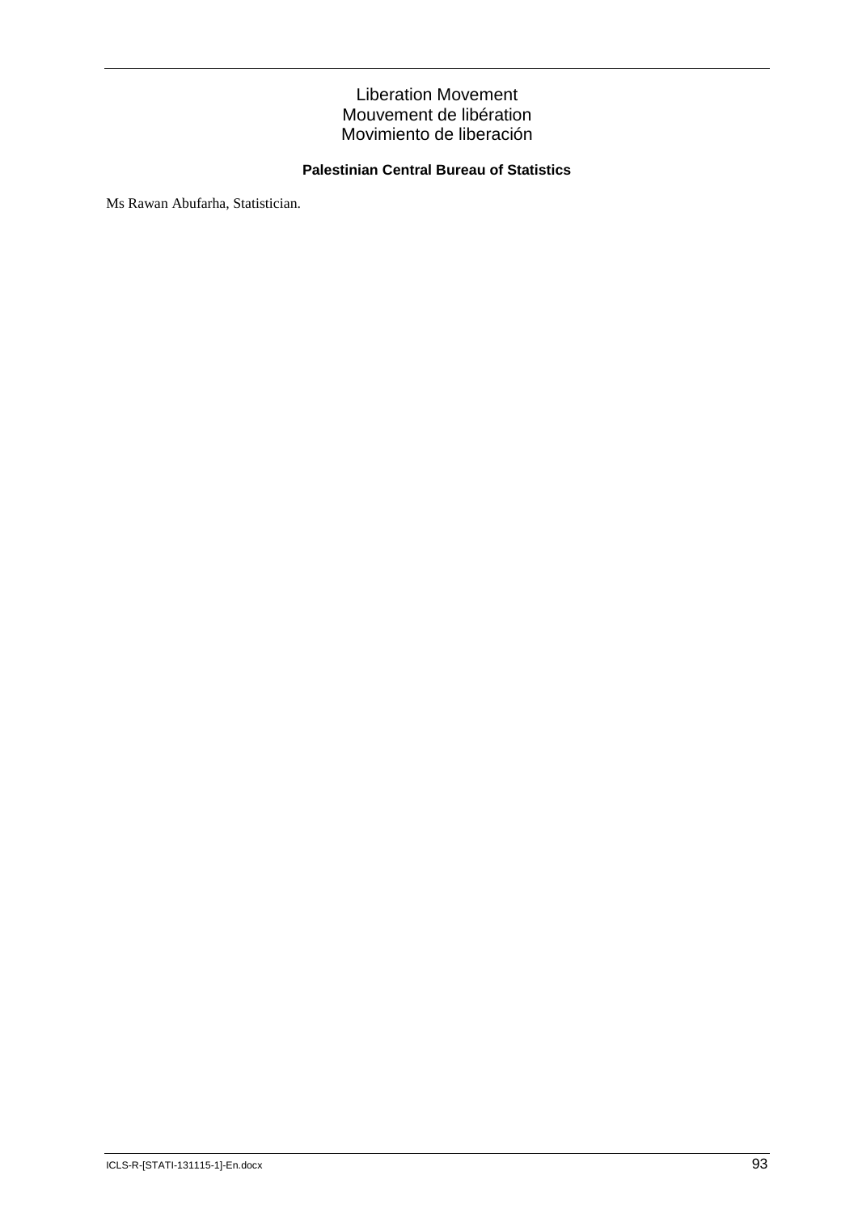Liberation Movement
Mouvement de libération
Movimiento de liberación

**Palestinian Central Bureau of Statistics**

Ms Rawan Abufarha, Statistician.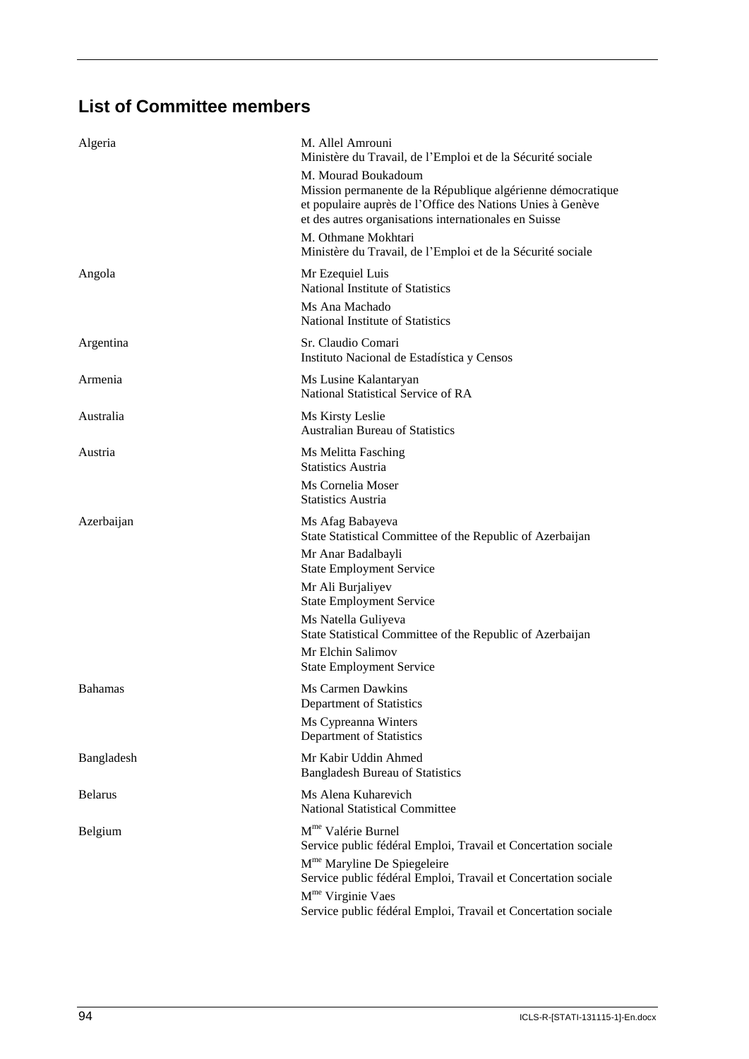## List of Committee members

| | |
|---|---|
| Algeria | M. Allel Amrouni<br>Ministère du Travail, de l'Emploi et de la Sécurité sociale |
| | M. Mourad Boukadoum<br>Mission permanente de la République algérienne démocratique et populaire auprès de l'Office des Nations Unies à Genève et des autres organisations internationales en Suisse |
| | M. Othmane Mokhtari<br>Ministère du Travail, de l'Emploi et de la Sécurité sociale |
| Angola | Mr Ezequiel Luis<br>National Institute of Statistics |
| | Ms Ana Machado<br>National Institute of Statistics |
| Argentina | Sr. Claudio Comari<br>Instituto Nacional de Estadística y Censos |
| Armenia | Ms Lusine Kalantaryan<br>National Statistical Service of RA |
| Australia | Ms Kirsty Leslie<br>Australian Bureau of Statistics |
| Austria | Ms Melitta Fasching<br>Statistics Austria |
| | Ms Cornelia Moser<br>Statistics Austria |
| Azerbaijan | Ms Afag Babayeva<br>State Statistical Committee of the Republic of Azerbaijan |
| | Mr Anar Badalbayli<br>State Employment Service |
| | Mr Ali Burjaliyev<br>State Employment Service |
| | Ms Natella Guliyeva<br>State Statistical Committee of the Republic of Azerbaijan |
| | Mr Elchin Salimov<br>State Employment Service |
| Bahamas | Ms Carmen Dawkins<br>Department of Statistics |
| | Ms Cypreanna Winters<br>Department of Statistics |
| Bangladesh | Mr Kabir Uddin Ahmed<br>Bangladesh Bureau of Statistics |
| Belarus | Ms Alena Kuharevich<br>National Statistical Committee |
| Belgium | Mme Valérie Burnel<br>Service public fédéral Emploi, Travail et Concertation sociale |
| | Mme Maryline De Spiegeleire<br>Service public fédéral Emploi, Travail et Concertation sociale |
| | Mme Virginie Vaes<br>Service public fédéral Emploi, Travail et Concertation sociale |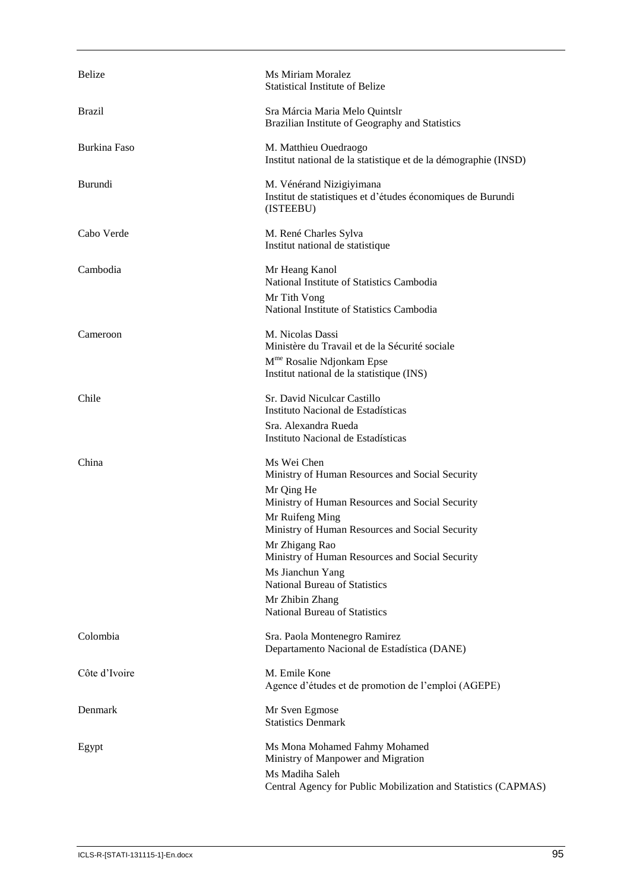| | |
|---|---|
| Belize | Ms Miriam Moralez<br>Statistical Institute of Belize |
| Brazil | Sra Márcia Maria Melo Quintslr<br>Brazilian Institute of Geography and Statistics |
| Burkina Faso | M. Matthieu Ouedraogo<br>Institut national de la statistique et de la démographie (INSD) |
| Burundi | M. Vénérand Nizigiyimana<br>Institut de statistiques et d'études économiques de Burundi (ISTEEBU) |
| Cabo Verde | M. René Charles Sylva<br>Institut national de statistique |
| Cambodia | Mr Heang Kanol<br>National Institute of Statistics Cambodia<br>Mr Tith Vong<br>National Institute of Statistics Cambodia |
| Cameroon | M. Nicolas Dassi<br>Ministère du Travail et de la Sécurité sociale<br>Mme Rosalie Ndjonkam Epse<br>Institut national de la statistique (INS) |
| Chile | Sr. David Niculcar Castillo<br>Instituto Nacional de Estadísticas<br>Sra. Alexandra Rueda<br>Instituto Nacional de Estadísticas |
| China | Ms Wei Chen<br>Ministry of Human Resources and Social Security<br>Mr Qing He<br>Ministry of Human Resources and Social Security<br>Mr Ruifeng Ming<br>Ministry of Human Resources and Social Security<br>Mr Zhigang Rao<br>Ministry of Human Resources and Social Security<br>Ms Jianchun Yang<br>National Bureau of Statistics<br>Mr Zhibin Zhang<br>National Bureau of Statistics |
| Colombia | Sra. Paola Montenegro Ramirez<br>Departamento Nacional de Estadística (DANE) |
| Côte d'Ivoire | M. Emile Kone<br>Agence d'études et de promotion de l'emploi (AGEPE) |
| Denmark | Mr Sven Egmose<br>Statistics Denmark |
| Egypt | Ms Mona Mohamed Fahmy Mohamed<br>Ministry of Manpower and Migration<br>Ms Madiha Saleh<br>Central Agency for Public Mobilization and Statistics (CAPMAS) |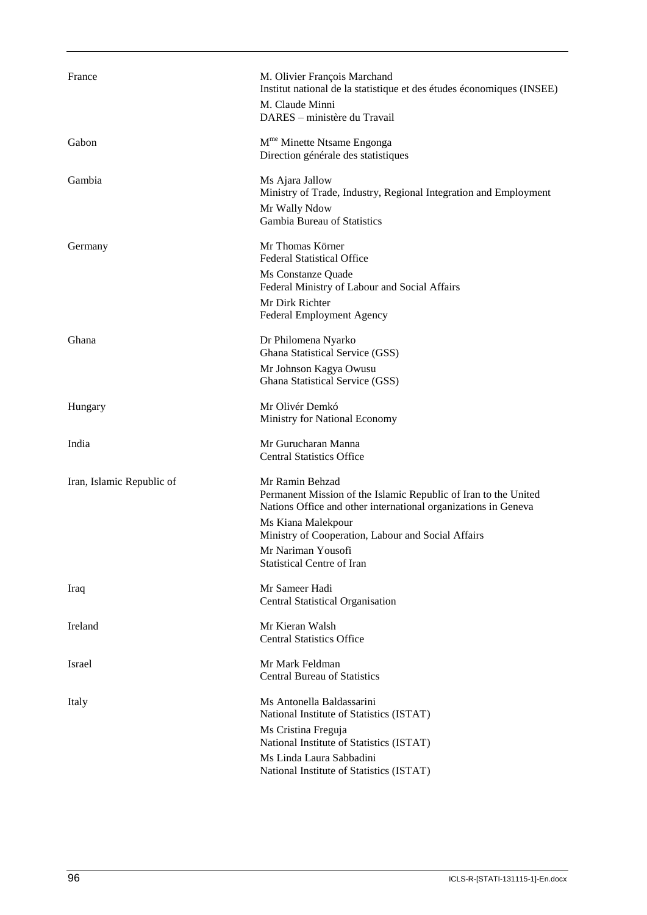| | |
|---|---|
| France | M. Olivier François Marchand<br>Institut national de la statistique et des études économiques (INSEE)<br>M. Claude Minni<br>DARES – ministère du Travail |
| Gabon | M[me] Minette Ntsame Engonga<br>Direction générale des statistiques |
| Gambia | Ms Ajara Jallow<br>Ministry of Trade, Industry, Regional Integration and Employment<br>Mr Wally Ndow<br>Gambia Bureau of Statistics |
| Germany | Mr Thomas Körner<br>Federal Statistical Office<br>Ms Constanze Quade<br>Federal Ministry of Labour and Social Affairs<br>Mr Dirk Richter<br>Federal Employment Agency |
| Ghana | Dr Philomena Nyarko<br>Ghana Statistical Service (GSS)<br>Mr Johnson Kagya Owusu<br>Ghana Statistical Service (GSS) |
| Hungary | Mr Olivér Demkó<br>Ministry for National Economy |
| India | Mr Gurucharan Manna<br>Central Statistics Office |
| Iran, Islamic Republic of | Mr Ramin Behzad<br>Permanent Mission of the Islamic Republic of Iran to the United Nations Office and other international organizations in Geneva<br>Ms Kiana Malekpour<br>Ministry of Cooperation, Labour and Social Affairs<br>Mr Nariman Yousofi<br>Statistical Centre of Iran |
| Iraq | Mr Sameer Hadi<br>Central Statistical Organisation |
| Ireland | Mr Kieran Walsh<br>Central Statistics Office |
| Israel | Mr Mark Feldman<br>Central Bureau of Statistics |
| Italy | Ms Antonella Baldassarini<br>National Institute of Statistics (ISTAT)<br>Ms Cristina Freguja<br>National Institute of Statistics (ISTAT)<br>Ms Linda Laura Sabbadini<br>National Institute of Statistics (ISTAT) |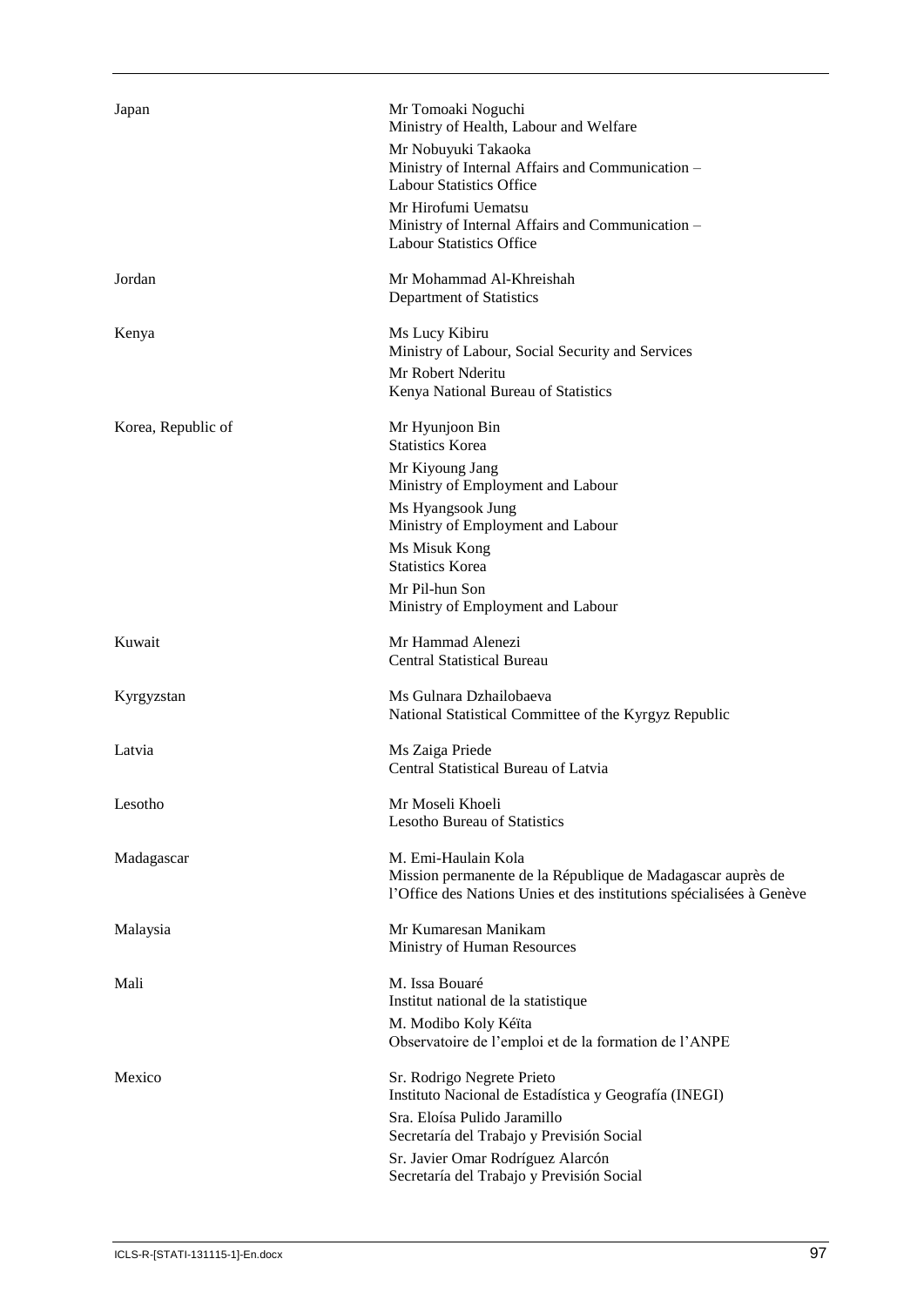| | |
|---|---|
| Japan | Mr Tomoaki Noguchi<br>Ministry of Health, Labour and Welfare<br>Mr Nobuyuki Takaoka<br>Ministry of Internal Affairs and Communication – Labour Statistics Office<br>Mr Hirofumi Uematsu<br>Ministry of Internal Affairs and Communication – Labour Statistics Office |
| Jordan | Mr Mohammad Al-Khreishah<br>Department of Statistics |
| Kenya | Ms Lucy Kibiru<br>Ministry of Labour, Social Security and Services<br>Mr Robert Nderitu<br>Kenya National Bureau of Statistics |
| Korea, Republic of | Mr Hyunjoon Bin<br>Statistics Korea<br>Mr Kiyoung Jang<br>Ministry of Employment and Labour<br>Ms Hyangsook Jung<br>Ministry of Employment and Labour<br>Ms Misuk Kong<br>Statistics Korea<br>Mr Pil-hun Son<br>Ministry of Employment and Labour |
| Kuwait | Mr Hammad Alenezi<br>Central Statistical Bureau |
| Kyrgyzstan | Ms Gulnara Dzhailobaeva<br>National Statistical Committee of the Kyrgyz Republic |
| Latvia | Ms Zaiga Priede<br>Central Statistical Bureau of Latvia |
| Lesotho | Mr Moseli Khoeli<br>Lesotho Bureau of Statistics |
| Madagascar | M. Emi-Haulain Kola<br>Mission permanente de la République de Madagascar auprès de l'Office des Nations Unies et des institutions spécialisées à Genève |
| Malaysia | Mr Kumaresan Manikam<br>Ministry of Human Resources |
| Mali | M. Issa Bouaré<br>Institut national de la statistique<br>M. Modibo Koly Kéïta<br>Observatoire de l'emploi et de la formation de l'ANPE |
| Mexico | Sr. Rodrigo Negrete Prieto<br>Instituto Nacional de Estadística y Geografía (INEGI)<br>Sra. Eloísa Pulido Jaramillo<br>Secretaría del Trabajo y Previsión Social<br>Sr. Javier Omar Rodríguez Alarcón<br>Secretaría del Trabajo y Previsión Social |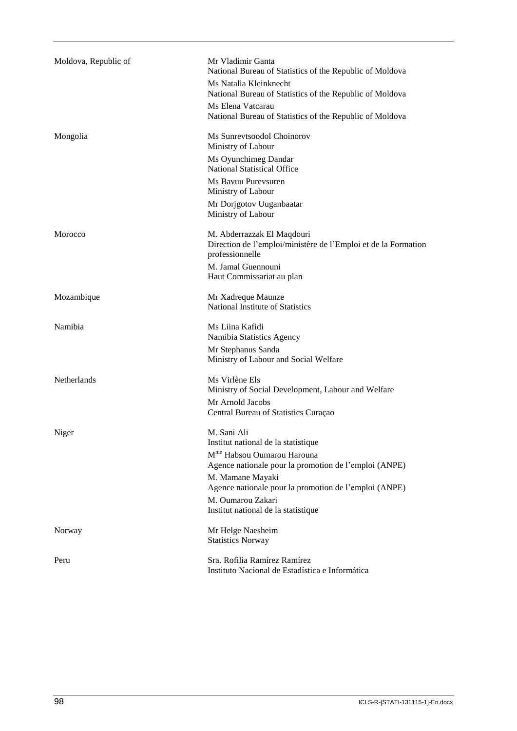| | |
|---|---|
| Moldova, Republic of | Mr Vladimir Ganta<br>National Bureau of Statistics of the Republic of Moldova<br>Ms Natalia Kleinknecht<br>National Bureau of Statistics of the Republic of Moldova<br>Ms Elena Vatcarau<br>National Bureau of Statistics of the Republic of Moldova |
| Mongolia | Ms Sunrevtsoodol Choinorov<br>Ministry of Labour<br>Ms Oyunchimeg Dandar<br>National Statistical Office<br>Ms Bavuu Purevsuren<br>Ministry of Labour<br>Mr Dorjgotov Uuganbaatar<br>Ministry of Labour |
| Morocco | M. Abderrazzak El Maqdouri<br>Direction de l'emploi/ministère de l'Emploi et de la Formation professionnelle<br>M. Jamal Guennouni<br>Haut Commissariat au plan |
| Mozambique | Mr Xadreque Maunze<br>National Institute of Statistics |
| Namibia | Ms Liina Kafidi<br>Namibia Statistics Agency<br>Mr Stephanus Sanda<br>Ministry of Labour and Social Welfare |
| Netherlands | Ms Virlène Els<br>Ministry of Social Development, Labour and Welfare<br>Mr Arnold Jacobs<br>Central Bureau of Statistics Curaçao |
| Niger | M. Sani Ali<br>Institut national de la statistique<br>Mme Habsou Oumarou Harouna<br>Agence nationale pour la promotion de l'emploi (ANPE)<br>M. Mamane Mayaki<br>Agence nationale pour la promotion de l'emploi (ANPE)<br>M. Oumarou Zakari<br>Institut national de la statistique |
| Norway | Mr Helge Naesheim<br>Statistics Norway |
| Peru | Sra. Rofilia Ramírez Ramírez<br>Instituto Nacional de Estadística e Informática |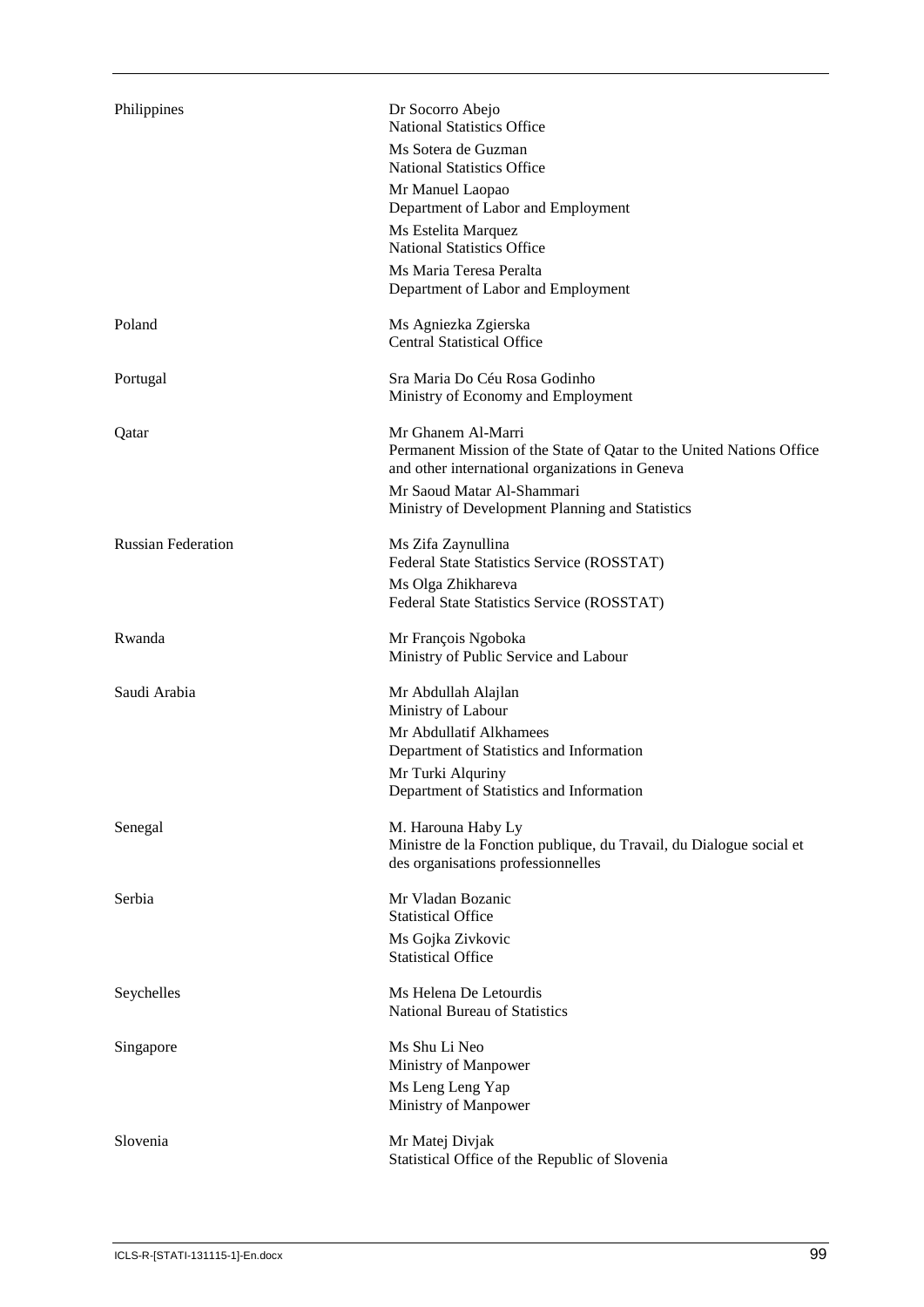| | |
|---|---|
| Philippines | Dr Socorro Abejo<br>National Statistics Office<br>Ms Sotera de Guzman<br>National Statistics Office<br>Mr Manuel Laopao<br>Department of Labor and Employment<br>Ms Estelita Marquez<br>National Statistics Office<br>Ms Maria Teresa Peralta<br>Department of Labor and Employment |
| Poland | Ms Agniezka Zgierska<br>Central Statistical Office |
| Portugal | Sra Maria Do Céu Rosa Godinho<br>Ministry of Economy and Employment |
| Qatar | Mr Ghanem Al-Marri<br>Permanent Mission of the State of Qatar to the United Nations Office and other international organizations in Geneva<br>Mr Saoud Matar Al-Shammari<br>Ministry of Development Planning and Statistics |
| Russian Federation | Ms Zifa Zaynullina<br>Federal State Statistics Service (ROSSTAT)<br>Ms Olga Zhikhareva<br>Federal State Statistics Service (ROSSTAT) |
| Rwanda | Mr François Ngoboka<br>Ministry of Public Service and Labour |
| Saudi Arabia | Mr Abdullah Alajlan<br>Ministry of Labour<br>Mr Abdullatif Alkhamees<br>Department of Statistics and Information<br>Mr Turki Alquriny<br>Department of Statistics and Information |
| Senegal | M. Harouna Haby Ly<br>Ministre de la Fonction publique, du Travail, du Dialogue social et des organisations professionnelles |
| Serbia | Mr Vladan Bozanic<br>Statistical Office<br>Ms Gojka Zivkovic<br>Statistical Office |
| Seychelles | Ms Helena De Letourdis<br>National Bureau of Statistics |
| Singapore | Ms Shu Li Neo<br>Ministry of Manpower<br>Ms Leng Leng Yap<br>Ministry of Manpower |
| Slovenia | Mr Matej Divjak<br>Statistical Office of the Republic of Slovenia |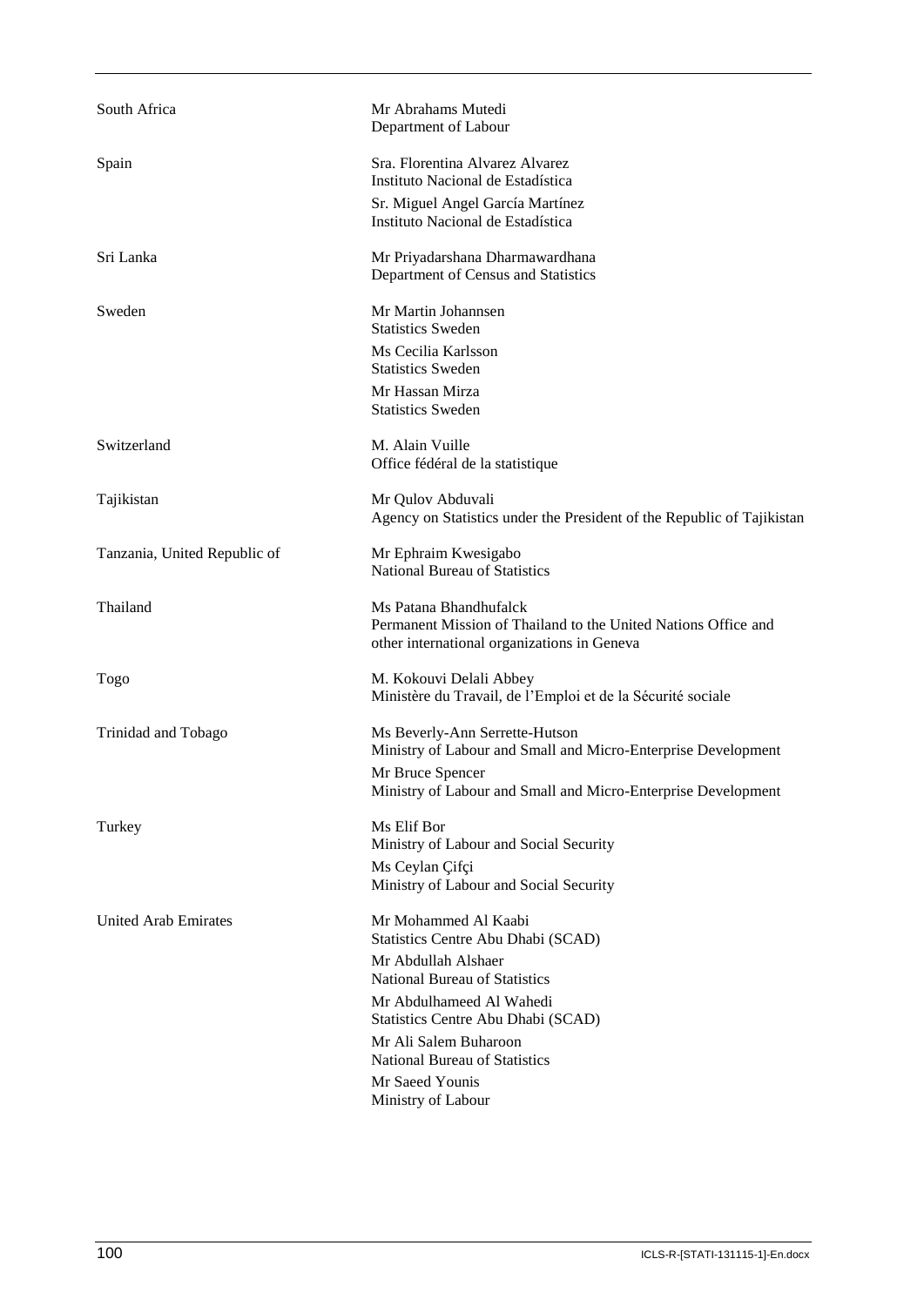| | |
|---|---|
| South Africa | Mr Abrahams Mutedi<br>Department of Labour |
| Spain | Sra. Florentina Alvarez Alvarez<br>Instituto Nacional de Estadística<br>Sr. Miguel Angel García Martínez<br>Instituto Nacional de Estadística |
| Sri Lanka | Mr Priyadarshana Dharmawardhana<br>Department of Census and Statistics |
| Sweden | Mr Martin Johannsen<br>Statistics Sweden<br>Ms Cecilia Karlsson<br>Statistics Sweden<br>Mr Hassan Mirza<br>Statistics Sweden |
| Switzerland | M. Alain Vuille<br>Office fédéral de la statistique |
| Tajikistan | Mr Qulov Abduvali<br>Agency on Statistics under the President of the Republic of Tajikistan |
| Tanzania, United Republic of | Mr Ephraim Kwesigabo<br>National Bureau of Statistics |
| Thailand | Ms Patana Bhandhufalck<br>Permanent Mission of Thailand to the United Nations Office and other international organizations in Geneva |
| Togo | M. Kokouvi Delali Abbey<br>Ministère du Travail, de l'Emploi et de la Sécurité sociale |
| Trinidad and Tobago | Ms Beverly-Ann Serrette-Hutson<br>Ministry of Labour and Small and Micro-Enterprise Development<br>Mr Bruce Spencer<br>Ministry of Labour and Small and Micro-Enterprise Development |
| Turkey | Ms Elif Bor<br>Ministry of Labour and Social Security<br>Ms Ceylan Çifçi<br>Ministry of Labour and Social Security |
| United Arab Emirates | Mr Mohammed Al Kaabi<br>Statistics Centre Abu Dhabi (SCAD)<br>Mr Abdullah Alshaer<br>National Bureau of Statistics<br>Mr Abdulhameed Al Wahedi<br>Statistics Centre Abu Dhabi (SCAD)<br>Mr Ali Salem Buharoon<br>National Bureau of Statistics<br>Mr Saeed Younis<br>Ministry of Labour |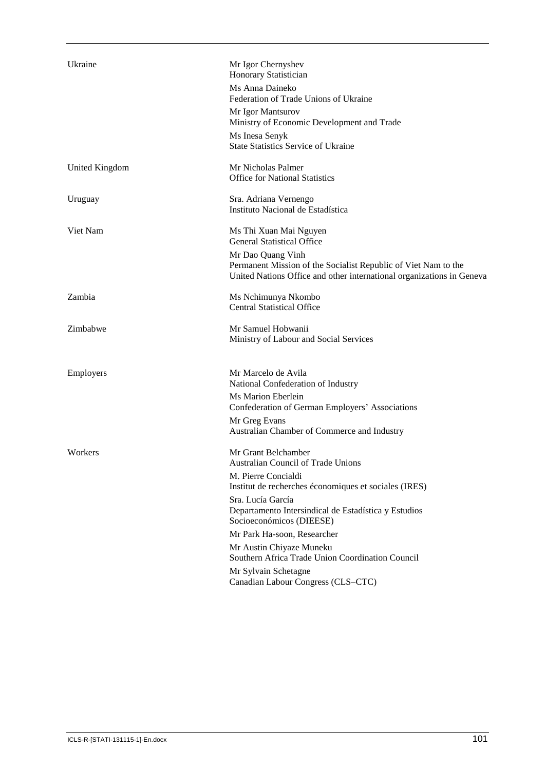| | |
|---|---|
| Ukraine | Mr Igor Chernyshev<br>Honorary Statistician |
| | Ms Anna Daineko<br>Federation of Trade Unions of Ukraine |
| | Mr Igor Mantsurov<br>Ministry of Economic Development and Trade |
| | Ms Inesa Senyk<br>State Statistics Service of Ukraine |
| United Kingdom | Mr Nicholas Palmer<br>Office for National Statistics |
| Uruguay | Sra. Adriana Vernengo<br>Instituto Nacional de Estadística |
| Viet Nam | Ms Thi Xuan Mai Nguyen<br>General Statistical Office |
| | Mr Dao Quang Vinh<br>Permanent Mission of the Socialist Republic of Viet Nam to the United Nations Office and other international organizations in Geneva |
| Zambia | Ms Nchimunya Nkombo<br>Central Statistical Office |
| Zimbabwe | Mr Samuel Hobwanii<br>Ministry of Labour and Social Services |
| Employers | Mr Marcelo de Avila<br>National Confederation of Industry |
| | Ms Marion Eberlein<br>Confederation of German Employers' Associations |
| | Mr Greg Evans<br>Australian Chamber of Commerce and Industry |
| Workers | Mr Grant Belchamber<br>Australian Council of Trade Unions |
| | M. Pierre Concialdi<br>Institut de recherches économiques et sociales (IRES) |
| | Sra. Lucía García<br>Departamento Intersindical de Estadística y Estudios Socioeconómicos (DIEESE) |
| | Mr Park Ha-soon, Researcher |
| | Mr Austin Chiyaze Muneku<br>Southern Africa Trade Union Coordination Council |
| | Mr Sylvain Schetagne<br>Canadian Labour Congress (CLS–CTC) |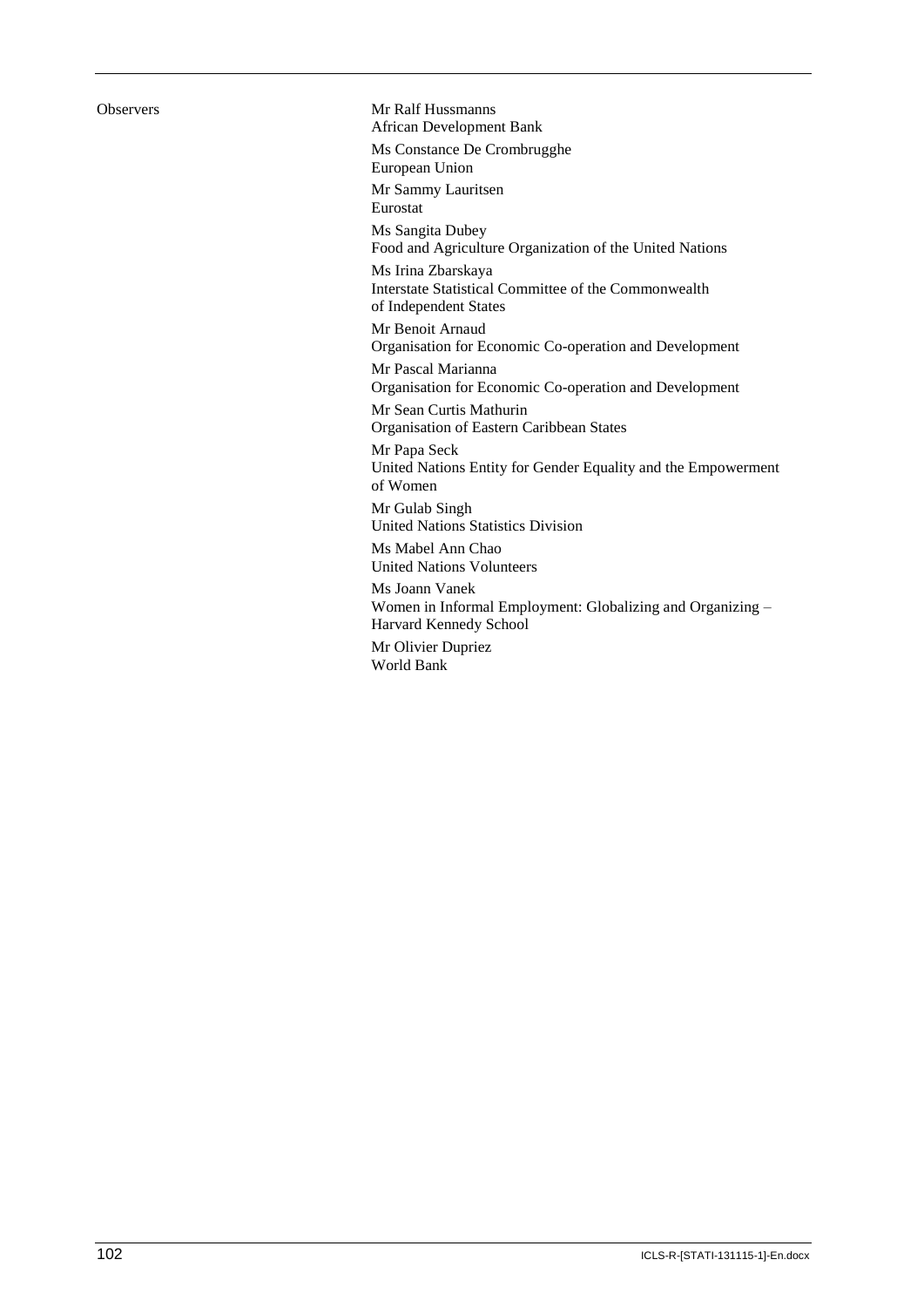Observers

Mr Ralf Hussmanns
African Development Bank

Ms Constance De Crombrugghe
European Union

Mr Sammy Lauritsen
Eurostat

Ms Sangita Dubey
Food and Agriculture Organization of the United Nations

Ms Irina Zbarskaya
Interstate Statistical Committee of the Commonwealth of Independent States

Mr Benoit Arnaud
Organisation for Economic Co-operation and Development

Mr Pascal Marianna
Organisation for Economic Co-operation and Development

Mr Sean Curtis Mathurin
Organisation of Eastern Caribbean States

Mr Papa Seck
United Nations Entity for Gender Equality and the Empowerment of Women

Mr Gulab Singh
United Nations Statistics Division

Ms Mabel Ann Chao
United Nations Volunteers

Ms Joann Vanek
Women in Informal Employment: Globalizing and Organizing – Harvard Kennedy School

Mr Olivier Dupriez
World Bank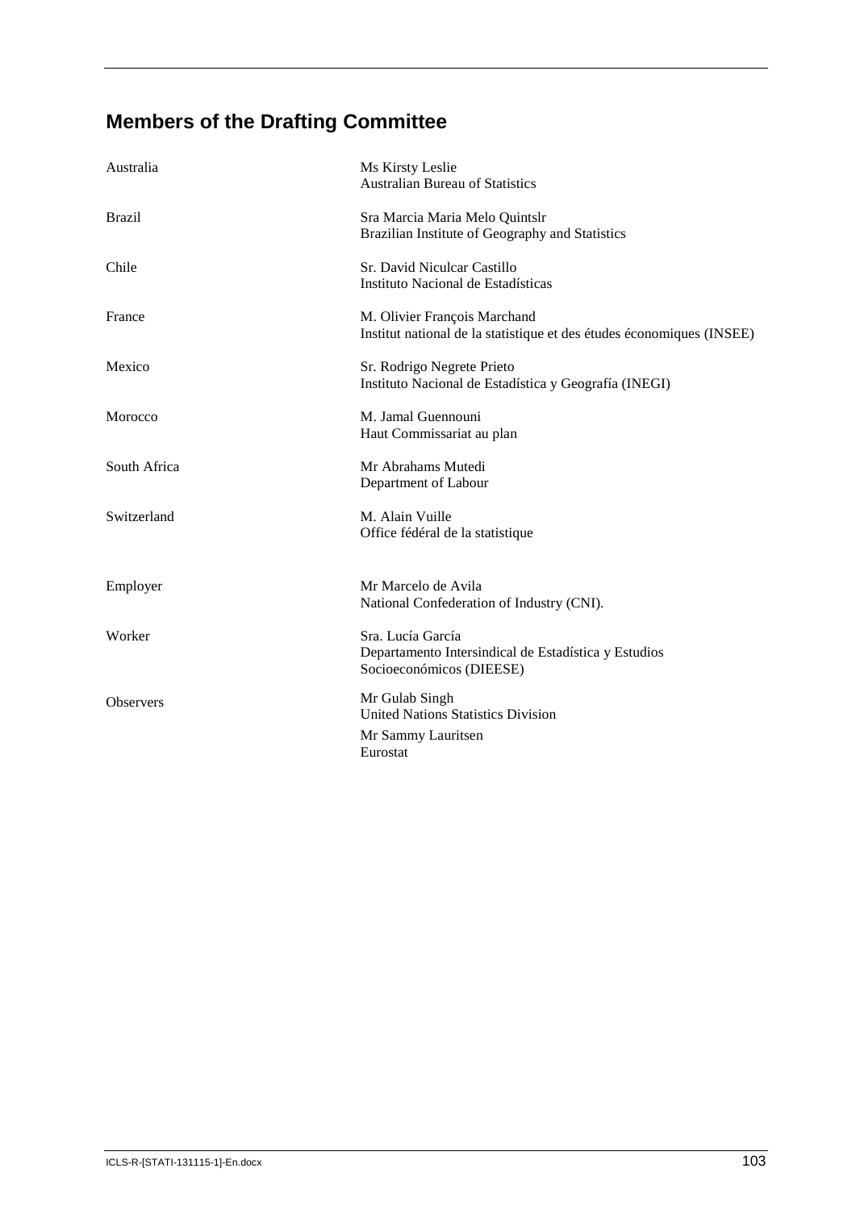## Members of the Drafting Committee

| | |
|---|---|
| Australia | Ms Kirsty Leslie<br>Australian Bureau of Statistics |
| Brazil | Sra Marcia Maria Melo Quintslr<br>Brazilian Institute of Geography and Statistics |
| Chile | Sr. David Niculcar Castillo<br>Instituto Nacional de Estadísticas |
| France | M. Olivier François Marchand<br>Institut national de la statistique et des études économiques (INSEE) |
| Mexico | Sr. Rodrigo Negrete Prieto<br>Instituto Nacional de Estadística y Geografía (INEGI) |
| Morocco | M. Jamal Guennouni<br>Haut Commissariat au plan |
| South Africa | Mr Abrahams Mutedi<br>Department of Labour |
| Switzerland | M. Alain Vuille<br>Office fédéral de la statistique |
| Employer | Mr Marcelo de Avila<br>National Confederation of Industry (CNI). |
| Worker | Sra. Lucía García<br>Departamento Intersindical de Estadística y Estudios Socioeconómicos (DIEESE) |
| Observers | Mr Gulab Singh<br>United Nations Statistics Division<br>Mr Sammy Lauritsen<br>Eurostat |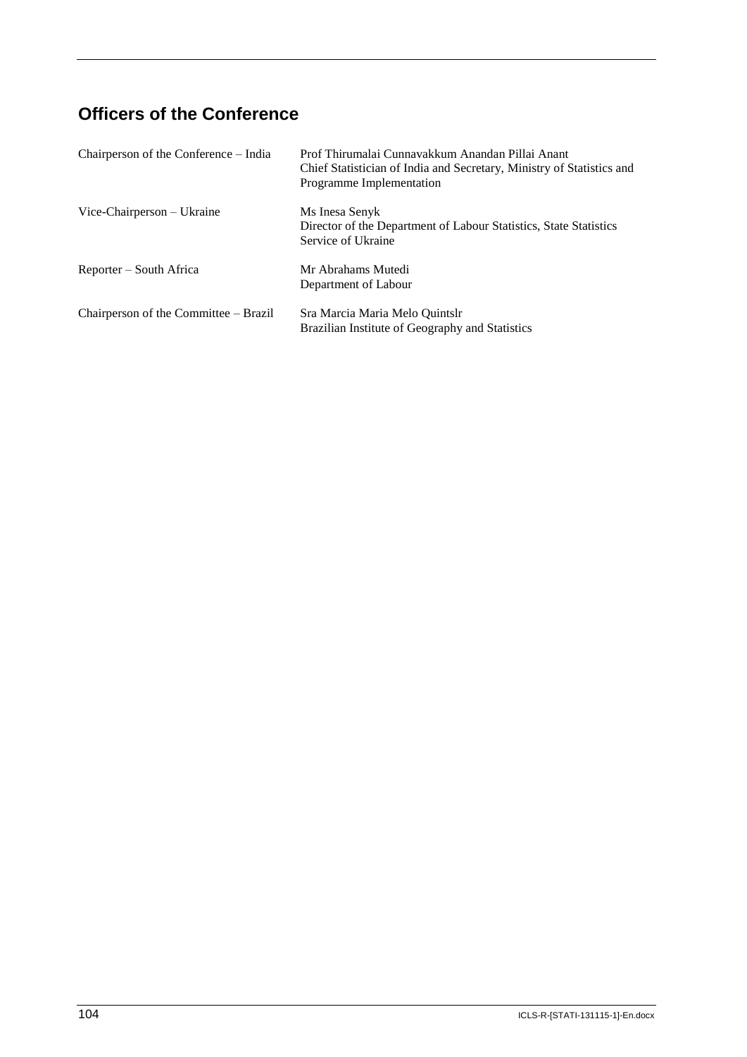## Officers of the Conference

| | |
|---|---|
| Chairperson of the Conference – India | Prof Thirumalai Cunnavakkum Anandan Pillai Anant<br>Chief Statistician of India and Secretary, Ministry of Statistics and Programme Implementation |
| Vice-Chairperson – Ukraine | Ms Inesa Senyk<br>Director of the Department of Labour Statistics, State Statistics Service of Ukraine |
| Reporter – South Africa | Mr Abrahams Mutedi<br>Department of Labour |
| Chairperson of the Committee – Brazil | Sra Marcia Maria Melo Quintslr<br>Brazilian Institute of Geography and Statistics |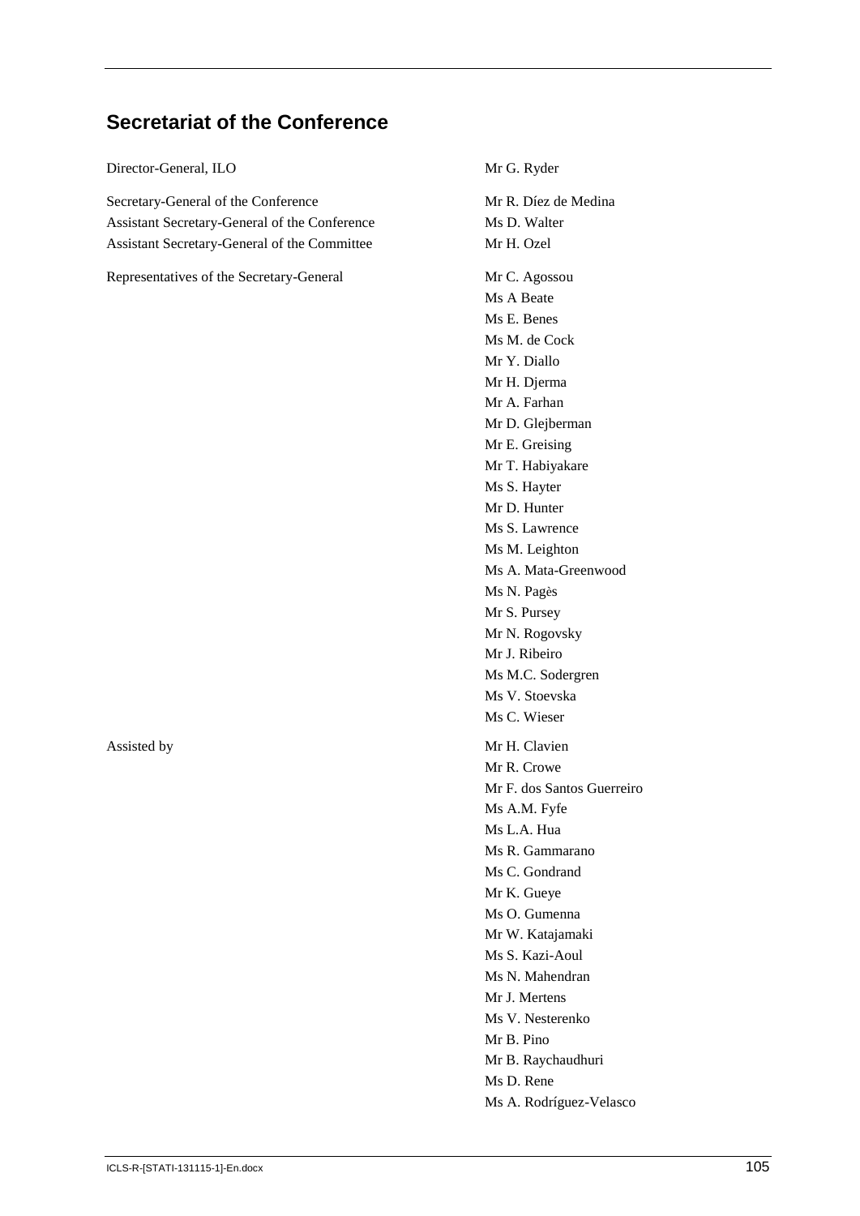## Secretariat of the Conference

| | |
|---|---|
| Director-General, ILO | Mr G. Ryder |
| Secretary-General of the Conference | Mr R. Díez de Medina |
| Assistant Secretary-General of the Conference | Ms D. Walter |
| Assistant Secretary-General of the Committee | Mr H. Ozel |
| Representatives of the Secretary-General | Mr C. Agossou |
| | Ms A Beate |
| | Ms E. Benes |
| | Ms M. de Cock |
| | Mr Y. Diallo |
| | Mr H. Djerma |
| | Mr A. Farhan |
| | Mr D. Glejberman |
| | Mr E. Greising |
| | Mr T. Habiyakare |
| | Ms S. Hayter |
| | Mr D. Hunter |
| | Ms S. Lawrence |
| | Ms M. Leighton |
| | Ms A. Mata-Greenwood |
| | Ms N. Pagès |
| | Mr S. Pursey |
| | Mr N. Rogovsky |
| | Mr J. Ribeiro |
| | Ms M.C. Sodergren |
| | Ms V. Stoevska |
| | Ms C. Wieser |
| Assisted by | Mr H. Clavien |
| | Mr R. Crowe |
| | Mr F. dos Santos Guerreiro |
| | Ms A.M. Fyfe |
| | Ms L.A. Hua |
| | Ms R. Gammarano |
| | Ms C. Gondrand |
| | Mr K. Gueye |
| | Ms O. Gumenna |
| | Mr W. Katajamaki |
| | Ms S. Kazi-Aoul |
| | Ms N. Mahendran |
| | Mr J. Mertens |
| | Ms V. Nesterenko |
| | Mr B. Pino |
| | Mr B. Raychaudhuri |
| | Ms D. Rene |
| | Ms A. Rodríguez-Velasco |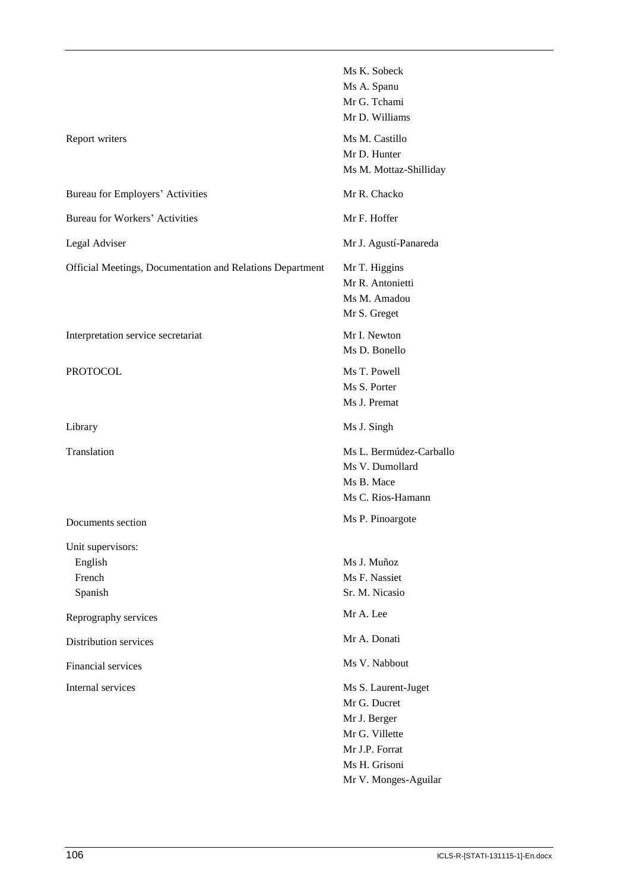| | |
|---|---|
| | Ms K. Sobeck<br>Ms A. Spanu<br>Mr G. Tchami<br>Mr D. Williams |
| Report writers | Ms M. Castillo<br>Mr D. Hunter<br>Ms M. Mottaz-Shilliday |
| Bureau for Employers' Activities | Mr R. Chacko |
| Bureau for Workers' Activities | Mr F. Hoffer |
| Legal Adviser | Mr J. Agustí-Panareda |
| Official Meetings, Documentation and Relations Department | Mr T. Higgins<br>Mr R. Antonietti<br>Ms M. Amadou<br>Mr S. Greget |
| Interpretation service secretariat | Mr I. Newton<br>Ms D. Bonello |
| PROTOCOL | Ms T. Powell<br>Ms S. Porter<br>Ms J. Premat |
| Library | Ms J. Singh |
| Translation | Ms L. Bermúdez-Carballo<br>Ms V. Dumollard<br>Ms B. Mace<br>Ms C. Rios-Hamann |
| Documents section | Ms P. Pinoargote |
| Unit supervisors: | |
| English | Ms J. Muñoz |
| French | Ms F. Nassiet |
| Spanish | Sr. M. Nicasio |
| Reprography services | Mr A. Lee |
| Distribution services | Mr A. Donati |
| Financial services | Ms V. Nabbout |
| Internal services | Ms S. Laurent-Juget<br>Mr G. Ducret<br>Mr J. Berger<br>Mr G. Villette<br>Mr J.P. Forrat<br>Ms H. Grisoni<br>Mr V. Monges-Aguilar |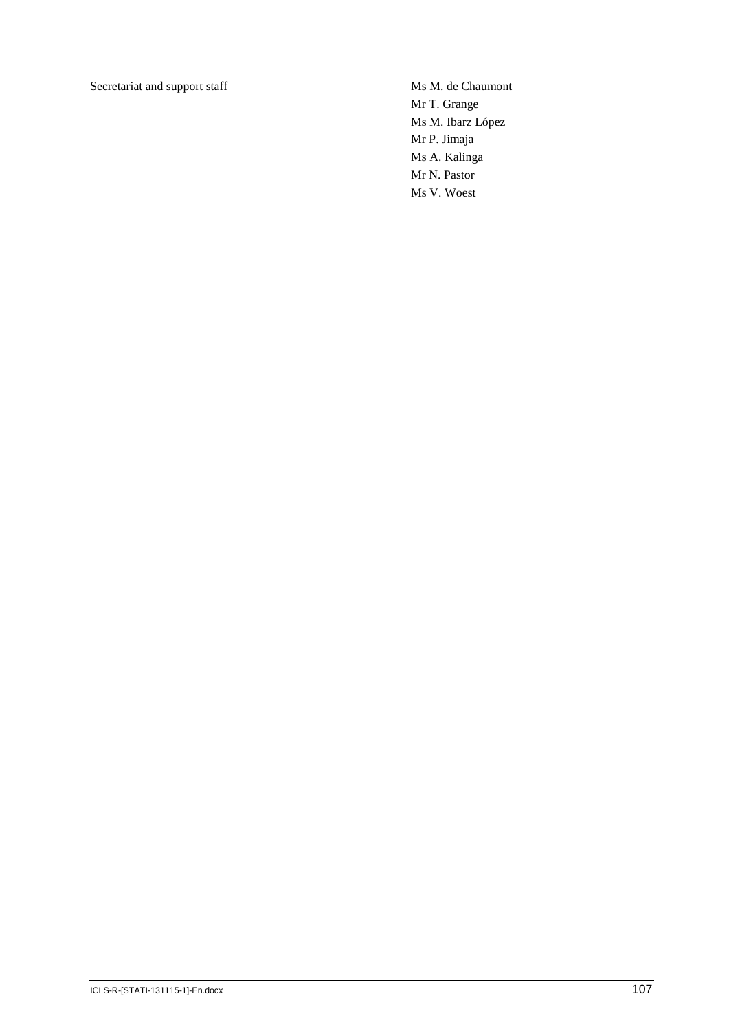| | |
|---|---|
| Secretariat and support staff | Ms M. de Chaumont |
| | Mr T. Grange |
| | Ms M. Ibarz López |
| | Mr P. Jimaja |
| | Ms A. Kalinga |
| | Mr N. Pastor |
| | Ms V. Woest |